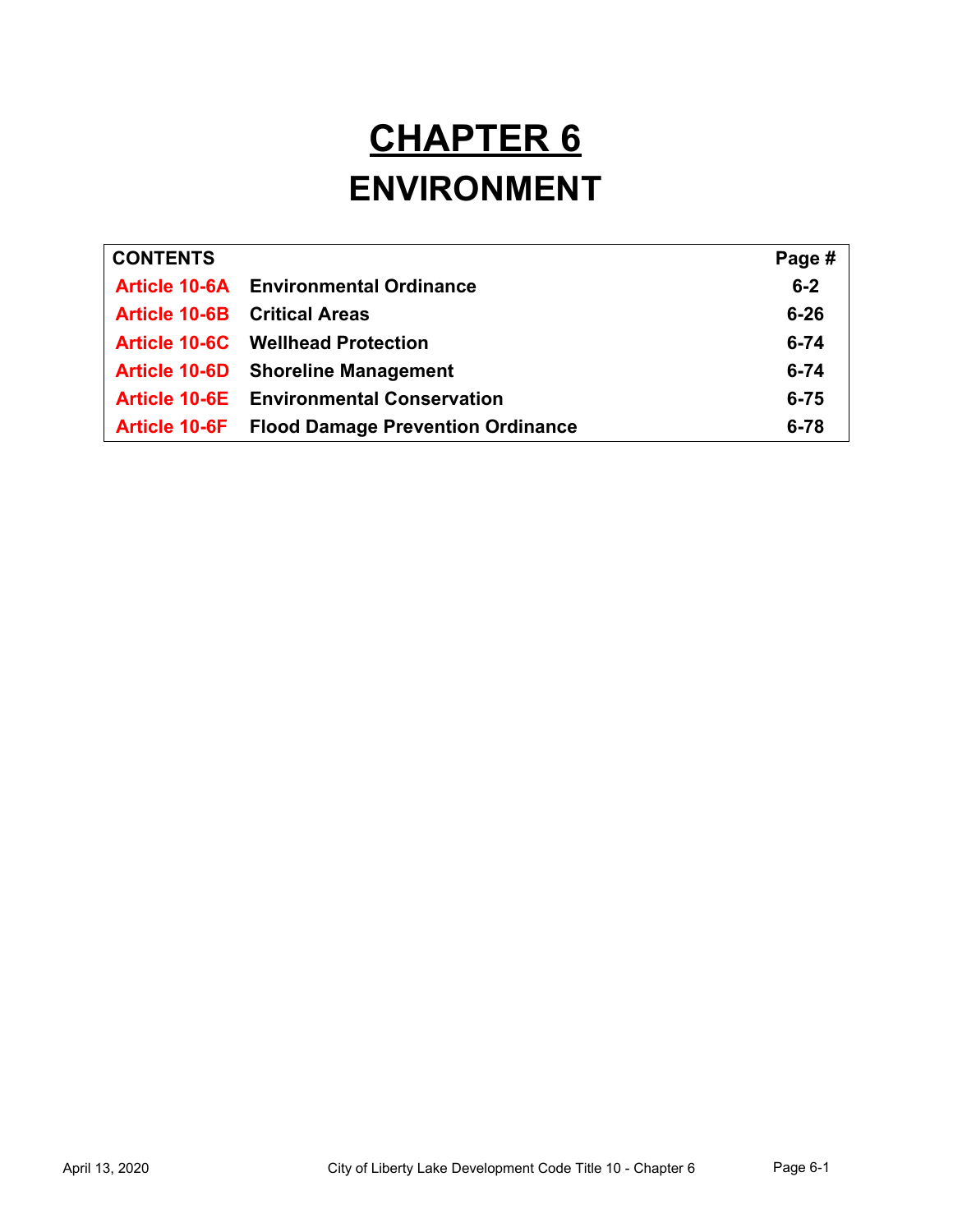# CHAPTER 6

# ENVIRONMENT

| CONTENTS | | Page # |
|---|---|---|
| Article 10-6A | Environmental Ordinance | 6-2 |
| Article 10-6B | Critical Areas | 6-26 |
| Article 10-6C | Wellhead Protection | 6-74 |
| Article 10-6D | Shoreline Management | 6-74 |
| Article 10-6E | Environmental Conservation | 6-75 |
| Article 10-6F | Flood Damage Prevention Ordinance | 6-78 |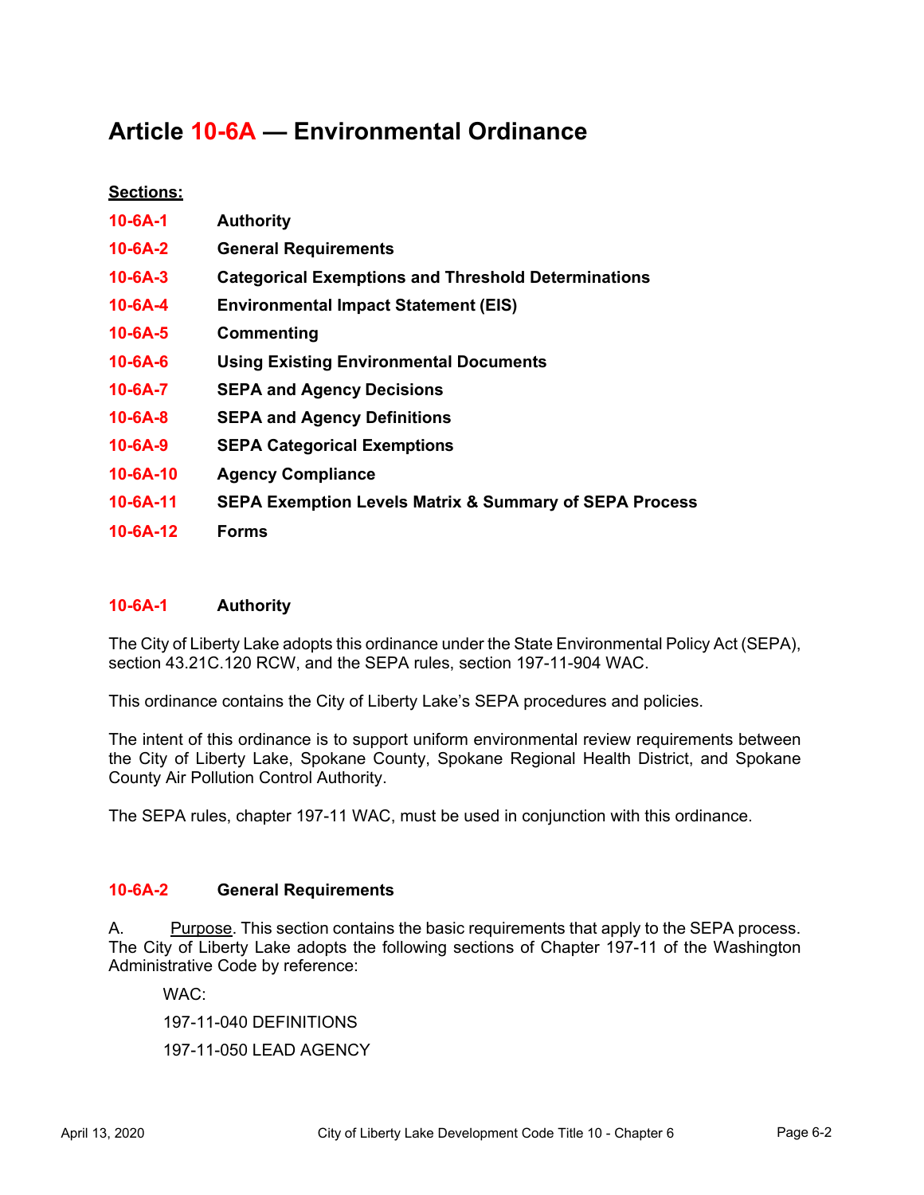# Article 10-6A — Environmental Ordinance

**Sections:**

| | |
|---|---|
| **10-6A-1** | **Authority** |
| **10-6A-2** | **General Requirements** |
| **10-6A-3** | **Categorical Exemptions and Threshold Determinations** |
| **10-6A-4** | **Environmental Impact Statement (EIS)** |
| **10-6A-5** | **Commenting** |
| **10-6A-6** | **Using Existing Environmental Documents** |
| **10-6A-7** | **SEPA and Agency Decisions** |
| **10-6A-8** | **SEPA and Agency Definitions** |
| **10-6A-9** | **SEPA Categorical Exemptions** |
| **10-6A-10** | **Agency Compliance** |
| **10-6A-11** | **SEPA Exemption Levels Matrix & Summary of SEPA Process** |
| **10-6A-12** | **Forms** |

## 10-6A-1 Authority

The City of Liberty Lake adopts this ordinance under the State Environmental Policy Act (SEPA), section 43.21C.120 RCW, and the SEPA rules, section 197-11-904 WAC.

This ordinance contains the City of Liberty Lake's SEPA procedures and policies.

The intent of this ordinance is to support uniform environmental review requirements between the City of Liberty Lake, Spokane County, Spokane Regional Health District, and Spokane County Air Pollution Control Authority.

The SEPA rules, chapter 197-11 WAC, must be used in conjunction with this ordinance.

## 10-6A-2 General Requirements

A. Purpose. This section contains the basic requirements that apply to the SEPA process. The City of Liberty Lake adopts the following sections of Chapter 197-11 of the Washington Administrative Code by reference:

WAC:

197-11-040 DEFINITIONS

197-11-050 LEAD AGENCY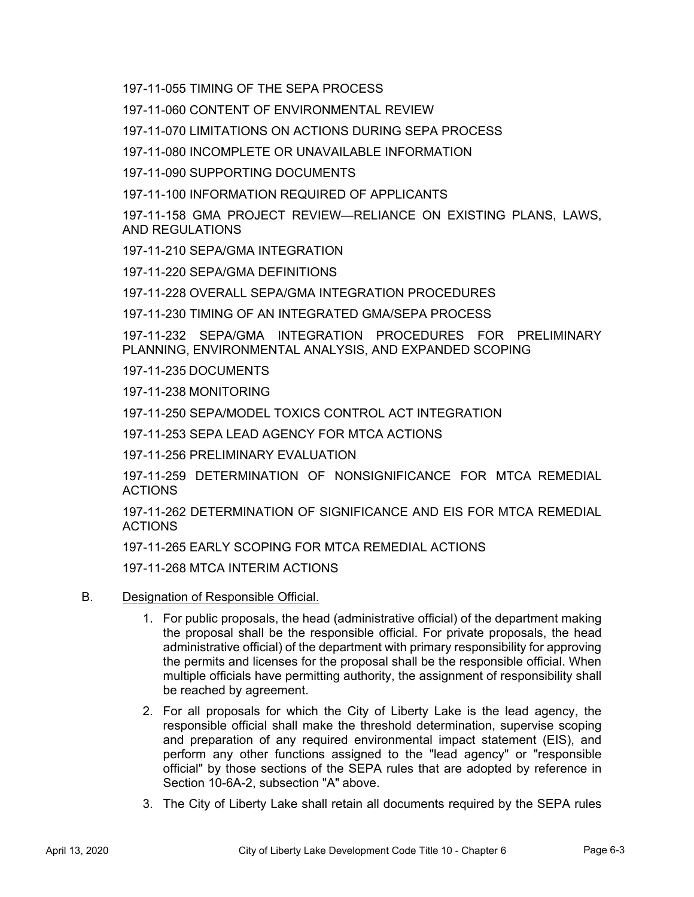197-11-055 TIMING OF THE SEPA PROCESS

197-11-060 CONTENT OF ENVIRONMENTAL REVIEW

197-11-070 LIMITATIONS ON ACTIONS DURING SEPA PROCESS

197-11-080 INCOMPLETE OR UNAVAILABLE INFORMATION

197-11-090 SUPPORTING DOCUMENTS

197-11-100 INFORMATION REQUIRED OF APPLICANTS

197-11-158 GMA PROJECT REVIEW—RELIANCE ON EXISTING PLANS, LAWS, AND REGULATIONS

197-11-210 SEPA/GMA INTEGRATION

197-11-220 SEPA/GMA DEFINITIONS

197-11-228 OVERALL SEPA/GMA INTEGRATION PROCEDURES

197-11-230 TIMING OF AN INTEGRATED GMA/SEPA PROCESS

197-11-232 SEPA/GMA INTEGRATION PROCEDURES FOR PRELIMINARY PLANNING, ENVIRONMENTAL ANALYSIS, AND EXPANDED SCOPING

197-11-235 DOCUMENTS

197-11-238 MONITORING

197-11-250 SEPA/MODEL TOXICS CONTROL ACT INTEGRATION

197-11-253 SEPA LEAD AGENCY FOR MTCA ACTIONS

197-11-256 PRELIMINARY EVALUATION

197-11-259 DETERMINATION OF NONSIGNIFICANCE FOR MTCA REMEDIAL ACTIONS

197-11-262 DETERMINATION OF SIGNIFICANCE AND EIS FOR MTCA REMEDIAL ACTIONS

197-11-265 EARLY SCOPING FOR MTCA REMEDIAL ACTIONS

197-11-268 MTCA INTERIM ACTIONS

B. <u>Designation of Responsible Official.</u>

1. For public proposals, the head (administrative official) of the department making the proposal shall be the responsible official. For private proposals, the head administrative official) of the department with primary responsibility for approving the permits and licenses for the proposal shall be the responsible official. When multiple officials have permitting authority, the assignment of responsibility shall be reached by agreement.
2. For all proposals for which the City of Liberty Lake is the lead agency, the responsible official shall make the threshold determination, supervise scoping and preparation of any required environmental impact statement (EIS), and perform any other functions assigned to the "lead agency" or "responsible official" by those sections of the SEPA rules that are adopted by reference in Section 10-6A-2, subsection "A" above.
3. The City of Liberty Lake shall retain all documents required by the SEPA rules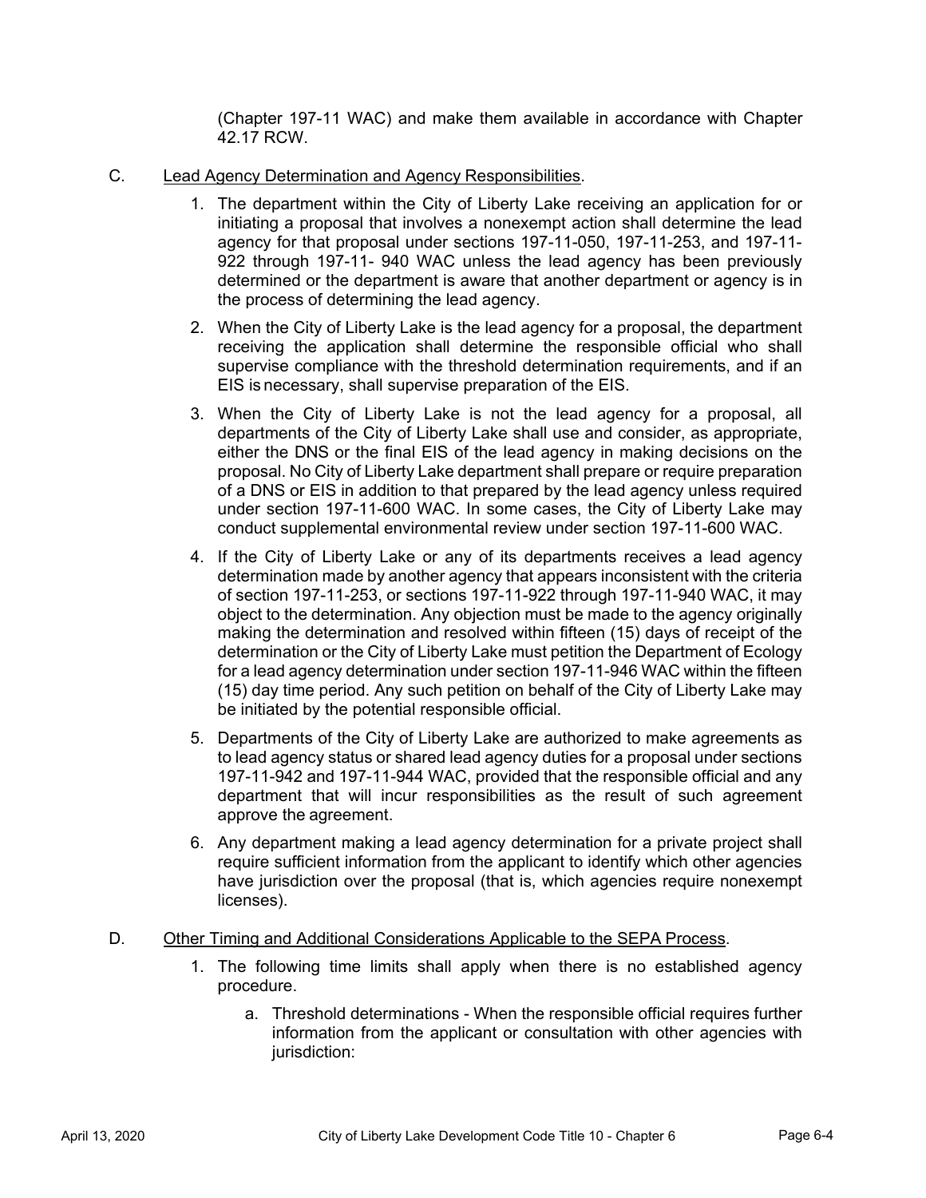(Chapter 197-11 WAC) and make them available in accordance with Chapter 42.17 RCW.

C. Lead Agency Determination and Agency Responsibilities.

1. The department within the City of Liberty Lake receiving an application for or initiating a proposal that involves a nonexempt action shall determine the lead agency for that proposal under sections 197-11-050, 197-11-253, and 197-11-922 through 197-11- 940 WAC unless the lead agency has been previously determined or the department is aware that another department or agency is in the process of determining the lead agency.

2. When the City of Liberty Lake is the lead agency for a proposal, the department receiving the application shall determine the responsible official who shall supervise compliance with the threshold determination requirements, and if an EIS is necessary, shall supervise preparation of the EIS.

3. When the City of Liberty Lake is not the lead agency for a proposal, all departments of the City of Liberty Lake shall use and consider, as appropriate, either the DNS or the final EIS of the lead agency in making decisions on the proposal. No City of Liberty Lake department shall prepare or require preparation of a DNS or EIS in addition to that prepared by the lead agency unless required under section 197-11-600 WAC. In some cases, the City of Liberty Lake may conduct supplemental environmental review under section 197-11-600 WAC.

4. If the City of Liberty Lake or any of its departments receives a lead agency determination made by another agency that appears inconsistent with the criteria of section 197-11-253, or sections 197-11-922 through 197-11-940 WAC, it may object to the determination. Any objection must be made to the agency originally making the determination and resolved within fifteen (15) days of receipt of the determination or the City of Liberty Lake must petition the Department of Ecology for a lead agency determination under section 197-11-946 WAC within the fifteen (15) day time period. Any such petition on behalf of the City of Liberty Lake may be initiated by the potential responsible official.

5. Departments of the City of Liberty Lake are authorized to make agreements as to lead agency status or shared lead agency duties for a proposal under sections 197-11-942 and 197-11-944 WAC, provided that the responsible official and any department that will incur responsibilities as the result of such agreement approve the agreement.

6. Any department making a lead agency determination for a private project shall require sufficient information from the applicant to identify which other agencies have jurisdiction over the proposal (that is, which agencies require nonexempt licenses).

D. Other Timing and Additional Considerations Applicable to the SEPA Process.

1. The following time limits shall apply when there is no established agency procedure.

   a. Threshold determinations - When the responsible official requires further information from the applicant or consultation with other agencies with jurisdiction: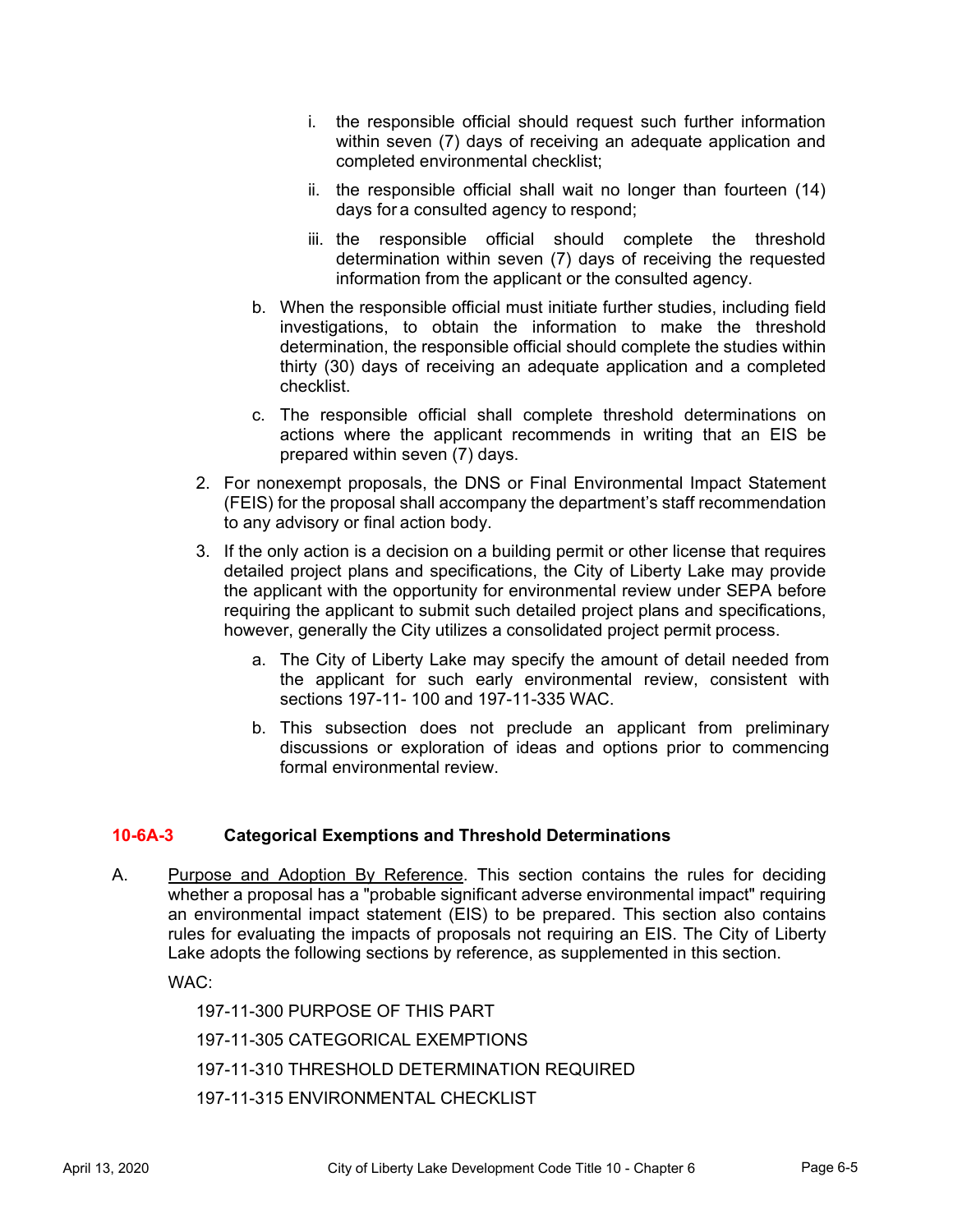i. the responsible official should request such further information within seven (7) days of receiving an adequate application and completed environmental checklist;

ii. the responsible official shall wait no longer than fourteen (14) days for a consulted agency to respond;

iii. the responsible official should complete the threshold determination within seven (7) days of receiving the requested information from the applicant or the consulted agency.

b. When the responsible official must initiate further studies, including field investigations, to obtain the information to make the threshold determination, the responsible official should complete the studies within thirty (30) days of receiving an adequate application and a completed checklist.

c. The responsible official shall complete threshold determinations on actions where the applicant recommends in writing that an EIS be prepared within seven (7) days.

2. For nonexempt proposals, the DNS or Final Environmental Impact Statement (FEIS) for the proposal shall accompany the department's staff recommendation to any advisory or final action body.

3. If the only action is a decision on a building permit or other license that requires detailed project plans and specifications, the City of Liberty Lake may provide the applicant with the opportunity for environmental review under SEPA before requiring the applicant to submit such detailed project plans and specifications, however, generally the City utilizes a consolidated project permit process.

   a. The City of Liberty Lake may specify the amount of detail needed from the applicant for such early environmental review, consistent with sections 197-11- 100 and 197-11-335 WAC.

   b. This subsection does not preclude an applicant from preliminary discussions or exploration of ideas and options prior to commencing formal environmental review.

### 10-6A-3 Categorical Exemptions and Threshold Determinations

A. Purpose and Adoption By Reference. This section contains the rules for deciding whether a proposal has a "probable significant adverse environmental impact" requiring an environmental impact statement (EIS) to be prepared. This section also contains rules for evaluating the impacts of proposals not requiring an EIS. The City of Liberty Lake adopts the following sections by reference, as supplemented in this section.

WAC:

197-11-300 PURPOSE OF THIS PART

197-11-305 CATEGORICAL EXEMPTIONS

197-11-310 THRESHOLD DETERMINATION REQUIRED

197-11-315 ENVIRONMENTAL CHECKLIST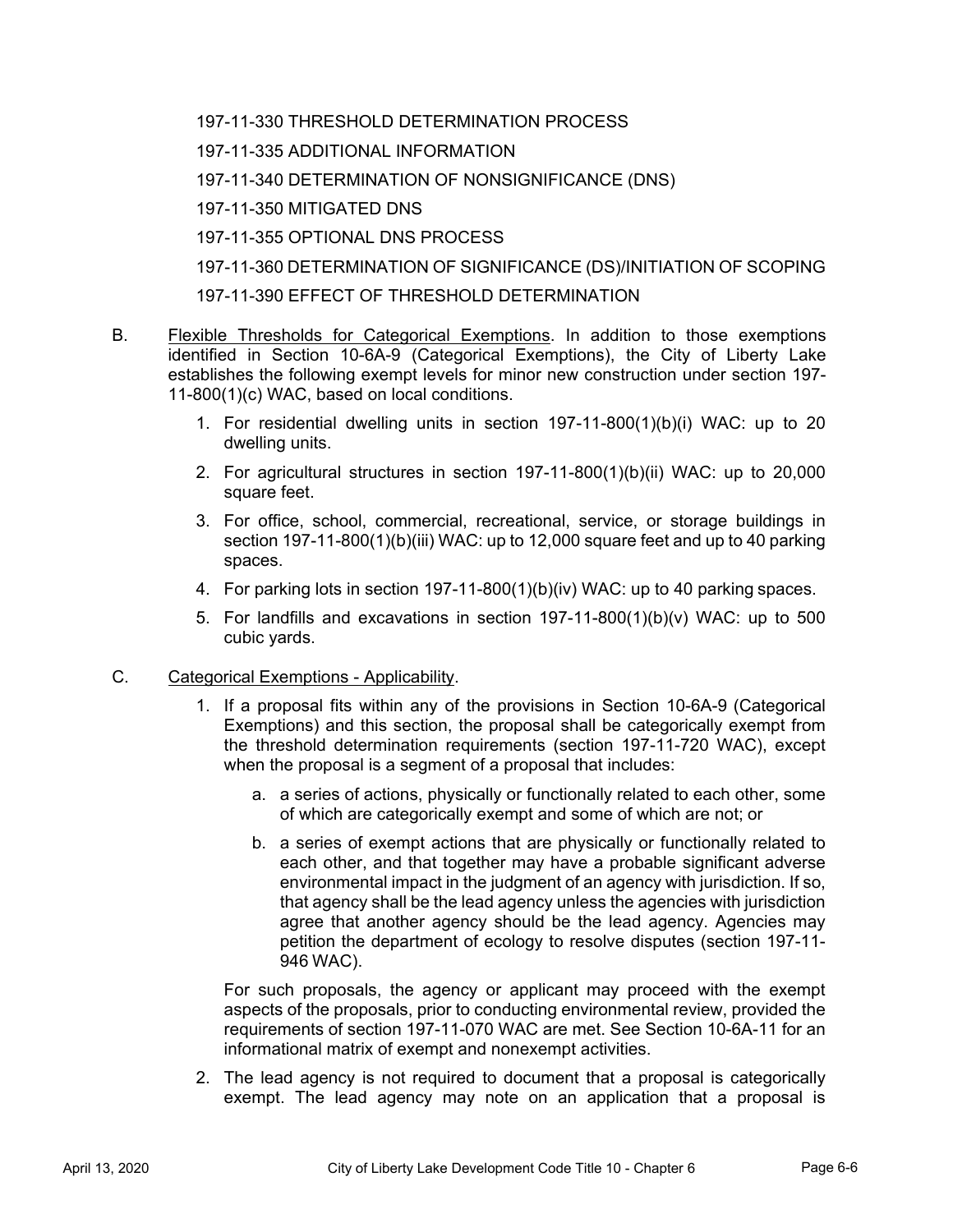197-11-330 THRESHOLD DETERMINATION PROCESS

197-11-335 ADDITIONAL INFORMATION

197-11-340 DETERMINATION OF NONSIGNIFICANCE (DNS)

197-11-350 MITIGATED DNS

197-11-355 OPTIONAL DNS PROCESS

197-11-360 DETERMINATION OF SIGNIFICANCE (DS)/INITIATION OF SCOPING

197-11-390 EFFECT OF THRESHOLD DETERMINATION

B. Flexible Thresholds for Categorical Exemptions. In addition to those exemptions identified in Section 10-6A-9 (Categorical Exemptions), the City of Liberty Lake establishes the following exempt levels for minor new construction under section 197-11-800(1)(c) WAC, based on local conditions.

1. For residential dwelling units in section 197-11-800(1)(b)(i) WAC: up to 20 dwelling units.
2. For agricultural structures in section 197-11-800(1)(b)(ii) WAC: up to 20,000 square feet.
3. For office, school, commercial, recreational, service, or storage buildings in section 197-11-800(1)(b)(iii) WAC: up to 12,000 square feet and up to 40 parking spaces.
4. For parking lots in section 197-11-800(1)(b)(iv) WAC: up to 40 parking spaces.
5. For landfills and excavations in section 197-11-800(1)(b)(v) WAC: up to 500 cubic yards.

C. Categorical Exemptions - Applicability.

1. If a proposal fits within any of the provisions in Section 10-6A-9 (Categorical Exemptions) and this section, the proposal shall be categorically exempt from the threshold determination requirements (section 197-11-720 WAC), except when the proposal is a segment of a proposal that includes:

   a. a series of actions, physically or functionally related to each other, some of which are categorically exempt and some of which are not; or

   b. a series of exempt actions that are physically or functionally related to each other, and that together may have a probable significant adverse environmental impact in the judgment of an agency with jurisdiction. If so, that agency shall be the lead agency unless the agencies with jurisdiction agree that another agency should be the lead agency. Agencies may petition the department of ecology to resolve disputes (section 197-11-946 WAC).

   For such proposals, the agency or applicant may proceed with the exempt aspects of the proposals, prior to conducting environmental review, provided the requirements of section 197-11-070 WAC are met. See Section 10-6A-11 for an informational matrix of exempt and nonexempt activities.

2. The lead agency is not required to document that a proposal is categorically exempt. The lead agency may note on an application that a proposal is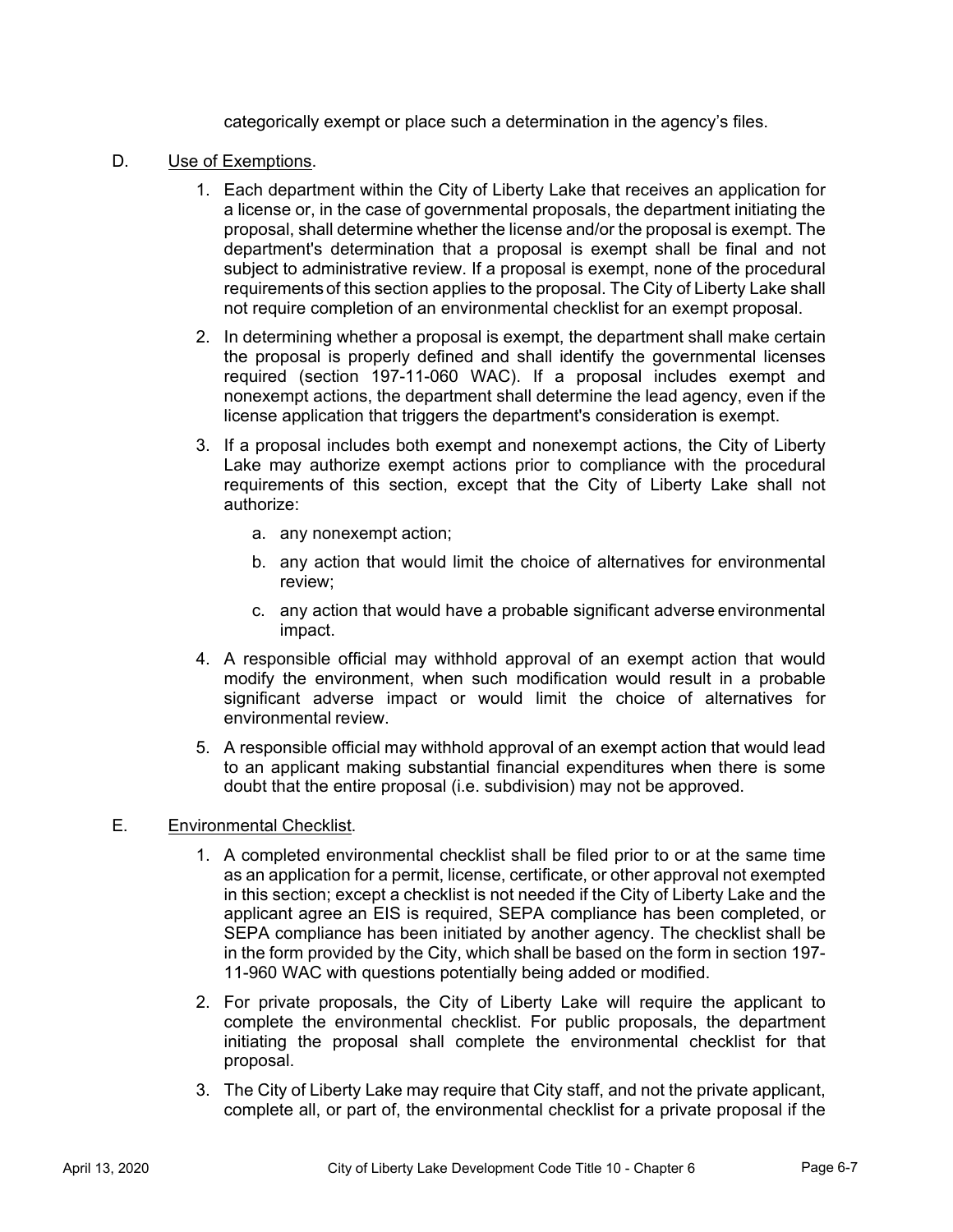categorically exempt or place such a determination in the agency's files.

D. <u>Use of Exemptions</u>.

1. Each department within the City of Liberty Lake that receives an application for a license or, in the case of governmental proposals, the department initiating the proposal, shall determine whether the license and/or the proposal is exempt. The department's determination that a proposal is exempt shall be final and not subject to administrative review. If a proposal is exempt, none of the procedural requirements of this section applies to the proposal. The City of Liberty Lake shall not require completion of an environmental checklist for an exempt proposal.

2. In determining whether a proposal is exempt, the department shall make certain the proposal is properly defined and shall identify the governmental licenses required (section 197-11-060 WAC). If a proposal includes exempt and nonexempt actions, the department shall determine the lead agency, even if the license application that triggers the department's consideration is exempt.

3. If a proposal includes both exempt and nonexempt actions, the City of Liberty Lake may authorize exempt actions prior to compliance with the procedural requirements of this section, except that the City of Liberty Lake shall not authorize:

    a. any nonexempt action;

    b. any action that would limit the choice of alternatives for environmental review;

    c. any action that would have a probable significant adverse environmental impact.

4. A responsible official may withhold approval of an exempt action that would modify the environment, when such modification would result in a probable significant adverse impact or would limit the choice of alternatives for environmental review.

5. A responsible official may withhold approval of an exempt action that would lead to an applicant making substantial financial expenditures when there is some doubt that the entire proposal (i.e. subdivision) may not be approved.

E. <u>Environmental Checklist</u>.

1. A completed environmental checklist shall be filed prior to or at the same time as an application for a permit, license, certificate, or other approval not exempted in this section; except a checklist is not needed if the City of Liberty Lake and the applicant agree an EIS is required, SEPA compliance has been completed, or SEPA compliance has been initiated by another agency. The checklist shall be in the form provided by the City, which shall be based on the form in section 197-11-960 WAC with questions potentially being added or modified.

2. For private proposals, the City of Liberty Lake will require the applicant to complete the environmental checklist. For public proposals, the department initiating the proposal shall complete the environmental checklist for that proposal.

3. The City of Liberty Lake may require that City staff, and not the private applicant, complete all, or part of, the environmental checklist for a private proposal if the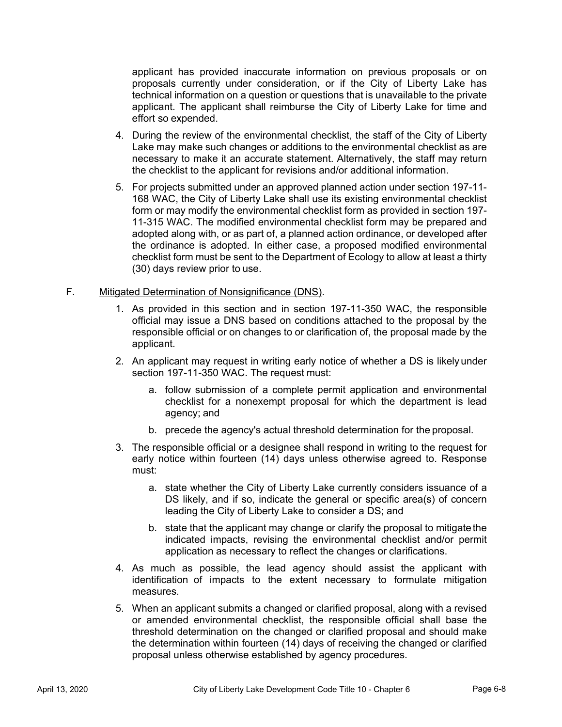applicant has provided inaccurate information on previous proposals or on proposals currently under consideration, or if the City of Liberty Lake has technical information on a question or questions that is unavailable to the private applicant. The applicant shall reimburse the City of Liberty Lake for time and effort so expended.

4. During the review of the environmental checklist, the staff of the City of Liberty Lake may make such changes or additions to the environmental checklist as are necessary to make it an accurate statement. Alternatively, the staff may return the checklist to the applicant for revisions and/or additional information.

5. For projects submitted under an approved planned action under section 197-11-168 WAC, the City of Liberty Lake shall use its existing environmental checklist form or may modify the environmental checklist form as provided in section 197-11-315 WAC. The modified environmental checklist form may be prepared and adopted along with, or as part of, a planned action ordinance, or developed after the ordinance is adopted. In either case, a proposed modified environmental checklist form must be sent to the Department of Ecology to allow at least a thirty (30) days review prior to use.

F. Mitigated Determination of Nonsignificance (DNS).

1. As provided in this section and in section 197-11-350 WAC, the responsible official may issue a DNS based on conditions attached to the proposal by the responsible official or on changes to or clarification of, the proposal made by the applicant.

2. An applicant may request in writing early notice of whether a DS is likely under section 197-11-350 WAC. The request must:

   a. follow submission of a complete permit application and environmental checklist for a nonexempt proposal for which the department is lead agency; and

   b. precede the agency's actual threshold determination for the proposal.

3. The responsible official or a designee shall respond in writing to the request for early notice within fourteen (14) days unless otherwise agreed to. Response must:

   a. state whether the City of Liberty Lake currently considers issuance of a DS likely, and if so, indicate the general or specific area(s) of concern leading the City of Liberty Lake to consider a DS; and

   b. state that the applicant may change or clarify the proposal to mitigate the indicated impacts, revising the environmental checklist and/or permit application as necessary to reflect the changes or clarifications.

4. As much as possible, the lead agency should assist the applicant with identification of impacts to the extent necessary to formulate mitigation measures.

5. When an applicant submits a changed or clarified proposal, along with a revised or amended environmental checklist, the responsible official shall base the threshold determination on the changed or clarified proposal and should make the determination within fourteen (14) days of receiving the changed or clarified proposal unless otherwise established by agency procedures.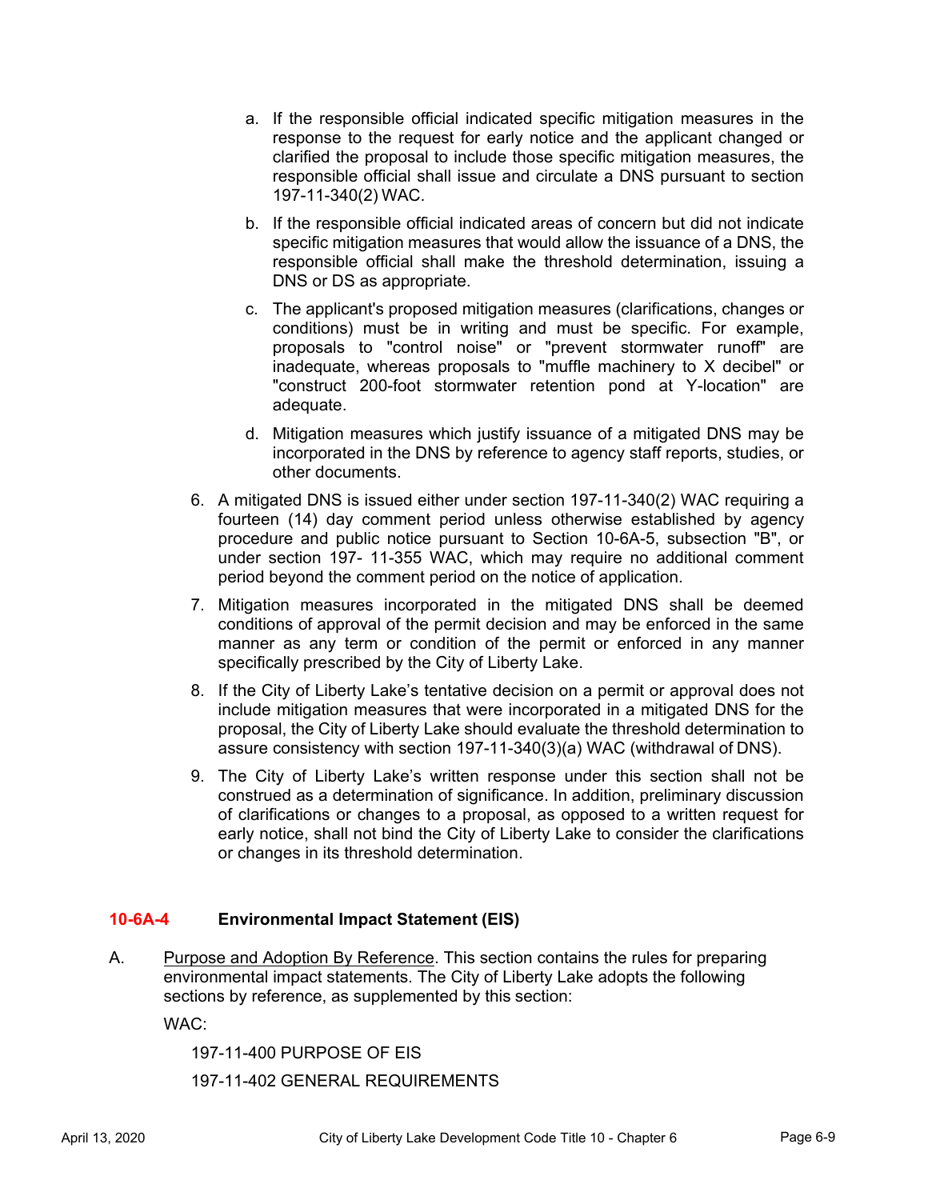a. If the responsible official indicated specific mitigation measures in the response to the request for early notice and the applicant changed or clarified the proposal to include those specific mitigation measures, the responsible official shall issue and circulate a DNS pursuant to section 197-11-340(2) WAC.

b. If the responsible official indicated areas of concern but did not indicate specific mitigation measures that would allow the issuance of a DNS, the responsible official shall make the threshold determination, issuing a DNS or DS as appropriate.

c. The applicant's proposed mitigation measures (clarifications, changes or conditions) must be in writing and must be specific. For example, proposals to "control noise" or "prevent stormwater runoff" are inadequate, whereas proposals to "muffle machinery to X decibel" or "construct 200-foot stormwater retention pond at Y-location" are adequate.

d. Mitigation measures which justify issuance of a mitigated DNS may be incorporated in the DNS by reference to agency staff reports, studies, or other documents.

6. A mitigated DNS is issued either under section 197-11-340(2) WAC requiring a fourteen (14) day comment period unless otherwise established by agency procedure and public notice pursuant to Section 10-6A-5, subsection "B", or under section 197- 11-355 WAC, which may require no additional comment period beyond the comment period on the notice of application.

7. Mitigation measures incorporated in the mitigated DNS shall be deemed conditions of approval of the permit decision and may be enforced in the same manner as any term or condition of the permit or enforced in any manner specifically prescribed by the City of Liberty Lake.

8. If the City of Liberty Lake's tentative decision on a permit or approval does not include mitigation measures that were incorporated in a mitigated DNS for the proposal, the City of Liberty Lake should evaluate the threshold determination to assure consistency with section 197-11-340(3)(a) WAC (withdrawal of DNS).

9. The City of Liberty Lake's written response under this section shall not be construed as a determination of significance. In addition, preliminary discussion of clarifications or changes to a proposal, as opposed to a written request for early notice, shall not bind the City of Liberty Lake to consider the clarifications or changes in its threshold determination.

## 10-6A-4 Environmental Impact Statement (EIS)

A. Purpose and Adoption By Reference. This section contains the rules for preparing environmental impact statements. The City of Liberty Lake adopts the following sections by reference, as supplemented by this section:

WAC:

197-11-400 PURPOSE OF EIS

197-11-402 GENERAL REQUIREMENTS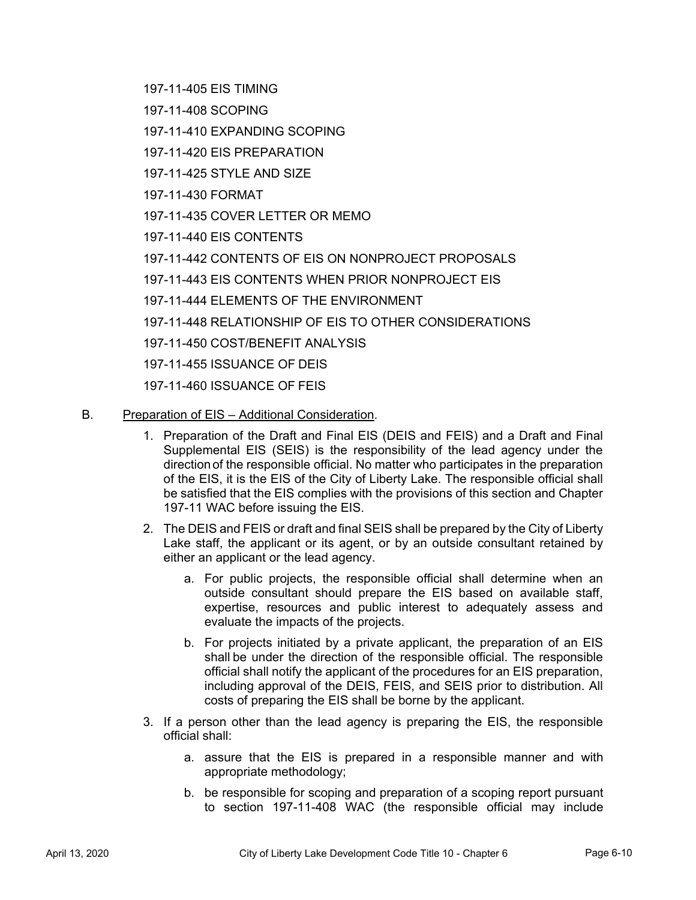197-11-405 EIS TIMING

197-11-408 SCOPING

197-11-410 EXPANDING SCOPING

197-11-420 EIS PREPARATION

197-11-425 STYLE AND SIZE

197-11-430 FORMAT

197-11-435 COVER LETTER OR MEMO

197-11-440 EIS CONTENTS

197-11-442 CONTENTS OF EIS ON NONPROJECT PROPOSALS

197-11-443 EIS CONTENTS WHEN PRIOR NONPROJECT EIS

197-11-444 ELEMENTS OF THE ENVIRONMENT

197-11-448 RELATIONSHIP OF EIS TO OTHER CONSIDERATIONS

197-11-450 COST/BENEFIT ANALYSIS

197-11-455 ISSUANCE OF DEIS

197-11-460 ISSUANCE OF FEIS

B. Preparation of EIS – Additional Consideration.

1. Preparation of the Draft and Final EIS (DEIS and FEIS) and a Draft and Final Supplemental EIS (SEIS) is the responsibility of the lead agency under the direction of the responsible official. No matter who participates in the preparation of the EIS, it is the EIS of the City of Liberty Lake. The responsible official shall be satisfied that the EIS complies with the provisions of this section and Chapter 197-11 WAC before issuing the EIS.

2. The DEIS and FEIS or draft and final SEIS shall be prepared by the City of Liberty Lake staff, the applicant or its agent, or by an outside consultant retained by either an applicant or the lead agency.

   a. For public projects, the responsible official shall determine when an outside consultant should prepare the EIS based on available staff, expertise, resources and public interest to adequately assess and evaluate the impacts of the projects.

   b. For projects initiated by a private applicant, the preparation of an EIS shall be under the direction of the responsible official. The responsible official shall notify the applicant of the procedures for an EIS preparation, including approval of the DEIS, FEIS, and SEIS prior to distribution. All costs of preparing the EIS shall be borne by the applicant.

3. If a person other than the lead agency is preparing the EIS, the responsible official shall:

   a. assure that the EIS is prepared in a responsible manner and with appropriate methodology;

   b. be responsible for scoping and preparation of a scoping report pursuant to section 197-11-408 WAC (the responsible official may include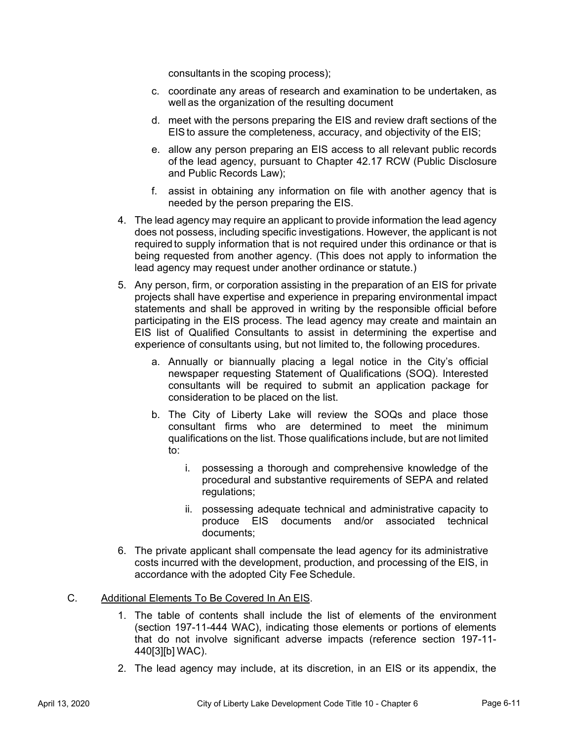consultants in the scoping process);

   c. coordinate any areas of research and examination to be undertaken, as well as the organization of the resulting document

   d. meet with the persons preparing the EIS and review draft sections of the EIS to assure the completeness, accuracy, and objectivity of the EIS;

   e. allow any person preparing an EIS access to all relevant public records of the lead agency, pursuant to Chapter 42.17 RCW (Public Disclosure and Public Records Law);

   f. assist in obtaining any information on file with another agency that is needed by the person preparing the EIS.

4. The lead agency may require an applicant to provide information the lead agency does not possess, including specific investigations. However, the applicant is not required to supply information that is not required under this ordinance or that is being requested from another agency. (This does not apply to information the lead agency may request under another ordinance or statute.)

5. Any person, firm, or corporation assisting in the preparation of an EIS for private projects shall have expertise and experience in preparing environmental impact statements and shall be approved in writing by the responsible official before participating in the EIS process. The lead agency may create and maintain an EIS list of Qualified Consultants to assist in determining the expertise and experience of consultants using, but not limited to, the following procedures.

   a. Annually or biannually placing a legal notice in the City's official newspaper requesting Statement of Qualifications (SOQ). Interested consultants will be required to submit an application package for consideration to be placed on the list.

   b. The City of Liberty Lake will review the SOQs and place those consultant firms who are determined to meet the minimum qualifications on the list. Those qualifications include, but are not limited to:

      i. possessing a thorough and comprehensive knowledge of the procedural and substantive requirements of SEPA and related regulations;

      ii. possessing adequate technical and administrative capacity to produce EIS documents and/or associated technical documents;

6. The private applicant shall compensate the lead agency for its administrative costs incurred with the development, production, and processing of the EIS, in accordance with the adopted City Fee Schedule.

C. Additional Elements To Be Covered In An EIS.

   1. The table of contents shall include the list of elements of the environment (section 197-11-444 WAC), indicating those elements or portions of elements that do not involve significant adverse impacts (reference section 197-11-440[3][b] WAC).

   2. The lead agency may include, at its discretion, in an EIS or its appendix, the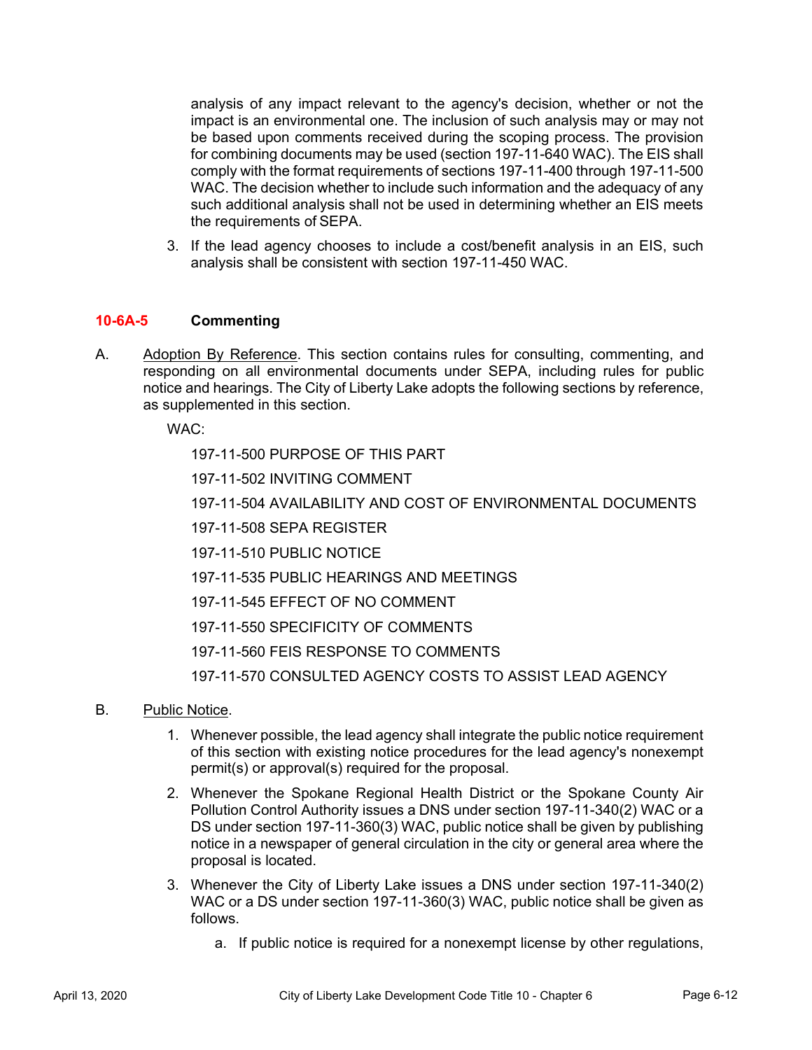analysis of any impact relevant to the agency's decision, whether or not the impact is an environmental one. The inclusion of such analysis may or may not be based upon comments received during the scoping process. The provision for combining documents may be used (section 197-11-640 WAC). The EIS shall comply with the format requirements of sections 197-11-400 through 197-11-500 WAC. The decision whether to include such information and the adequacy of any such additional analysis shall not be used in determining whether an EIS meets the requirements of SEPA.

3. If the lead agency chooses to include a cost/benefit analysis in an EIS, such analysis shall be consistent with section 197-11-450 WAC.

### 10-6A-5 Commenting

A. Adoption By Reference. This section contains rules for consulting, commenting, and responding on all environmental documents under SEPA, including rules for public notice and hearings. The City of Liberty Lake adopts the following sections by reference, as supplemented in this section.

WAC:

197-11-500 PURPOSE OF THIS PART

197-11-502 INVITING COMMENT

197-11-504 AVAILABILITY AND COST OF ENVIRONMENTAL DOCUMENTS

197-11-508 SEPA REGISTER

197-11-510 PUBLIC NOTICE

197-11-535 PUBLIC HEARINGS AND MEETINGS

197-11-545 EFFECT OF NO COMMENT

197-11-550 SPECIFICITY OF COMMENTS

197-11-560 FEIS RESPONSE TO COMMENTS

197-11-570 CONSULTED AGENCY COSTS TO ASSIST LEAD AGENCY

B. Public Notice.

1. Whenever possible, the lead agency shall integrate the public notice requirement of this section with existing notice procedures for the lead agency's nonexempt permit(s) or approval(s) required for the proposal.

2. Whenever the Spokane Regional Health District or the Spokane County Air Pollution Control Authority issues a DNS under section 197-11-340(2) WAC or a DS under section 197-11-360(3) WAC, public notice shall be given by publishing notice in a newspaper of general circulation in the city or general area where the proposal is located.

3. Whenever the City of Liberty Lake issues a DNS under section 197-11-340(2) WAC or a DS under section 197-11-360(3) WAC, public notice shall be given as follows.

   a. If public notice is required for a nonexempt license by other regulations,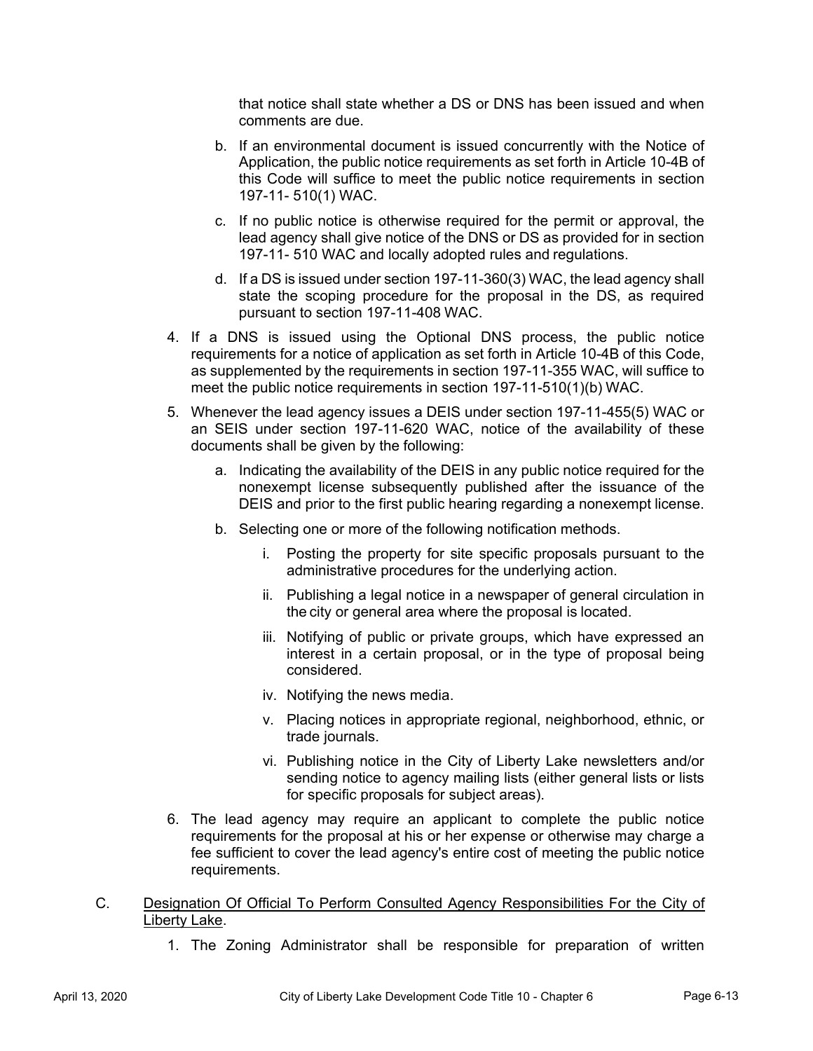that notice shall state whether a DS or DNS has been issued and when comments are due.

b. If an environmental document is issued concurrently with the Notice of Application, the public notice requirements as set forth in Article 10-4B of this Code will suffice to meet the public notice requirements in section 197-11- 510(1) WAC.

c. If no public notice is otherwise required for the permit or approval, the lead agency shall give notice of the DNS or DS as provided for in section 197-11- 510 WAC and locally adopted rules and regulations.

d. If a DS is issued under section 197-11-360(3) WAC, the lead agency shall state the scoping procedure for the proposal in the DS, as required pursuant to section 197-11-408 WAC.

4. If a DNS is issued using the Optional DNS process, the public notice requirements for a notice of application as set forth in Article 10-4B of this Code, as supplemented by the requirements in section 197-11-355 WAC, will suffice to meet the public notice requirements in section 197-11-510(1)(b) WAC.

5. Whenever the lead agency issues a DEIS under section 197-11-455(5) WAC or an SEIS under section 197-11-620 WAC, notice of the availability of these documents shall be given by the following:

   a. Indicating the availability of the DEIS in any public notice required for the nonexempt license subsequently published after the issuance of the DEIS and prior to the first public hearing regarding a nonexempt license.

   b. Selecting one or more of the following notification methods.

      i. Posting the property for site specific proposals pursuant to the administrative procedures for the underlying action.

      ii. Publishing a legal notice in a newspaper of general circulation in the city or general area where the proposal is located.

      iii. Notifying of public or private groups, which have expressed an interest in a certain proposal, or in the type of proposal being considered.

      iv. Notifying the news media.

      v. Placing notices in appropriate regional, neighborhood, ethnic, or trade journals.

      vi. Publishing notice in the City of Liberty Lake newsletters and/or sending notice to agency mailing lists (either general lists or lists for specific proposals for subject areas).

6. The lead agency may require an applicant to complete the public notice requirements for the proposal at his or her expense or otherwise may charge a fee sufficient to cover the lead agency's entire cost of meeting the public notice requirements.

C. Designation Of Official To Perform Consulted Agency Responsibilities For the City of Liberty Lake.

   1. The Zoning Administrator shall be responsible for preparation of written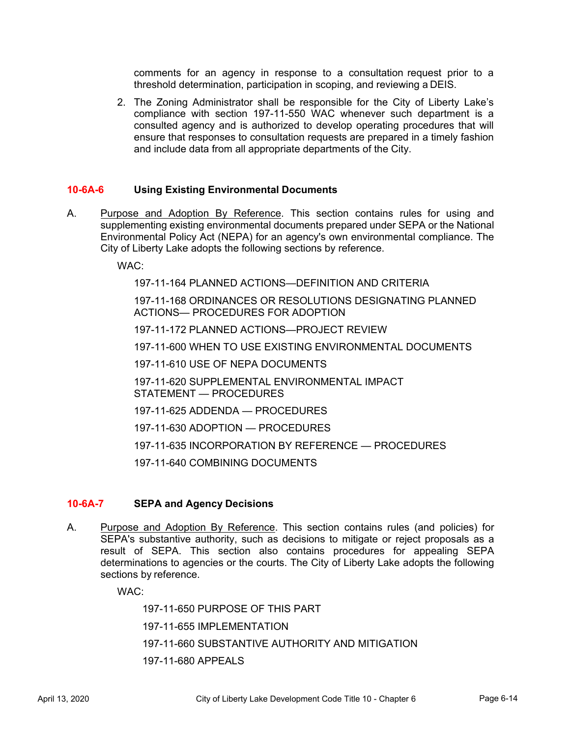comments for an agency in response to a consultation request prior to a threshold determination, participation in scoping, and reviewing a DEIS.

2. The Zoning Administrator shall be responsible for the City of Liberty Lake's compliance with section 197-11-550 WAC whenever such department is a consulted agency and is authorized to develop operating procedures that will ensure that responses to consultation requests are prepared in a timely fashion and include data from all appropriate departments of the City.

## 10-6A-6 Using Existing Environmental Documents

A. Purpose and Adoption By Reference. This section contains rules for using and supplementing existing environmental documents prepared under SEPA or the National Environmental Policy Act (NEPA) for an agency's own environmental compliance. The City of Liberty Lake adopts the following sections by reference.

WAC:

197-11-164 PLANNED ACTIONS—DEFINITION AND CRITERIA

197-11-168 ORDINANCES OR RESOLUTIONS DESIGNATING PLANNED ACTIONS— PROCEDURES FOR ADOPTION

197-11-172 PLANNED ACTIONS—PROJECT REVIEW

197-11-600 WHEN TO USE EXISTING ENVIRONMENTAL DOCUMENTS

197-11-610 USE OF NEPA DOCUMENTS

197-11-620 SUPPLEMENTAL ENVIRONMENTAL IMPACT STATEMENT — PROCEDURES

197-11-625 ADDENDA — PROCEDURES

197-11-630 ADOPTION — PROCEDURES

197-11-635 INCORPORATION BY REFERENCE — PROCEDURES

197-11-640 COMBINING DOCUMENTS

## 10-6A-7 SEPA and Agency Decisions

A. Purpose and Adoption By Reference. This section contains rules (and policies) for SEPA's substantive authority, such as decisions to mitigate or reject proposals as a result of SEPA. This section also contains procedures for appealing SEPA determinations to agencies or the courts. The City of Liberty Lake adopts the following sections by reference.

WAC:

197-11-650 PURPOSE OF THIS PART

197-11-655 IMPLEMENTATION

197-11-660 SUBSTANTIVE AUTHORITY AND MITIGATION

197-11-680 APPEALS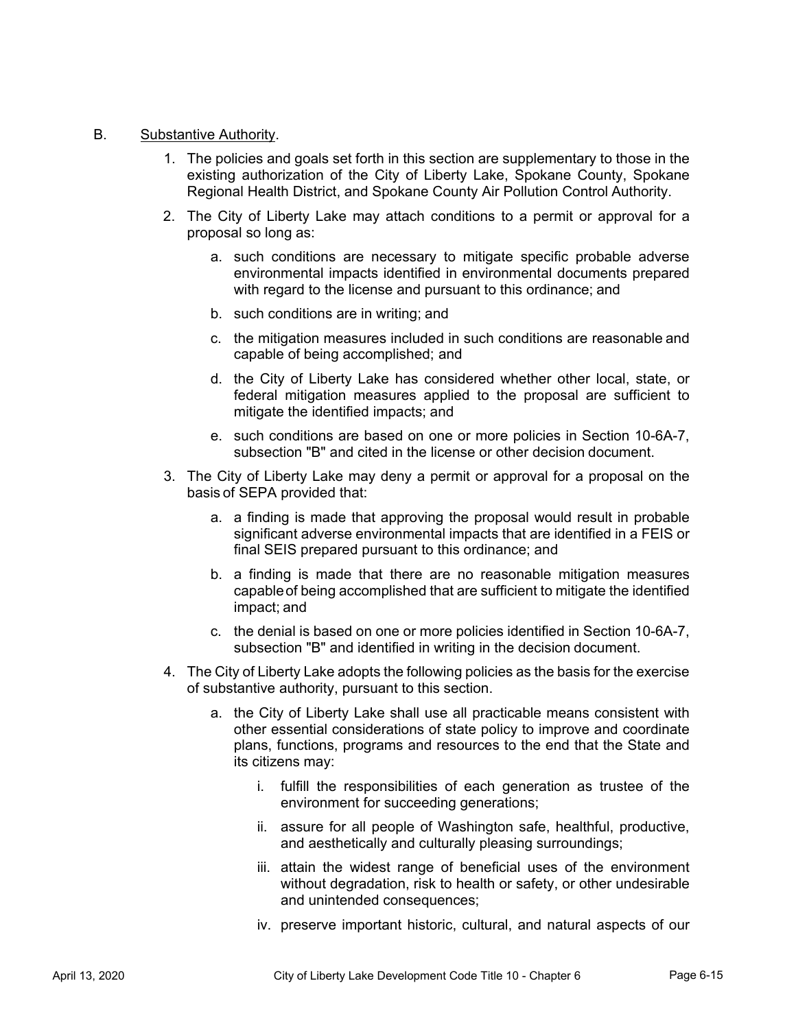B. <u>Substantive Authority</u>.

1. The policies and goals set forth in this section are supplementary to those in the existing authorization of the City of Liberty Lake, Spokane County, Spokane Regional Health District, and Spokane County Air Pollution Control Authority.

2. The City of Liberty Lake may attach conditions to a permit or approval for a proposal so long as:

   a. such conditions are necessary to mitigate specific probable adverse environmental impacts identified in environmental documents prepared with regard to the license and pursuant to this ordinance; and

   b. such conditions are in writing; and

   c. the mitigation measures included in such conditions are reasonable and capable of being accomplished; and

   d. the City of Liberty Lake has considered whether other local, state, or federal mitigation measures applied to the proposal are sufficient to mitigate the identified impacts; and

   e. such conditions are based on one or more policies in Section 10-6A-7, subsection "B" and cited in the license or other decision document.

3. The City of Liberty Lake may deny a permit or approval for a proposal on the basis of SEPA provided that:

   a. a finding is made that approving the proposal would result in probable significant adverse environmental impacts that are identified in a FEIS or final SEIS prepared pursuant to this ordinance; and

   b. a finding is made that there are no reasonable mitigation measures capable of being accomplished that are sufficient to mitigate the identified impact; and

   c. the denial is based on one or more policies identified in Section 10-6A-7, subsection "B" and identified in writing in the decision document.

4. The City of Liberty Lake adopts the following policies as the basis for the exercise of substantive authority, pursuant to this section.

   a. the City of Liberty Lake shall use all practicable means consistent with other essential considerations of state policy to improve and coordinate plans, functions, programs and resources to the end that the State and its citizens may:

      i. fulfill the responsibilities of each generation as trustee of the environment for succeeding generations;

      ii. assure for all people of Washington safe, healthful, productive, and aesthetically and culturally pleasing surroundings;

      iii. attain the widest range of beneficial uses of the environment without degradation, risk to health or safety, or other undesirable and unintended consequences;

      iv. preserve important historic, cultural, and natural aspects of our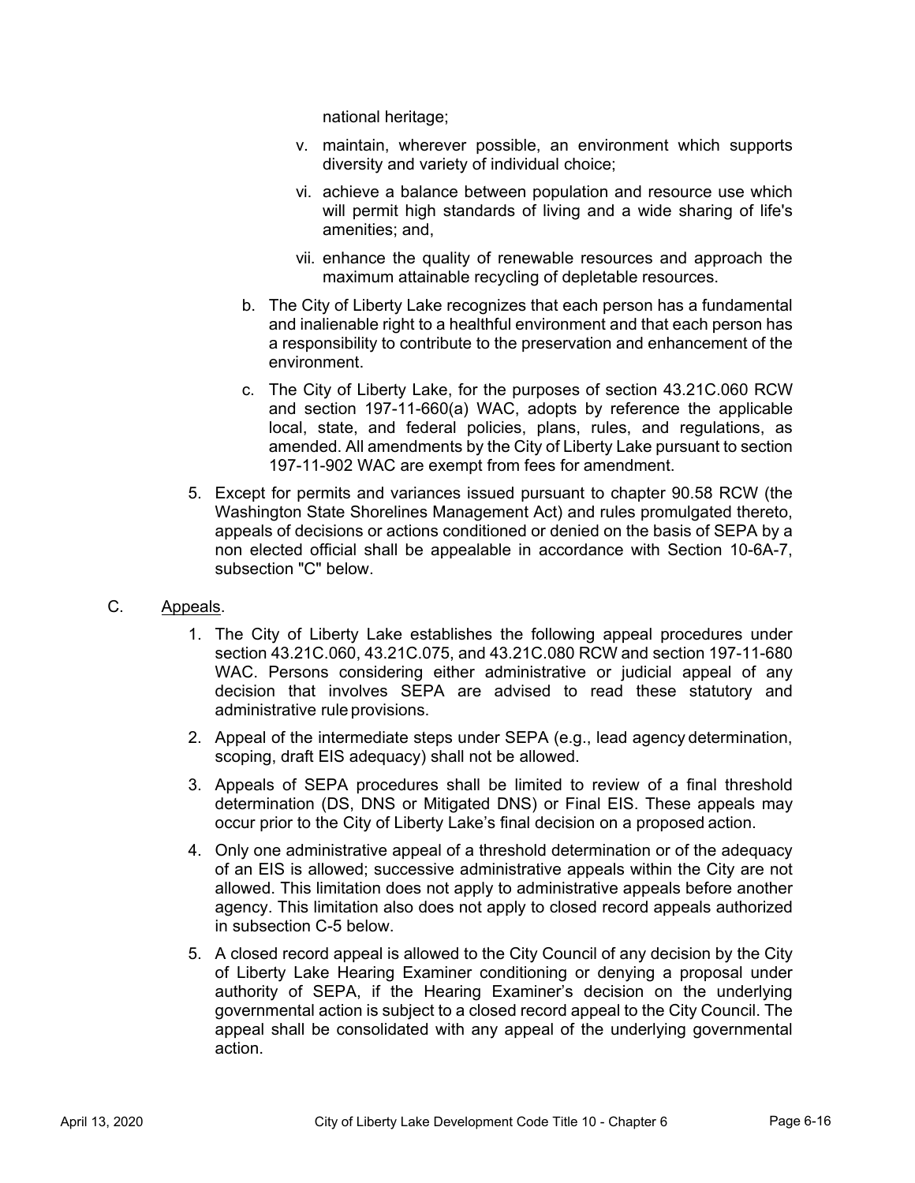national heritage;

  v. maintain, wherever possible, an environment which supports diversity and variety of individual choice;

  vi. achieve a balance between population and resource use which will permit high standards of living and a wide sharing of life's amenities; and,

  vii. enhance the quality of renewable resources and approach the maximum attainable recycling of depletable resources.

b. The City of Liberty Lake recognizes that each person has a fundamental and inalienable right to a healthful environment and that each person has a responsibility to contribute to the preservation and enhancement of the environment.

c. The City of Liberty Lake, for the purposes of section 43.21C.060 RCW and section 197-11-660(a) WAC, adopts by reference the applicable local, state, and federal policies, plans, rules, and regulations, as amended. All amendments by the City of Liberty Lake pursuant to section 197-11-902 WAC are exempt from fees for amendment.

5. Except for permits and variances issued pursuant to chapter 90.58 RCW (the Washington State Shorelines Management Act) and rules promulgated thereto, appeals of decisions or actions conditioned or denied on the basis of SEPA by a non elected official shall be appealable in accordance with Section 10-6A-7, subsection "C" below.

C. <u>Appeals</u>.

1. The City of Liberty Lake establishes the following appeal procedures under section 43.21C.060, 43.21C.075, and 43.21C.080 RCW and section 197-11-680 WAC. Persons considering either administrative or judicial appeal of any decision that involves SEPA are advised to read these statutory and administrative rule provisions.

2. Appeal of the intermediate steps under SEPA (e.g., lead agency determination, scoping, draft EIS adequacy) shall not be allowed.

3. Appeals of SEPA procedures shall be limited to review of a final threshold determination (DS, DNS or Mitigated DNS) or Final EIS. These appeals may occur prior to the City of Liberty Lake's final decision on a proposed action.

4. Only one administrative appeal of a threshold determination or of the adequacy of an EIS is allowed; successive administrative appeals within the City are not allowed. This limitation does not apply to administrative appeals before another agency. This limitation also does not apply to closed record appeals authorized in subsection C-5 below.

5. A closed record appeal is allowed to the City Council of any decision by the City of Liberty Lake Hearing Examiner conditioning or denying a proposal under authority of SEPA, if the Hearing Examiner's decision on the underlying governmental action is subject to a closed record appeal to the City Council. The appeal shall be consolidated with any appeal of the underlying governmental action.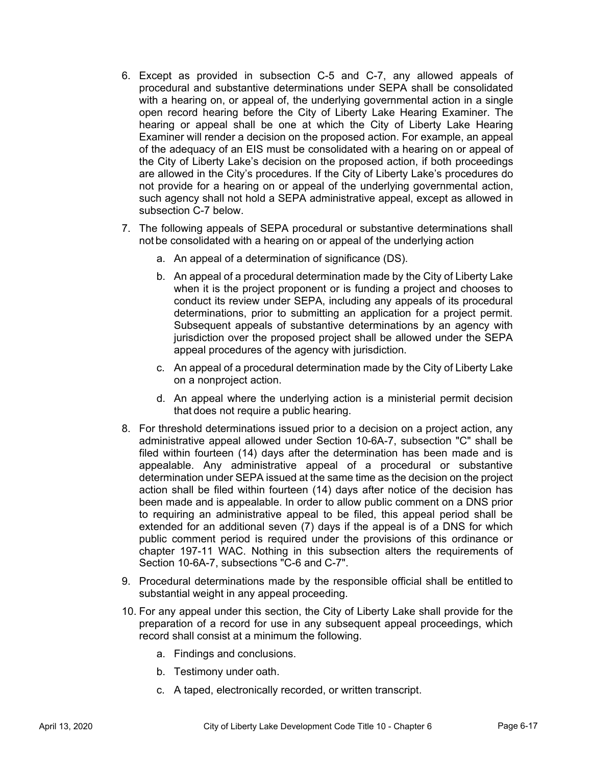6. Except as provided in subsection C-5 and C-7, any allowed appeals of procedural and substantive determinations under SEPA shall be consolidated with a hearing on, or appeal of, the underlying governmental action in a single open record hearing before the City of Liberty Lake Hearing Examiner. The hearing or appeal shall be one at which the City of Liberty Lake Hearing Examiner will render a decision on the proposed action. For example, an appeal of the adequacy of an EIS must be consolidated with a hearing on or appeal of the City of Liberty Lake's decision on the proposed action, if both proceedings are allowed in the City's procedures. If the City of Liberty Lake's procedures do not provide for a hearing on or appeal of the underlying governmental action, such agency shall not hold a SEPA administrative appeal, except as allowed in subsection C-7 below.

7. The following appeals of SEPA procedural or substantive determinations shall not be consolidated with a hearing on or appeal of the underlying action

   a. An appeal of a determination of significance (DS).

   b. An appeal of a procedural determination made by the City of Liberty Lake when it is the project proponent or is funding a project and chooses to conduct its review under SEPA, including any appeals of its procedural determinations, prior to submitting an application for a project permit. Subsequent appeals of substantive determinations by an agency with jurisdiction over the proposed project shall be allowed under the SEPA appeal procedures of the agency with jurisdiction.

   c. An appeal of a procedural determination made by the City of Liberty Lake on a nonproject action.

   d. An appeal where the underlying action is a ministerial permit decision that does not require a public hearing.

8. For threshold determinations issued prior to a decision on a project action, any administrative appeal allowed under Section 10-6A-7, subsection "C" shall be filed within fourteen (14) days after the determination has been made and is appealable. Any administrative appeal of a procedural or substantive determination under SEPA issued at the same time as the decision on the project action shall be filed within fourteen (14) days after notice of the decision has been made and is appealable. In order to allow public comment on a DNS prior to requiring an administrative appeal to be filed, this appeal period shall be extended for an additional seven (7) days if the appeal is of a DNS for which public comment period is required under the provisions of this ordinance or chapter 197-11 WAC. Nothing in this subsection alters the requirements of Section 10-6A-7, subsections "C-6 and C-7".

9. Procedural determinations made by the responsible official shall be entitled to substantial weight in any appeal proceeding.

10. For any appeal under this section, the City of Liberty Lake shall provide for the preparation of a record for use in any subsequent appeal proceedings, which record shall consist at a minimum the following.

    a. Findings and conclusions.

    b. Testimony under oath.

    c. A taped, electronically recorded, or written transcript.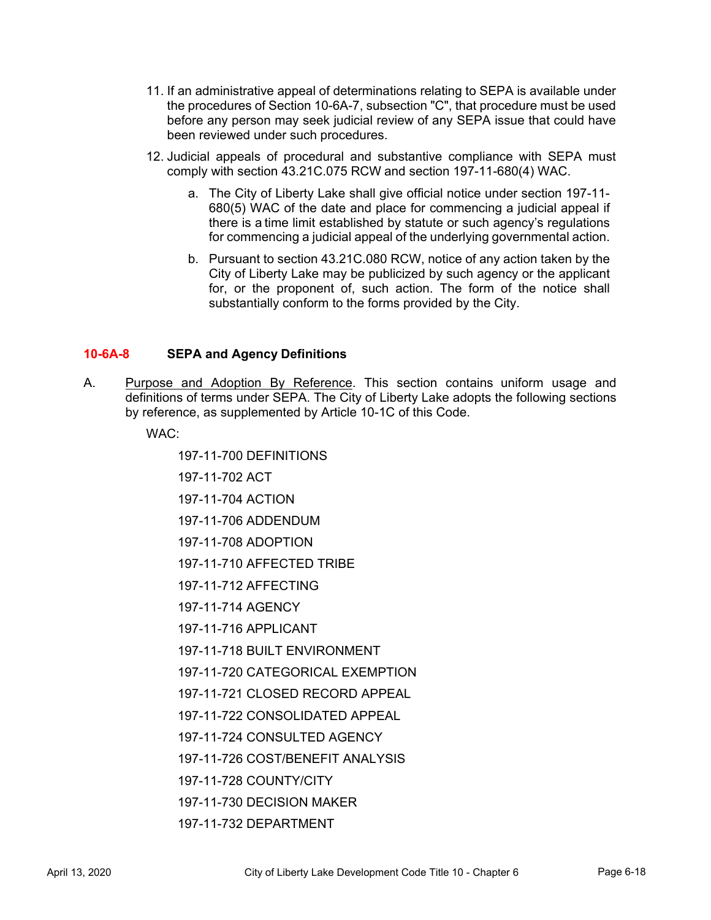11. If an administrative appeal of determinations relating to SEPA is available under the procedures of Section 10-6A-7, subsection "C", that procedure must be used before any person may seek judicial review of any SEPA issue that could have been reviewed under such procedures.

12. Judicial appeals of procedural and substantive compliance with SEPA must comply with section 43.21C.075 RCW and section 197-11-680(4) WAC.

    a. The City of Liberty Lake shall give official notice under section 197-11-680(5) WAC of the date and place for commencing a judicial appeal if there is a time limit established by statute or such agency's regulations for commencing a judicial appeal of the underlying governmental action.

    b. Pursuant to section 43.21C.080 RCW, notice of any action taken by the City of Liberty Lake may be publicized by such agency or the applicant for, or the proponent of, such action. The form of the notice shall substantially conform to the forms provided by the City.

### 10-6A-8 SEPA and Agency Definitions

A. Purpose and Adoption By Reference. This section contains uniform usage and definitions of terms under SEPA. The City of Liberty Lake adopts the following sections by reference, as supplemented by Article 10-1C of this Code.

WAC:

197-11-700 DEFINITIONS

197-11-702 ACT

197-11-704 ACTION

197-11-706 ADDENDUM

197-11-708 ADOPTION

197-11-710 AFFECTED TRIBE

197-11-712 AFFECTING

197-11-714 AGENCY

197-11-716 APPLICANT

197-11-718 BUILT ENVIRONMENT

197-11-720 CATEGORICAL EXEMPTION

197-11-721 CLOSED RECORD APPEAL

197-11-722 CONSOLIDATED APPEAL

197-11-724 CONSULTED AGENCY

197-11-726 COST/BENEFIT ANALYSIS

197-11-728 COUNTY/CITY

197-11-730 DECISION MAKER

197-11-732 DEPARTMENT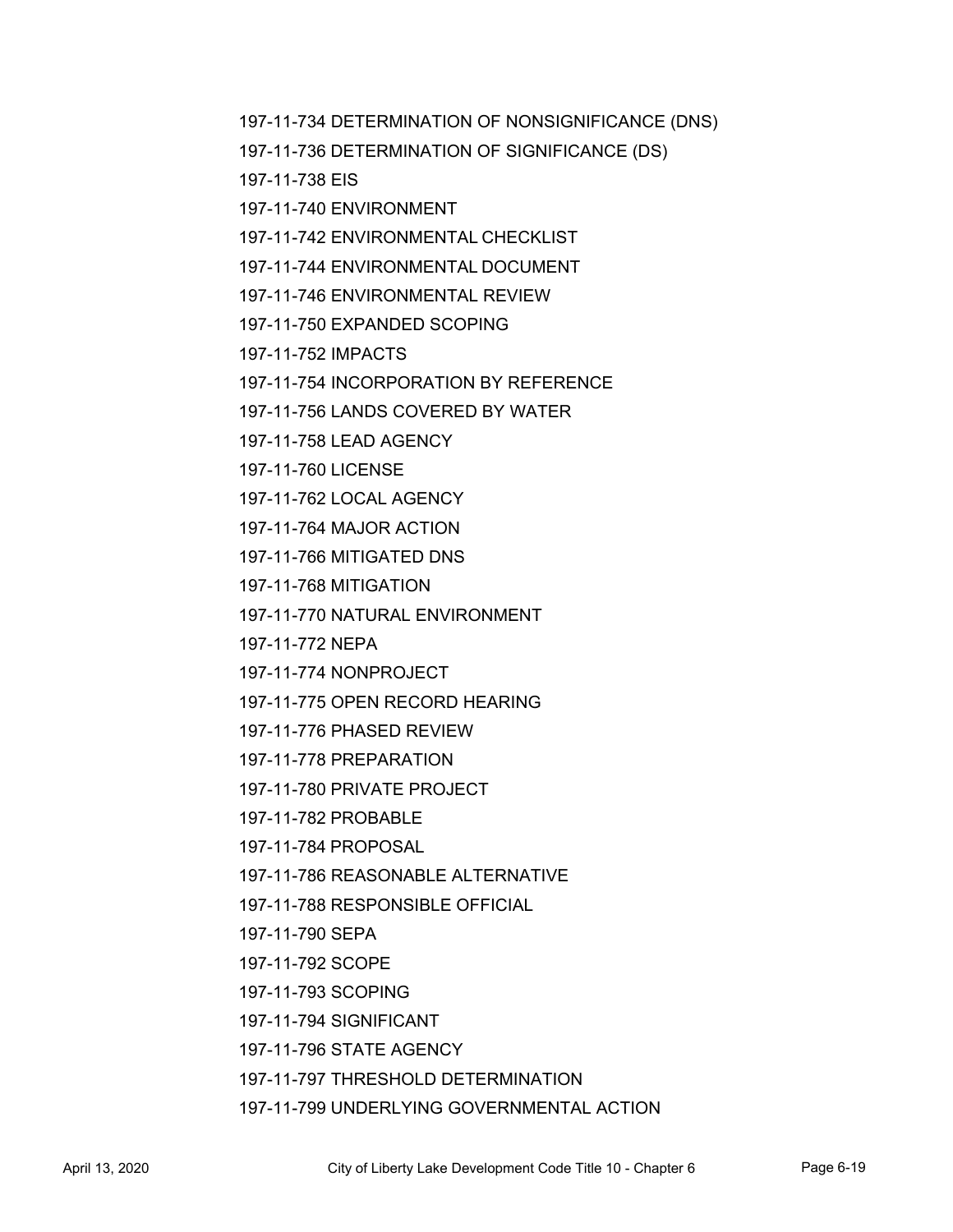197-11-734 DETERMINATION OF NONSIGNIFICANCE (DNS)

197-11-736 DETERMINATION OF SIGNIFICANCE (DS)

197-11-738 EIS

197-11-740 ENVIRONMENT

197-11-742 ENVIRONMENTAL CHECKLIST

197-11-744 ENVIRONMENTAL DOCUMENT

197-11-746 ENVIRONMENTAL REVIEW

197-11-750 EXPANDED SCOPING

197-11-752 IMPACTS

197-11-754 INCORPORATION BY REFERENCE

197-11-756 LANDS COVERED BY WATER

197-11-758 LEAD AGENCY

197-11-760 LICENSE

197-11-762 LOCAL AGENCY

197-11-764 MAJOR ACTION

197-11-766 MITIGATED DNS

197-11-768 MITIGATION

197-11-770 NATURAL ENVIRONMENT

197-11-772 NEPA

197-11-774 NONPROJECT

197-11-775 OPEN RECORD HEARING

197-11-776 PHASED REVIEW

197-11-778 PREPARATION

197-11-780 PRIVATE PROJECT

197-11-782 PROBABLE

197-11-784 PROPOSAL

197-11-786 REASONABLE ALTERNATIVE

197-11-788 RESPONSIBLE OFFICIAL

197-11-790 SEPA

197-11-792 SCOPE

197-11-793 SCOPING

197-11-794 SIGNIFICANT

197-11-796 STATE AGENCY

197-11-797 THRESHOLD DETERMINATION

197-11-799 UNDERLYING GOVERNMENTAL ACTION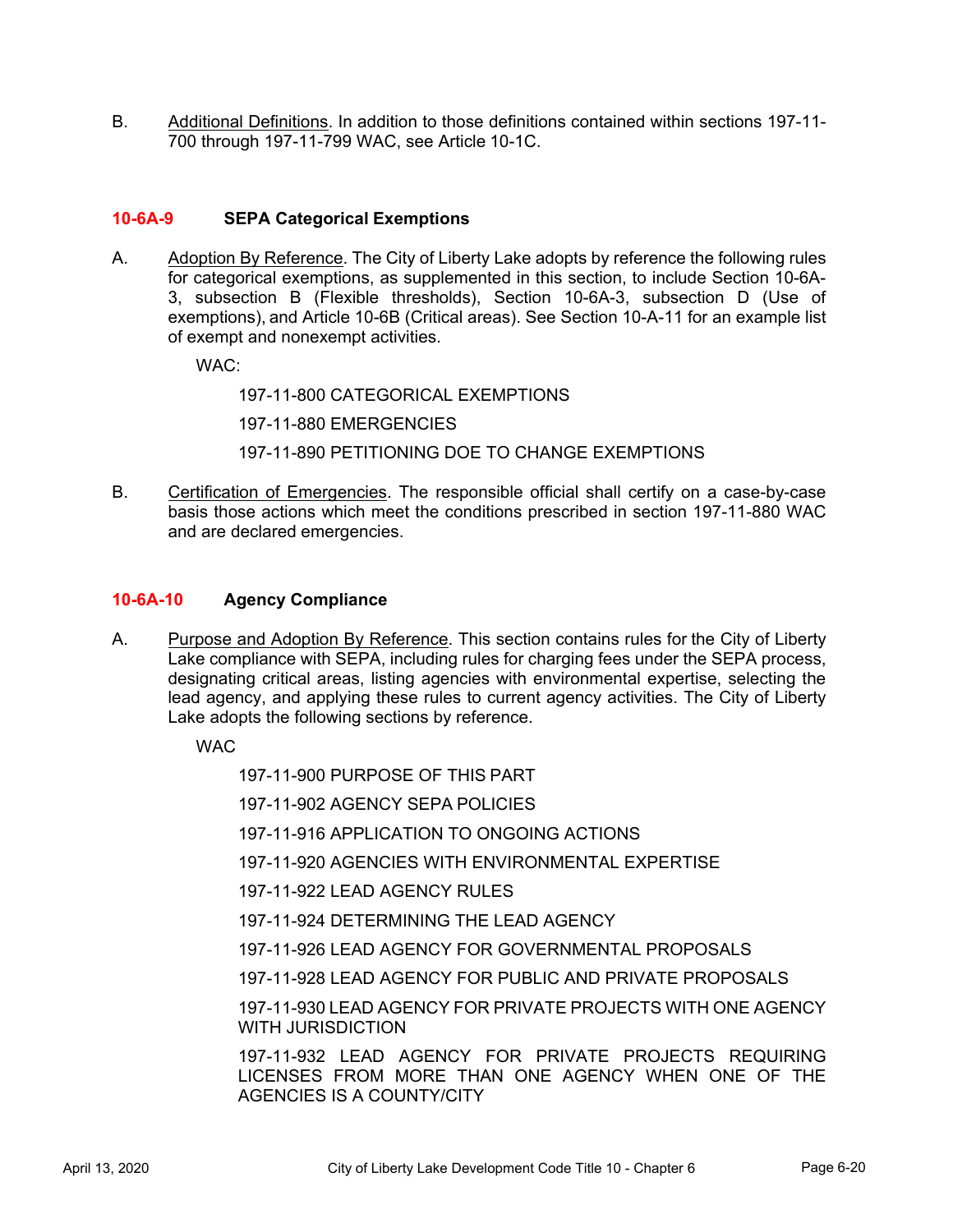B. Additional Definitions. In addition to those definitions contained within sections 197-11-700 through 197-11-799 WAC, see Article 10-1C.

### 10-6A-9 SEPA Categorical Exemptions

A. Adoption By Reference. The City of Liberty Lake adopts by reference the following rules for categorical exemptions, as supplemented in this section, to include Section 10-6A-3, subsection B (Flexible thresholds), Section 10-6A-3, subsection D (Use of exemptions), and Article 10-6B (Critical areas). See Section 10-A-11 for an example list of exempt and nonexempt activities.

WAC:

197-11-800 CATEGORICAL EXEMPTIONS

197-11-880 EMERGENCIES

197-11-890 PETITIONING DOE TO CHANGE EXEMPTIONS

B. Certification of Emergencies. The responsible official shall certify on a case-by-case basis those actions which meet the conditions prescribed in section 197-11-880 WAC and are declared emergencies.

### 10-6A-10 Agency Compliance

A. Purpose and Adoption By Reference. This section contains rules for the City of Liberty Lake compliance with SEPA, including rules for charging fees under the SEPA process, designating critical areas, listing agencies with environmental expertise, selecting the lead agency, and applying these rules to current agency activities. The City of Liberty Lake adopts the following sections by reference.

WAC

197-11-900 PURPOSE OF THIS PART

197-11-902 AGENCY SEPA POLICIES

197-11-916 APPLICATION TO ONGOING ACTIONS

197-11-920 AGENCIES WITH ENVIRONMENTAL EXPERTISE

197-11-922 LEAD AGENCY RULES

197-11-924 DETERMINING THE LEAD AGENCY

197-11-926 LEAD AGENCY FOR GOVERNMENTAL PROPOSALS

197-11-928 LEAD AGENCY FOR PUBLIC AND PRIVATE PROPOSALS

197-11-930 LEAD AGENCY FOR PRIVATE PROJECTS WITH ONE AGENCY WITH JURISDICTION

197-11-932 LEAD AGENCY FOR PRIVATE PROJECTS REQUIRING LICENSES FROM MORE THAN ONE AGENCY WHEN ONE OF THE AGENCIES IS A COUNTY/CITY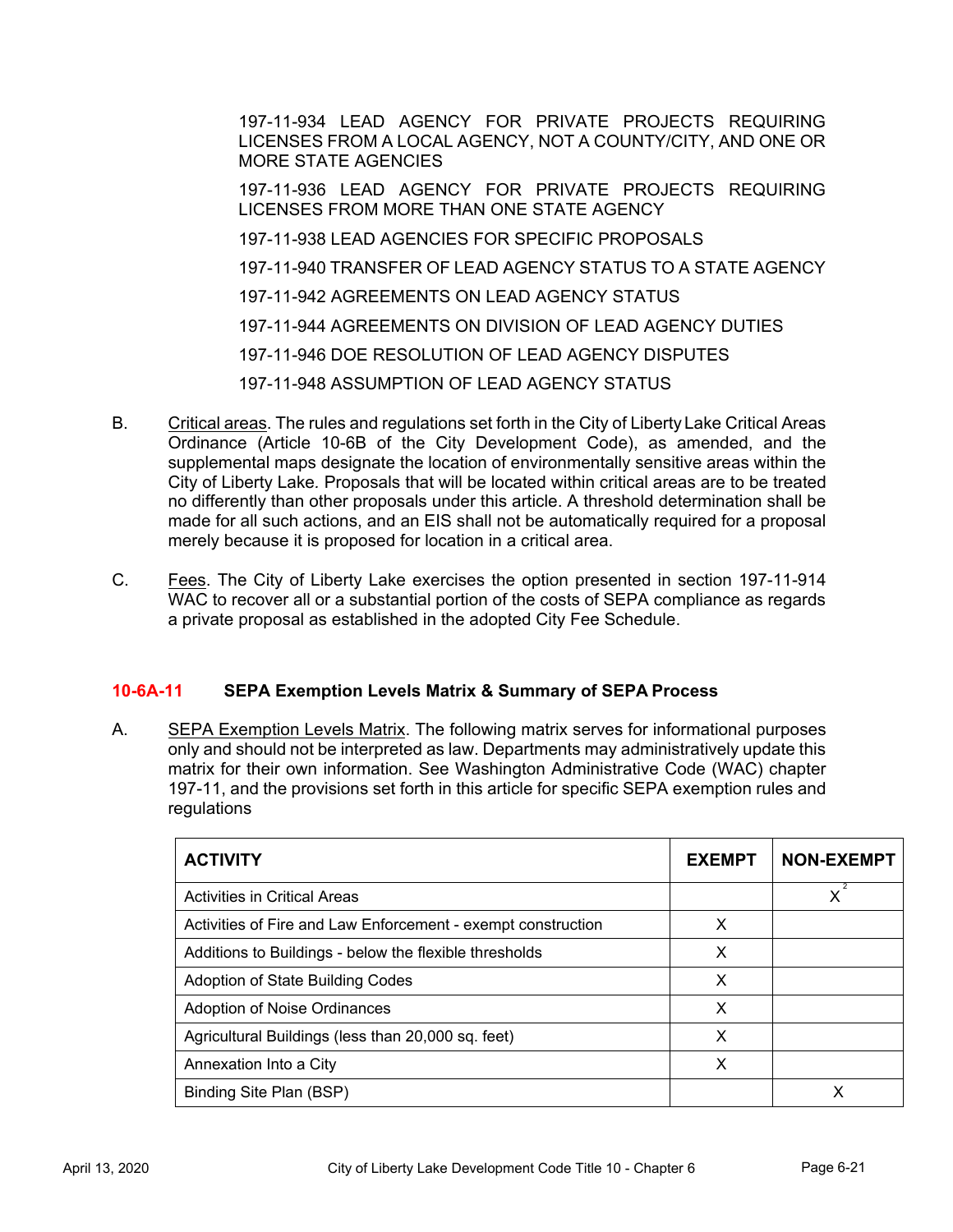197-11-934 LEAD AGENCY FOR PRIVATE PROJECTS REQUIRING LICENSES FROM A LOCAL AGENCY, NOT A COUNTY/CITY, AND ONE OR MORE STATE AGENCIES

197-11-936 LEAD AGENCY FOR PRIVATE PROJECTS REQUIRING LICENSES FROM MORE THAN ONE STATE AGENCY

197-11-938 LEAD AGENCIES FOR SPECIFIC PROPOSALS

197-11-940 TRANSFER OF LEAD AGENCY STATUS TO A STATE AGENCY

197-11-942 AGREEMENTS ON LEAD AGENCY STATUS

197-11-944 AGREEMENTS ON DIVISION OF LEAD AGENCY DUTIES

197-11-946 DOE RESOLUTION OF LEAD AGENCY DISPUTES

197-11-948 ASSUMPTION OF LEAD AGENCY STATUS

B. Critical areas. The rules and regulations set forth in the City of Liberty Lake Critical Areas Ordinance (Article 10-6B of the City Development Code), as amended, and the supplemental maps designate the location of environmentally sensitive areas within the City of Liberty Lake. Proposals that will be located within critical areas are to be treated no differently than other proposals under this article. A threshold determination shall be made for all such actions, and an EIS shall not be automatically required for a proposal merely because it is proposed for location in a critical area.

C. Fees. The City of Liberty Lake exercises the option presented in section 197-11-914 WAC to recover all or a substantial portion of the costs of SEPA compliance as regards a private proposal as established in the adopted City Fee Schedule.

## 10-6A-11 SEPA Exemption Levels Matrix & Summary of SEPA Process

A. SEPA Exemption Levels Matrix. The following matrix serves for informational purposes only and should not be interpreted as law. Departments may administratively update this matrix for their own information. See Washington Administrative Code (WAC) chapter 197-11, and the provisions set forth in this article for specific SEPA exemption rules and regulations

| ACTIVITY | EXEMPT | NON-EXEMPT |
|---|---|---|
| Activities in Critical Areas | | X[2] |
| Activities of Fire and Law Enforcement - exempt construction | X | |
| Additions to Buildings - below the flexible thresholds | X | |
| Adoption of State Building Codes | X | |
| Adoption of Noise Ordinances | X | |
| Agricultural Buildings (less than 20,000 sq. feet) | X | |
| Annexation Into a City | X | |
| Binding Site Plan (BSP) | | X |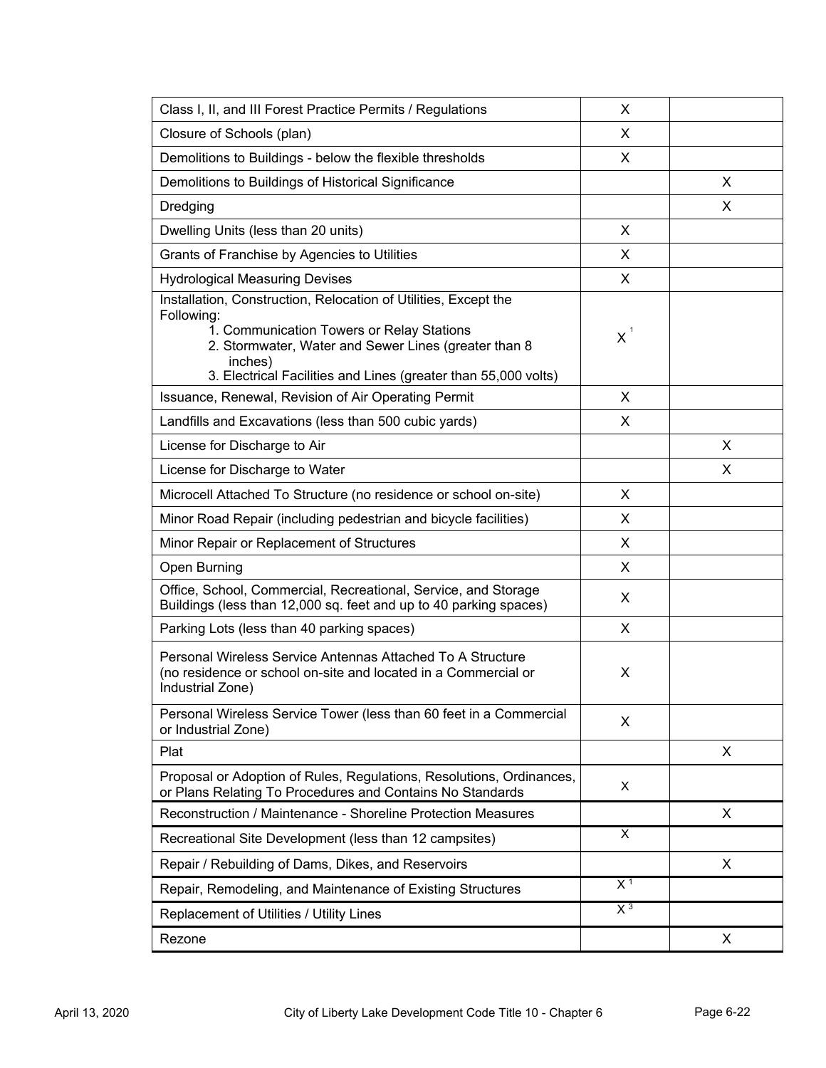| | | |
|---|---|---|
| Class I, II, and III Forest Practice Permits / Regulations | X | |
| Closure of Schools (plan) | X | |
| Demolitions to Buildings - below the flexible thresholds | X | |
| Demolitions to Buildings of Historical Significance | | X |
| Dredging | | X |
| Dwelling Units (less than 20 units) | X | |
| Grants of Franchise by Agencies to Utilities | X | |
| Hydrological Measuring Devises | X | |
| Installation, Construction, Relocation of Utilities, Except the Following:<br>1. Communication Towers or Relay Stations<br>2. Stormwater, Water and Sewer Lines (greater than 8 inches)<br>3. Electrical Facilities and Lines (greater than 55,000 volts) | X [1] | |
| Issuance, Renewal, Revision of Air Operating Permit | X | |
| Landfills and Excavations (less than 500 cubic yards) | X | |
| License for Discharge to Air | | X |
| License for Discharge to Water | | X |
| Microcell Attached To Structure (no residence or school on-site) | X | |
| Minor Road Repair (including pedestrian and bicycle facilities) | X | |
| Minor Repair or Replacement of Structures | X | |
| Open Burning | X | |
| Office, School, Commercial, Recreational, Service, and Storage Buildings (less than 12,000 sq. feet and up to 40 parking spaces) | X | |
| Parking Lots (less than 40 parking spaces) | X | |
| Personal Wireless Service Antennas Attached To A Structure (no residence or school on-site and located in a Commercial or Industrial Zone) | X | |
| Personal Wireless Service Tower (less than 60 feet in a Commercial or Industrial Zone) | X | |
| Plat | | X |
| Proposal or Adoption of Rules, Regulations, Resolutions, Ordinances, or Plans Relating To Procedures and Contains No Standards | X | |
| Reconstruction / Maintenance - Shoreline Protection Measures | | X |
| Recreational Site Development (less than 12 campsites) | X | |
| Repair / Rebuilding of Dams, Dikes, and Reservoirs | | X |
| Repair, Remodeling, and Maintenance of Existing Structures | X [1] | |
| Replacement of Utilities / Utility Lines | X [3] | |
| Rezone | | X |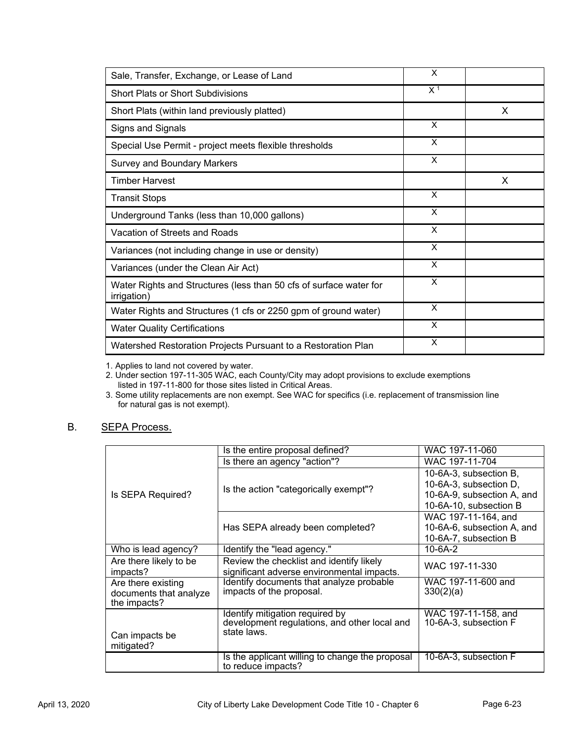| | | |
|---|---|---|
| Sale, Transfer, Exchange, or Lease of Land | X | |
| Short Plats or Short Subdivisions | X [1] | |
| Short Plats (within land previously platted) | | X |
| Signs and Signals | X | |
| Special Use Permit - project meets flexible thresholds | X | |
| Survey and Boundary Markers | X | |
| Timber Harvest | | X |
| Transit Stops | X | |
| Underground Tanks (less than 10,000 gallons) | X | |
| Vacation of Streets and Roads | X | |
| Variances (not including change in use or density) | X | |
| Variances (under the Clean Air Act) | X | |
| Water Rights and Structures (less than 50 cfs of surface water for irrigation) | X | |
| Water Rights and Structures (1 cfs or 2250 gpm of ground water) | X | |
| Water Quality Certifications | X | |
| Watershed Restoration Projects Pursuant to a Restoration Plan | X | |

1. Applies to land not covered by water.
2. Under section 197-11-305 WAC, each County/City may adopt provisions to exclude exemptions listed in 197-11-800 for those sites listed in Critical Areas.
3. Some utility replacements are non exempt. See WAC for specifics (i.e. replacement of transmission line for natural gas is not exempt).

B. SEPA Process.

| | | |
|---|---|---|
| Is SEPA Required? | Is the entire proposal defined? | WAC 197-11-060 |
| | Is there an agency "action"? | WAC 197-11-704 |
| | Is the action "categorically exempt"? | 10-6A-3, subsection B, 10-6A-3, subsection D, 10-6A-9, subsection A, and 10-6A-10, subsection B |
| | Has SEPA already been completed? | WAC 197-11-164, and 10-6A-6, subsection A, and 10-6A-7, subsection B |
| Who is lead agency? | Identify the "lead agency." | 10-6A-2 |
| Are there likely to be impacts? | Review the checklist and identify likely significant adverse environmental impacts. | WAC 197-11-330 |
| Are there existing documents that analyze the impacts? | Identify documents that analyze probable impacts of the proposal. | WAC 197-11-600 and 330(2)(a) |
| Can impacts be mitigated? | Identify mitigation required by development regulations, and other local and state laws. | WAC 197-11-158, and 10-6A-3, subsection F |
| | Is the applicant willing to change the proposal to reduce impacts? | 10-6A-3, subsection F |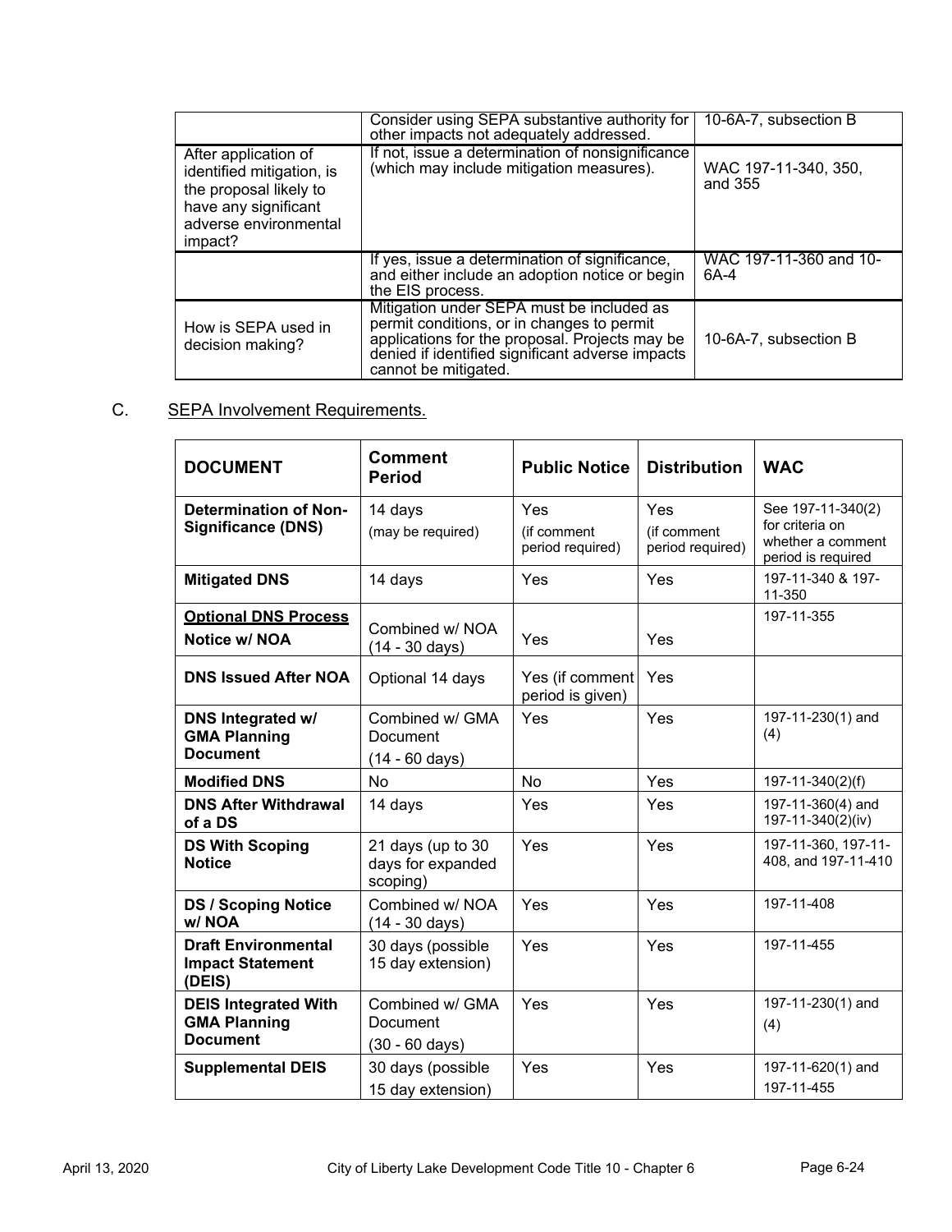| | | |
|---|---|---|
| | Consider using SEPA substantive authority for other impacts not adequately addressed. | 10-6A-7, subsection B |
| After application of identified mitigation, is the proposal likely to have any significant adverse environmental impact? | If not, issue a determination of nonsignificance (which may include mitigation measures). | WAC 197-11-340, 350, and 355 |
| | If yes, issue a determination of significance, and either include an adoption notice or begin the EIS process. | WAC 197-11-360 and 10-6A-4 |
| How is SEPA used in decision making? | Mitigation under SEPA must be included as permit conditions, or in changes to permit applications for the proposal. Projects may be denied if identified significant adverse impacts cannot be mitigated. | 10-6A-7, subsection B |

C. <u>SEPA Involvement Requirements.</u>

| DOCUMENT | Comment Period | Public Notice | Distribution | WAC |
|---|---|---|---|---|
| **Determination of Non-Significance (DNS)** | 14 days (may be required) | Yes (if comment period required) | Yes (if comment period required) | See 197-11-340(2) for criteria on whether a comment period is required |
| **Mitigated DNS** | 14 days | Yes | Yes | 197-11-340 & 197-11-350 |
| **<u>Optional DNS Process</u> Notice w/ NOA** | Combined w/ NOA (14 - 30 days) | Yes | Yes | 197-11-355 |
| **DNS Issued After NOA** | Optional 14 days | Yes (if comment period is given) | Yes | |
| **DNS Integrated w/ GMA Planning Document** | Combined w/ GMA Document (14 - 60 days) | Yes | Yes | 197-11-230(1) and (4) |
| **Modified DNS** | No | No | Yes | 197-11-340(2)(f) |
| **DNS After Withdrawal of a DS** | 14 days | Yes | Yes | 197-11-360(4) and 197-11-340(2)(iv) |
| **DS With Scoping Notice** | 21 days (up to 30 days for expanded scoping) | Yes | Yes | 197-11-360, 197-11-408, and 197-11-410 |
| **DS / Scoping Notice w/ NOA** | Combined w/ NOA (14 - 30 days) | Yes | Yes | 197-11-408 |
| **Draft Environmental Impact Statement (DEIS)** | 30 days (possible 15 day extension) | Yes | Yes | 197-11-455 |
| **DEIS Integrated With GMA Planning Document** | Combined w/ GMA Document (30 - 60 days) | Yes | Yes | 197-11-230(1) and (4) |
| **Supplemental DEIS** | 30 days (possible 15 day extension) | Yes | Yes | 197-11-620(1) and 197-11-455 |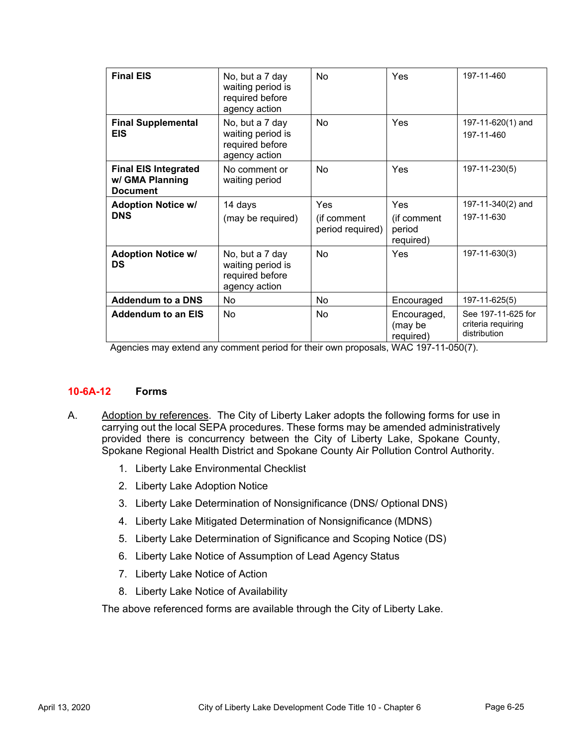| | | | | |
|---|---|---|---|---|
| **Final EIS** | No, but a 7 day waiting period is required before agency action | No | Yes | 197-11-460 |
| **Final Supplemental EIS** | No, but a 7 day waiting period is required before agency action | No | Yes | 197-11-620(1) and 197-11-460 |
| **Final EIS Integrated w/ GMA Planning Document** | No comment or waiting period | No | Yes | 197-11-230(5) |
| **Adoption Notice w/ DNS** | 14 days (may be required) | Yes (if comment period required) | Yes (if comment period required) | 197-11-340(2) and 197-11-630 |
| **Adoption Notice w/ DS** | No, but a 7 day waiting period is required before agency action | No | Yes | 197-11-630(3) |
| **Addendum to a DNS** | No | No | Encouraged | 197-11-625(5) |
| **Addendum to an EIS** | No | No | Encouraged, (may be required) | See 197-11-625 for criteria requiring distribution |

Agencies may extend any comment period for their own proposals, WAC 197-11-050(7).

## 10-6A-12 Forms

A. Adoption by references. The City of Liberty Laker adopts the following forms for use in carrying out the local SEPA procedures. These forms may be amended administratively provided there is concurrency between the City of Liberty Lake, Spokane County, Spokane Regional Health District and Spokane County Air Pollution Control Authority.

1. Liberty Lake Environmental Checklist
2. Liberty Lake Adoption Notice
3. Liberty Lake Determination of Nonsignificance (DNS/ Optional DNS)
4. Liberty Lake Mitigated Determination of Nonsignificance (MDNS)
5. Liberty Lake Determination of Significance and Scoping Notice (DS)
6. Liberty Lake Notice of Assumption of Lead Agency Status
7. Liberty Lake Notice of Action
8. Liberty Lake Notice of Availability

The above referenced forms are available through the City of Liberty Lake.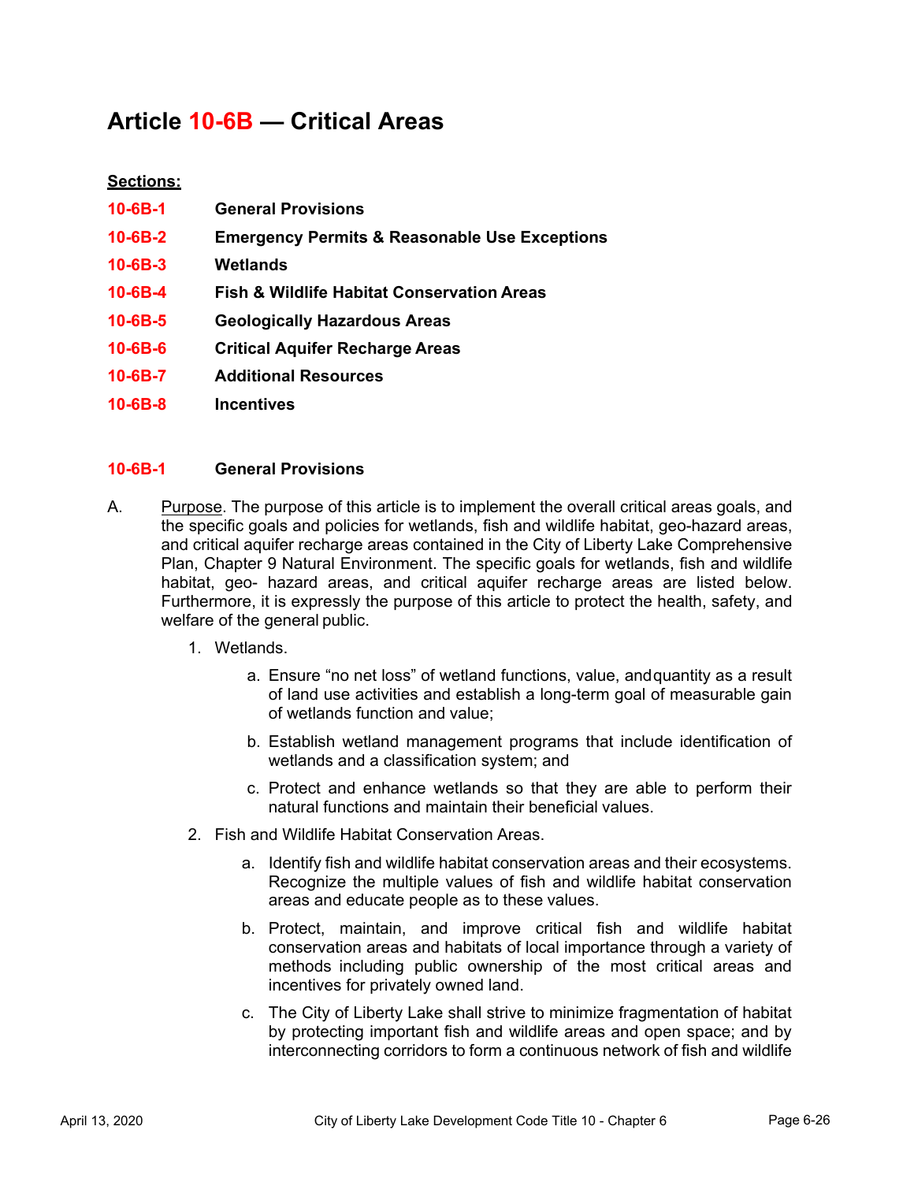# Article 10-6B — Critical Areas

**Sections:**

| | |
|---|---|
| **10-6B-1** | **General Provisions** |
| **10-6B-2** | **Emergency Permits & Reasonable Use Exceptions** |
| **10-6B-3** | **Wetlands** |
| **10-6B-4** | **Fish & Wildlife Habitat Conservation Areas** |
| **10-6B-5** | **Geologically Hazardous Areas** |
| **10-6B-6** | **Critical Aquifer Recharge Areas** |
| **10-6B-7** | **Additional Resources** |
| **10-6B-8** | **Incentives** |

## 10-6B-1 General Provisions

A. Purpose. The purpose of this article is to implement the overall critical areas goals, and the specific goals and policies for wetlands, fish and wildlife habitat, geo-hazard areas, and critical aquifer recharge areas contained in the City of Liberty Lake Comprehensive Plan, Chapter 9 Natural Environment. The specific goals for wetlands, fish and wildlife habitat, geo- hazard areas, and critical aquifer recharge areas are listed below. Furthermore, it is expressly the purpose of this article to protect the health, safety, and welfare of the general public.

1. Wetlands.

    a. Ensure "no net loss" of wetland functions, value, and quantity as a result of land use activities and establish a long-term goal of measurable gain of wetlands function and value;

    b. Establish wetland management programs that include identification of wetlands and a classification system; and

    c. Protect and enhance wetlands so that they are able to perform their natural functions and maintain their beneficial values.

2. Fish and Wildlife Habitat Conservation Areas.

    a. Identify fish and wildlife habitat conservation areas and their ecosystems. Recognize the multiple values of fish and wildlife habitat conservation areas and educate people as to these values.

    b. Protect, maintain, and improve critical fish and wildlife habitat conservation areas and habitats of local importance through a variety of methods including public ownership of the most critical areas and incentives for privately owned land.

    c. The City of Liberty Lake shall strive to minimize fragmentation of habitat by protecting important fish and wildlife areas and open space; and by interconnecting corridors to form a continuous network of fish and wildlife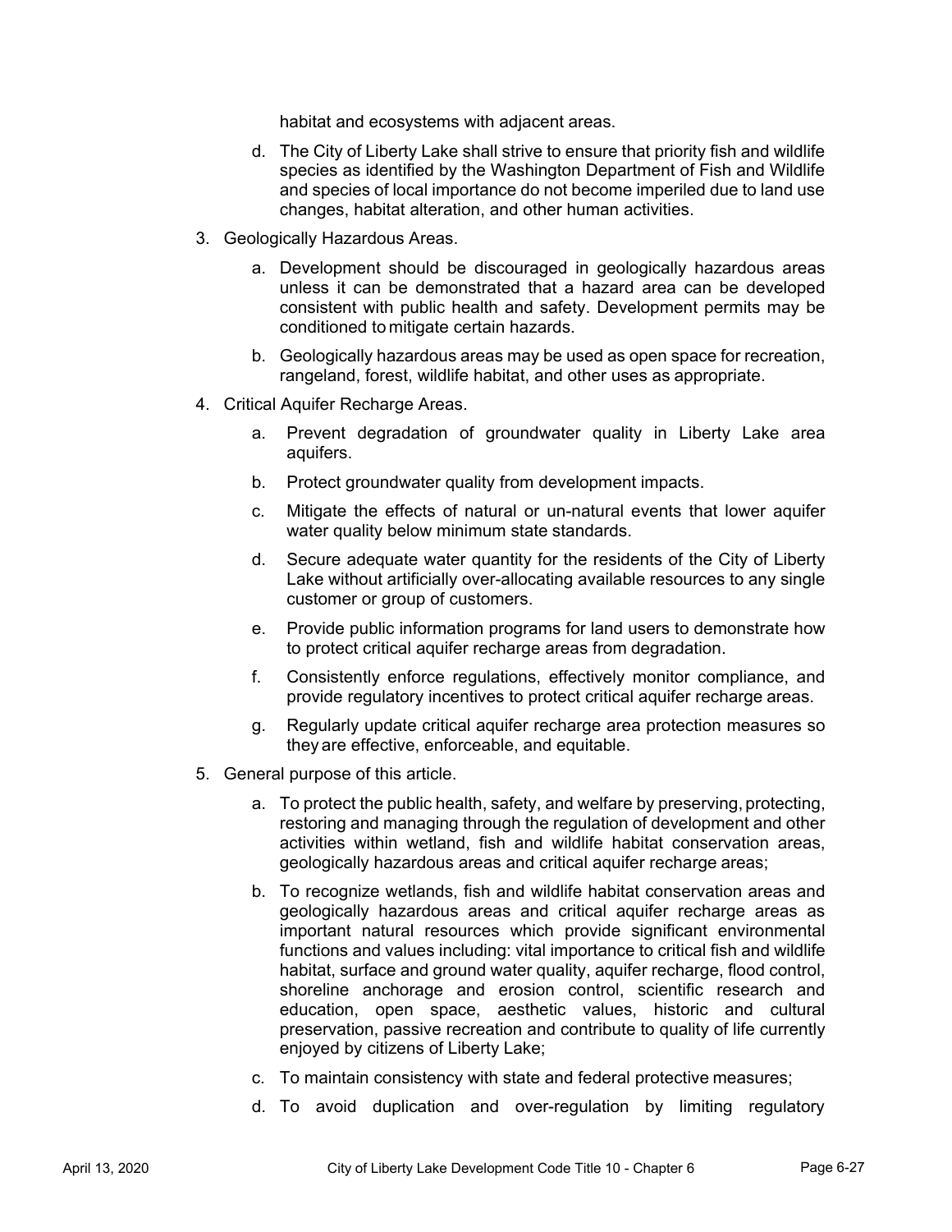habitat and ecosystems with adjacent areas.

   d. The City of Liberty Lake shall strive to ensure that priority fish and wildlife species as identified by the Washington Department of Fish and Wildlife and species of local importance do not become imperiled due to land use changes, habitat alteration, and other human activities.

3. Geologically Hazardous Areas.

   a. Development should be discouraged in geologically hazardous areas unless it can be demonstrated that a hazard area can be developed consistent with public health and safety. Development permits may be conditioned to mitigate certain hazards.

   b. Geologically hazardous areas may be used as open space for recreation, rangeland, forest, wildlife habitat, and other uses as appropriate.

4. Critical Aquifer Recharge Areas.

   a. Prevent degradation of groundwater quality in Liberty Lake area aquifers.

   b. Protect groundwater quality from development impacts.

   c. Mitigate the effects of natural or un-natural events that lower aquifer water quality below minimum state standards.

   d. Secure adequate water quantity for the residents of the City of Liberty Lake without artificially over-allocating available resources to any single customer or group of customers.

   e. Provide public information programs for land users to demonstrate how to protect critical aquifer recharge areas from degradation.

   f. Consistently enforce regulations, effectively monitor compliance, and provide regulatory incentives to protect critical aquifer recharge areas.

   g. Regularly update critical aquifer recharge area protection measures so they are effective, enforceable, and equitable.

5. General purpose of this article.

   a. To protect the public health, safety, and welfare by preserving, protecting, restoring and managing through the regulation of development and other activities within wetland, fish and wildlife habitat conservation areas, geologically hazardous areas and critical aquifer recharge areas;

   b. To recognize wetlands, fish and wildlife habitat conservation areas and geologically hazardous areas and critical aquifer recharge areas as important natural resources which provide significant environmental functions and values including: vital importance to critical fish and wildlife habitat, surface and ground water quality, aquifer recharge, flood control, shoreline anchorage and erosion control, scientific research and education, open space, aesthetic values, historic and cultural preservation, passive recreation and contribute to quality of life currently enjoyed by citizens of Liberty Lake;

   c. To maintain consistency with state and federal protective measures;

   d. To avoid duplication and over-regulation by limiting regulatory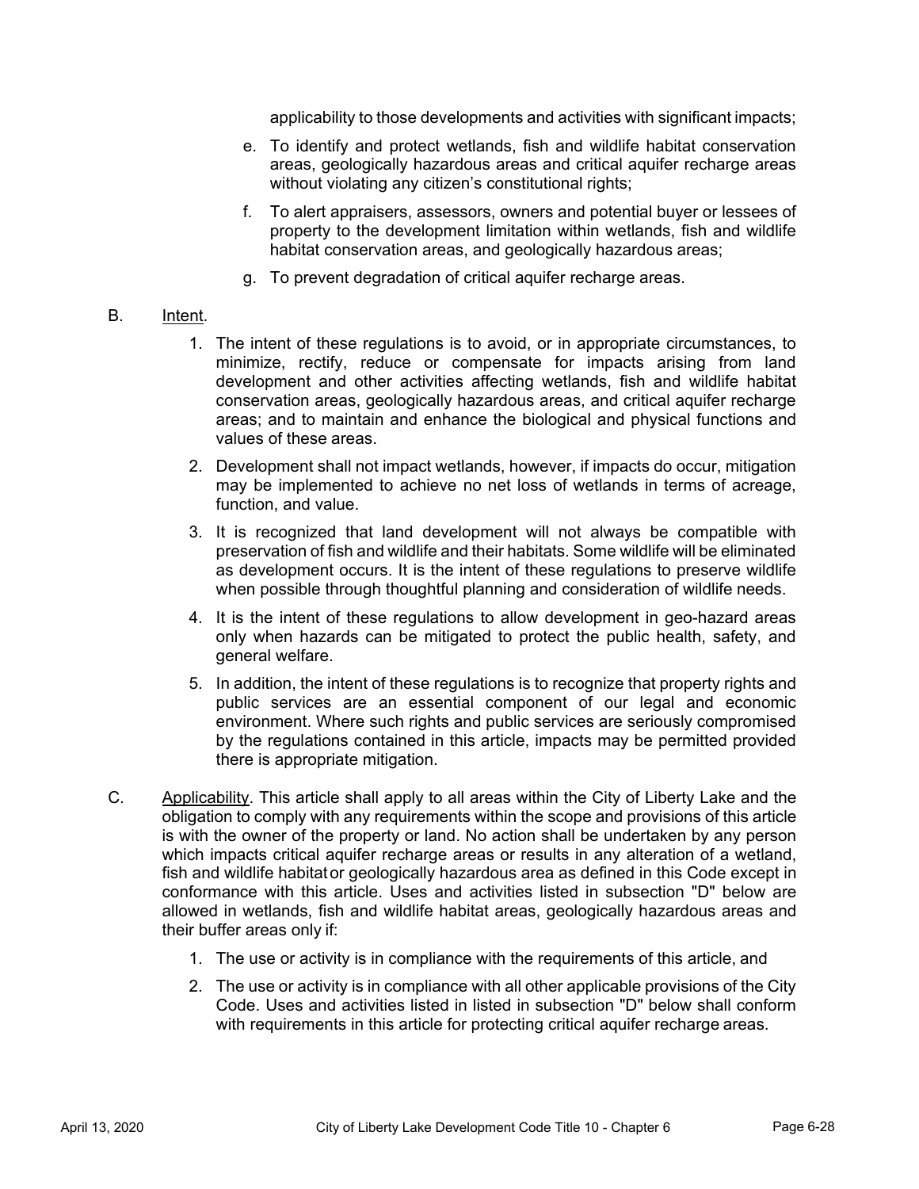applicability to those developments and activities with significant impacts;

e. To identify and protect wetlands, fish and wildlife habitat conservation areas, geologically hazardous areas and critical aquifer recharge areas without violating any citizen's constitutional rights;

f. To alert appraisers, assessors, owners and potential buyer or lessees of property to the development limitation within wetlands, fish and wildlife habitat conservation areas, and geologically hazardous areas;

g. To prevent degradation of critical aquifer recharge areas.

B. Intent.

1. The intent of these regulations is to avoid, or in appropriate circumstances, to minimize, rectify, reduce or compensate for impacts arising from land development and other activities affecting wetlands, fish and wildlife habitat conservation areas, geologically hazardous areas, and critical aquifer recharge areas; and to maintain and enhance the biological and physical functions and values of these areas.

2. Development shall not impact wetlands, however, if impacts do occur, mitigation may be implemented to achieve no net loss of wetlands in terms of acreage, function, and value.

3. It is recognized that land development will not always be compatible with preservation of fish and wildlife and their habitats. Some wildlife will be eliminated as development occurs. It is the intent of these regulations to preserve wildlife when possible through thoughtful planning and consideration of wildlife needs.

4. It is the intent of these regulations to allow development in geo-hazard areas only when hazards can be mitigated to protect the public health, safety, and general welfare.

5. In addition, the intent of these regulations is to recognize that property rights and public services are an essential component of our legal and economic environment. Where such rights and public services are seriously compromised by the regulations contained in this article, impacts may be permitted provided there is appropriate mitigation.

C. Applicability. This article shall apply to all areas within the City of Liberty Lake and the obligation to comply with any requirements within the scope and provisions of this article is with the owner of the property or land. No action shall be undertaken by any person which impacts critical aquifer recharge areas or results in any alteration of a wetland, fish and wildlife habitat or geologically hazardous area as defined in this Code except in conformance with this article. Uses and activities listed in subsection "D" below are allowed in wetlands, fish and wildlife habitat areas, geologically hazardous areas and their buffer areas only if:

1. The use or activity is in compliance with the requirements of this article, and

2. The use or activity is in compliance with all other applicable provisions of the City Code. Uses and activities listed in listed in subsection "D" below shall conform with requirements in this article for protecting critical aquifer recharge areas.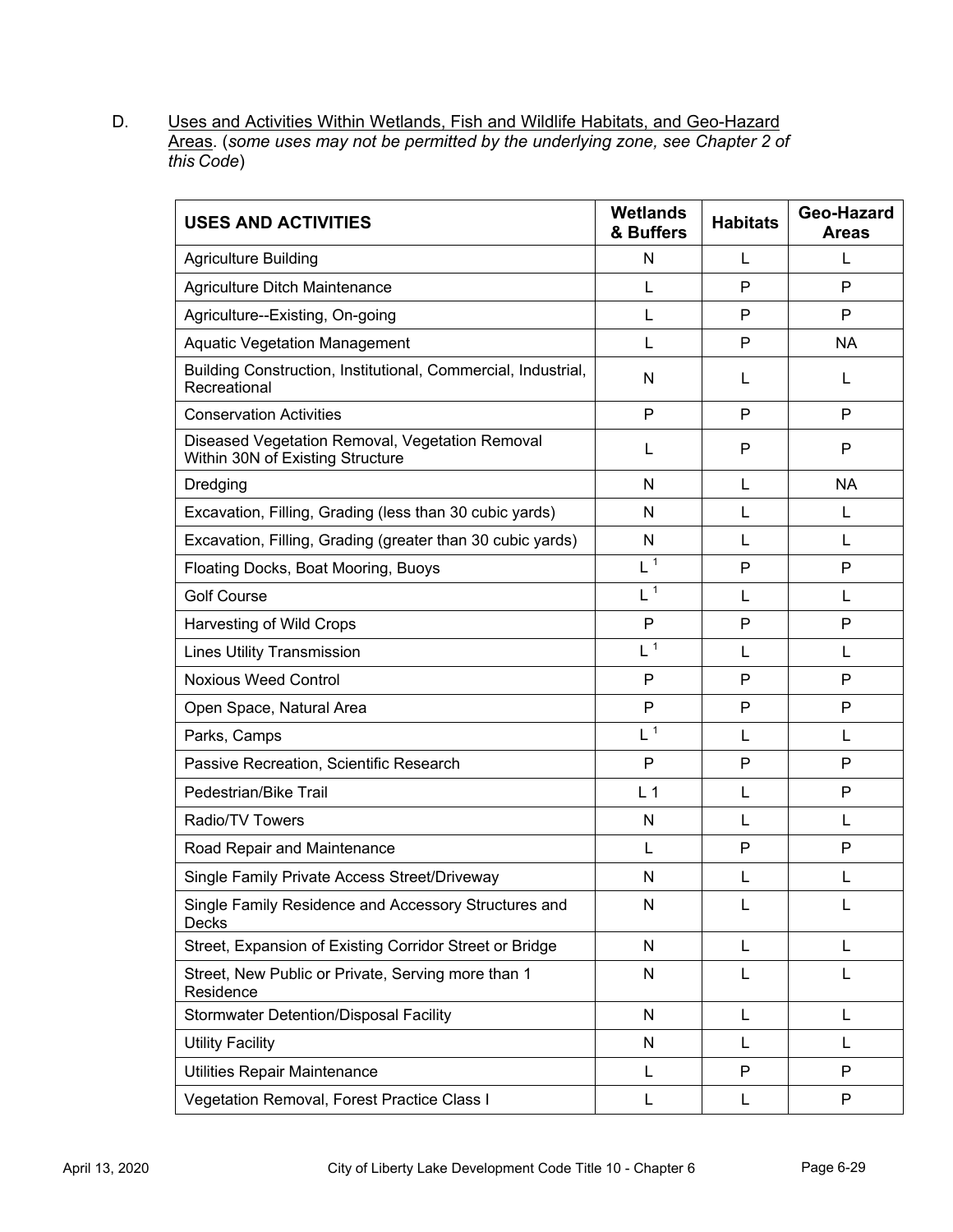D. Uses and Activities Within Wetlands, Fish and Wildlife Habitats, and Geo-Hazard Areas. (*some uses may not be permitted by the underlying zone, see Chapter 2 of this Code*)

| USES AND ACTIVITIES | Wetlands & Buffers | Habitats | Geo-Hazard Areas |
|---|---|---|---|
| Agriculture Building | N | L | L |
| Agriculture Ditch Maintenance | L | P | P |
| Agriculture--Existing, On-going | L | P | P |
| Aquatic Vegetation Management | L | P | NA |
| Building Construction, Institutional, Commercial, Industrial, Recreational | N | L | L |
| Conservation Activities | P | P | P |
| Diseased Vegetation Removal, Vegetation Removal Within 30N of Existing Structure | L | P | P |
| Dredging | N | L | NA |
| Excavation, Filling, Grading (less than 30 cubic yards) | N | L | L |
| Excavation, Filling, Grading (greater than 30 cubic yards) | N | L | L |
| Floating Docks, Boat Mooring, Buoys | L [1] | P | P |
| Golf Course | L [1] | L | L |
| Harvesting of Wild Crops | P | P | P |
| Lines Utility Transmission | L [1] | L | L |
| Noxious Weed Control | P | P | P |
| Open Space, Natural Area | P | P | P |
| Parks, Camps | L [1] | L | L |
| Passive Recreation, Scientific Research | P | P | P |
| Pedestrian/Bike Trail | L 1 | L | P |
| Radio/TV Towers | N | L | L |
| Road Repair and Maintenance | L | P | P |
| Single Family Private Access Street/Driveway | N | L | L |
| Single Family Residence and Accessory Structures and Decks | N | L | L |
| Street, Expansion of Existing Corridor Street or Bridge | N | L | L |
| Street, New Public or Private, Serving more than 1 Residence | N | L | L |
| Stormwater Detention/Disposal Facility | N | L | L |
| Utility Facility | N | L | L |
| Utilities Repair Maintenance | L | P | P |
| Vegetation Removal, Forest Practice Class I | L | L | P |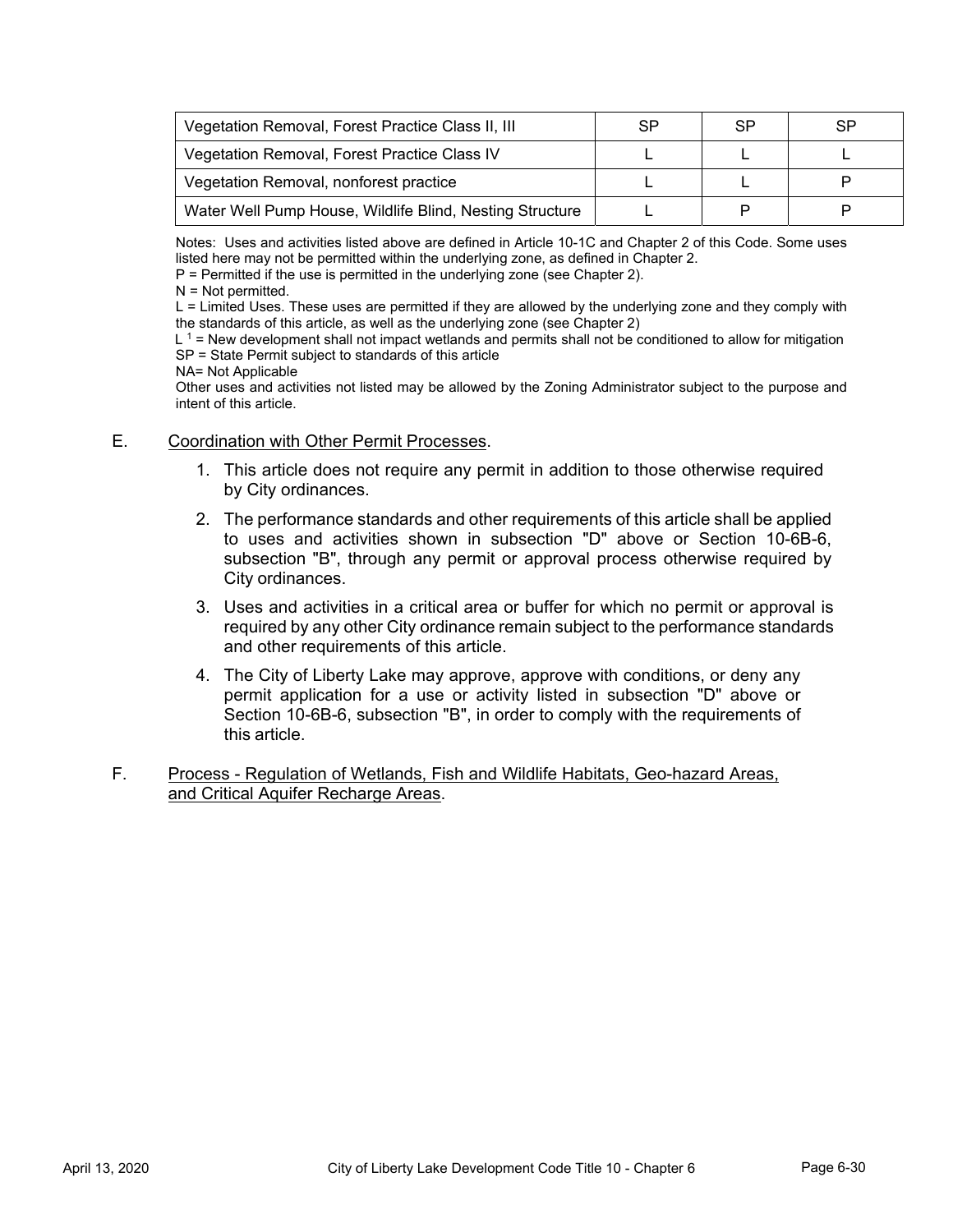| | | | |
|---|---|---|---|
| Vegetation Removal, Forest Practice Class II, III | SP | SP | SP |
| Vegetation Removal, Forest Practice Class IV | L | L | L |
| Vegetation Removal, nonforest practice | L | L | P |
| Water Well Pump House, Wildlife Blind, Nesting Structure | L | P | P |

Notes: Uses and activities listed above are defined in Article 10-1C and Chapter 2 of this Code. Some uses listed here may not be permitted within the underlying zone, as defined in Chapter 2.
P = Permitted if the use is permitted in the underlying zone (see Chapter 2).
N = Not permitted.
L = Limited Uses. These uses are permitted if they are allowed by the underlying zone and they comply with the standards of this article, as well as the underlying zone (see Chapter 2)
L [1] = New development shall not impact wetlands and permits shall not be conditioned to allow for mitigation
SP = State Permit subject to standards of this article
NA= Not Applicable
Other uses and activities not listed may be allowed by the Zoning Administrator subject to the purpose and intent of this article.

E. Coordination with Other Permit Processes.

1. This article does not require any permit in addition to those otherwise required by City ordinances.
2. The performance standards and other requirements of this article shall be applied to uses and activities shown in subsection "D" above or Section 10-6B-6, subsection "B", through any permit or approval process otherwise required by City ordinances.
3. Uses and activities in a critical area or buffer for which no permit or approval is required by any other City ordinance remain subject to the performance standards and other requirements of this article.
4. The City of Liberty Lake may approve, approve with conditions, or deny any permit application for a use or activity listed in subsection "D" above or Section 10-6B-6, subsection "B", in order to comply with the requirements of this article.

F. Process - Regulation of Wetlands, Fish and Wildlife Habitats, Geo-hazard Areas, and Critical Aquifer Recharge Areas.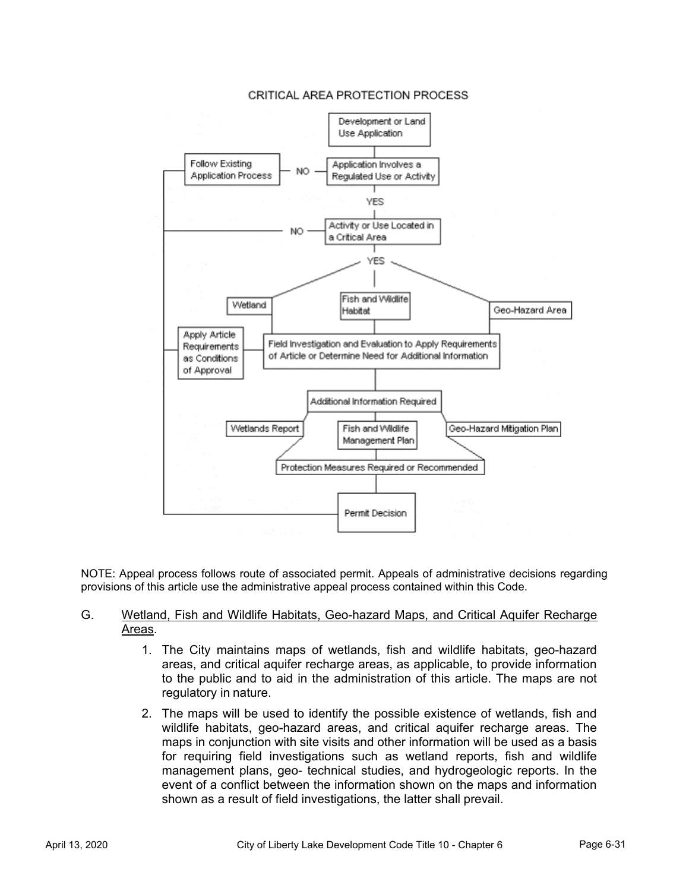CRITICAL AREA PROTECTION PROCESS

- Development or Land Use Application
- Application Involves a Regulated Use or Activity
  - NO → Follow Existing Application Process → Permit Decision
  - YES → Activity or Use Located in a Critical Area
    - NO → Permit Decision
    - YES → Wetland / Fish and Wildlife Habitat / Geo-Hazard Area
      - Field Investigation and Evaluation to Apply Requirements of Article or Determine Need for Additional Information
        - Apply Article Requirements as Conditions of Approval → Permit Decision
        - Additional Information Required
          - Wetlands Report / Fish and Wildlife Management Plan / Geo-Hazard Mitigation Plan
            - Protection Measures Required or Recommended
              - Permit Decision

NOTE: Appeal process follows route of associated permit. Appeals of administrative decisions regarding provisions of this article use the administrative appeal process contained within this Code.

G. Wetland, Fish and Wildlife Habitats, Geo-hazard Maps, and Critical Aquifer Recharge Areas.

1. The City maintains maps of wetlands, fish and wildlife habitats, geo-hazard areas, and critical aquifer recharge areas, as applicable, to provide information to the public and to aid in the administration of this article. The maps are not regulatory in nature.

2. The maps will be used to identify the possible existence of wetlands, fish and wildlife habitats, geo-hazard areas, and critical aquifer recharge areas. The maps in conjunction with site visits and other information will be used as a basis for requiring field investigations such as wetland reports, fish and wildlife management plans, geo- technical studies, and hydrogeologic reports. In the event of a conflict between the information shown on the maps and information shown as a result of field investigations, the latter shall prevail.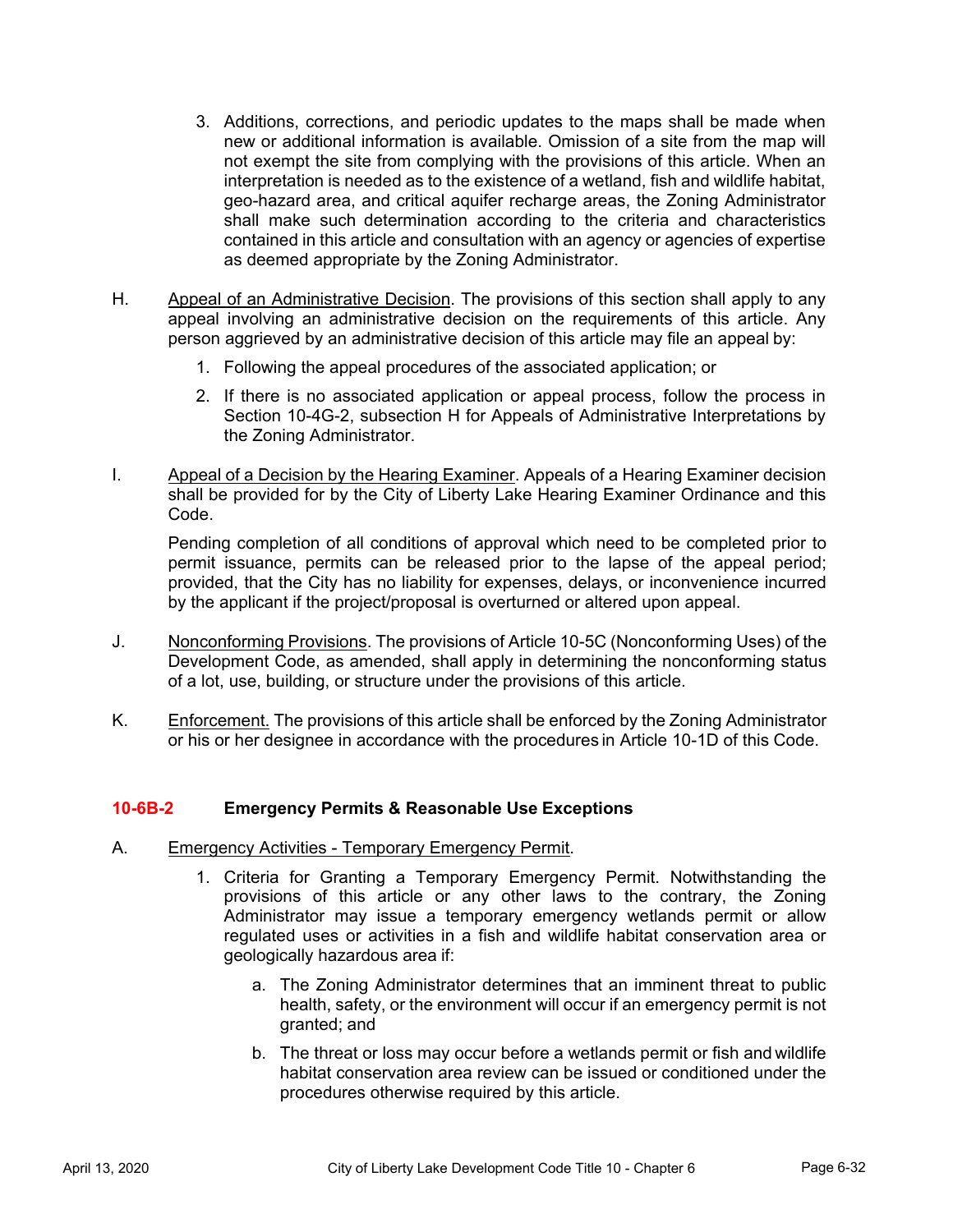3. Additions, corrections, and periodic updates to the maps shall be made when new or additional information is available. Omission of a site from the map will not exempt the site from complying with the provisions of this article. When an interpretation is needed as to the existence of a wetland, fish and wildlife habitat, geo-hazard area, and critical aquifer recharge areas, the Zoning Administrator shall make such determination according to the criteria and characteristics contained in this article and consultation with an agency or agencies of expertise as deemed appropriate by the Zoning Administrator.

H. Appeal of an Administrative Decision. The provisions of this section shall apply to any appeal involving an administrative decision on the requirements of this article. Any person aggrieved by an administrative decision of this article may file an appeal by:

1. Following the appeal procedures of the associated application; or
2. If there is no associated application or appeal process, follow the process in Section 10-4G-2, subsection H for Appeals of Administrative Interpretations by the Zoning Administrator.

I. Appeal of a Decision by the Hearing Examiner. Appeals of a Hearing Examiner decision shall be provided for by the City of Liberty Lake Hearing Examiner Ordinance and this Code.

Pending completion of all conditions of approval which need to be completed prior to permit issuance, permits can be released prior to the lapse of the appeal period; provided, that the City has no liability for expenses, delays, or inconvenience incurred by the applicant if the project/proposal is overturned or altered upon appeal.

J. Nonconforming Provisions. The provisions of Article 10-5C (Nonconforming Uses) of the Development Code, as amended, shall apply in determining the nonconforming status of a lot, use, building, or structure under the provisions of this article.

K. Enforcement. The provisions of this article shall be enforced by the Zoning Administrator or his or her designee in accordance with the procedures in Article 10-1D of this Code.

### 10-6B-2 Emergency Permits & Reasonable Use Exceptions

A. Emergency Activities - Temporary Emergency Permit.

1. Criteria for Granting a Temporary Emergency Permit. Notwithstanding the provisions of this article or any other laws to the contrary, the Zoning Administrator may issue a temporary emergency wetlands permit or allow regulated uses or activities in a fish and wildlife habitat conservation area or geologically hazardous area if:
   a. The Zoning Administrator determines that an imminent threat to public health, safety, or the environment will occur if an emergency permit is not granted; and
   b. The threat or loss may occur before a wetlands permit or fish and wildlife habitat conservation area review can be issued or conditioned under the procedures otherwise required by this article.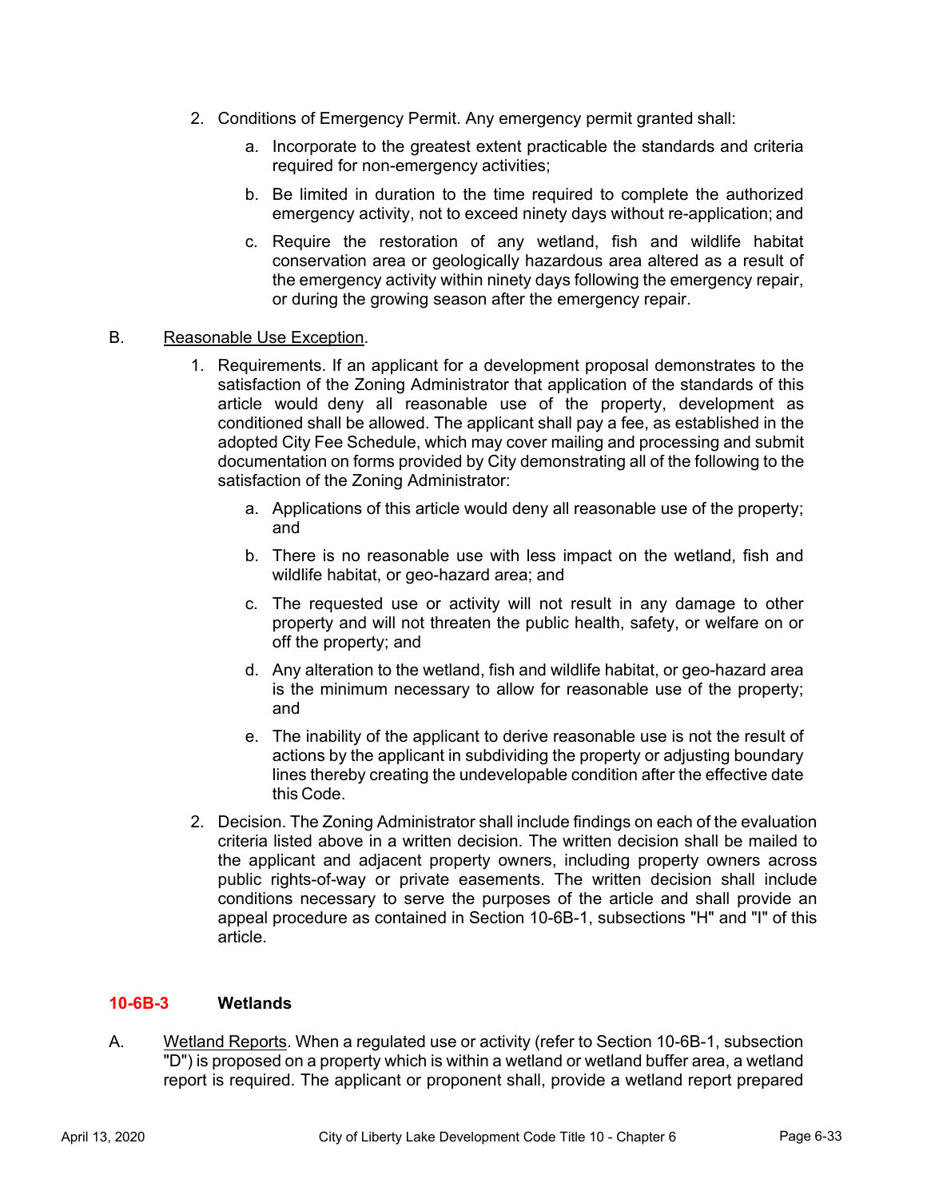2. Conditions of Emergency Permit. Any emergency permit granted shall:

    a. Incorporate to the greatest extent practicable the standards and criteria required for non-emergency activities;

    b. Be limited in duration to the time required to complete the authorized emergency activity, not to exceed ninety days without re-application; and

    c. Require the restoration of any wetland, fish and wildlife habitat conservation area or geologically hazardous area altered as a result of the emergency activity within ninety days following the emergency repair, or during the growing season after the emergency repair.

B. Reasonable Use Exception.

1. Requirements. If an applicant for a development proposal demonstrates to the satisfaction of the Zoning Administrator that application of the standards of this article would deny all reasonable use of the property, development as conditioned shall be allowed. The applicant shall pay a fee, as established in the adopted City Fee Schedule, which may cover mailing and processing and submit documentation on forms provided by City demonstrating all of the following to the satisfaction of the Zoning Administrator:

    a. Applications of this article would deny all reasonable use of the property; and

    b. There is no reasonable use with less impact on the wetland, fish and wildlife habitat, or geo-hazard area; and

    c. The requested use or activity will not result in any damage to other property and will not threaten the public health, safety, or welfare on or off the property; and

    d. Any alteration to the wetland, fish and wildlife habitat, or geo-hazard area is the minimum necessary to allow for reasonable use of the property; and

    e. The inability of the applicant to derive reasonable use is not the result of actions by the applicant in subdividing the property or adjusting boundary lines thereby creating the undevelopable condition after the effective date this Code.

2. Decision. The Zoning Administrator shall include findings on each of the evaluation criteria listed above in a written decision. The written decision shall be mailed to the applicant and adjacent property owners, including property owners across public rights-of-way or private easements. The written decision shall include conditions necessary to serve the purposes of the article and shall provide an appeal procedure as contained in Section 10-6B-1, subsections "H" and "I" of this article.

## 10-6B-3 Wetlands

A. Wetland Reports. When a regulated use or activity (refer to Section 10-6B-1, subsection "D") is proposed on a property which is within a wetland or wetland buffer area, a wetland report is required. The applicant or proponent shall, provide a wetland report prepared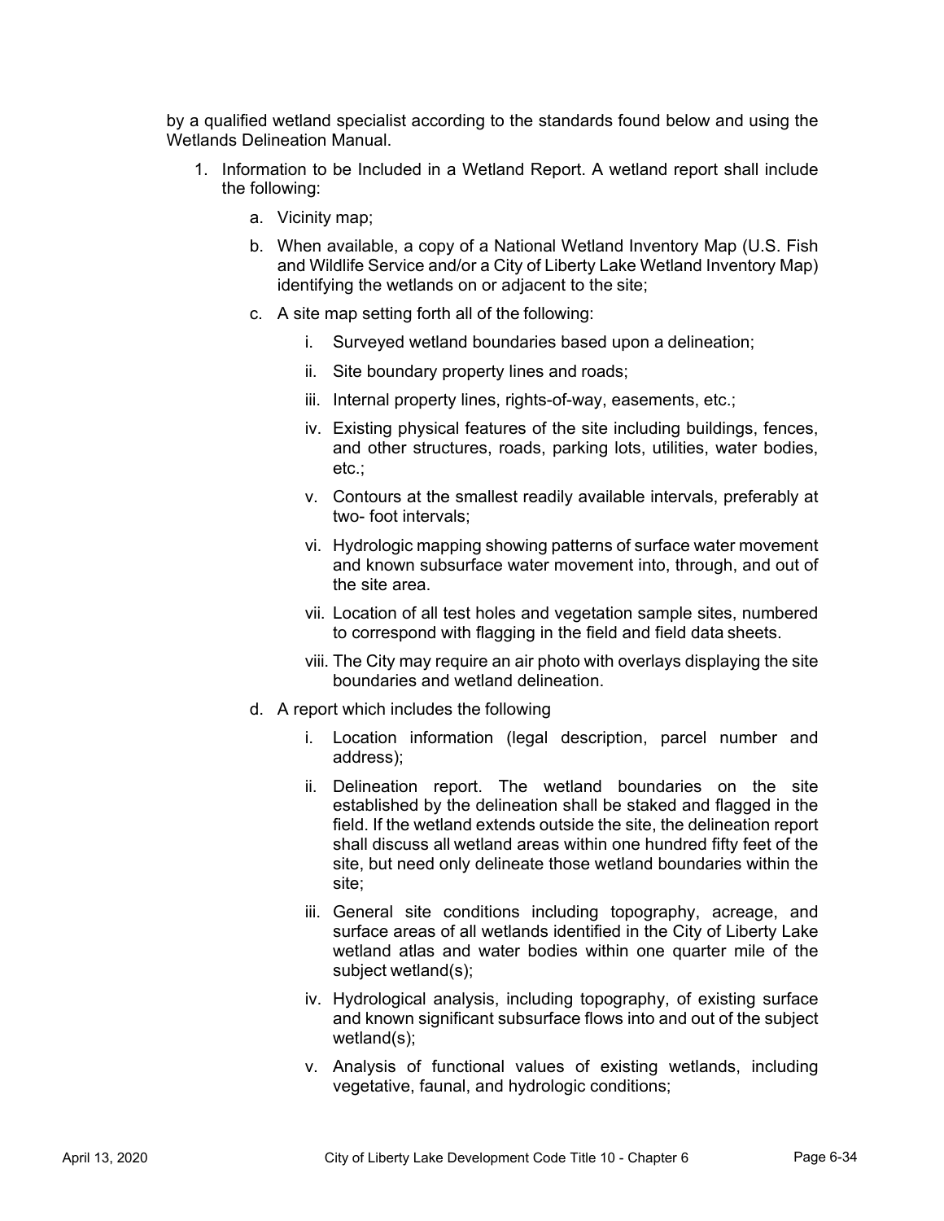by a qualified wetland specialist according to the standards found below and using the Wetlands Delineation Manual.

1. Information to be Included in a Wetland Report. A wetland report shall include the following:

    a. Vicinity map;

    b. When available, a copy of a National Wetland Inventory Map (U.S. Fish and Wildlife Service and/or a City of Liberty Lake Wetland Inventory Map) identifying the wetlands on or adjacent to the site;

    c. A site map setting forth all of the following:

        i. Surveyed wetland boundaries based upon a delineation;

        ii. Site boundary property lines and roads;

        iii. Internal property lines, rights-of-way, easements, etc.;

        iv. Existing physical features of the site including buildings, fences, and other structures, roads, parking lots, utilities, water bodies, etc.;

        v. Contours at the smallest readily available intervals, preferably at two- foot intervals;

        vi. Hydrologic mapping showing patterns of surface water movement and known subsurface water movement into, through, and out of the site area.

        vii. Location of all test holes and vegetation sample sites, numbered to correspond with flagging in the field and field data sheets.

        viii. The City may require an air photo with overlays displaying the site boundaries and wetland delineation.

    d. A report which includes the following

        i. Location information (legal description, parcel number and address);

        ii. Delineation report. The wetland boundaries on the site established by the delineation shall be staked and flagged in the field. If the wetland extends outside the site, the delineation report shall discuss all wetland areas within one hundred fifty feet of the site, but need only delineate those wetland boundaries within the site;

        iii. General site conditions including topography, acreage, and surface areas of all wetlands identified in the City of Liberty Lake wetland atlas and water bodies within one quarter mile of the subject wetland(s);

        iv. Hydrological analysis, including topography, of existing surface and known significant subsurface flows into and out of the subject wetland(s);

        v. Analysis of functional values of existing wetlands, including vegetative, faunal, and hydrologic conditions;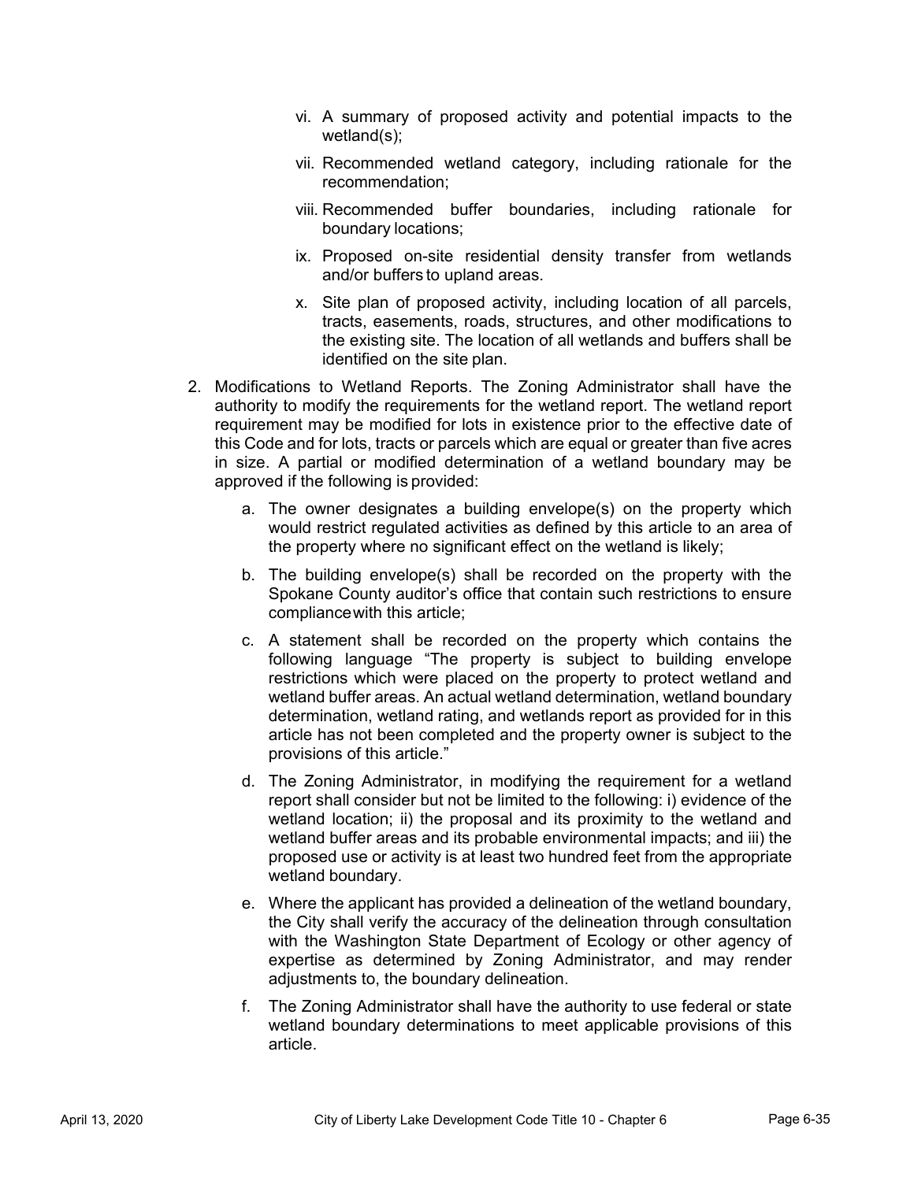vi. A summary of proposed activity and potential impacts to the wetland(s);

vii. Recommended wetland category, including rationale for the recommendation;

viii. Recommended buffer boundaries, including rationale for boundary locations;

ix. Proposed on-site residential density transfer from wetlands and/or buffers to upland areas.

x. Site plan of proposed activity, including location of all parcels, tracts, easements, roads, structures, and other modifications to the existing site. The location of all wetlands and buffers shall be identified on the site plan.

2. Modifications to Wetland Reports. The Zoning Administrator shall have the authority to modify the requirements for the wetland report. The wetland report requirement may be modified for lots in existence prior to the effective date of this Code and for lots, tracts or parcels which are equal or greater than five acres in size. A partial or modified determination of a wetland boundary may be approved if the following is provided:

   a. The owner designates a building envelope(s) on the property which would restrict regulated activities as defined by this article to an area of the property where no significant effect on the wetland is likely;

   b. The building envelope(s) shall be recorded on the property with the Spokane County auditor's office that contain such restrictions to ensure compliance with this article;

   c. A statement shall be recorded on the property which contains the following language "The property is subject to building envelope restrictions which were placed on the property to protect wetland and wetland buffer areas. An actual wetland determination, wetland boundary determination, wetland rating, and wetlands report as provided for in this article has not been completed and the property owner is subject to the provisions of this article."

   d. The Zoning Administrator, in modifying the requirement for a wetland report shall consider but not be limited to the following: i) evidence of the wetland location; ii) the proposal and its proximity to the wetland and wetland buffer areas and its probable environmental impacts; and iii) the proposed use or activity is at least two hundred feet from the appropriate wetland boundary.

   e. Where the applicant has provided a delineation of the wetland boundary, the City shall verify the accuracy of the delineation through consultation with the Washington State Department of Ecology or other agency of expertise as determined by Zoning Administrator, and may render adjustments to, the boundary delineation.

   f. The Zoning Administrator shall have the authority to use federal or state wetland boundary determinations to meet applicable provisions of this article.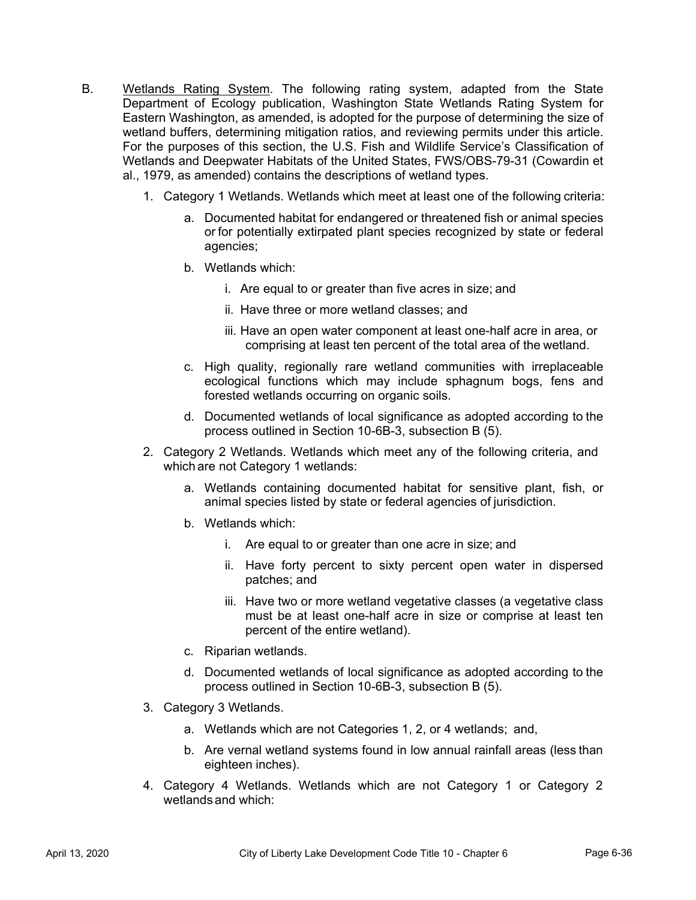B. <u>Wetlands Rating System</u>. The following rating system, adapted from the State Department of Ecology publication, Washington State Wetlands Rating System for Eastern Washington, as amended, is adopted for the purpose of determining the size of wetland buffers, determining mitigation ratios, and reviewing permits under this article. For the purposes of this section, the U.S. Fish and Wildlife Service's Classification of Wetlands and Deepwater Habitats of the United States, FWS/OBS-79-31 (Cowardin et al., 1979, as amended) contains the descriptions of wetland types.

1. Category 1 Wetlands. Wetlands which meet at least one of the following criteria:

   a. Documented habitat for endangered or threatened fish or animal species or for potentially extirpated plant species recognized by state or federal agencies;

   b. Wetlands which:

      i. Are equal to or greater than five acres in size; and

      ii. Have three or more wetland classes; and

      iii. Have an open water component at least one-half acre in area, or comprising at least ten percent of the total area of the wetland.

   c. High quality, regionally rare wetland communities with irreplaceable ecological functions which may include sphagnum bogs, fens and forested wetlands occurring on organic soils.

   d. Documented wetlands of local significance as adopted according to the process outlined in Section 10-6B-3, subsection B (5).

2. Category 2 Wetlands. Wetlands which meet any of the following criteria, and which are not Category 1 wetlands:

   a. Wetlands containing documented habitat for sensitive plant, fish, or animal species listed by state or federal agencies of jurisdiction.

   b. Wetlands which:

      i. Are equal to or greater than one acre in size; and

      ii. Have forty percent to sixty percent open water in dispersed patches; and

      iii. Have two or more wetland vegetative classes (a vegetative class must be at least one-half acre in size or comprise at least ten percent of the entire wetland).

   c. Riparian wetlands.

   d. Documented wetlands of local significance as adopted according to the process outlined in Section 10-6B-3, subsection B (5).

3. Category 3 Wetlands.

   a. Wetlands which are not Categories 1, 2, or 4 wetlands; and,

   b. Are vernal wetland systems found in low annual rainfall areas (less than eighteen inches).

4. Category 4 Wetlands. Wetlands which are not Category 1 or Category 2 wetlands and which: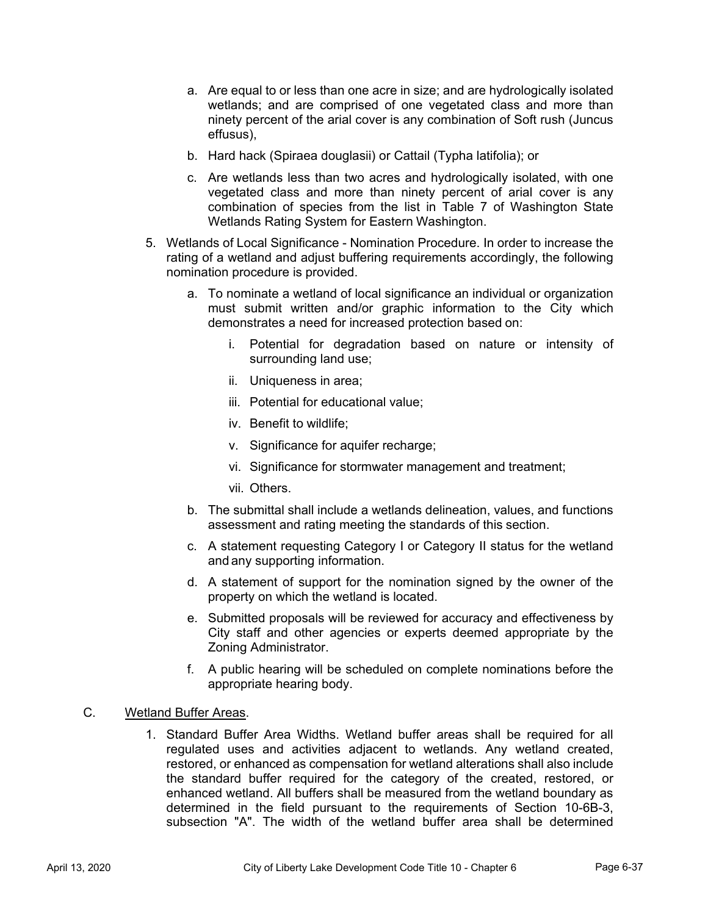a. Are equal to or less than one acre in size; and are hydrologically isolated wetlands; and are comprised of one vegetated class and more than ninety percent of the arial cover is any combination of Soft rush (Juncus effusus),

b. Hard hack (Spiraea douglasii) or Cattail (Typha latifolia); or

c. Are wetlands less than two acres and hydrologically isolated, with one vegetated class and more than ninety percent of arial cover is any combination of species from the list in Table 7 of Washington State Wetlands Rating System for Eastern Washington.

5. Wetlands of Local Significance - Nomination Procedure. In order to increase the rating of a wetland and adjust buffering requirements accordingly, the following nomination procedure is provided.

   a. To nominate a wetland of local significance an individual or organization must submit written and/or graphic information to the City which demonstrates a need for increased protection based on:

      i. Potential for degradation based on nature or intensity of surrounding land use;

      ii. Uniqueness in area;

      iii. Potential for educational value;

      iv. Benefit to wildlife;

      v. Significance for aquifer recharge;

      vi. Significance for stormwater management and treatment;

      vii. Others.

   b. The submittal shall include a wetlands delineation, values, and functions assessment and rating meeting the standards of this section.

   c. A statement requesting Category I or Category II status for the wetland and any supporting information.

   d. A statement of support for the nomination signed by the owner of the property on which the wetland is located.

   e. Submitted proposals will be reviewed for accuracy and effectiveness by City staff and other agencies or experts deemed appropriate by the Zoning Administrator.

   f. A public hearing will be scheduled on complete nominations before the appropriate hearing body.

C. Wetland Buffer Areas.

1. Standard Buffer Area Widths. Wetland buffer areas shall be required for all regulated uses and activities adjacent to wetlands. Any wetland created, restored, or enhanced as compensation for wetland alterations shall also include the standard buffer required for the category of the created, restored, or enhanced wetland. All buffers shall be measured from the wetland boundary as determined in the field pursuant to the requirements of Section 10-6B-3, subsection "A". The width of the wetland buffer area shall be determined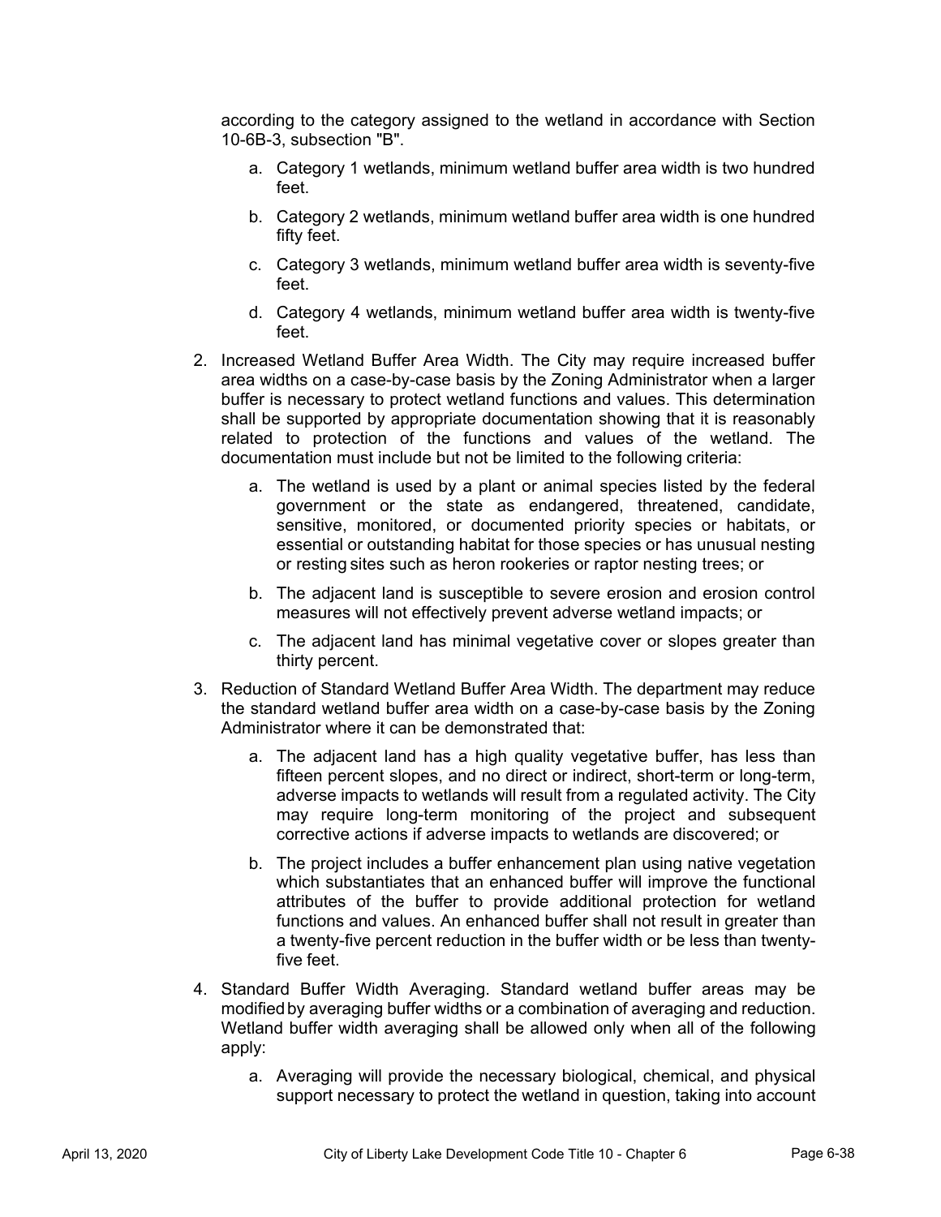according to the category assigned to the wetland in accordance with Section 10-6B-3, subsection "B".

   a. Category 1 wetlands, minimum wetland buffer area width is two hundred feet.

   b. Category 2 wetlands, minimum wetland buffer area width is one hundred fifty feet.

   c. Category 3 wetlands, minimum wetland buffer area width is seventy-five feet.

   d. Category 4 wetlands, minimum wetland buffer area width is twenty-five feet.

2. Increased Wetland Buffer Area Width. The City may require increased buffer area widths on a case-by-case basis by the Zoning Administrator when a larger buffer is necessary to protect wetland functions and values. This determination shall be supported by appropriate documentation showing that it is reasonably related to protection of the functions and values of the wetland. The documentation must include but not be limited to the following criteria:

   a. The wetland is used by a plant or animal species listed by the federal government or the state as endangered, threatened, candidate, sensitive, monitored, or documented priority species or habitats, or essential or outstanding habitat for those species or has unusual nesting or resting sites such as heron rookeries or raptor nesting trees; or

   b. The adjacent land is susceptible to severe erosion and erosion control measures will not effectively prevent adverse wetland impacts; or

   c. The adjacent land has minimal vegetative cover or slopes greater than thirty percent.

3. Reduction of Standard Wetland Buffer Area Width. The department may reduce the standard wetland buffer area width on a case-by-case basis by the Zoning Administrator where it can be demonstrated that:

   a. The adjacent land has a high quality vegetative buffer, has less than fifteen percent slopes, and no direct or indirect, short-term or long-term, adverse impacts to wetlands will result from a regulated activity. The City may require long-term monitoring of the project and subsequent corrective actions if adverse impacts to wetlands are discovered; or

   b. The project includes a buffer enhancement plan using native vegetation which substantiates that an enhanced buffer will improve the functional attributes of the buffer to provide additional protection for wetland functions and values. An enhanced buffer shall not result in greater than a twenty-five percent reduction in the buffer width or be less than twenty-five feet.

4. Standard Buffer Width Averaging. Standard wetland buffer areas may be modified by averaging buffer widths or a combination of averaging and reduction. Wetland buffer width averaging shall be allowed only when all of the following apply:

   a. Averaging will provide the necessary biological, chemical, and physical support necessary to protect the wetland in question, taking into account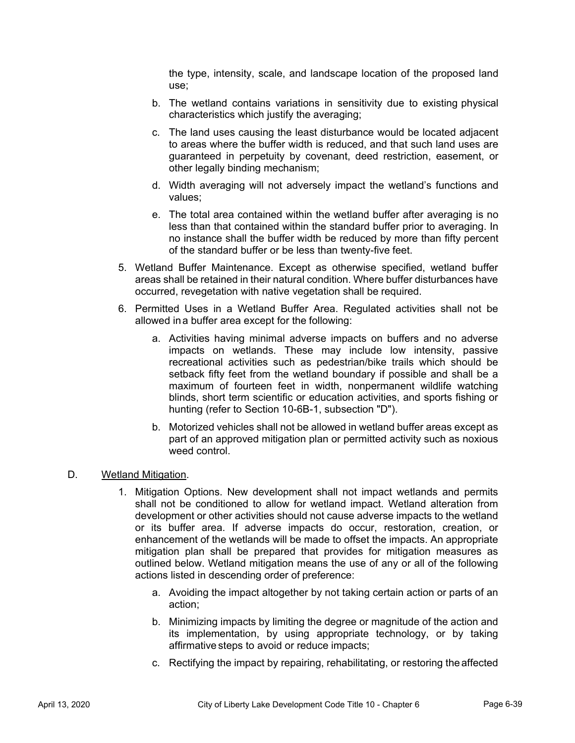the type, intensity, scale, and landscape location of the proposed land use;

b. The wetland contains variations in sensitivity due to existing physical characteristics which justify the averaging;

c. The land uses causing the least disturbance would be located adjacent to areas where the buffer width is reduced, and that such land uses are guaranteed in perpetuity by covenant, deed restriction, easement, or other legally binding mechanism;

d. Width averaging will not adversely impact the wetland's functions and values;

e. The total area contained within the wetland buffer after averaging is no less than that contained within the standard buffer prior to averaging. In no instance shall the buffer width be reduced by more than fifty percent of the standard buffer or be less than twenty-five feet.

5. Wetland Buffer Maintenance. Except as otherwise specified, wetland buffer areas shall be retained in their natural condition. Where buffer disturbances have occurred, revegetation with native vegetation shall be required.

6. Permitted Uses in a Wetland Buffer Area. Regulated activities shall not be allowed in a buffer area except for the following:

   a. Activities having minimal adverse impacts on buffers and no adverse impacts on wetlands. These may include low intensity, passive recreational activities such as pedestrian/bike trails which should be setback fifty feet from the wetland boundary if possible and shall be a maximum of fourteen feet in width, nonpermanent wildlife watching blinds, short term scientific or education activities, and sports fishing or hunting (refer to Section 10-6B-1, subsection "D").

   b. Motorized vehicles shall not be allowed in wetland buffer areas except as part of an approved mitigation plan or permitted activity such as noxious weed control.

D. Wetland Mitigation.

1. Mitigation Options. New development shall not impact wetlands and permits shall not be conditioned to allow for wetland impact. Wetland alteration from development or other activities should not cause adverse impacts to the wetland or its buffer area. If adverse impacts do occur, restoration, creation, or enhancement of the wetlands will be made to offset the impacts. An appropriate mitigation plan shall be prepared that provides for mitigation measures as outlined below. Wetland mitigation means the use of any or all of the following actions listed in descending order of preference:

   a. Avoiding the impact altogether by not taking certain action or parts of an action;

   b. Minimizing impacts by limiting the degree or magnitude of the action and its implementation, by using appropriate technology, or by taking affirmative steps to avoid or reduce impacts;

   c. Rectifying the impact by repairing, rehabilitating, or restoring the affected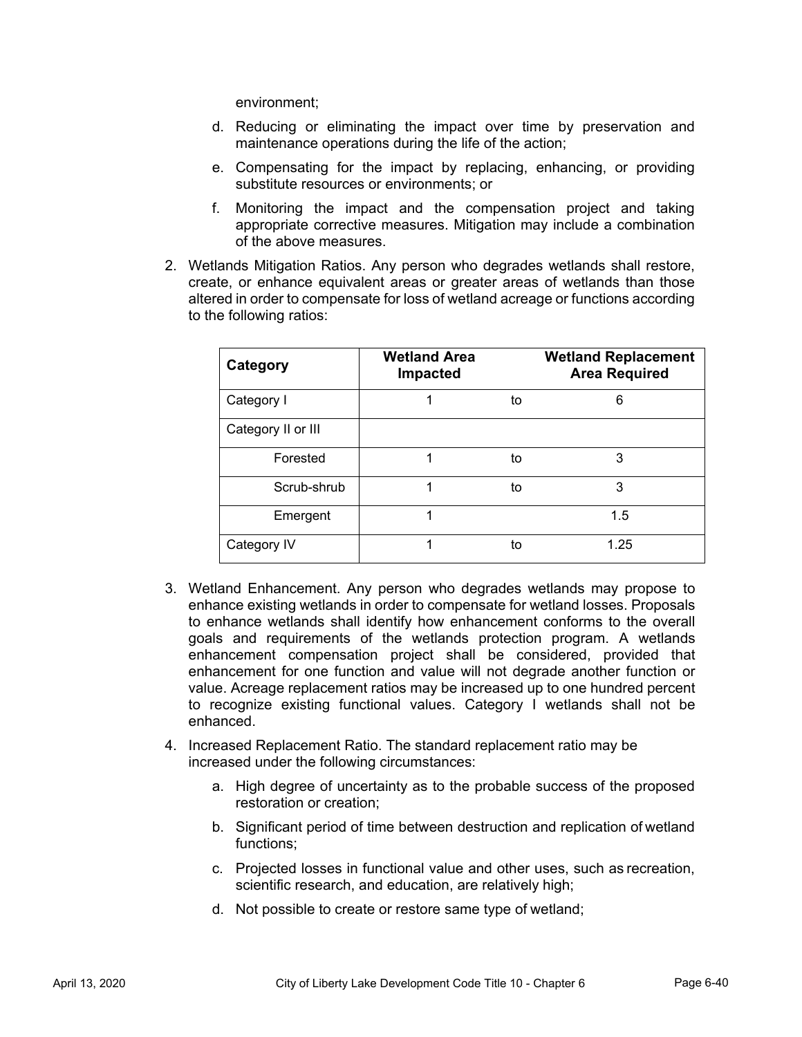environment;

   d. Reducing or eliminating the impact over time by preservation and maintenance operations during the life of the action;

   e. Compensating for the impact by replacing, enhancing, or providing substitute resources or environments; or

   f. Monitoring the impact and the compensation project and taking appropriate corrective measures. Mitigation may include a combination of the above measures.

2. Wetlands Mitigation Ratios. Any person who degrades wetlands shall restore, create, or enhance equivalent areas or greater areas of wetlands than those altered in order to compensate for loss of wetland acreage or functions according to the following ratios:

| Category | Wetland Area Impacted | | Wetland Replacement Area Required |
|---|---|---|---|
| Category I | 1 | to | 6 |
| Category II or III | | | |
| Forested | 1 | to | 3 |
| Scrub-shrub | 1 | to | 3 |
| Emergent | 1 | | 1.5 |
| Category IV | 1 | to | 1.25 |

3. Wetland Enhancement. Any person who degrades wetlands may propose to enhance existing wetlands in order to compensate for wetland losses. Proposals to enhance wetlands shall identify how enhancement conforms to the overall goals and requirements of the wetlands protection program. A wetlands enhancement compensation project shall be considered, provided that enhancement for one function and value will not degrade another function or value. Acreage replacement ratios may be increased up to one hundred percent to recognize existing functional values. Category I wetlands shall not be enhanced.

4. Increased Replacement Ratio. The standard replacement ratio may be increased under the following circumstances:

   a. High degree of uncertainty as to the probable success of the proposed restoration or creation;

   b. Significant period of time between destruction and replication of wetland functions;

   c. Projected losses in functional value and other uses, such as recreation, scientific research, and education, are relatively high;

   d. Not possible to create or restore same type of wetland;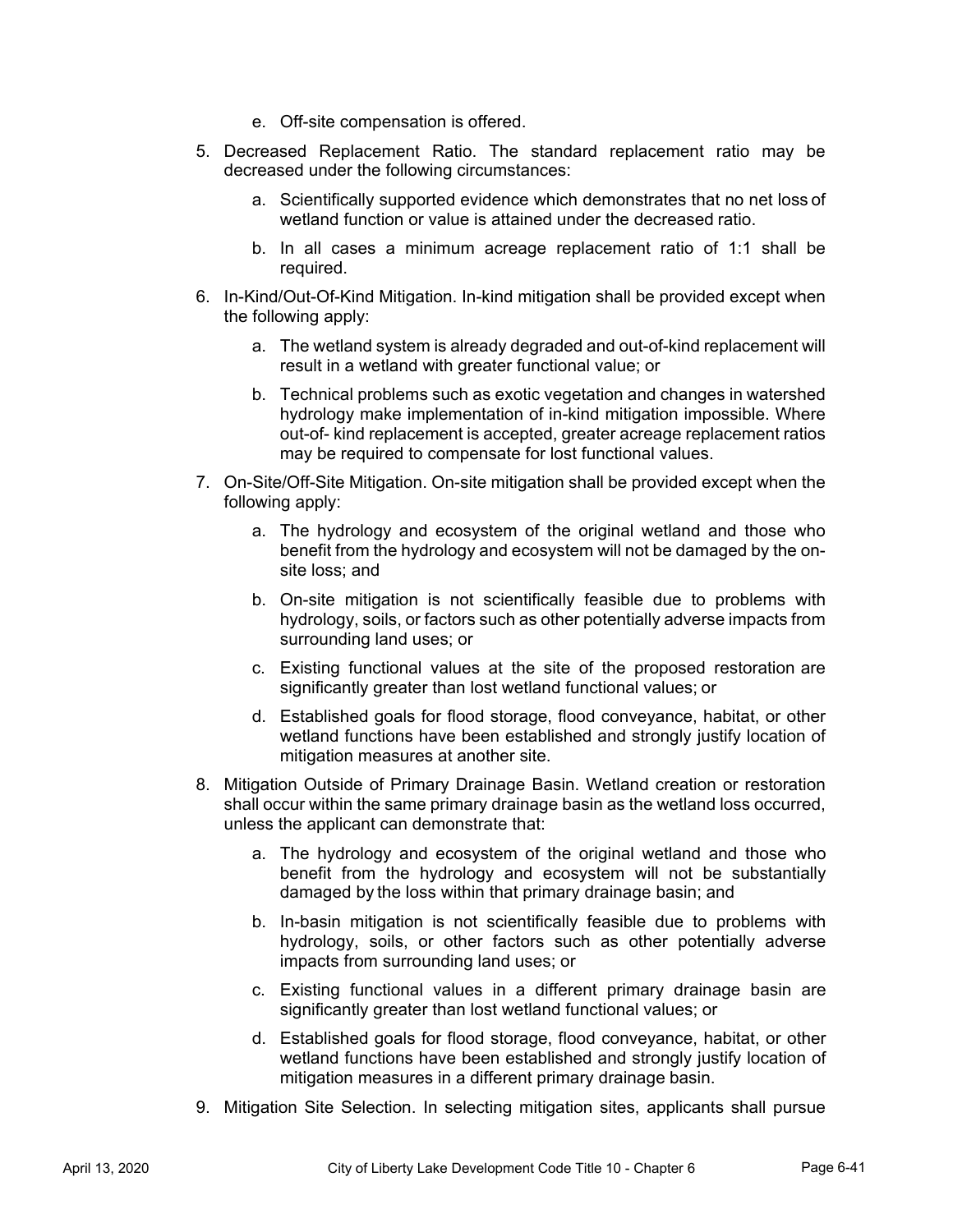e. Off-site compensation is offered.

5. Decreased Replacement Ratio. The standard replacement ratio may be decreased under the following circumstances:

   a. Scientifically supported evidence which demonstrates that no net loss of wetland function or value is attained under the decreased ratio.

   b. In all cases a minimum acreage replacement ratio of 1:1 shall be required.

6. In-Kind/Out-Of-Kind Mitigation. In-kind mitigation shall be provided except when the following apply:

   a. The wetland system is already degraded and out-of-kind replacement will result in a wetland with greater functional value; or

   b. Technical problems such as exotic vegetation and changes in watershed hydrology make implementation of in-kind mitigation impossible. Where out-of- kind replacement is accepted, greater acreage replacement ratios may be required to compensate for lost functional values.

7. On-Site/Off-Site Mitigation. On-site mitigation shall be provided except when the following apply:

   a. The hydrology and ecosystem of the original wetland and those who benefit from the hydrology and ecosystem will not be damaged by the on-site loss; and

   b. On-site mitigation is not scientifically feasible due to problems with hydrology, soils, or factors such as other potentially adverse impacts from surrounding land uses; or

   c. Existing functional values at the site of the proposed restoration are significantly greater than lost wetland functional values; or

   d. Established goals for flood storage, flood conveyance, habitat, or other wetland functions have been established and strongly justify location of mitigation measures at another site.

8. Mitigation Outside of Primary Drainage Basin. Wetland creation or restoration shall occur within the same primary drainage basin as the wetland loss occurred, unless the applicant can demonstrate that:

   a. The hydrology and ecosystem of the original wetland and those who benefit from the hydrology and ecosystem will not be substantially damaged by the loss within that primary drainage basin; and

   b. In-basin mitigation is not scientifically feasible due to problems with hydrology, soils, or other factors such as other potentially adverse impacts from surrounding land uses; or

   c. Existing functional values in a different primary drainage basin are significantly greater than lost wetland functional values; or

   d. Established goals for flood storage, flood conveyance, habitat, or other wetland functions have been established and strongly justify location of mitigation measures in a different primary drainage basin.

9. Mitigation Site Selection. In selecting mitigation sites, applicants shall pursue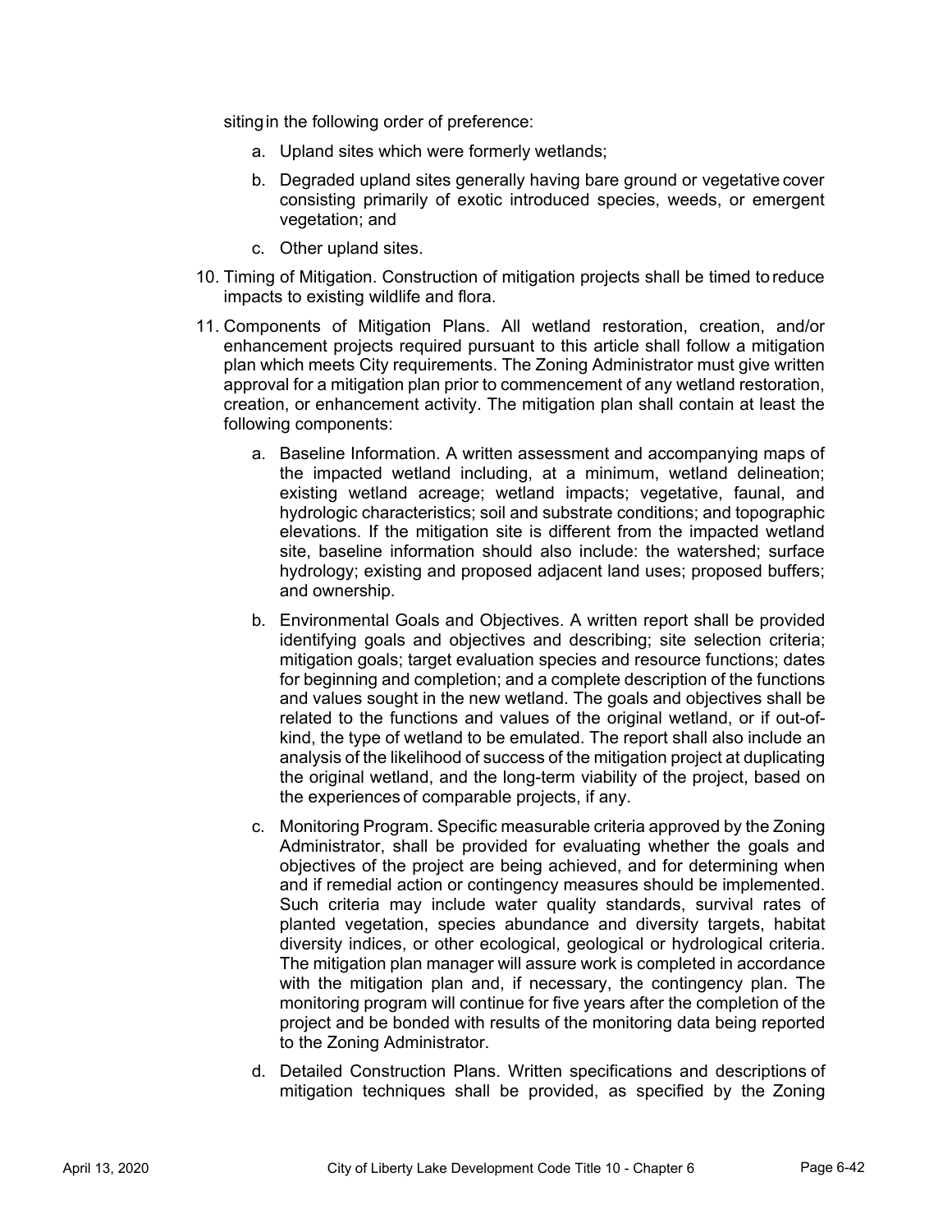siting in the following order of preference:

a. Upland sites which were formerly wetlands;

b. Degraded upland sites generally having bare ground or vegetative cover consisting primarily of exotic introduced species, weeds, or emergent vegetation; and

c. Other upland sites.

10. Timing of Mitigation. Construction of mitigation projects shall be timed to reduce impacts to existing wildlife and flora.

11. Components of Mitigation Plans. All wetland restoration, creation, and/or enhancement projects required pursuant to this article shall follow a mitigation plan which meets City requirements. The Zoning Administrator must give written approval for a mitigation plan prior to commencement of any wetland restoration, creation, or enhancement activity. The mitigation plan shall contain at least the following components:

    a. Baseline Information. A written assessment and accompanying maps of the impacted wetland including, at a minimum, wetland delineation; existing wetland acreage; wetland impacts; vegetative, faunal, and hydrologic characteristics; soil and substrate conditions; and topographic elevations. If the mitigation site is different from the impacted wetland site, baseline information should also include: the watershed; surface hydrology; existing and proposed adjacent land uses; proposed buffers; and ownership.

    b. Environmental Goals and Objectives. A written report shall be provided identifying goals and objectives and describing; site selection criteria; mitigation goals; target evaluation species and resource functions; dates for beginning and completion; and a complete description of the functions and values sought in the new wetland. The goals and objectives shall be related to the functions and values of the original wetland, or if out-of-kind, the type of wetland to be emulated. The report shall also include an analysis of the likelihood of success of the mitigation project at duplicating the original wetland, and the long-term viability of the project, based on the experiences of comparable projects, if any.

    c. Monitoring Program. Specific measurable criteria approved by the Zoning Administrator, shall be provided for evaluating whether the goals and objectives of the project are being achieved, and for determining when and if remedial action or contingency measures should be implemented. Such criteria may include water quality standards, survival rates of planted vegetation, species abundance and diversity targets, habitat diversity indices, or other ecological, geological or hydrological criteria. The mitigation plan manager will assure work is completed in accordance with the mitigation plan and, if necessary, the contingency plan. The monitoring program will continue for five years after the completion of the project and be bonded with results of the monitoring data being reported to the Zoning Administrator.

    d. Detailed Construction Plans. Written specifications and descriptions of mitigation techniques shall be provided, as specified by the Zoning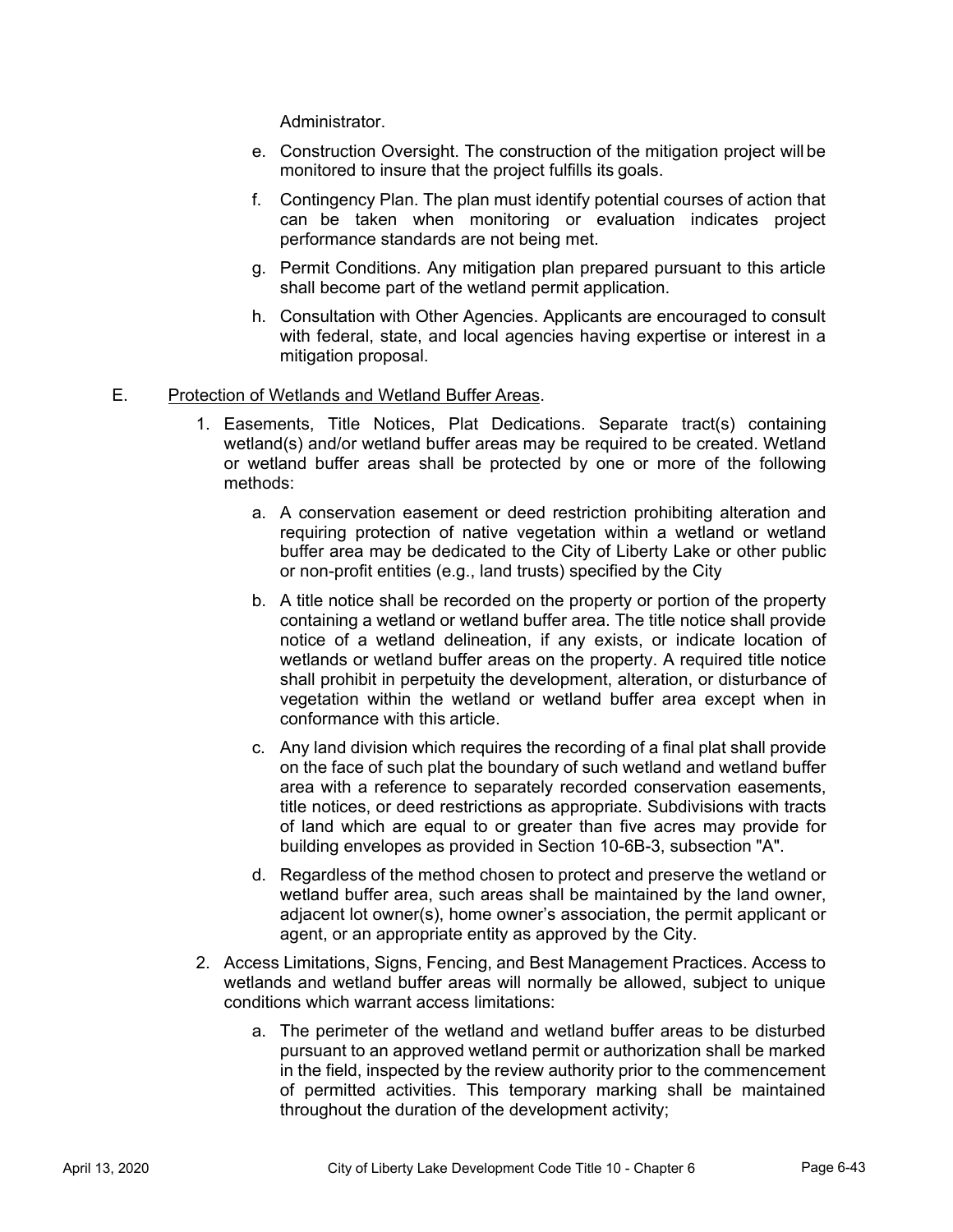Administrator.

e. Construction Oversight. The construction of the mitigation project will be monitored to insure that the project fulfills its goals.

f. Contingency Plan. The plan must identify potential courses of action that can be taken when monitoring or evaluation indicates project performance standards are not being met.

g. Permit Conditions. Any mitigation plan prepared pursuant to this article shall become part of the wetland permit application.

h. Consultation with Other Agencies. Applicants are encouraged to consult with federal, state, and local agencies having expertise or interest in a mitigation proposal.

E. Protection of Wetlands and Wetland Buffer Areas.

1. Easements, Title Notices, Plat Dedications. Separate tract(s) containing wetland(s) and/or wetland buffer areas may be required to be created. Wetland or wetland buffer areas shall be protected by one or more of the following methods:

   a. A conservation easement or deed restriction prohibiting alteration and requiring protection of native vegetation within a wetland or wetland buffer area may be dedicated to the City of Liberty Lake or other public or non-profit entities (e.g., land trusts) specified by the City

   b. A title notice shall be recorded on the property or portion of the property containing a wetland or wetland buffer area. The title notice shall provide notice of a wetland delineation, if any exists, or indicate location of wetlands or wetland buffer areas on the property. A required title notice shall prohibit in perpetuity the development, alteration, or disturbance of vegetation within the wetland or wetland buffer area except when in conformance with this article.

   c. Any land division which requires the recording of a final plat shall provide on the face of such plat the boundary of such wetland and wetland buffer area with a reference to separately recorded conservation easements, title notices, or deed restrictions as appropriate. Subdivisions with tracts of land which are equal to or greater than five acres may provide for building envelopes as provided in Section 10-6B-3, subsection "A".

   d. Regardless of the method chosen to protect and preserve the wetland or wetland buffer area, such areas shall be maintained by the land owner, adjacent lot owner(s), home owner's association, the permit applicant or agent, or an appropriate entity as approved by the City.

2. Access Limitations, Signs, Fencing, and Best Management Practices. Access to wetlands and wetland buffer areas will normally be allowed, subject to unique conditions which warrant access limitations:

   a. The perimeter of the wetland and wetland buffer areas to be disturbed pursuant to an approved wetland permit or authorization shall be marked in the field, inspected by the review authority prior to the commencement of permitted activities. This temporary marking shall be maintained throughout the duration of the development activity;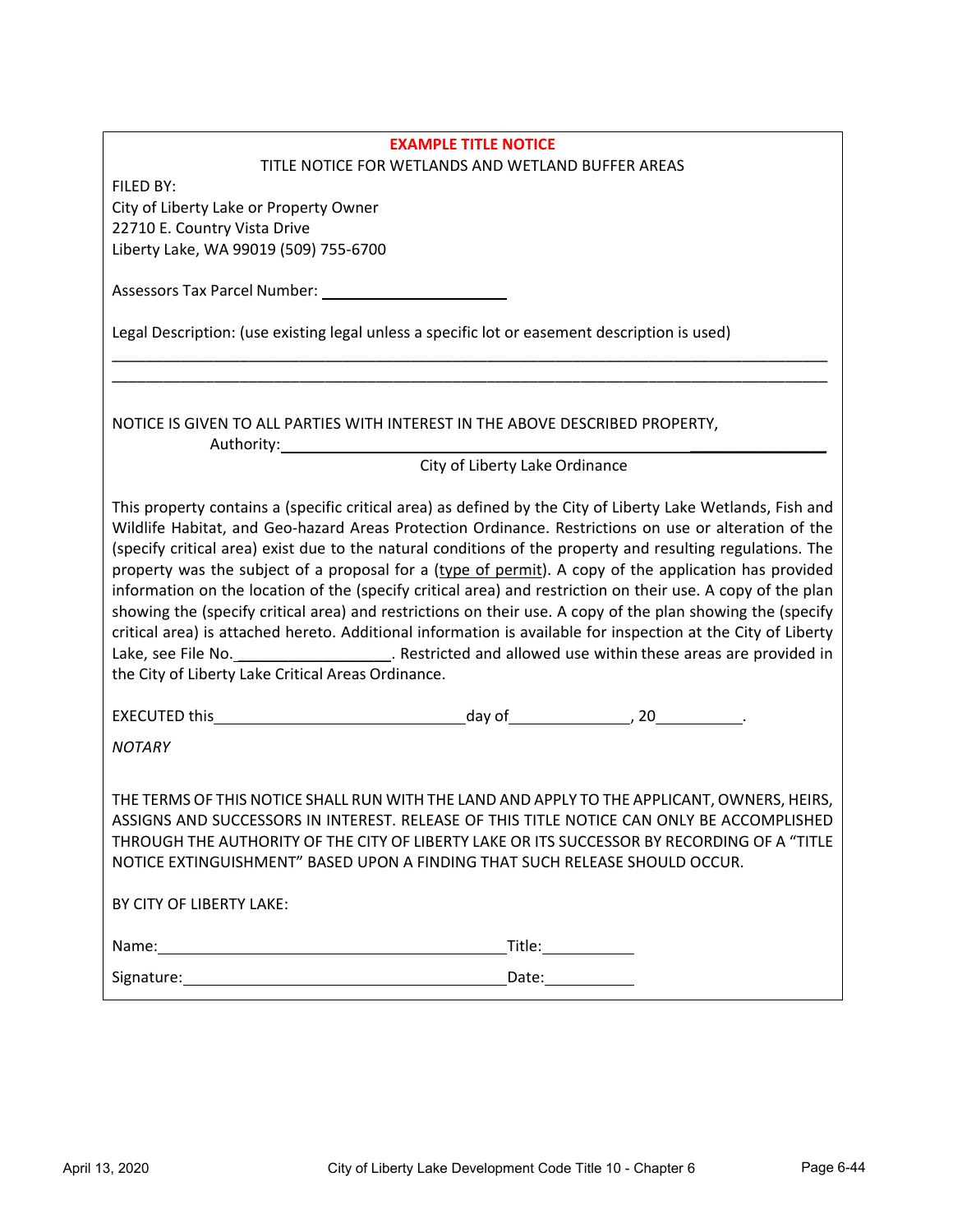**EXAMPLE TITLE NOTICE**

TITLE NOTICE FOR WETLANDS AND WETLAND BUFFER AREAS

FILED BY:
City of Liberty Lake or Property Owner
22710 E. Country Vista Drive
Liberty Lake, WA 99019 (509) 755-6700

Assessors Tax Parcel Number: ______________________

Legal Description: (use existing legal unless a specific lot or easement description is used)

_______________________________________________________________________________

_______________________________________________________________________________

NOTICE IS GIVEN TO ALL PARTIES WITH INTEREST IN THE ABOVE DESCRIBED PROPERTY,

Authority: _______________________________________________________________

City of Liberty Lake Ordinance

This property contains a (specific critical area) as defined by the City of Liberty Lake Wetlands, Fish and Wildlife Habitat, and Geo-hazard Areas Protection Ordinance. Restrictions on use or alteration of the (specify critical area) exist due to the natural conditions of the property and resulting regulations. The property was the subject of a proposal for a (<u>type of permit</u>). A copy of the application has provided information on the location of the (specify critical area) and restriction on their use. A copy of the plan showing the (specify critical area) and restrictions on their use. A copy of the plan showing the (specify critical area) is attached hereto. Additional information is available for inspection at the City of Liberty Lake, see File No.__________________. Restricted and allowed use within these areas are provided in the City of Liberty Lake Critical Areas Ordinance.

EXECUTED this_____________________________day of______________, 20__________.

*NOTARY*

THE TERMS OF THIS NOTICE SHALL RUN WITH THE LAND AND APPLY TO THE APPLICANT, OWNERS, HEIRS, ASSIGNS AND SUCCESSORS IN INTEREST. RELEASE OF THIS TITLE NOTICE CAN ONLY BE ACCOMPLISHED THROUGH THE AUTHORITY OF THE CITY OF LIBERTY LAKE OR ITS SUCCESSOR BY RECORDING OF A "TITLE NOTICE EXTINGUISHMENT" BASED UPON A FINDING THAT SUCH RELEASE SHOULD OCCUR.

BY CITY OF LIBERTY LAKE:

Name:__________________________________________Title:___________

Signature:______________________________________Date:___________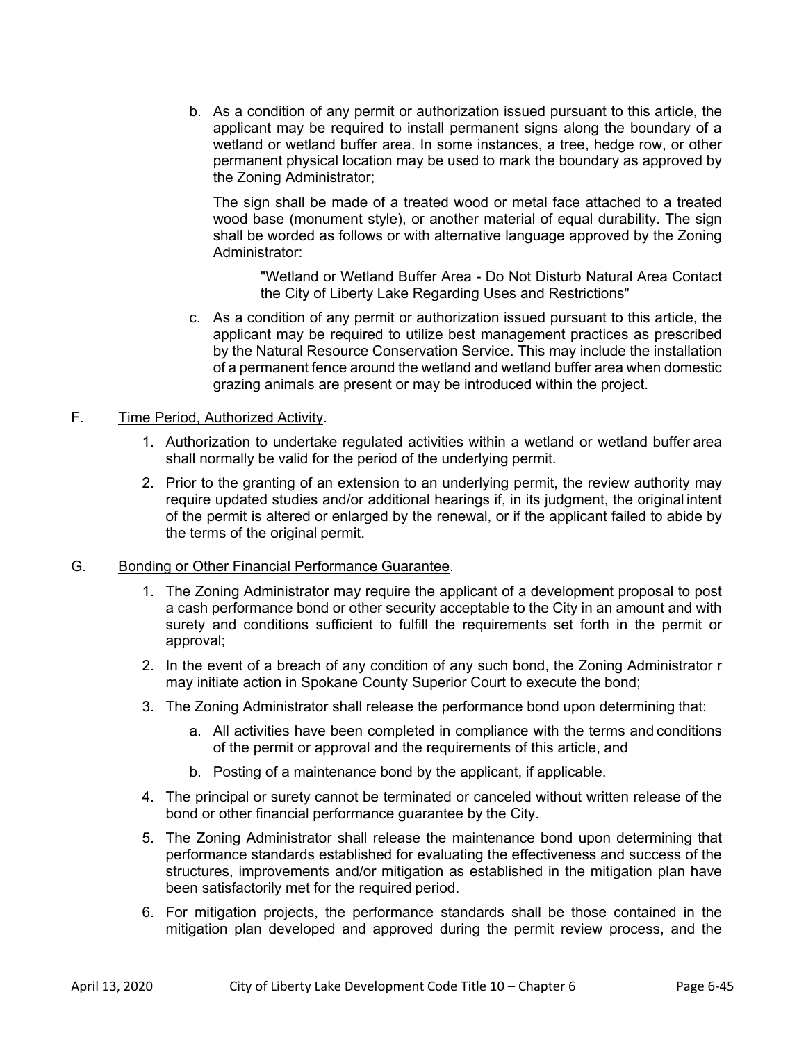b. As a condition of any permit or authorization issued pursuant to this article, the applicant may be required to install permanent signs along the boundary of a wetland or wetland buffer area. In some instances, a tree, hedge row, or other permanent physical location may be used to mark the boundary as approved by the Zoning Administrator;

   The sign shall be made of a treated wood or metal face attached to a treated wood base (monument style), or another material of equal durability. The sign shall be worded as follows or with alternative language approved by the Zoning Administrator:

   > "Wetland or Wetland Buffer Area - Do Not Disturb Natural Area Contact the City of Liberty Lake Regarding Uses and Restrictions"

c. As a condition of any permit or authorization issued pursuant to this article, the applicant may be required to utilize best management practices as prescribed by the Natural Resource Conservation Service. This may include the installation of a permanent fence around the wetland and wetland buffer area when domestic grazing animals are present or may be introduced within the project.

F. <u>Time Period, Authorized Activity</u>.

1. Authorization to undertake regulated activities within a wetland or wetland buffer area shall normally be valid for the period of the underlying permit.
2. Prior to the granting of an extension to an underlying permit, the review authority may require updated studies and/or additional hearings if, in its judgment, the original intent of the permit is altered or enlarged by the renewal, or if the applicant failed to abide by the terms of the original permit.

G. <u>Bonding or Other Financial Performance Guarantee</u>.

1. The Zoning Administrator may require the applicant of a development proposal to post a cash performance bond or other security acceptable to the City in an amount and with surety and conditions sufficient to fulfill the requirements set forth in the permit or approval;
2. In the event of a breach of any condition of any such bond, the Zoning Administrator r may initiate action in Spokane County Superior Court to execute the bond;
3. The Zoning Administrator shall release the performance bond upon determining that:
   a. All activities have been completed in compliance with the terms and conditions of the permit or approval and the requirements of this article, and
   b. Posting of a maintenance bond by the applicant, if applicable.
4. The principal or surety cannot be terminated or canceled without written release of the bond or other financial performance guarantee by the City.
5. The Zoning Administrator shall release the maintenance bond upon determining that performance standards established for evaluating the effectiveness and success of the structures, improvements and/or mitigation as established in the mitigation plan have been satisfactorily met for the required period.
6. For mitigation projects, the performance standards shall be those contained in the mitigation plan developed and approved during the permit review process, and the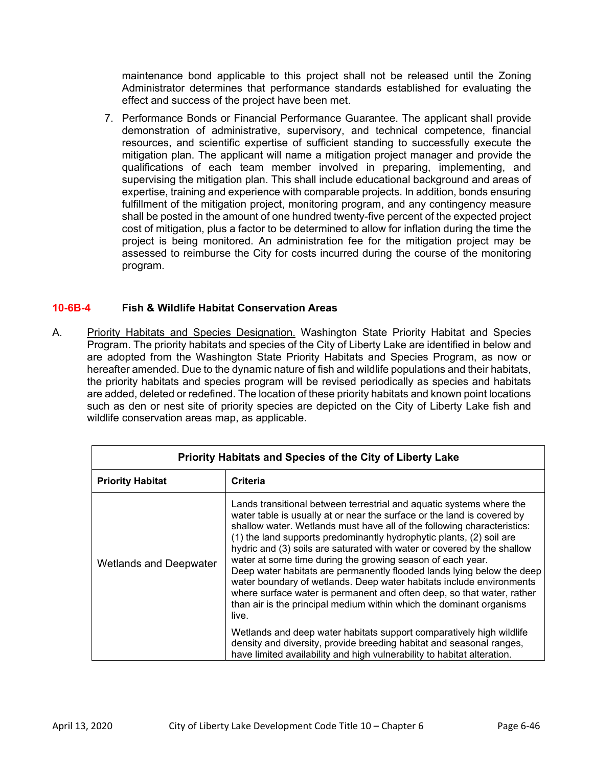maintenance bond applicable to this project shall not be released until the Zoning Administrator determines that performance standards established for evaluating the effect and success of the project have been met.

7. Performance Bonds or Financial Performance Guarantee. The applicant shall provide demonstration of administrative, supervisory, and technical competence, financial resources, and scientific expertise of sufficient standing to successfully execute the mitigation plan. The applicant will name a mitigation project manager and provide the qualifications of each team member involved in preparing, implementing, and supervising the mitigation plan. This shall include educational background and areas of expertise, training and experience with comparable projects. In addition, bonds ensuring fulfillment of the mitigation project, monitoring program, and any contingency measure shall be posted in the amount of one hundred twenty-five percent of the expected project cost of mitigation, plus a factor to be determined to allow for inflation during the time the project is being monitored. An administration fee for the mitigation project may be assessed to reimburse the City for costs incurred during the course of the monitoring program.

## 10-6B-4 Fish & Wildlife Habitat Conservation Areas

A. Priority Habitats and Species Designation. Washington State Priority Habitat and Species Program. The priority habitats and species of the City of Liberty Lake are identified in below and are adopted from the Washington State Priority Habitats and Species Program, as now or hereafter amended. Due to the dynamic nature of fish and wildlife populations and their habitats, the priority habitats and species program will be revised periodically as species and habitats are added, deleted or redefined. The location of these priority habitats and known point locations such as den or nest site of priority species are depicted on the City of Liberty Lake fish and wildlife conservation areas map, as applicable.

| Priority Habitats and Species of the City of Liberty Lake | |
|---|---|
| **Priority Habitat** | **Criteria** |
| Wetlands and Deepwater | Lands transitional between terrestrial and aquatic systems where the water table is usually at or near the surface or the land is covered by shallow water. Wetlands must have all of the following characteristics: (1) the land supports predominantly hydrophytic plants, (2) soil are hydric and (3) soils are saturated with water or covered by the shallow water at some time during the growing season of each year. Deep water habitats are permanently flooded lands lying below the deep water boundary of wetlands. Deep water habitats include environments where surface water is permanent and often deep, so that water, rather than air is the principal medium within which the dominant organisms live. Wetlands and deep water habitats support comparatively high wildlife density and diversity, provide breeding habitat and seasonal ranges, have limited availability and high vulnerability to habitat alteration. |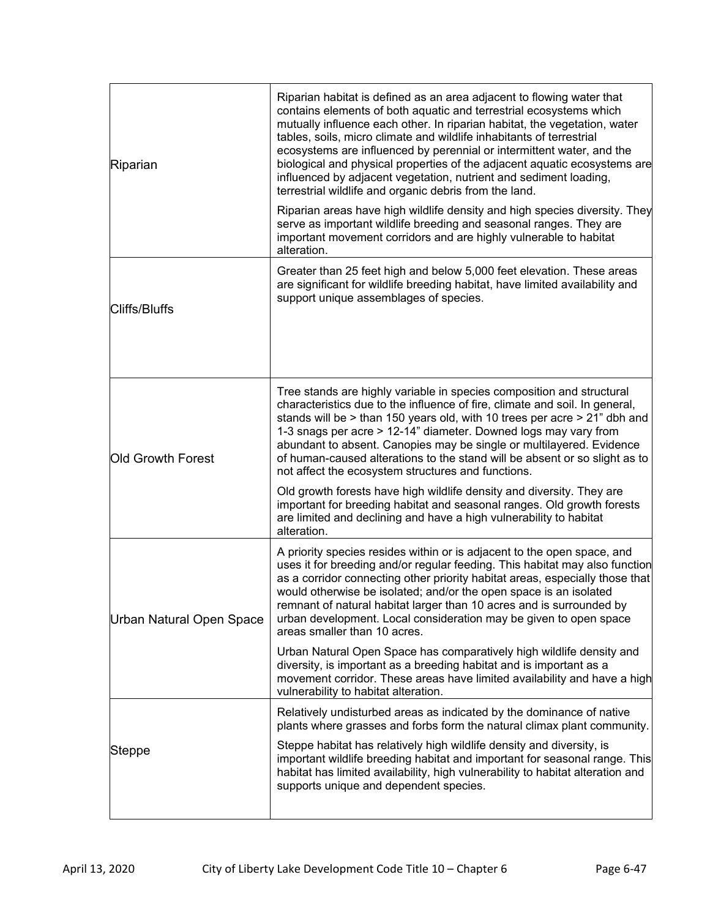| | |
|---|---|
| Riparian | Riparian habitat is defined as an area adjacent to flowing water that contains elements of both aquatic and terrestrial ecosystems which mutually influence each other. In riparian habitat, the vegetation, water tables, soils, micro climate and wildlife inhabitants of terrestrial ecosystems are influenced by perennial or intermittent water, and the biological and physical properties of the adjacent aquatic ecosystems are influenced by adjacent vegetation, nutrient and sediment loading, terrestrial wildlife and organic debris from the land.<br><br>Riparian areas have high wildlife density and high species diversity. They serve as important wildlife breeding and seasonal ranges. They are important movement corridors and are highly vulnerable to habitat alteration. |
| Cliffs/Bluffs | Greater than 25 feet high and below 5,000 feet elevation. These areas are significant for wildlife breeding habitat, have limited availability and support unique assemblages of species. |
| Old Growth Forest | Tree stands are highly variable in species composition and structural characteristics due to the influence of fire, climate and soil. In general, stands will be > than 150 years old, with 10 trees per acre > 21" dbh and 1-3 snags per acre > 12-14" diameter. Downed logs may vary from abundant to absent. Canopies may be single or multilayered. Evidence of human-caused alterations to the stand will be absent or so slight as to not affect the ecosystem structures and functions.<br><br>Old growth forests have high wildlife density and diversity. They are important for breeding habitat and seasonal ranges. Old growth forests are limited and declining and have a high vulnerability to habitat alteration. |
| Urban Natural Open Space | A priority species resides within or is adjacent to the open space, and uses it for breeding and/or regular feeding. This habitat may also function as a corridor connecting other priority habitat areas, especially those that would otherwise be isolated; and/or the open space is an isolated remnant of natural habitat larger than 10 acres and is surrounded by urban development. Local consideration may be given to open space areas smaller than 10 acres.<br><br>Urban Natural Open Space has comparatively high wildlife density and diversity, is important as a breeding habitat and is important as a movement corridor. These areas have limited availability and have a high vulnerability to habitat alteration. |
| Steppe | Relatively undisturbed areas as indicated by the dominance of native plants where grasses and forbs form the natural climax plant community.<br><br>Steppe habitat has relatively high wildlife density and diversity, is important wildlife breeding habitat and important for seasonal range. This habitat has limited availability, high vulnerability to habitat alteration and supports unique and dependent species. |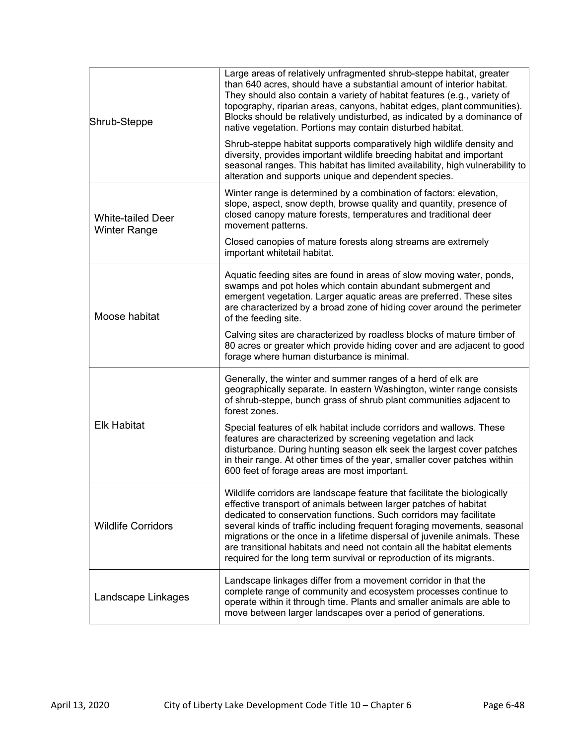| | |
|---|---|
| Shrub-Steppe | Large areas of relatively unfragmented shrub-steppe habitat, greater than 640 acres, should have a substantial amount of interior habitat. They should also contain a variety of habitat features (e.g., variety of topography, riparian areas, canyons, habitat edges, plant communities). Blocks should be relatively undisturbed, as indicated by a dominance of native vegetation. Portions may contain disturbed habitat.<br><br>Shrub-steppe habitat supports comparatively high wildlife density and diversity, provides important wildlife breeding habitat and important seasonal ranges. This habitat has limited availability, high vulnerability to alteration and supports unique and dependent species. |
| White-tailed Deer Winter Range | Winter range is determined by a combination of factors: elevation, slope, aspect, snow depth, browse quality and quantity, presence of closed canopy mature forests, temperatures and traditional deer movement patterns.<br><br>Closed canopies of mature forests along streams are extremely important whitetail habitat. |
| Moose habitat | Aquatic feeding sites are found in areas of slow moving water, ponds, swamps and pot holes which contain abundant submergent and emergent vegetation. Larger aquatic areas are preferred. These sites are characterized by a broad zone of hiding cover around the perimeter of the feeding site.<br><br>Calving sites are characterized by roadless blocks of mature timber of 80 acres or greater which provide hiding cover and are adjacent to good forage where human disturbance is minimal. |
| Elk Habitat | Generally, the winter and summer ranges of a herd of elk are geographically separate. In eastern Washington, winter range consists of shrub-steppe, bunch grass of shrub plant communities adjacent to forest zones.<br><br>Special features of elk habitat include corridors and wallows. These features are characterized by screening vegetation and lack disturbance. During hunting season elk seek the largest cover patches in their range. At other times of the year, smaller cover patches within 600 feet of forage areas are most important. |
| Wildlife Corridors | Wildlife corridors are landscape feature that facilitate the biologically effective transport of animals between larger patches of habitat dedicated to conservation functions. Such corridors may facilitate several kinds of traffic including frequent foraging movements, seasonal migrations or the once in a lifetime dispersal of juvenile animals. These are transitional habitats and need not contain all the habitat elements required for the long term survival or reproduction of its migrants. |
| Landscape Linkages | Landscape linkages differ from a movement corridor in that the complete range of community and ecosystem processes continue to operate within it through time. Plants and smaller animals are able to move between larger landscapes over a period of generations. |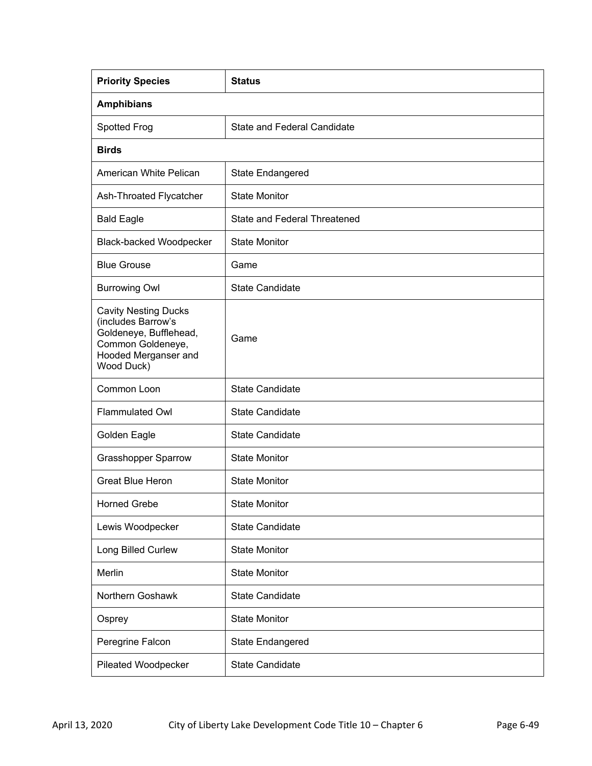| Priority Species | Status |
| --- | --- |
| **Amphibians** | |
| Spotted Frog | State and Federal Candidate |
| **Birds** | |
| American White Pelican | State Endangered |
| Ash-Throated Flycatcher | State Monitor |
| Bald Eagle | State and Federal Threatened |
| Black-backed Woodpecker | State Monitor |
| Blue Grouse | Game |
| Burrowing Owl | State Candidate |
| Cavity Nesting Ducks (includes Barrow's Goldeneye, Bufflehead, Common Goldeneye, Hooded Merganser and Wood Duck) | Game |
| Common Loon | State Candidate |
| Flammulated Owl | State Candidate |
| Golden Eagle | State Candidate |
| Grasshopper Sparrow | State Monitor |
| Great Blue Heron | State Monitor |
| Horned Grebe | State Monitor |
| Lewis Woodpecker | State Candidate |
| Long Billed Curlew | State Monitor |
| Merlin | State Monitor |
| Northern Goshawk | State Candidate |
| Osprey | State Monitor |
| Peregrine Falcon | State Endangered |
| Pileated Woodpecker | State Candidate |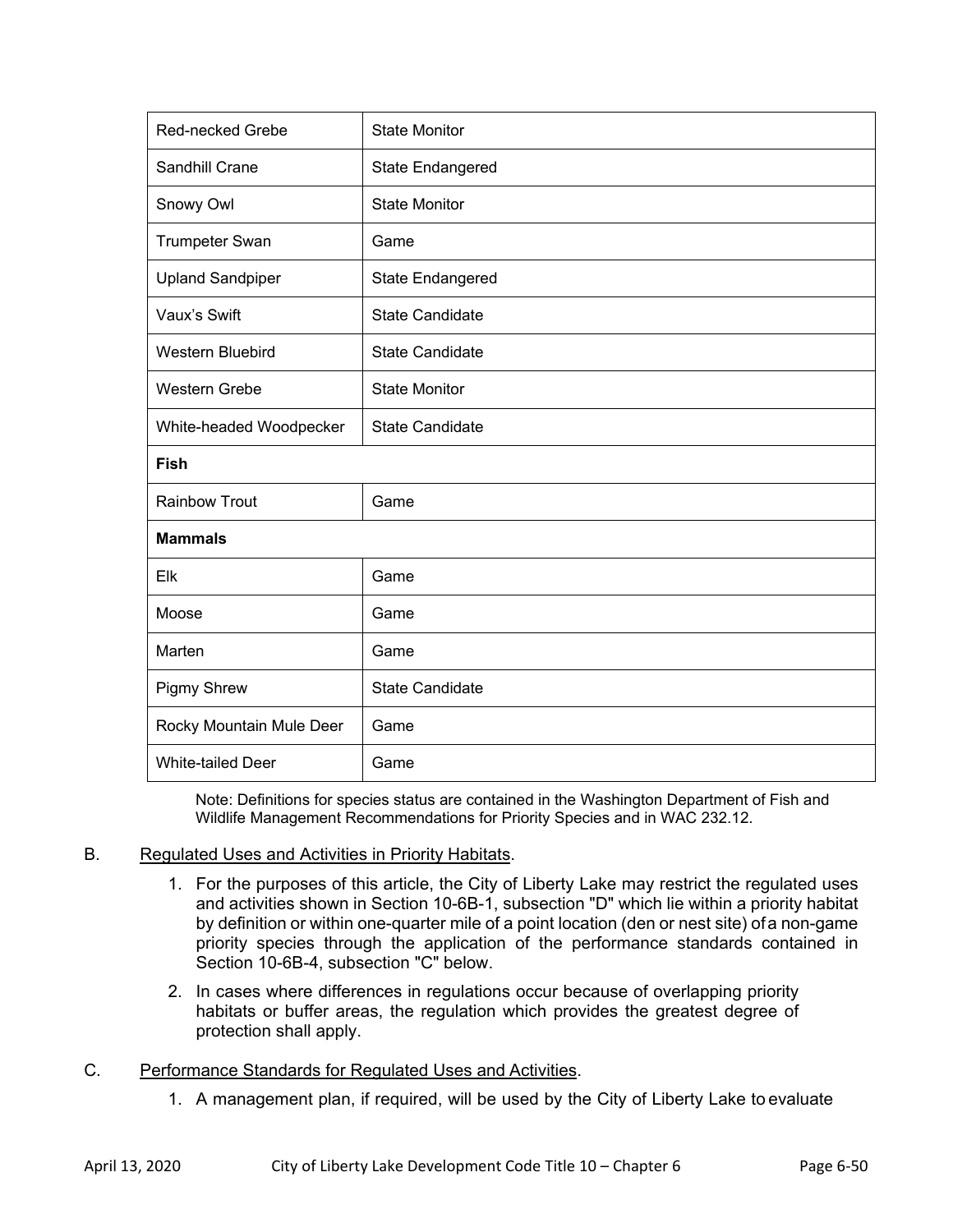| Species | Status |
|---|---|
| Red-necked Grebe | State Monitor |
| Sandhill Crane | State Endangered |
| Snowy Owl | State Monitor |
| Trumpeter Swan | Game |
| Upland Sandpiper | State Endangered |
| Vaux's Swift | State Candidate |
| Western Bluebird | State Candidate |
| Western Grebe | State Monitor |
| White-headed Woodpecker | State Candidate |
| **Fish** | |
| Rainbow Trout | Game |
| **Mammals** | |
| Elk | Game |
| Moose | Game |
| Marten | Game |
| Pigmy Shrew | State Candidate |
| Rocky Mountain Mule Deer | Game |
| White-tailed Deer | Game |

Note: Definitions for species status are contained in the Washington Department of Fish and Wildlife Management Recommendations for Priority Species and in WAC 232.12.

B. Regulated Uses and Activities in Priority Habitats.

1. For the purposes of this article, the City of Liberty Lake may restrict the regulated uses and activities shown in Section 10-6B-1, subsection "D" which lie within a priority habitat by definition or within one-quarter mile of a point location (den or nest site) of a non-game priority species through the application of the performance standards contained in Section 10-6B-4, subsection "C" below.
2. In cases where differences in regulations occur because of overlapping priority habitats or buffer areas, the regulation which provides the greatest degree of protection shall apply.

C. Performance Standards for Regulated Uses and Activities.

1. A management plan, if required, will be used by the City of Liberty Lake to evaluate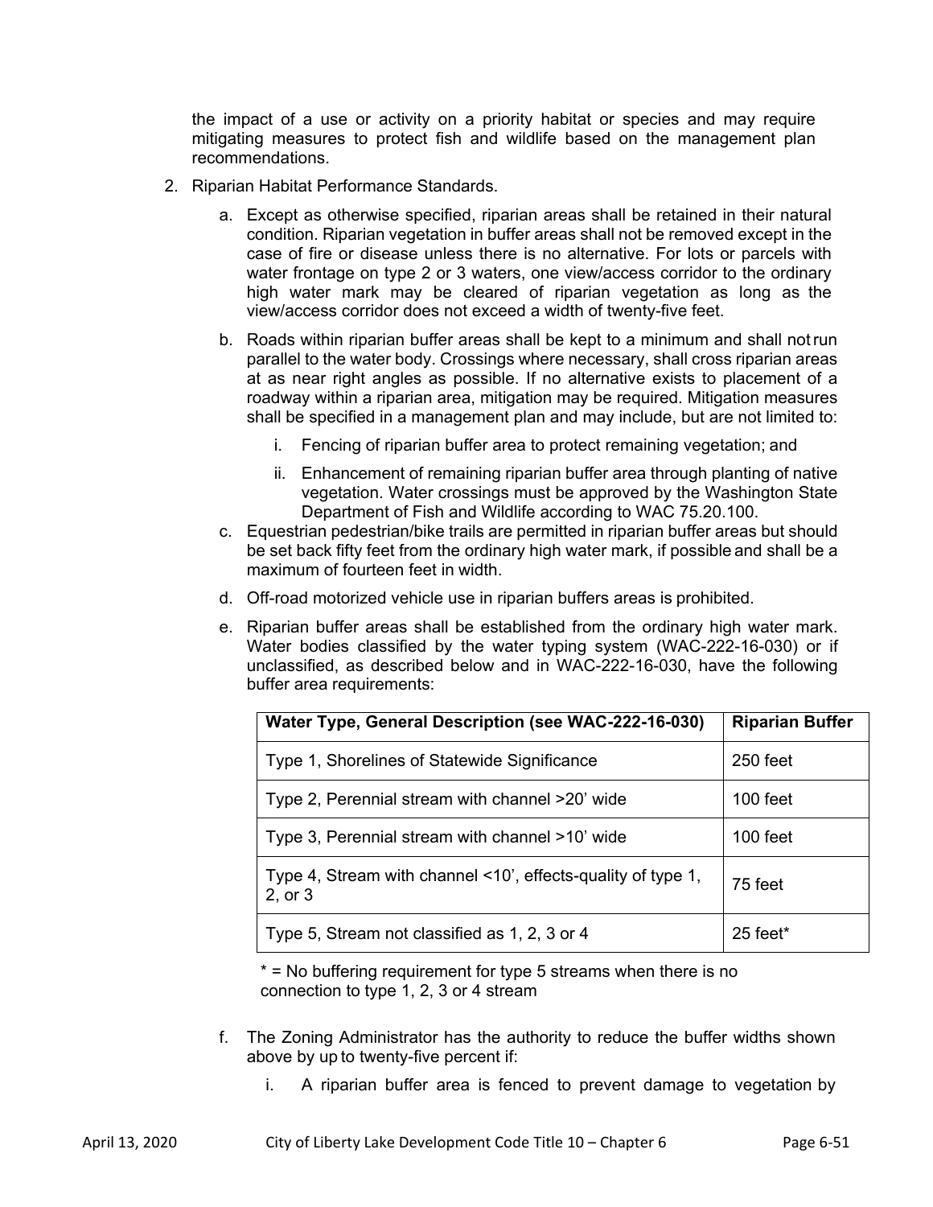the impact of a use or activity on a priority habitat or species and may require mitigating measures to protect fish and wildlife based on the management plan recommendations.

2. Riparian Habitat Performance Standards.

   a. Except as otherwise specified, riparian areas shall be retained in their natural condition. Riparian vegetation in buffer areas shall not be removed except in the case of fire or disease unless there is no alternative. For lots or parcels with water frontage on type 2 or 3 waters, one view/access corridor to the ordinary high water mark may be cleared of riparian vegetation as long as the view/access corridor does not exceed a width of twenty-five feet.

   b. Roads within riparian buffer areas shall be kept to a minimum and shall not run parallel to the water body. Crossings where necessary, shall cross riparian areas at as near right angles as possible. If no alternative exists to placement of a roadway within a riparian area, mitigation may be required. Mitigation measures shall be specified in a management plan and may include, but are not limited to:

      i. Fencing of riparian buffer area to protect remaining vegetation; and

      ii. Enhancement of remaining riparian buffer area through planting of native vegetation. Water crossings must be approved by the Washington State Department of Fish and Wildlife according to WAC 75.20.100.

   c. Equestrian pedestrian/bike trails are permitted in riparian buffer areas but should be set back fifty feet from the ordinary high water mark, if possible and shall be a maximum of fourteen feet in width.

   d. Off-road motorized vehicle use in riparian buffers areas is prohibited.

   e. Riparian buffer areas shall be established from the ordinary high water mark. Water bodies classified by the water typing system (WAC-222-16-030) or if unclassified, as described below and in WAC-222-16-030, have the following buffer area requirements:

| Water Type, General Description (see WAC-222-16-030) | Riparian Buffer |
|---|---|
| Type 1, Shorelines of Statewide Significance | 250 feet |
| Type 2, Perennial stream with channel >20' wide | 100 feet |
| Type 3, Perennial stream with channel >10' wide | 100 feet |
| Type 4, Stream with channel <10', effects-quality of type 1, 2, or 3 | 75 feet |
| Type 5, Stream not classified as 1, 2, 3 or 4 | 25 feet* |

   * = No buffering requirement for type 5 streams when there is no connection to type 1, 2, 3 or 4 stream

   f. The Zoning Administrator has the authority to reduce the buffer widths shown above by up to twenty-five percent if:

      i. A riparian buffer area is fenced to prevent damage to vegetation by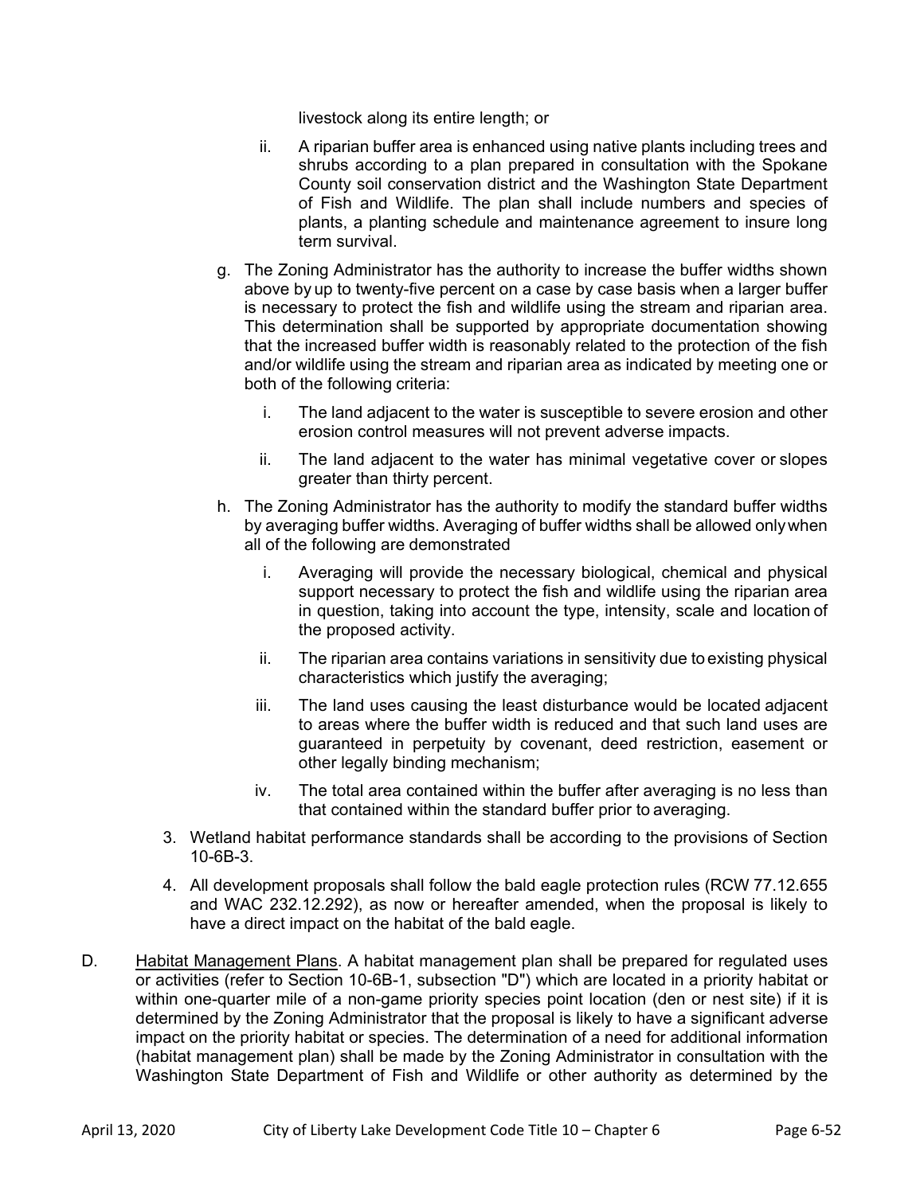livestock along its entire length; or

ii. A riparian buffer area is enhanced using native plants including trees and shrubs according to a plan prepared in consultation with the Spokane County soil conservation district and the Washington State Department of Fish and Wildlife. The plan shall include numbers and species of plants, a planting schedule and maintenance agreement to insure long term survival.

g. The Zoning Administrator has the authority to increase the buffer widths shown above by up to twenty-five percent on a case by case basis when a larger buffer is necessary to protect the fish and wildlife using the stream and riparian area. This determination shall be supported by appropriate documentation showing that the increased buffer width is reasonably related to the protection of the fish and/or wildlife using the stream and riparian area as indicated by meeting one or both of the following criteria:

   i. The land adjacent to the water is susceptible to severe erosion and other erosion control measures will not prevent adverse impacts.

   ii. The land adjacent to the water has minimal vegetative cover or slopes greater than thirty percent.

h. The Zoning Administrator has the authority to modify the standard buffer widths by averaging buffer widths. Averaging of buffer widths shall be allowed only when all of the following are demonstrated

   i. Averaging will provide the necessary biological, chemical and physical support necessary to protect the fish and wildlife using the riparian area in question, taking into account the type, intensity, scale and location of the proposed activity.

   ii. The riparian area contains variations in sensitivity due to existing physical characteristics which justify the averaging;

   iii. The land uses causing the least disturbance would be located adjacent to areas where the buffer width is reduced and that such land uses are guaranteed in perpetuity by covenant, deed restriction, easement or other legally binding mechanism;

   iv. The total area contained within the buffer after averaging is no less than that contained within the standard buffer prior to averaging.

3. Wetland habitat performance standards shall be according to the provisions of Section 10-6B-3.

4. All development proposals shall follow the bald eagle protection rules (RCW 77.12.655 and WAC 232.12.292), as now or hereafter amended, when the proposal is likely to have a direct impact on the habitat of the bald eagle.

D. Habitat Management Plans. A habitat management plan shall be prepared for regulated uses or activities (refer to Section 10-6B-1, subsection "D") which are located in a priority habitat or within one-quarter mile of a non-game priority species point location (den or nest site) if it is determined by the Zoning Administrator that the proposal is likely to have a significant adverse impact on the priority habitat or species. The determination of a need for additional information (habitat management plan) shall be made by the Zoning Administrator in consultation with the Washington State Department of Fish and Wildlife or other authority as determined by the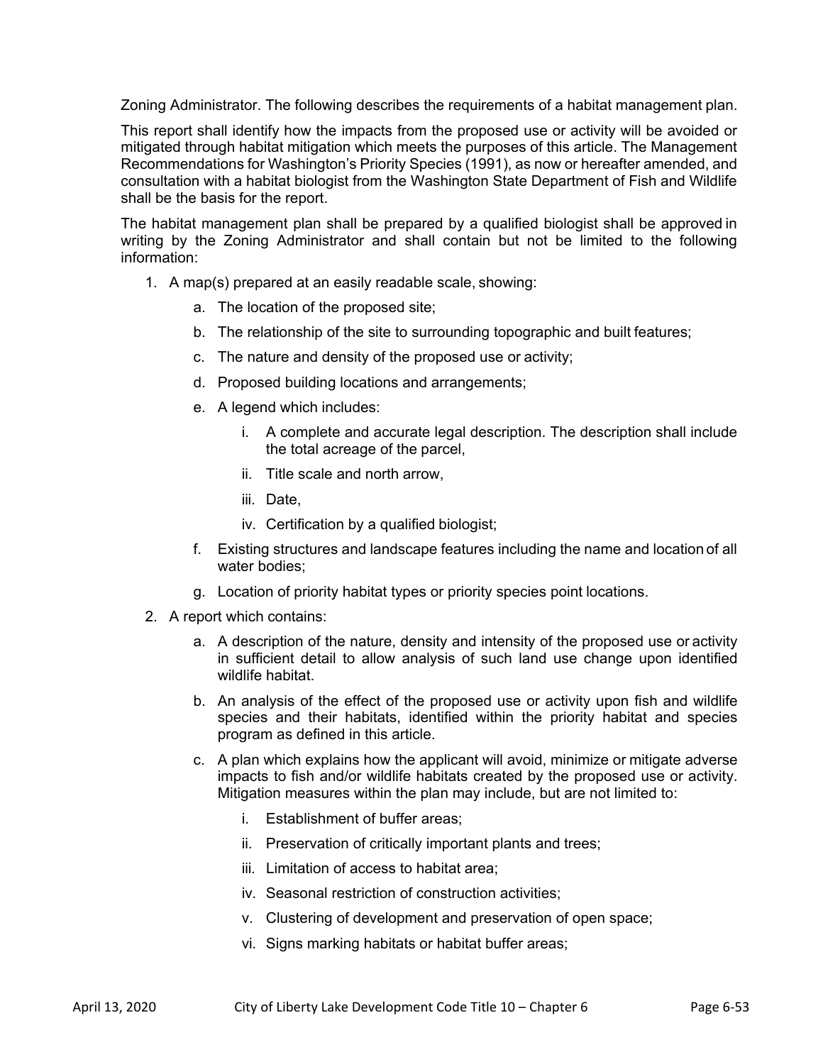Zoning Administrator. The following describes the requirements of a habitat management plan.

This report shall identify how the impacts from the proposed use or activity will be avoided or mitigated through habitat mitigation which meets the purposes of this article. The Management Recommendations for Washington's Priority Species (1991), as now or hereafter amended, and consultation with a habitat biologist from the Washington State Department of Fish and Wildlife shall be the basis for the report.

The habitat management plan shall be prepared by a qualified biologist shall be approved in writing by the Zoning Administrator and shall contain but not be limited to the following information:

1. A map(s) prepared at an easily readable scale, showing:
    a. The location of the proposed site;
    b. The relationship of the site to surrounding topographic and built features;
    c. The nature and density of the proposed use or activity;
    d. Proposed building locations and arrangements;
    e. A legend which includes:
        i. A complete and accurate legal description. The description shall include the total acreage of the parcel,
        ii. Title scale and north arrow,
        iii. Date,
        iv. Certification by a qualified biologist;
    f. Existing structures and landscape features including the name and location of all water bodies;
    g. Location of priority habitat types or priority species point locations.
2. A report which contains:
    a. A description of the nature, density and intensity of the proposed use or activity in sufficient detail to allow analysis of such land use change upon identified wildlife habitat.
    b. An analysis of the effect of the proposed use or activity upon fish and wildlife species and their habitats, identified within the priority habitat and species program as defined in this article.
    c. A plan which explains how the applicant will avoid, minimize or mitigate adverse impacts to fish and/or wildlife habitats created by the proposed use or activity. Mitigation measures within the plan may include, but are not limited to:
        i. Establishment of buffer areas;
        ii. Preservation of critically important plants and trees;
        iii. Limitation of access to habitat area;
        iv. Seasonal restriction of construction activities;
        v. Clustering of development and preservation of open space;
        vi. Signs marking habitats or habitat buffer areas;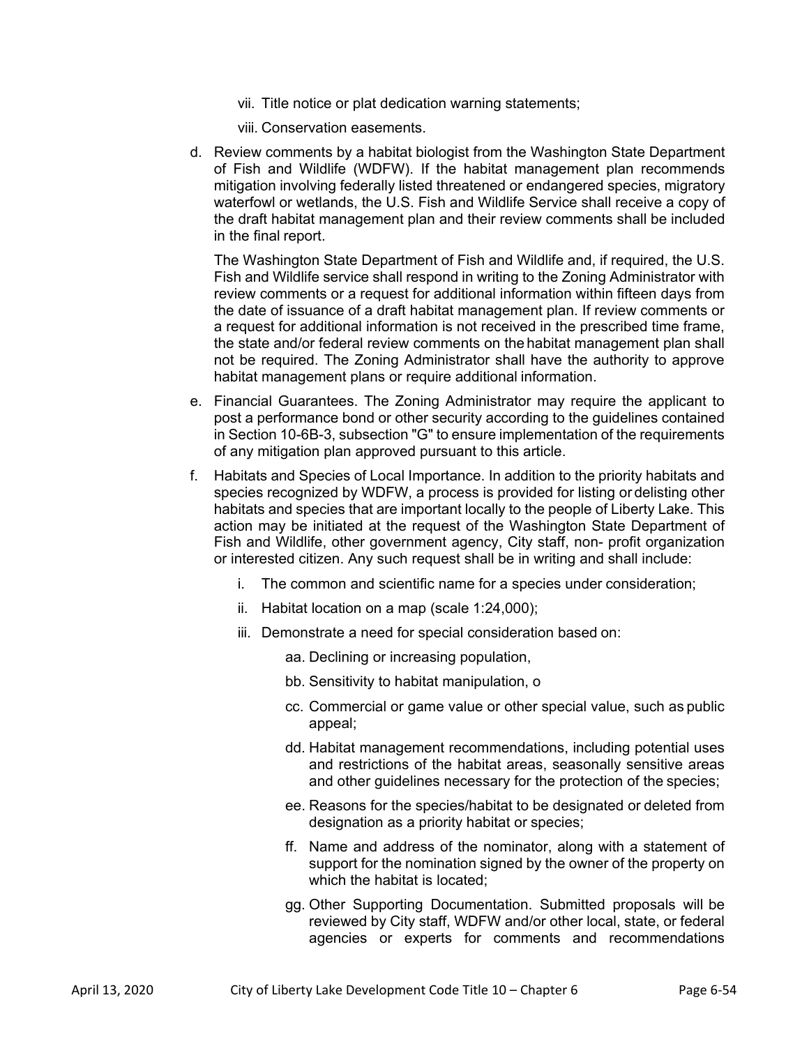vii. Title notice or plat dedication warning statements;

viii. Conservation easements.

d. Review comments by a habitat biologist from the Washington State Department of Fish and Wildlife (WDFW). If the habitat management plan recommends mitigation involving federally listed threatened or endangered species, migratory waterfowl or wetlands, the U.S. Fish and Wildlife Service shall receive a copy of the draft habitat management plan and their review comments shall be included in the final report.

   The Washington State Department of Fish and Wildlife and, if required, the U.S. Fish and Wildlife service shall respond in writing to the Zoning Administrator with review comments or a request for additional information within fifteen days from the date of issuance of a draft habitat management plan. If review comments or a request for additional information is not received in the prescribed time frame, the state and/or federal review comments on the habitat management plan shall not be required. The Zoning Administrator shall have the authority to approve habitat management plans or require additional information.

e. Financial Guarantees. The Zoning Administrator may require the applicant to post a performance bond or other security according to the guidelines contained in Section 10-6B-3, subsection "G" to ensure implementation of the requirements of any mitigation plan approved pursuant to this article.

f. Habitats and Species of Local Importance. In addition to the priority habitats and species recognized by WDFW, a process is provided for listing or delisting other habitats and species that are important locally to the people of Liberty Lake. This action may be initiated at the request of the Washington State Department of Fish and Wildlife, other government agency, City staff, non- profit organization or interested citizen. Any such request shall be in writing and shall include:

   i. The common and scientific name for a species under consideration;

   ii. Habitat location on a map (scale 1:24,000);

   iii. Demonstrate a need for special consideration based on:

      aa. Declining or increasing population,

      bb. Sensitivity to habitat manipulation, o

      cc. Commercial or game value or other special value, such as public appeal;

      dd. Habitat management recommendations, including potential uses and restrictions of the habitat areas, seasonally sensitive areas and other guidelines necessary for the protection of the species;

      ee. Reasons for the species/habitat to be designated or deleted from designation as a priority habitat or species;

      ff. Name and address of the nominator, along with a statement of support for the nomination signed by the owner of the property on which the habitat is located;

      gg. Other Supporting Documentation. Submitted proposals will be reviewed by City staff, WDFW and/or other local, state, or federal agencies or experts for comments and recommendations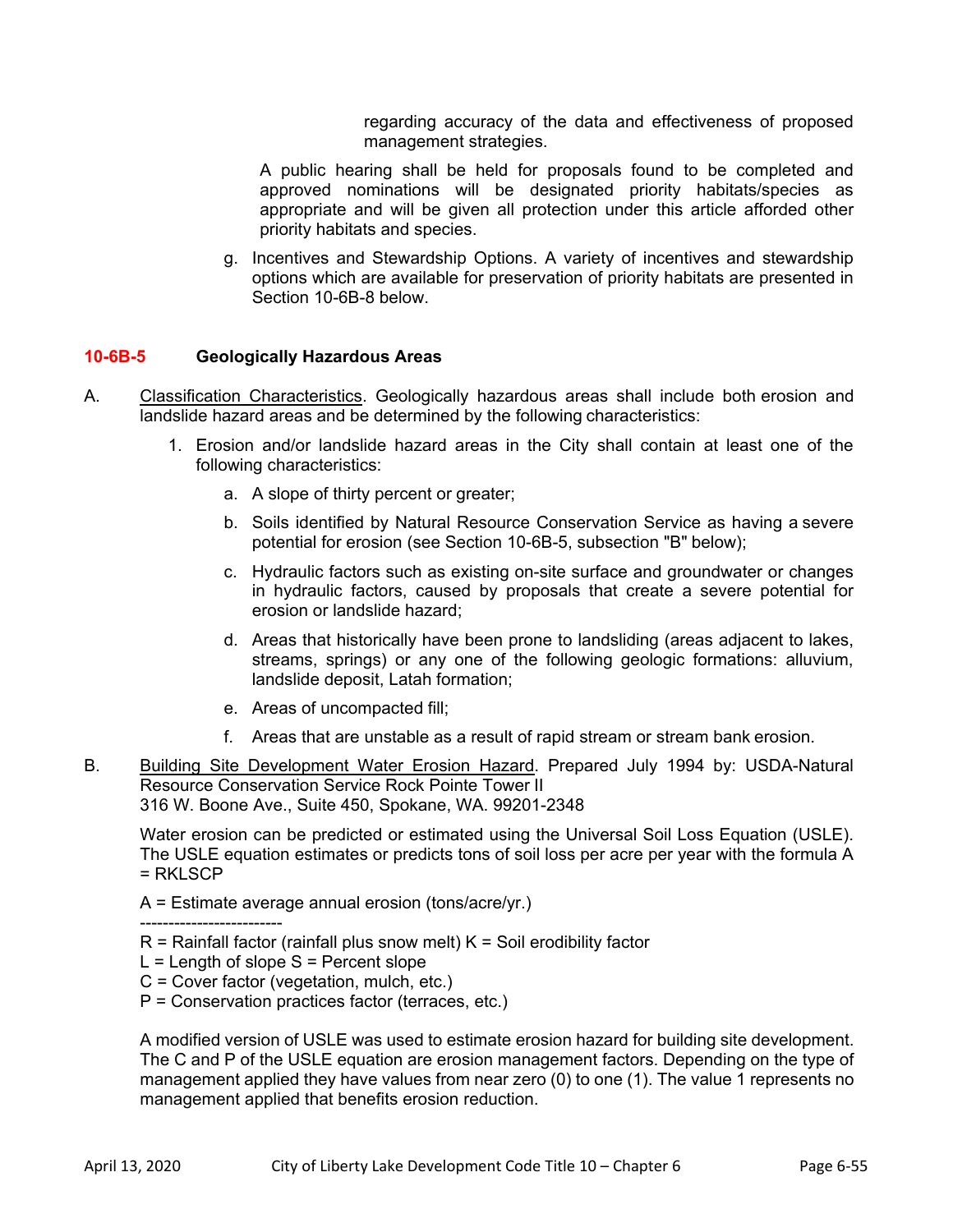regarding accuracy of the data and effectiveness of proposed management strategies.

A public hearing shall be held for proposals found to be completed and approved nominations will be designated priority habitats/species as appropriate and will be given all protection under this article afforded other priority habitats and species.

g. Incentives and Stewardship Options. A variety of incentives and stewardship options which are available for preservation of priority habitats are presented in Section 10-6B-8 below.

### 10-6B-5 Geologically Hazardous Areas

A. Classification Characteristics. Geologically hazardous areas shall include both erosion and landslide hazard areas and be determined by the following characteristics:

1. Erosion and/or landslide hazard areas in the City shall contain at least one of the following characteristics:

   a. A slope of thirty percent or greater;

   b. Soils identified by Natural Resource Conservation Service as having a severe potential for erosion (see Section 10-6B-5, subsection "B" below);

   c. Hydraulic factors such as existing on-site surface and groundwater or changes in hydraulic factors, caused by proposals that create a severe potential for erosion or landslide hazard;

   d. Areas that historically have been prone to landsliding (areas adjacent to lakes, streams, springs) or any one of the following geologic formations: alluvium, landslide deposit, Latah formation;

   e. Areas of uncompacted fill;

   f. Areas that are unstable as a result of rapid stream or stream bank erosion.

B. Building Site Development Water Erosion Hazard. Prepared July 1994 by: USDA-Natural Resource Conservation Service Rock Pointe Tower II
316 W. Boone Ave., Suite 450, Spokane, WA. 99201-2348

Water erosion can be predicted or estimated using the Universal Soil Loss Equation (USLE). The USLE equation estimates or predicts tons of soil loss per acre per year with the formula A = RKLSCP

A = Estimate average annual erosion (tons/acre/yr.)

-------------------------

R = Rainfall factor (rainfall plus snow melt) K = Soil erodibility factor
L = Length of slope S = Percent slope
C = Cover factor (vegetation, mulch, etc.)
P = Conservation practices factor (terraces, etc.)

A modified version of USLE was used to estimate erosion hazard for building site development. The C and P of the USLE equation are erosion management factors. Depending on the type of management applied they have values from near zero (0) to one (1). The value 1 represents no management applied that benefits erosion reduction.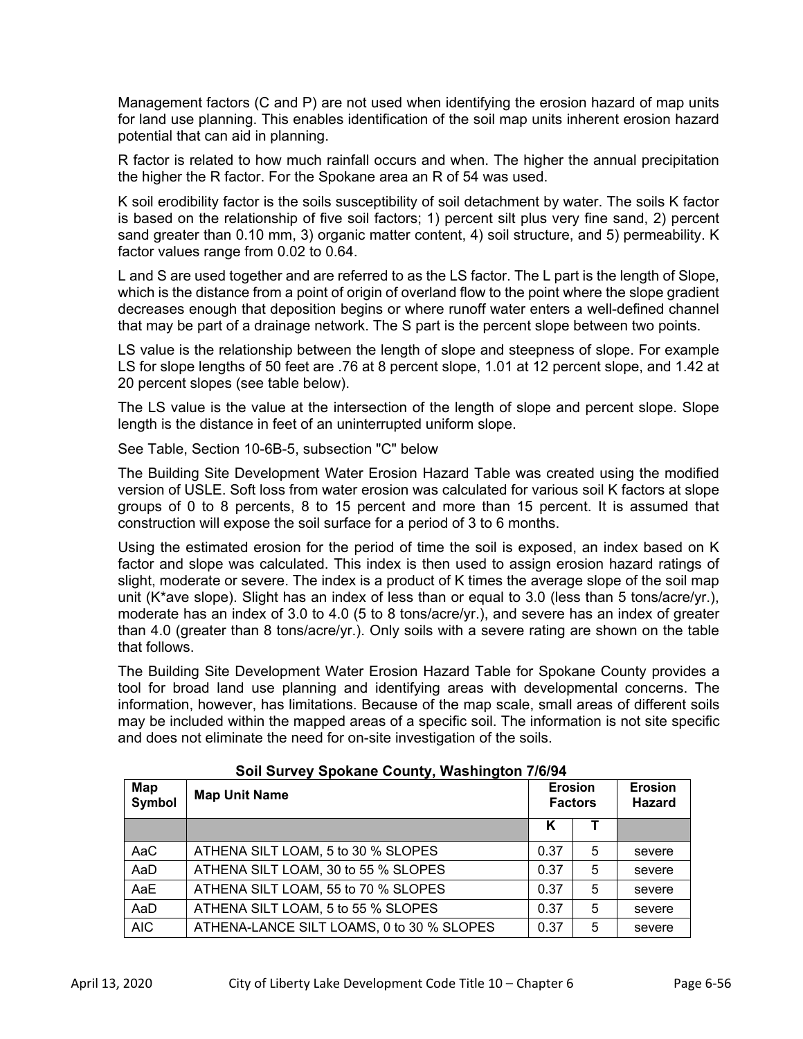Management factors (C and P) are not used when identifying the erosion hazard of map units for land use planning. This enables identification of the soil map units inherent erosion hazard potential that can aid in planning.

R factor is related to how much rainfall occurs and when. The higher the annual precipitation the higher the R factor. For the Spokane area an R of 54 was used.

K soil erodibility factor is the soils susceptibility of soil detachment by water. The soils K factor is based on the relationship of five soil factors; 1) percent silt plus very fine sand, 2) percent sand greater than 0.10 mm, 3) organic matter content, 4) soil structure, and 5) permeability. K factor values range from 0.02 to 0.64.

L and S are used together and are referred to as the LS factor. The L part is the length of Slope, which is the distance from a point of origin of overland flow to the point where the slope gradient decreases enough that deposition begins or where runoff water enters a well-defined channel that may be part of a drainage network. The S part is the percent slope between two points.

LS value is the relationship between the length of slope and steepness of slope. For example LS for slope lengths of 50 feet are .76 at 8 percent slope, 1.01 at 12 percent slope, and 1.42 at 20 percent slopes (see table below).

The LS value is the value at the intersection of the length of slope and percent slope. Slope length is the distance in feet of an uninterrupted uniform slope.

See Table, Section 10-6B-5, subsection "C" below

The Building Site Development Water Erosion Hazard Table was created using the modified version of USLE. Soft loss from water erosion was calculated for various soil K factors at slope groups of 0 to 8 percents, 8 to 15 percent and more than 15 percent. It is assumed that construction will expose the soil surface for a period of 3 to 6 months.

Using the estimated erosion for the period of time the soil is exposed, an index based on K factor and slope was calculated. This index is then used to assign erosion hazard ratings of slight, moderate or severe. The index is a product of K times the average slope of the soil map unit (K*ave slope). Slight has an index of less than or equal to 3.0 (less than 5 tons/acre/yr.), moderate has an index of 3.0 to 4.0 (5 to 8 tons/acre/yr.), and severe has an index of greater than 4.0 (greater than 8 tons/acre/yr.). Only soils with a severe rating are shown on the table that follows.

The Building Site Development Water Erosion Hazard Table for Spokane County provides a tool for broad land use planning and identifying areas with developmental concerns. The information, however, has limitations. Because of the map scale, small areas of different soils may be included within the mapped areas of a specific soil. The information is not site specific and does not eliminate the need for on-site investigation of the soils.

**Soil Survey Spokane County, Washington 7/6/94**

| Map Symbol | Map Unit Name | Erosion Factors | | Erosion Hazard |
|---|---|---|---|---|
| | | K | T | |
| AaC | ATHENA SILT LOAM, 5 to 30 % SLOPES | 0.37 | 5 | severe |
| AaD | ATHENA SILT LOAM, 30 to 55 % SLOPES | 0.37 | 5 | severe |
| AaE | ATHENA SILT LOAM, 55 to 70 % SLOPES | 0.37 | 5 | severe |
| AaD | ATHENA SILT LOAM, 5 to 55 % SLOPES | 0.37 | 5 | severe |
| AIC | ATHENA-LANCE SILT LOAMS, 0 to 30 % SLOPES | 0.37 | 5 | severe |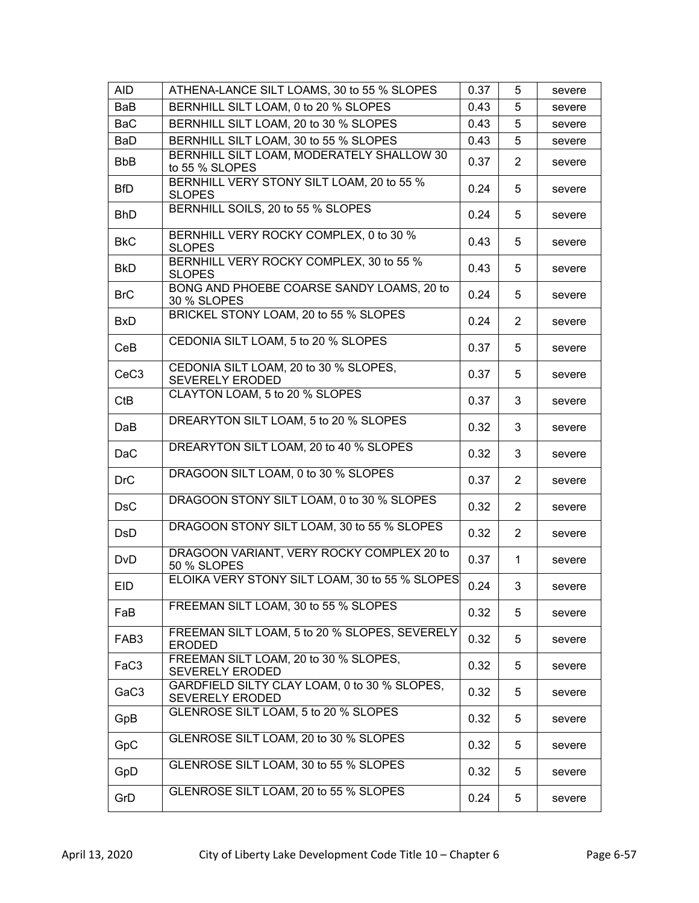| AID | ATHENA-LANCE SILT LOAMS, 30 to 55 % SLOPES | 0.37 | 5 | severe |
|---|---|---|---|---|
| BaB | BERNHILL SILT LOAM, 0 to 20 % SLOPES | 0.43 | 5 | severe |
| BaC | BERNHILL SILT LOAM, 20 to 30 % SLOPES | 0.43 | 5 | severe |
| BaD | BERNHILL SILT LOAM, 30 to 55 % SLOPES | 0.43 | 5 | severe |
| BbB | BERNHILL SILT LOAM, MODERATELY SHALLOW 30 to 55 % SLOPES | 0.37 | 2 | severe |
| BfD | BERNHILL VERY STONY SILT LOAM, 20 to 55 % SLOPES | 0.24 | 5 | severe |
| BhD | BERNHILL SOILS, 20 to 55 % SLOPES | 0.24 | 5 | severe |
| BkC | BERNHILL VERY ROCKY COMPLEX, 0 to 30 % SLOPES | 0.43 | 5 | severe |
| BkD | BERNHILL VERY ROCKY COMPLEX, 30 to 55 % SLOPES | 0.43 | 5 | severe |
| BrC | BONG AND PHOEBE COARSE SANDY LOAMS, 20 to 30 % SLOPES | 0.24 | 5 | severe |
| BxD | BRICKEL STONY LOAM, 20 to 55 % SLOPES | 0.24 | 2 | severe |
| CeB | CEDONIA SILT LOAM, 5 to 20 % SLOPES | 0.37 | 5 | severe |
| CeC3 | CEDONIA SILT LOAM, 20 to 30 % SLOPES, SEVERELY ERODED | 0.37 | 5 | severe |
| CtB | CLAYTON LOAM, 5 to 20 % SLOPES | 0.37 | 3 | severe |
| DaB | DREARYTON SILT LOAM, 5 to 20 % SLOPES | 0.32 | 3 | severe |
| DaC | DREARYTON SILT LOAM, 20 to 40 % SLOPES | 0.32 | 3 | severe |
| DrC | DRAGOON SILT LOAM, 0 to 30 % SLOPES | 0.37 | 2 | severe |
| DsC | DRAGOON STONY SILT LOAM, 0 to 30 % SLOPES | 0.32 | 2 | severe |
| DsD | DRAGOON STONY SILT LOAM, 30 to 55 % SLOPES | 0.32 | 2 | severe |
| DvD | DRAGOON VARIANT, VERY ROCKY COMPLEX 20 to 50 % SLOPES | 0.37 | 1 | severe |
| EID | ELOIKA VERY STONY SILT LOAM, 30 to 55 % SLOPES | 0.24 | 3 | severe |
| FaB | FREEMAN SILT LOAM, 30 to 55 % SLOPES | 0.32 | 5 | severe |
| FAB3 | FREEMAN SILT LOAM, 5 to 20 % SLOPES, SEVERELY ERODED | 0.32 | 5 | severe |
| FaC3 | FREEMAN SILT LOAM, 20 to 30 % SLOPES, SEVERELY ERODED | 0.32 | 5 | severe |
| GaC3 | GARDFIELD SILTY CLAY LOAM, 0 to 30 % SLOPES, SEVERELY ERODED | 0.32 | 5 | severe |
| GpB | GLENROSE SILT LOAM, 5 to 20 % SLOPES | 0.32 | 5 | severe |
| GpC | GLENROSE SILT LOAM, 20 to 30 % SLOPES | 0.32 | 5 | severe |
| GpD | GLENROSE SILT LOAM, 30 to 55 % SLOPES | 0.32 | 5 | severe |
| GrD | GLENROSE SILT LOAM, 20 to 55 % SLOPES | 0.24 | 5 | severe |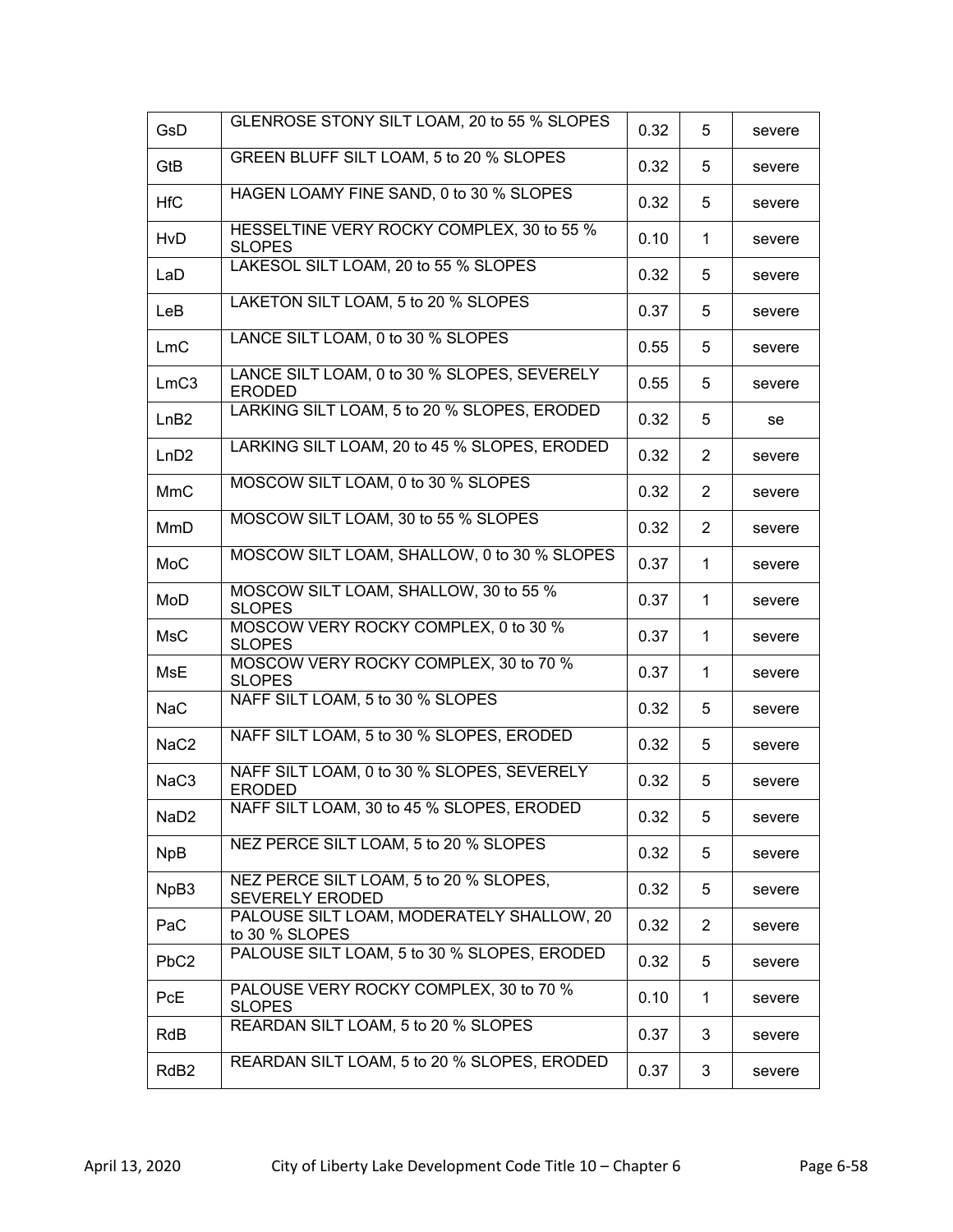| GsD | GLENROSE STONY SILT LOAM, 20 to 55 % SLOPES | 0.32 | 5 | severe |
|---|---|---|---|---|
| GtB | GREEN BLUFF SILT LOAM, 5 to 20 % SLOPES | 0.32 | 5 | severe |
| HfC | HAGEN LOAMY FINE SAND, 0 to 30 % SLOPES | 0.32 | 5 | severe |
| HvD | HESSELTINE VERY ROCKY COMPLEX, 30 to 55 % SLOPES | 0.10 | 1 | severe |
| LaD | LAKESOL SILT LOAM, 20 to 55 % SLOPES | 0.32 | 5 | severe |
| LeB | LAKETON SILT LOAM, 5 to 20 % SLOPES | 0.37 | 5 | severe |
| LmC | LANCE SILT LOAM, 0 to 30 % SLOPES | 0.55 | 5 | severe |
| LmC3 | LANCE SILT LOAM, 0 to 30 % SLOPES, SEVERELY ERODED | 0.55 | 5 | severe |
| LnB2 | LARKING SILT LOAM, 5 to 20 % SLOPES, ERODED | 0.32 | 5 | se |
| LnD2 | LARKING SILT LOAM, 20 to 45 % SLOPES, ERODED | 0.32 | 2 | severe |
| MmC | MOSCOW SILT LOAM, 0 to 30 % SLOPES | 0.32 | 2 | severe |
| MmD | MOSCOW SILT LOAM, 30 to 55 % SLOPES | 0.32 | 2 | severe |
| MoC | MOSCOW SILT LOAM, SHALLOW, 0 to 30 % SLOPES | 0.37 | 1 | severe |
| MoD | MOSCOW SILT LOAM, SHALLOW, 30 to 55 % SLOPES | 0.37 | 1 | severe |
| MsC | MOSCOW VERY ROCKY COMPLEX, 0 to 30 % SLOPES | 0.37 | 1 | severe |
| MsE | MOSCOW VERY ROCKY COMPLEX, 30 to 70 % SLOPES | 0.37 | 1 | severe |
| NaC | NAFF SILT LOAM, 5 to 30 % SLOPES | 0.32 | 5 | severe |
| NaC2 | NAFF SILT LOAM, 5 to 30 % SLOPES, ERODED | 0.32 | 5 | severe |
| NaC3 | NAFF SILT LOAM, 0 to 30 % SLOPES, SEVERELY ERODED | 0.32 | 5 | severe |
| NaD2 | NAFF SILT LOAM, 30 to 45 % SLOPES, ERODED | 0.32 | 5 | severe |
| NpB | NEZ PERCE SILT LOAM, 5 to 20 % SLOPES | 0.32 | 5 | severe |
| NpB3 | NEZ PERCE SILT LOAM, 5 to 20 % SLOPES, SEVERELY ERODED | 0.32 | 5 | severe |
| PaC | PALOUSE SILT LOAM, MODERATELY SHALLOW, 20 to 30 % SLOPES | 0.32 | 2 | severe |
| PbC2 | PALOUSE SILT LOAM, 5 to 30 % SLOPES, ERODED | 0.32 | 5 | severe |
| PcE | PALOUSE VERY ROCKY COMPLEX, 30 to 70 % SLOPES | 0.10 | 1 | severe |
| RdB | REARDAN SILT LOAM, 5 to 20 % SLOPES | 0.37 | 3 | severe |
| RdB2 | REARDAN SILT LOAM, 5 to 20 % SLOPES, ERODED | 0.37 | 3 | severe |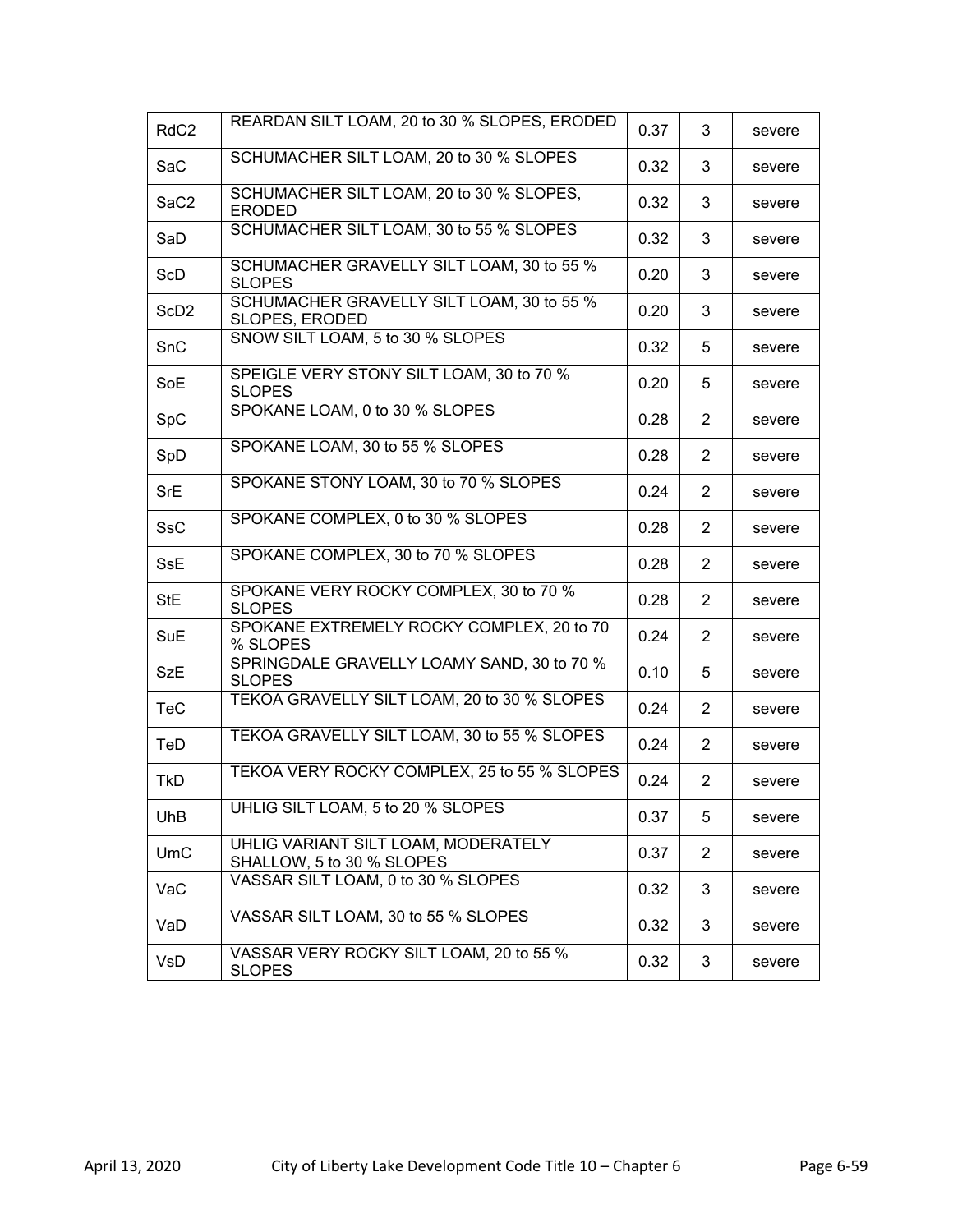| | | | | |
|---|---|---|---|---|
| RdC2 | REARDAN SILT LOAM, 20 to 30 % SLOPES, ERODED | 0.37 | 3 | severe |
| SaC | SCHUMACHER SILT LOAM, 20 to 30 % SLOPES | 0.32 | 3 | severe |
| SaC2 | SCHUMACHER SILT LOAM, 20 to 30 % SLOPES, ERODED | 0.32 | 3 | severe |
| SaD | SCHUMACHER SILT LOAM, 30 to 55 % SLOPES | 0.32 | 3 | severe |
| ScD | SCHUMACHER GRAVELLY SILT LOAM, 30 to 55 % SLOPES | 0.20 | 3 | severe |
| ScD2 | SCHUMACHER GRAVELLY SILT LOAM, 30 to 55 % SLOPES, ERODED | 0.20 | 3 | severe |
| SnC | SNOW SILT LOAM, 5 to 30 % SLOPES | 0.32 | 5 | severe |
| SoE | SPEIGLE VERY STONY SILT LOAM, 30 to 70 % SLOPES | 0.20 | 5 | severe |
| SpC | SPOKANE LOAM, 0 to 30 % SLOPES | 0.28 | 2 | severe |
| SpD | SPOKANE LOAM, 30 to 55 % SLOPES | 0.28 | 2 | severe |
| SrE | SPOKANE STONY LOAM, 30 to 70 % SLOPES | 0.24 | 2 | severe |
| SsC | SPOKANE COMPLEX, 0 to 30 % SLOPES | 0.28 | 2 | severe |
| SsE | SPOKANE COMPLEX, 30 to 70 % SLOPES | 0.28 | 2 | severe |
| StE | SPOKANE VERY ROCKY COMPLEX, 30 to 70 % SLOPES | 0.28 | 2 | severe |
| SuE | SPOKANE EXTREMELY ROCKY COMPLEX, 20 to 70 % SLOPES | 0.24 | 2 | severe |
| SzE | SPRINGDALE GRAVELLY LOAMY SAND, 30 to 70 % SLOPES | 0.10 | 5 | severe |
| TeC | TEKOA GRAVELLY SILT LOAM, 20 to 30 % SLOPES | 0.24 | 2 | severe |
| TeD | TEKOA GRAVELLY SILT LOAM, 30 to 55 % SLOPES | 0.24 | 2 | severe |
| TkD | TEKOA VERY ROCKY COMPLEX, 25 to 55 % SLOPES | 0.24 | 2 | severe |
| UhB | UHLIG SILT LOAM, 5 to 20 % SLOPES | 0.37 | 5 | severe |
| UmC | UHLIG VARIANT SILT LOAM, MODERATELY SHALLOW, 5 to 30 % SLOPES | 0.37 | 2 | severe |
| VaC | VASSAR SILT LOAM, 0 to 30 % SLOPES | 0.32 | 3 | severe |
| VaD | VASSAR SILT LOAM, 30 to 55 % SLOPES | 0.32 | 3 | severe |
| VsD | VASSAR VERY ROCKY SILT LOAM, 20 to 55 % SLOPES | 0.32 | 3 | severe |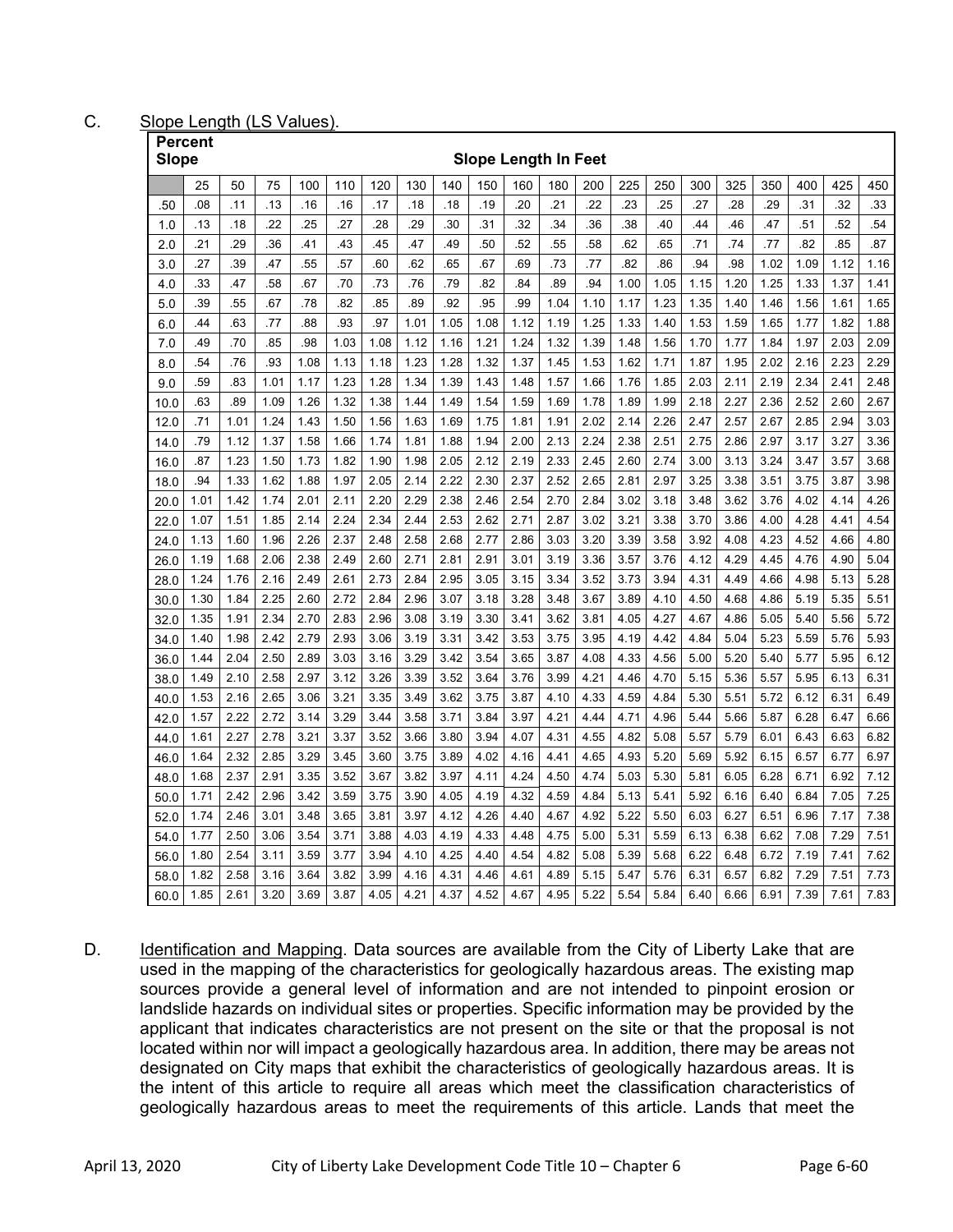C. Slope Length (LS Values).

| Percent Slope | Slope Length In Feet | | | | | | | | | | | | | | | | | | | |
|---|---|---|---|---|---|---|---|---|---|---|---|---|---|---|---|---|---|---|---|---|
| | 25 | 50 | 75 | 100 | 110 | 120 | 130 | 140 | 150 | 160 | 180 | 200 | 225 | 250 | 300 | 325 | 350 | 400 | 425 | 450 |
| .50 | .08 | .11 | .13 | .16 | .16 | .17 | .18 | .18 | .19 | .20 | .21 | .22 | .23 | .25 | .27 | .28 | .29 | .31 | .32 | .33 |
| 1.0 | .13 | .18 | .22 | .25 | .27 | .28 | .29 | .30 | .31 | .32 | .34 | .36 | .38 | .40 | .44 | .46 | .47 | .51 | .52 | .54 |
| 2.0 | .21 | .29 | .36 | .41 | .43 | .45 | .47 | .49 | .50 | .52 | .55 | .58 | .62 | .65 | .71 | .74 | .77 | .82 | .85 | .87 |
| 3.0 | .27 | .39 | .47 | .55 | .57 | .60 | .62 | .65 | .67 | .69 | .73 | .77 | .82 | .86 | .94 | .98 | 1.02 | 1.09 | 1.12 | 1.16 |
| 4.0 | .33 | .47 | .58 | .67 | .70 | .73 | .76 | .79 | .82 | .84 | .89 | .94 | 1.00 | 1.05 | 1.15 | 1.20 | 1.25 | 1.33 | 1.37 | 1.41 |
| 5.0 | .39 | .55 | .67 | .78 | .82 | .85 | .89 | .92 | .95 | .99 | 1.04 | 1.10 | 1.17 | 1.23 | 1.35 | 1.40 | 1.46 | 1.56 | 1.61 | 1.65 |
| 6.0 | .44 | .63 | .77 | .88 | .93 | .97 | 1.01 | 1.05 | 1.08 | 1.12 | 1.19 | 1.25 | 1.33 | 1.40 | 1.53 | 1.59 | 1.65 | 1.77 | 1.82 | 1.88 |
| 7.0 | .49 | .70 | .85 | .98 | 1.03 | 1.08 | 1.12 | 1.16 | 1.21 | 1.24 | 1.32 | 1.39 | 1.48 | 1.56 | 1.70 | 1.77 | 1.84 | 1.97 | 2.03 | 2.09 |
| 8.0 | .54 | .76 | .93 | 1.08 | 1.13 | 1.18 | 1.23 | 1.28 | 1.32 | 1.37 | 1.45 | 1.53 | 1.62 | 1.71 | 1.87 | 1.95 | 2.02 | 2.16 | 2.23 | 2.29 |
| 9.0 | .59 | .83 | 1.01 | 1.17 | 1.23 | 1.28 | 1.34 | 1.39 | 1.43 | 1.48 | 1.57 | 1.66 | 1.76 | 1.85 | 2.03 | 2.11 | 2.19 | 2.34 | 2.41 | 2.48 |
| 10.0 | .63 | .89 | 1.09 | 1.26 | 1.32 | 1.38 | 1.44 | 1.49 | 1.54 | 1.59 | 1.69 | 1.78 | 1.89 | 1.99 | 2.18 | 2.27 | 2.36 | 2.52 | 2.60 | 2.67 |
| 12.0 | .71 | 1.01 | 1.24 | 1.43 | 1.50 | 1.56 | 1.63 | 1.69 | 1.75 | 1.81 | 1.91 | 2.02 | 2.14 | 2.26 | 2.47 | 2.57 | 2.67 | 2.85 | 2.94 | 3.03 |
| 14.0 | .79 | 1.12 | 1.37 | 1.58 | 1.66 | 1.74 | 1.81 | 1.88 | 1.94 | 2.00 | 2.13 | 2.24 | 2.38 | 2.51 | 2.75 | 2.86 | 2.97 | 3.17 | 3.27 | 3.36 |
| 16.0 | .87 | 1.23 | 1.50 | 1.73 | 1.82 | 1.90 | 1.98 | 2.05 | 2.12 | 2.19 | 2.33 | 2.45 | 2.60 | 2.74 | 3.00 | 3.13 | 3.24 | 3.47 | 3.57 | 3.68 |
| 18.0 | .94 | 1.33 | 1.62 | 1.88 | 1.97 | 2.05 | 2.14 | 2.22 | 2.30 | 2.37 | 2.52 | 2.65 | 2.81 | 2.97 | 3.25 | 3.38 | 3.51 | 3.75 | 3.87 | 3.98 |
| 20.0 | 1.01 | 1.42 | 1.74 | 2.01 | 2.11 | 2.20 | 2.29 | 2.38 | 2.46 | 2.54 | 2.70 | 2.84 | 3.02 | 3.18 | 3.48 | 3.62 | 3.76 | 4.02 | 4.14 | 4.26 |
| 22.0 | 1.07 | 1.51 | 1.85 | 2.14 | 2.24 | 2.34 | 2.44 | 2.53 | 2.62 | 2.71 | 2.87 | 3.02 | 3.21 | 3.38 | 3.70 | 3.86 | 4.00 | 4.28 | 4.41 | 4.54 |
| 24.0 | 1.13 | 1.60 | 1.96 | 2.26 | 2.37 | 2.48 | 2.58 | 2.68 | 2.77 | 2.86 | 3.03 | 3.20 | 3.39 | 3.58 | 3.92 | 4.08 | 4.23 | 4.52 | 4.66 | 4.80 |
| 26.0 | 1.19 | 1.68 | 2.06 | 2.38 | 2.49 | 2.60 | 2.71 | 2.81 | 2.91 | 3.01 | 3.19 | 3.36 | 3.57 | 3.76 | 4.12 | 4.29 | 4.45 | 4.76 | 4.90 | 5.04 |
| 28.0 | 1.24 | 1.76 | 2.16 | 2.49 | 2.61 | 2.73 | 2.84 | 2.95 | 3.05 | 3.15 | 3.34 | 3.52 | 3.73 | 3.94 | 4.31 | 4.49 | 4.66 | 4.98 | 5.13 | 5.28 |
| 30.0 | 1.30 | 1.84 | 2.25 | 2.60 | 2.72 | 2.84 | 2.96 | 3.07 | 3.18 | 3.28 | 3.48 | 3.67 | 3.89 | 4.10 | 4.50 | 4.68 | 4.86 | 5.19 | 5.35 | 5.51 |
| 32.0 | 1.35 | 1.91 | 2.34 | 2.70 | 2.83 | 2.96 | 3.08 | 3.19 | 3.30 | 3.41 | 3.62 | 3.81 | 4.05 | 4.27 | 4.67 | 4.86 | 5.05 | 5.40 | 5.56 | 5.72 |
| 34.0 | 1.40 | 1.98 | 2.42 | 2.79 | 2.93 | 3.06 | 3.19 | 3.31 | 3.42 | 3.53 | 3.75 | 3.95 | 4.19 | 4.42 | 4.84 | 5.04 | 5.23 | 5.59 | 5.76 | 5.93 |
| 36.0 | 1.44 | 2.04 | 2.50 | 2.89 | 3.03 | 3.16 | 3.29 | 3.42 | 3.54 | 3.65 | 3.87 | 4.08 | 4.33 | 4.56 | 5.00 | 5.20 | 5.40 | 5.77 | 5.95 | 6.12 |
| 38.0 | 1.49 | 2.10 | 2.58 | 2.97 | 3.12 | 3.26 | 3.39 | 3.52 | 3.64 | 3.76 | 3.99 | 4.21 | 4.46 | 4.70 | 5.15 | 5.36 | 5.57 | 5.95 | 6.13 | 6.31 |
| 40.0 | 1.53 | 2.16 | 2.65 | 3.06 | 3.21 | 3.35 | 3.49 | 3.62 | 3.75 | 3.87 | 4.10 | 4.33 | 4.59 | 4.84 | 5.30 | 5.51 | 5.72 | 6.12 | 6.31 | 6.49 |
| 42.0 | 1.57 | 2.22 | 2.72 | 3.14 | 3.29 | 3.44 | 3.58 | 3.71 | 3.84 | 3.97 | 4.21 | 4.44 | 4.71 | 4.96 | 5.44 | 5.66 | 5.87 | 6.28 | 6.47 | 6.66 |
| 44.0 | 1.61 | 2.27 | 2.78 | 3.21 | 3.37 | 3.52 | 3.66 | 3.80 | 3.94 | 4.07 | 4.31 | 4.55 | 4.82 | 5.08 | 5.57 | 5.79 | 6.01 | 6.43 | 6.63 | 6.82 |
| 46.0 | 1.64 | 2.32 | 2.85 | 3.29 | 3.45 | 3.60 | 3.75 | 3.89 | 4.02 | 4.16 | 4.41 | 4.65 | 4.93 | 5.20 | 5.69 | 5.92 | 6.15 | 6.57 | 6.77 | 6.97 |
| 48.0 | 1.68 | 2.37 | 2.91 | 3.35 | 3.52 | 3.67 | 3.82 | 3.97 | 4.11 | 4.24 | 4.50 | 4.74 | 5.03 | 5.30 | 5.81 | 6.05 | 6.28 | 6.71 | 6.92 | 7.12 |
| 50.0 | 1.71 | 2.42 | 2.96 | 3.42 | 3.59 | 3.75 | 3.90 | 4.05 | 4.19 | 4.32 | 4.59 | 4.84 | 5.13 | 5.41 | 5.92 | 6.16 | 6.40 | 6.84 | 7.05 | 7.25 |
| 52.0 | 1.74 | 2.46 | 3.01 | 3.48 | 3.65 | 3.81 | 3.97 | 4.12 | 4.26 | 4.40 | 4.67 | 4.92 | 5.22 | 5.50 | 6.03 | 6.27 | 6.51 | 6.96 | 7.17 | 7.38 |
| 54.0 | 1.77 | 2.50 | 3.06 | 3.54 | 3.71 | 3.88 | 4.03 | 4.19 | 4.33 | 4.48 | 4.75 | 5.00 | 5.31 | 5.59 | 6.13 | 6.38 | 6.62 | 7.08 | 7.29 | 7.51 |
| 56.0 | 1.80 | 2.54 | 3.11 | 3.59 | 3.77 | 3.94 | 4.10 | 4.25 | 4.40 | 4.54 | 4.82 | 5.08 | 5.39 | 5.68 | 6.22 | 6.48 | 6.72 | 7.19 | 7.41 | 7.62 |
| 58.0 | 1.82 | 2.58 | 3.16 | 3.64 | 3.82 | 3.99 | 4.16 | 4.31 | 4.46 | 4.61 | 4.89 | 5.15 | 5.47 | 5.76 | 6.31 | 6.57 | 6.82 | 7.29 | 7.51 | 7.73 |
| 60.0 | 1.85 | 2.61 | 3.20 | 3.69 | 3.87 | 4.05 | 4.21 | 4.37 | 4.52 | 4.67 | 4.95 | 5.22 | 5.54 | 5.84 | 6.40 | 6.66 | 6.91 | 7.39 | 7.61 | 7.83 |

D. Identification and Mapping. Data sources are available from the City of Liberty Lake that are used in the mapping of the characteristics for geologically hazardous areas. The existing map sources provide a general level of information and are not intended to pinpoint erosion or landslide hazards on individual sites or properties. Specific information may be provided by the applicant that indicates characteristics are not present on the site or that the proposal is not located within nor will impact a geologically hazardous area. In addition, there may be areas not designated on City maps that exhibit the characteristics of geologically hazardous areas. It is the intent of this article to require all areas which meet the classification characteristics of geologically hazardous areas to meet the requirements of this article. Lands that meet the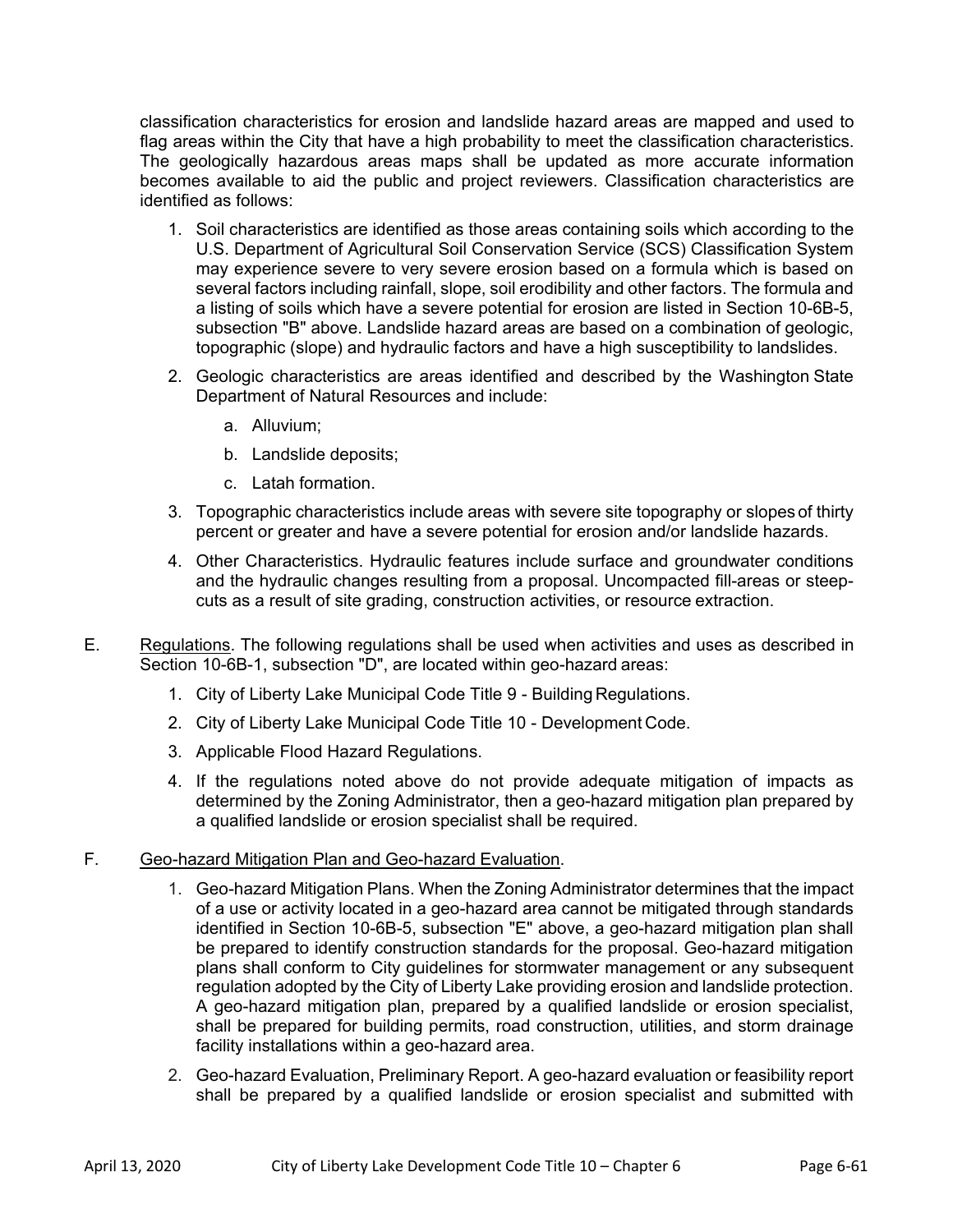classification characteristics for erosion and landslide hazard areas are mapped and used to flag areas within the City that have a high probability to meet the classification characteristics. The geologically hazardous areas maps shall be updated as more accurate information becomes available to aid the public and project reviewers. Classification characteristics are identified as follows:

1. Soil characteristics are identified as those areas containing soils which according to the U.S. Department of Agricultural Soil Conservation Service (SCS) Classification System may experience severe to very severe erosion based on a formula which is based on several factors including rainfall, slope, soil erodibility and other factors. The formula and a listing of soils which have a severe potential for erosion are listed in Section 10-6B-5, subsection "B" above. Landslide hazard areas are based on a combination of geologic, topographic (slope) and hydraulic factors and have a high susceptibility to landslides.
2. Geologic characteristics are areas identified and described by the Washington State Department of Natural Resources and include:
   a. Alluvium;
   b. Landslide deposits;
   c. Latah formation.
3. Topographic characteristics include areas with severe site topography or slopes of thirty percent or greater and have a severe potential for erosion and/or landslide hazards.
4. Other Characteristics. Hydraulic features include surface and groundwater conditions and the hydraulic changes resulting from a proposal. Uncompacted fill-areas or steep-cuts as a result of site grading, construction activities, or resource extraction.

E. Regulations. The following regulations shall be used when activities and uses as described in Section 10-6B-1, subsection "D", are located within geo-hazard areas:

1. City of Liberty Lake Municipal Code Title 9 - Building Regulations.
2. City of Liberty Lake Municipal Code Title 10 - Development Code.
3. Applicable Flood Hazard Regulations.
4. If the regulations noted above do not provide adequate mitigation of impacts as determined by the Zoning Administrator, then a geo-hazard mitigation plan prepared by a qualified landslide or erosion specialist shall be required.

F. Geo-hazard Mitigation Plan and Geo-hazard Evaluation.

1. Geo-hazard Mitigation Plans. When the Zoning Administrator determines that the impact of a use or activity located in a geo-hazard area cannot be mitigated through standards identified in Section 10-6B-5, subsection "E" above, a geo-hazard mitigation plan shall be prepared to identify construction standards for the proposal. Geo-hazard mitigation plans shall conform to City guidelines for stormwater management or any subsequent regulation adopted by the City of Liberty Lake providing erosion and landslide protection. A geo-hazard mitigation plan, prepared by a qualified landslide or erosion specialist, shall be prepared for building permits, road construction, utilities, and storm drainage facility installations within a geo-hazard area.
2. Geo-hazard Evaluation, Preliminary Report. A geo-hazard evaluation or feasibility report shall be prepared by a qualified landslide or erosion specialist and submitted with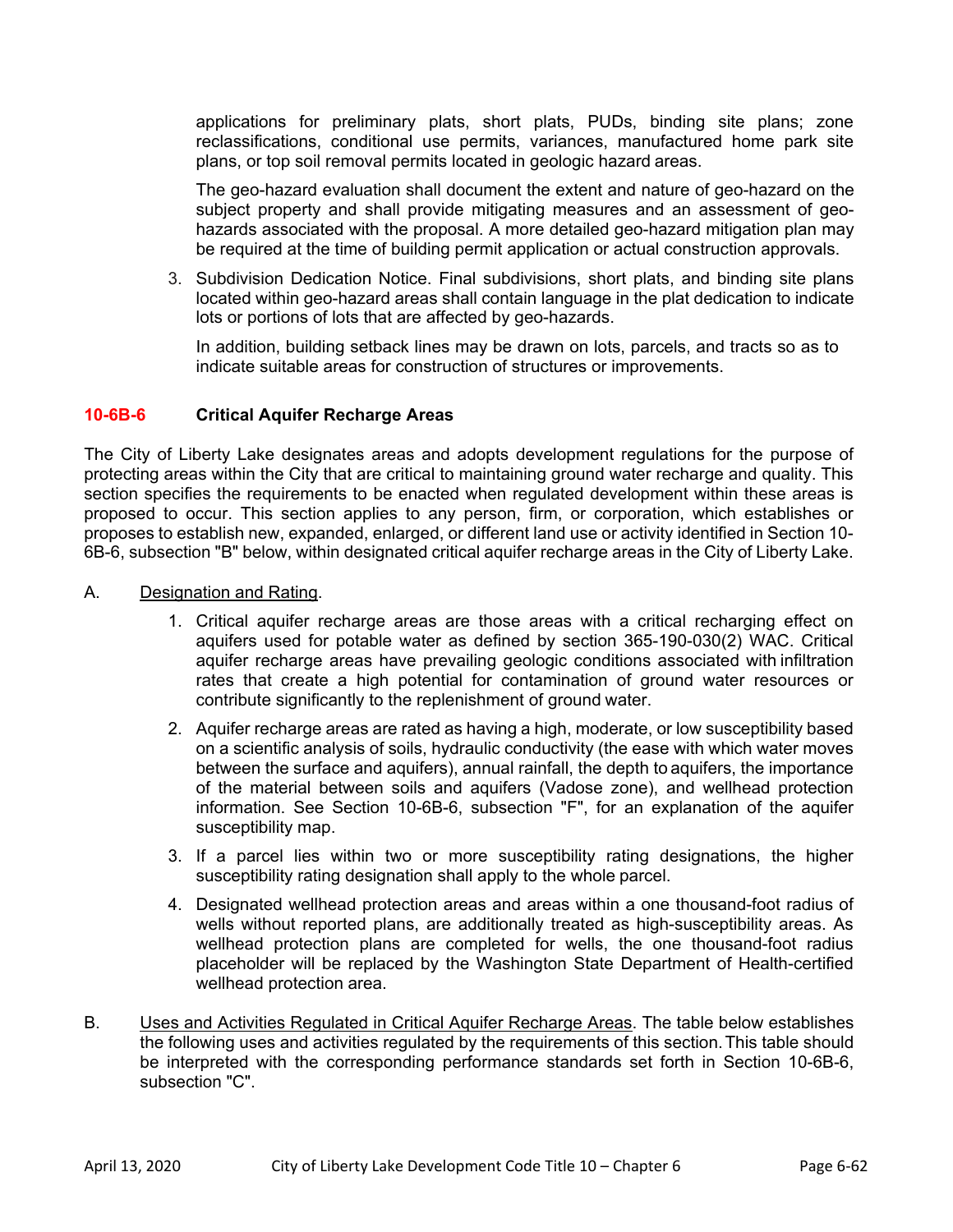applications for preliminary plats, short plats, PUDs, binding site plans; zone reclassifications, conditional use permits, variances, manufactured home park site plans, or top soil removal permits located in geologic hazard areas.

The geo-hazard evaluation shall document the extent and nature of geo-hazard on the subject property and shall provide mitigating measures and an assessment of geo-hazards associated with the proposal. A more detailed geo-hazard mitigation plan may be required at the time of building permit application or actual construction approvals.

3. Subdivision Dedication Notice. Final subdivisions, short plats, and binding site plans located within geo-hazard areas shall contain language in the plat dedication to indicate lots or portions of lots that are affected by geo-hazards.

   In addition, building setback lines may be drawn on lots, parcels, and tracts so as to indicate suitable areas for construction of structures or improvements.

## 10-6B-6 Critical Aquifer Recharge Areas

The City of Liberty Lake designates areas and adopts development regulations for the purpose of protecting areas within the City that are critical to maintaining ground water recharge and quality. This section specifies the requirements to be enacted when regulated development within these areas is proposed to occur. This section applies to any person, firm, or corporation, which establishes or proposes to establish new, expanded, enlarged, or different land use or activity identified in Section 10-6B-6, subsection "B" below, within designated critical aquifer recharge areas in the City of Liberty Lake.

A. Designation and Rating.

1. Critical aquifer recharge areas are those areas with a critical recharging effect on aquifers used for potable water as defined by section 365-190-030(2) WAC. Critical aquifer recharge areas have prevailing geologic conditions associated with infiltration rates that create a high potential for contamination of ground water resources or contribute significantly to the replenishment of ground water.
2. Aquifer recharge areas are rated as having a high, moderate, or low susceptibility based on a scientific analysis of soils, hydraulic conductivity (the ease with which water moves between the surface and aquifers), annual rainfall, the depth to aquifers, the importance of the material between soils and aquifers (Vadose zone), and wellhead protection information. See Section 10-6B-6, subsection "F", for an explanation of the aquifer susceptibility map.
3. If a parcel lies within two or more susceptibility rating designations, the higher susceptibility rating designation shall apply to the whole parcel.
4. Designated wellhead protection areas and areas within a one thousand-foot radius of wells without reported plans, are additionally treated as high-susceptibility areas. As wellhead protection plans are completed for wells, the one thousand-foot radius placeholder will be replaced by the Washington State Department of Health-certified wellhead protection area.

B. Uses and Activities Regulated in Critical Aquifer Recharge Areas. The table below establishes the following uses and activities regulated by the requirements of this section. This table should be interpreted with the corresponding performance standards set forth in Section 10-6B-6, subsection "C".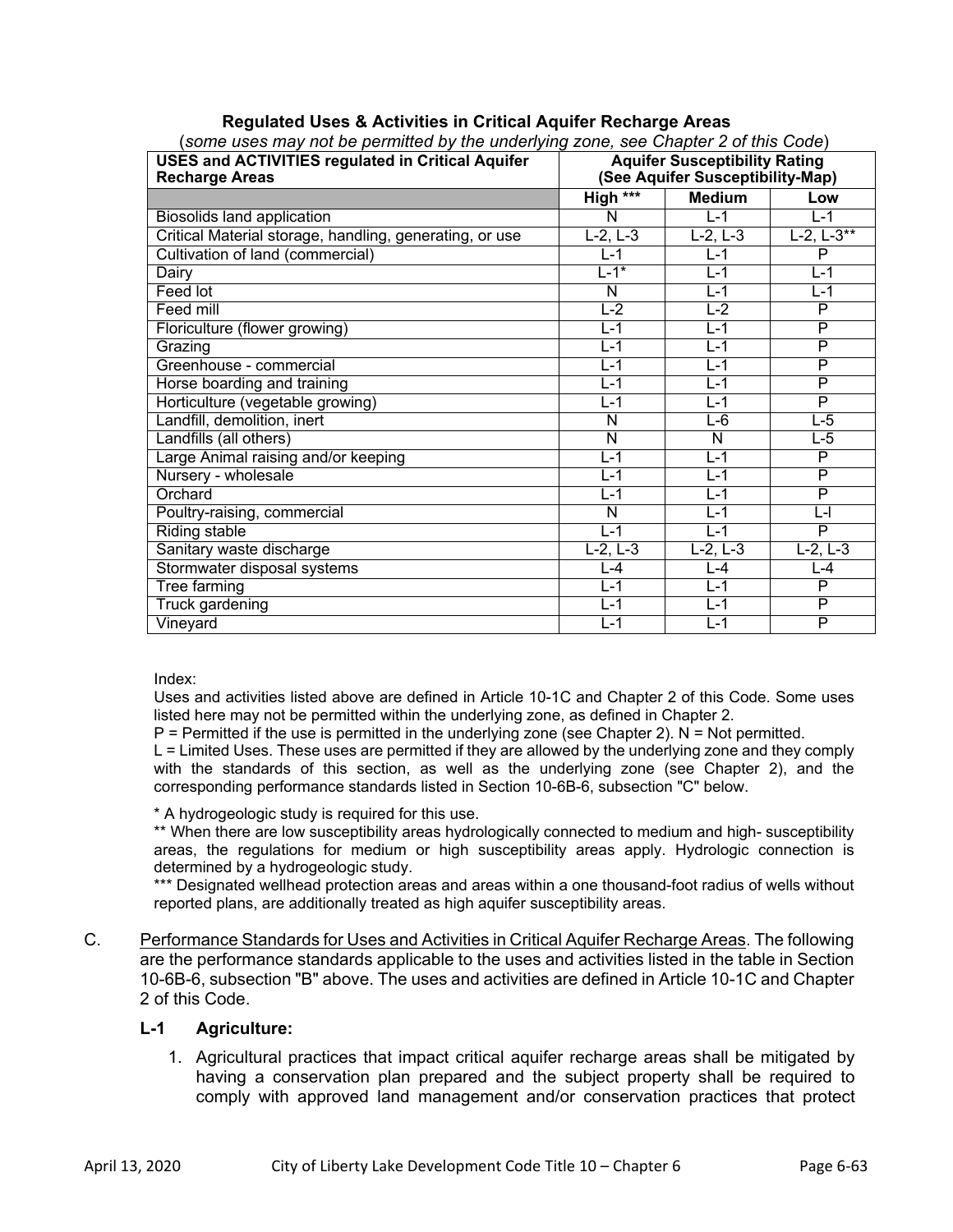**Regulated Uses & Activities in Critical Aquifer Recharge Areas**

(*some uses may not be permitted by the underlying zone, see Chapter 2 of this Code*)

| USES and ACTIVITIES regulated in Critical Aquifer Recharge Areas | Aquifer Susceptibility Rating (See Aquifer Susceptibility-Map) | | |
|---|---|---|---|
| | High *** | Medium | Low |
| Biosolids land application | N | L-1 | L-1 |
| Critical Material storage, handling, generating, or use | L-2, L-3 | L-2, L-3 | L-2, L-3** |
| Cultivation of land (commercial) | L-1 | L-1 | P |
| Dairy | L-1* | L-1 | L-1 |
| Feed lot | N | L-1 | L-1 |
| Feed mill | L-2 | L-2 | P |
| Floriculture (flower growing) | L-1 | L-1 | P |
| Grazing | L-1 | L-1 | P |
| Greenhouse - commercial | L-1 | L-1 | P |
| Horse boarding and training | L-1 | L-1 | P |
| Horticulture (vegetable growing) | L-1 | L-1 | P |
| Landfill, demolition, inert | N | L-6 | L-5 |
| Landfills (all others) | N | N | L-5 |
| Large Animal raising and/or keeping | L-1 | L-1 | P |
| Nursery - wholesale | L-1 | L-1 | P |
| Orchard | L-1 | L-1 | P |
| Poultry-raising, commercial | N | L-1 | L-l |
| Riding stable | L-1 | L-1 | P |
| Sanitary waste discharge | L-2, L-3 | L-2, L-3 | L-2, L-3 |
| Stormwater disposal systems | L-4 | L-4 | L-4 |
| Tree farming | L-1 | L-1 | P |
| Truck gardening | L-1 | L-1 | P |
| Vineyard | L-1 | L-1 | P |

Index:

Uses and activities listed above are defined in Article 10-1C and Chapter 2 of this Code. Some uses listed here may not be permitted within the underlying zone, as defined in Chapter 2.

P = Permitted if the use is permitted in the underlying zone (see Chapter 2). N = Not permitted.

L = Limited Uses. These uses are permitted if they are allowed by the underlying zone and they comply with the standards of this section, as well as the underlying zone (see Chapter 2), and the corresponding performance standards listed in Section 10-6B-6, subsection "C" below.

* A hydrogeologic study is required for this use.

** When there are low susceptibility areas hydrologically connected to medium and high- susceptibility areas, the regulations for medium or high susceptibility areas apply. Hydrologic connection is determined by a hydrogeologic study.

*** Designated wellhead protection areas and areas within a one thousand-foot radius of wells without reported plans, are additionally treated as high aquifer susceptibility areas.

C. Performance Standards for Uses and Activities in Critical Aquifer Recharge Areas. The following are the performance standards applicable to the uses and activities listed in the table in Section 10-6B-6, subsection "B" above. The uses and activities are defined in Article 10-1C and Chapter 2 of this Code.

**L-1 Agriculture:**

1. Agricultural practices that impact critical aquifer recharge areas shall be mitigated by having a conservation plan prepared and the subject property shall be required to comply with approved land management and/or conservation practices that protect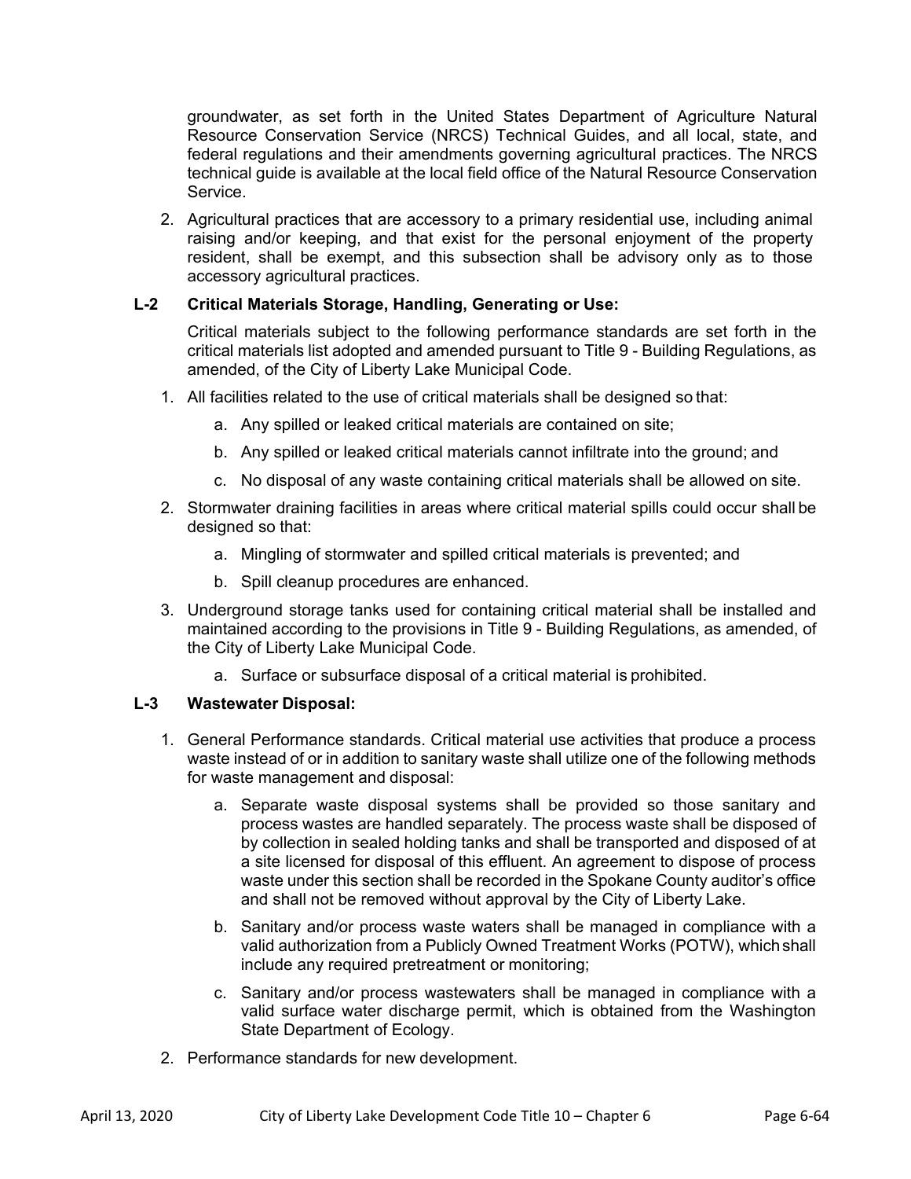groundwater, as set forth in the United States Department of Agriculture Natural Resource Conservation Service (NRCS) Technical Guides, and all local, state, and federal regulations and their amendments governing agricultural practices. The NRCS technical guide is available at the local field office of the Natural Resource Conservation Service.

2. Agricultural practices that are accessory to a primary residential use, including animal raising and/or keeping, and that exist for the personal enjoyment of the property resident, shall be exempt, and this subsection shall be advisory only as to those accessory agricultural practices.

**L-2 Critical Materials Storage, Handling, Generating or Use:**

Critical materials subject to the following performance standards are set forth in the critical materials list adopted and amended pursuant to Title 9 - Building Regulations, as amended, of the City of Liberty Lake Municipal Code.

1. All facilities related to the use of critical materials shall be designed so that:
   a. Any spilled or leaked critical materials are contained on site;
   b. Any spilled or leaked critical materials cannot infiltrate into the ground; and
   c. No disposal of any waste containing critical materials shall be allowed on site.
2. Stormwater draining facilities in areas where critical material spills could occur shall be designed so that:
   a. Mingling of stormwater and spilled critical materials is prevented; and
   b. Spill cleanup procedures are enhanced.
3. Underground storage tanks used for containing critical material shall be installed and maintained according to the provisions in Title 9 - Building Regulations, as amended, of the City of Liberty Lake Municipal Code.
   a. Surface or subsurface disposal of a critical material is prohibited.

**L-3 Wastewater Disposal:**

1. General Performance standards. Critical material use activities that produce a process waste instead of or in addition to sanitary waste shall utilize one of the following methods for waste management and disposal:
   a. Separate waste disposal systems shall be provided so those sanitary and process wastes are handled separately. The process waste shall be disposed of by collection in sealed holding tanks and shall be transported and disposed of at a site licensed for disposal of this effluent. An agreement to dispose of process waste under this section shall be recorded in the Spokane County auditor's office and shall not be removed without approval by the City of Liberty Lake.
   b. Sanitary and/or process waste waters shall be managed in compliance with a valid authorization from a Publicly Owned Treatment Works (POTW), which shall include any required pretreatment or monitoring;
   c. Sanitary and/or process wastewaters shall be managed in compliance with a valid surface water discharge permit, which is obtained from the Washington State Department of Ecology.
2. Performance standards for new development.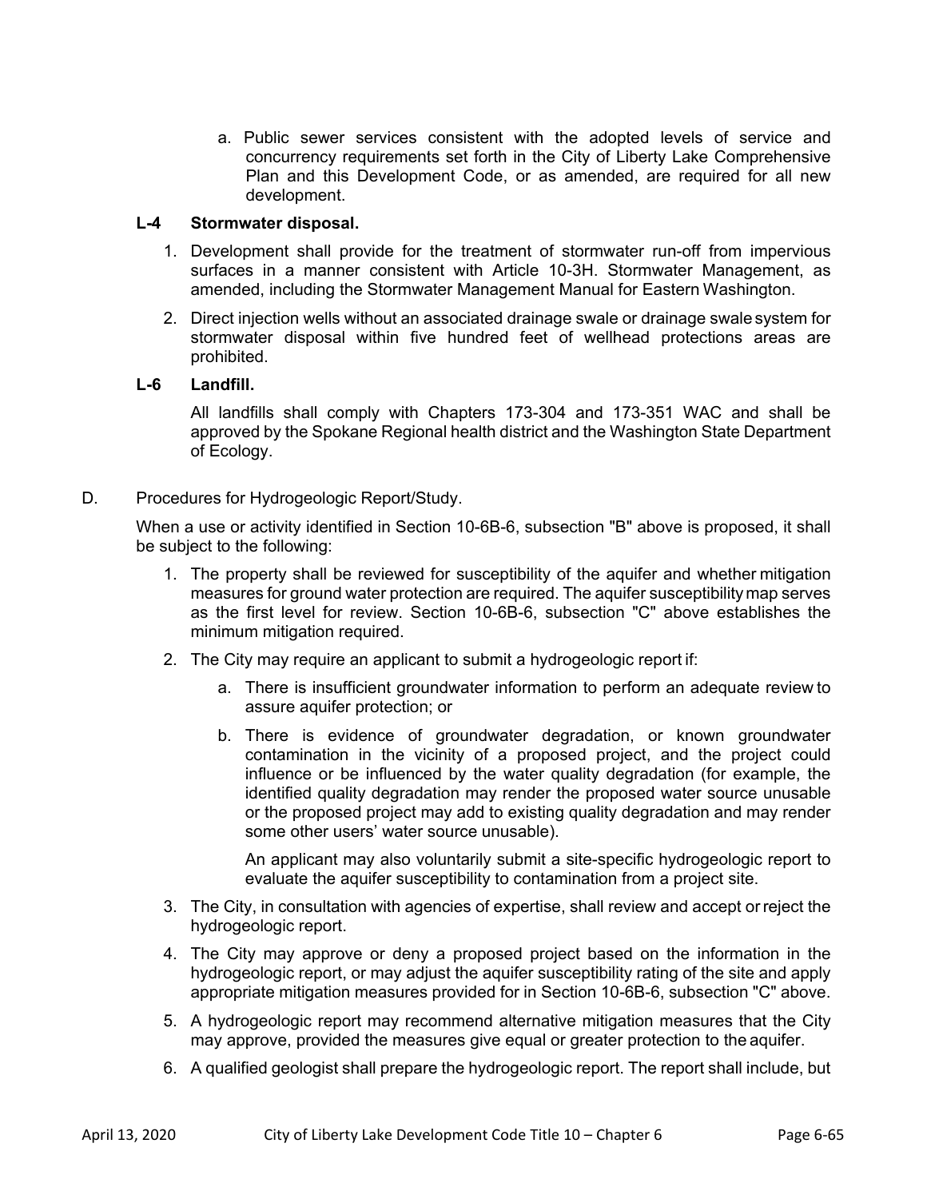a. Public sewer services consistent with the adopted levels of service and concurrency requirements set forth in the City of Liberty Lake Comprehensive Plan and this Development Code, or as amended, are required for all new development.

**L-4 Stormwater disposal.**

1. Development shall provide for the treatment of stormwater run-off from impervious surfaces in a manner consistent with Article 10-3H. Stormwater Management, as amended, including the Stormwater Management Manual for Eastern Washington.
2. Direct injection wells without an associated drainage swale or drainage swale system for stormwater disposal within five hundred feet of wellhead protections areas are prohibited.

**L-6 Landfill.**

All landfills shall comply with Chapters 173-304 and 173-351 WAC and shall be approved by the Spokane Regional health district and the Washington State Department of Ecology.

D. Procedures for Hydrogeologic Report/Study.

When a use or activity identified in Section 10-6B-6, subsection "B" above is proposed, it shall be subject to the following:

1. The property shall be reviewed for susceptibility of the aquifer and whether mitigation measures for ground water protection are required. The aquifer susceptibility map serves as the first level for review. Section 10-6B-6, subsection "C" above establishes the minimum mitigation required.
2. The City may require an applicant to submit a hydrogeologic report if:
   a. There is insufficient groundwater information to perform an adequate review to assure aquifer protection; or
   b. There is evidence of groundwater degradation, or known groundwater contamination in the vicinity of a proposed project, and the project could influence or be influenced by the water quality degradation (for example, the identified quality degradation may render the proposed water source unusable or the proposed project may add to existing quality degradation and may render some other users' water source unusable).

   An applicant may also voluntarily submit a site-specific hydrogeologic report to evaluate the aquifer susceptibility to contamination from a project site.
3. The City, in consultation with agencies of expertise, shall review and accept or reject the hydrogeologic report.
4. The City may approve or deny a proposed project based on the information in the hydrogeologic report, or may adjust the aquifer susceptibility rating of the site and apply appropriate mitigation measures provided for in Section 10-6B-6, subsection "C" above.
5. A hydrogeologic report may recommend alternative mitigation measures that the City may approve, provided the measures give equal or greater protection to the aquifer.
6. A qualified geologist shall prepare the hydrogeologic report. The report shall include, but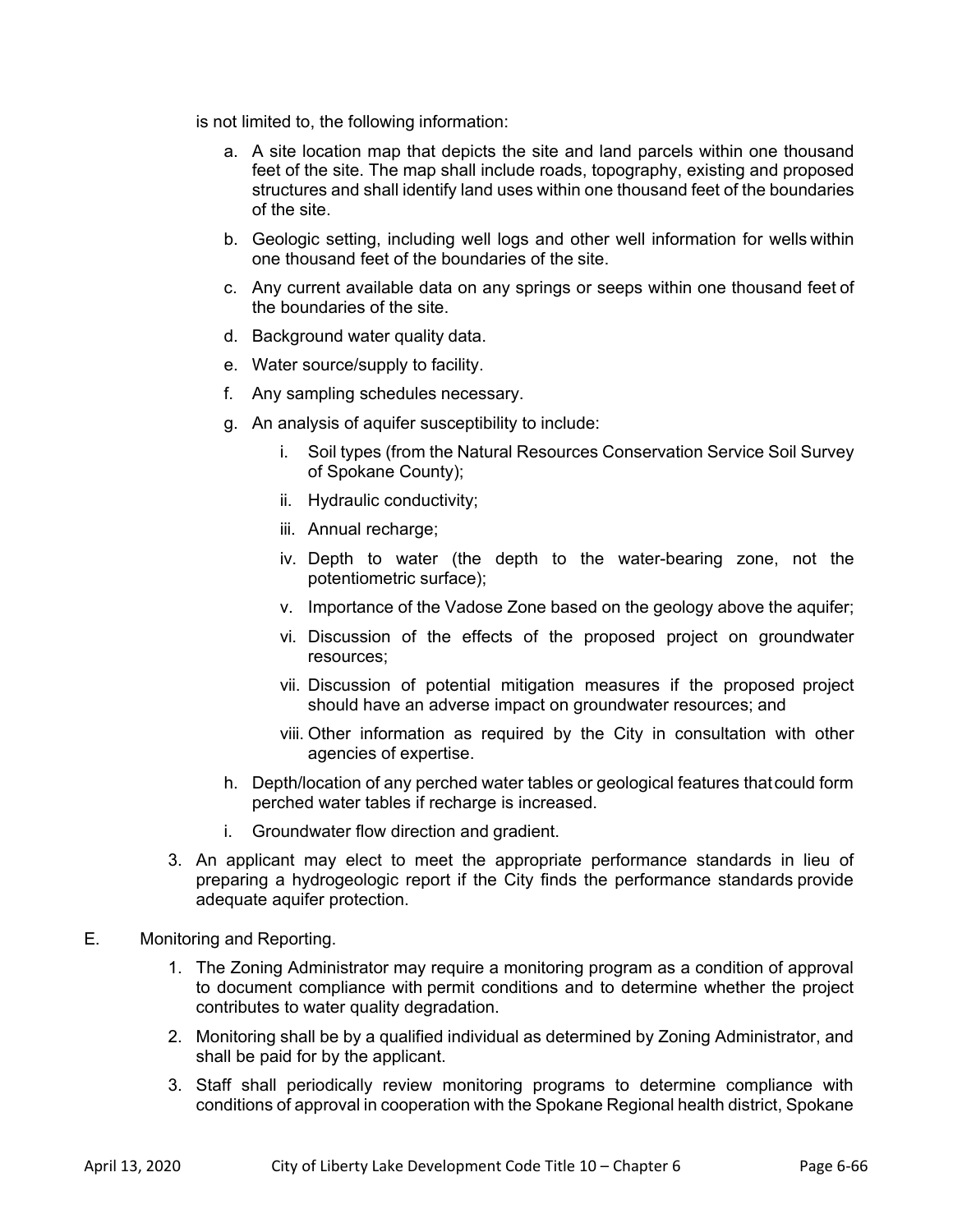is not limited to, the following information:

a. A site location map that depicts the site and land parcels within one thousand feet of the site. The map shall include roads, topography, existing and proposed structures and shall identify land uses within one thousand feet of the boundaries of the site.

b. Geologic setting, including well logs and other well information for wells within one thousand feet of the boundaries of the site.

c. Any current available data on any springs or seeps within one thousand feet of the boundaries of the site.

d. Background water quality data.

e. Water source/supply to facility.

f. Any sampling schedules necessary.

g. An analysis of aquifer susceptibility to include:

   i. Soil types (from the Natural Resources Conservation Service Soil Survey of Spokane County);

   ii. Hydraulic conductivity;

   iii. Annual recharge;

   iv. Depth to water (the depth to the water-bearing zone, not the potentiometric surface);

   v. Importance of the Vadose Zone based on the geology above the aquifer;

   vi. Discussion of the effects of the proposed project on groundwater resources;

   vii. Discussion of potential mitigation measures if the proposed project should have an adverse impact on groundwater resources; and

   viii. Other information as required by the City in consultation with other agencies of expertise.

h. Depth/location of any perched water tables or geological features that could form perched water tables if recharge is increased.

i. Groundwater flow direction and gradient.

3. An applicant may elect to meet the appropriate performance standards in lieu of preparing a hydrogeologic report if the City finds the performance standards provide adequate aquifer protection.

E. Monitoring and Reporting.

1. The Zoning Administrator may require a monitoring program as a condition of approval to document compliance with permit conditions and to determine whether the project contributes to water quality degradation.

2. Monitoring shall be by a qualified individual as determined by Zoning Administrator, and shall be paid for by the applicant.

3. Staff shall periodically review monitoring programs to determine compliance with conditions of approval in cooperation with the Spokane Regional health district, Spokane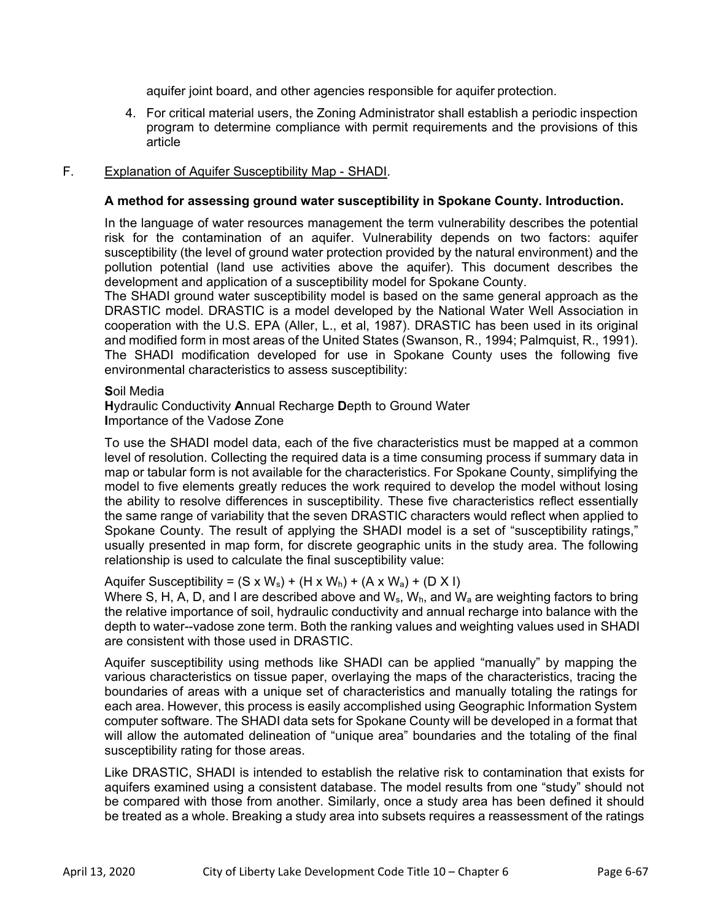aquifer joint board, and other agencies responsible for aquifer protection.

4. For critical material users, the Zoning Administrator shall establish a periodic inspection program to determine compliance with permit requirements and the provisions of this article

F. Explanation of Aquifer Susceptibility Map - SHADI.

**A method for assessing ground water susceptibility in Spokane County. Introduction.**

In the language of water resources management the term vulnerability describes the potential risk for the contamination of an aquifer. Vulnerability depends on two factors: aquifer susceptibility (the level of ground water protection provided by the natural environment) and the pollution potential (land use activities above the aquifer). This document describes the development and application of a susceptibility model for Spokane County.
The SHADI ground water susceptibility model is based on the same general approach as the DRASTIC model. DRASTIC is a model developed by the National Water Well Association in cooperation with the U.S. EPA (Aller, L., et al, 1987). DRASTIC has been used in its original and modified form in most areas of the United States (Swanson, R., 1994; Palmquist, R., 1991). The SHADI modification developed for use in Spokane County uses the following five environmental characteristics to assess susceptibility:

**S**oil Media
**H**ydraulic Conductivity **A**nnual Recharge **D**epth to Ground Water
**I**mportance of the Vadose Zone

To use the SHADI model data, each of the five characteristics must be mapped at a common level of resolution. Collecting the required data is a time consuming process if summary data in map or tabular form is not available for the characteristics. For Spokane County, simplifying the model to five elements greatly reduces the work required to develop the model without losing the ability to resolve differences in susceptibility. These five characteristics reflect essentially the same range of variability that the seven DRASTIC characters would reflect when applied to Spokane County. The result of applying the SHADI model is a set of "susceptibility ratings," usually presented in map form, for discrete geographic units in the study area. The following relationship is used to calculate the final susceptibility value:

Aquifer Susceptibility = $(S \times W_s) + (H \times W_h) + (A \times W_a) + (D \times I)$
Where S, H, A, D, and I are described above and $W_s$, $W_h$, and $W_a$ are weighting factors to bring the relative importance of soil, hydraulic conductivity and annual recharge into balance with the depth to water--vadose zone term. Both the ranking values and weighting values used in SHADI are consistent with those used in DRASTIC.

Aquifer susceptibility using methods like SHADI can be applied "manually" by mapping the various characteristics on tissue paper, overlaying the maps of the characteristics, tracing the boundaries of areas with a unique set of characteristics and manually totaling the ratings for each area. However, this process is easily accomplished using Geographic Information System computer software. The SHADI data sets for Spokane County will be developed in a format that will allow the automated delineation of "unique area" boundaries and the totaling of the final susceptibility rating for those areas.

Like DRASTIC, SHADI is intended to establish the relative risk to contamination that exists for aquifers examined using a consistent database. The model results from one "study" should not be compared with those from another. Similarly, once a study area has been defined it should be treated as a whole. Breaking a study area into subsets requires a reassessment of the ratings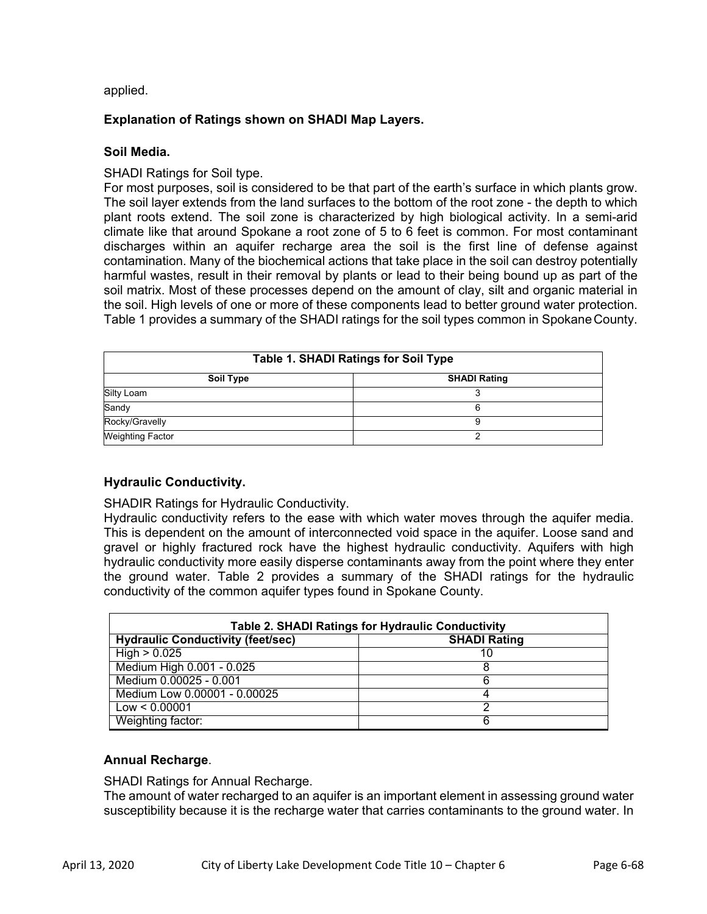applied.

**Explanation of Ratings shown on SHADI Map Layers.**

**Soil Media.**

SHADI Ratings for Soil type.

For most purposes, soil is considered to be that part of the earth's surface in which plants grow. The soil layer extends from the land surfaces to the bottom of the root zone - the depth to which plant roots extend. The soil zone is characterized by high biological activity. In a semi-arid climate like that around Spokane a root zone of 5 to 6 feet is common. For most contaminant discharges within an aquifer recharge area the soil is the first line of defense against contamination. Many of the biochemical actions that take place in the soil can destroy potentially harmful wastes, result in their removal by plants or lead to their being bound up as part of the soil matrix. Most of these processes depend on the amount of clay, silt and organic material in the soil. High levels of one or more of these components lead to better ground water protection. Table 1 provides a summary of the SHADI ratings for the soil types common in Spokane County.

| **Table 1. SHADI Ratings for Soil Type** | |
|---|---|
| **Soil Type** | **SHADI Rating** |
| Silty Loam | 3 |
| Sandy | 6 |
| Rocky/Gravelly | 9 |
| Weighting Factor | 2 |

**Hydraulic Conductivity.**

SHADIR Ratings for Hydraulic Conductivity.

Hydraulic conductivity refers to the ease with which water moves through the aquifer media. This is dependent on the amount of interconnected void space in the aquifer. Loose sand and gravel or highly fractured rock have the highest hydraulic conductivity. Aquifers with high hydraulic conductivity more easily disperse contaminants away from the point where they enter the ground water. Table 2 provides a summary of the SHADI ratings for the hydraulic conductivity of the common aquifer types found in Spokane County.

| **Table 2. SHADI Ratings for Hydraulic Conductivity** | |
|---|---|
| **Hydraulic Conductivity (feet/sec)** | **SHADI Rating** |
| High > 0.025 | 10 |
| Medium High 0.001 - 0.025 | 8 |
| Medium 0.00025 - 0.001 | 6 |
| Medium Low 0.00001 - 0.00025 | 4 |
| Low < 0.00001 | 2 |
| Weighting factor: | 6 |

**Annual Recharge**.

SHADI Ratings for Annual Recharge.

The amount of water recharged to an aquifer is an important element in assessing ground water susceptibility because it is the recharge water that carries contaminants to the ground water. In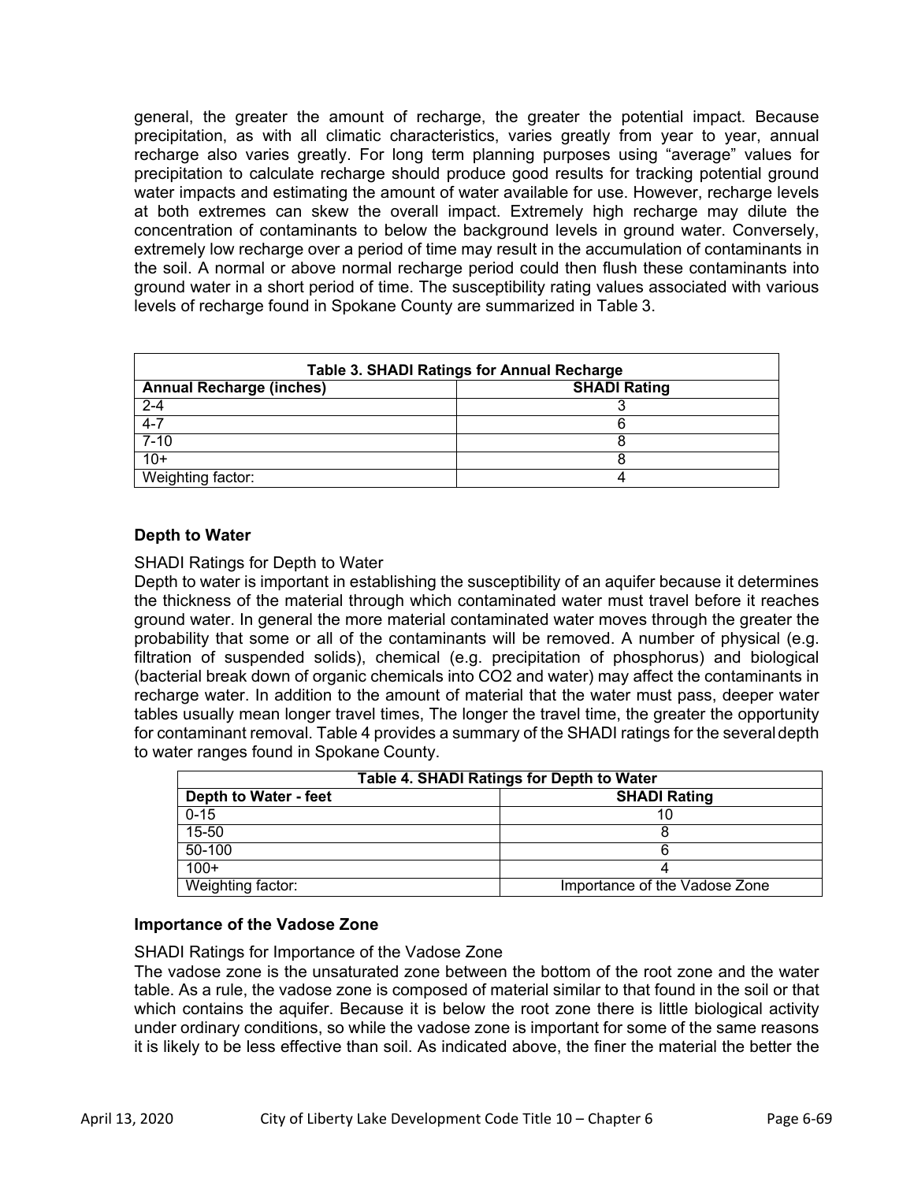general, the greater the amount of recharge, the greater the potential impact. Because precipitation, as with all climatic characteristics, varies greatly from year to year, annual recharge also varies greatly. For long term planning purposes using "average" values for precipitation to calculate recharge should produce good results for tracking potential ground water impacts and estimating the amount of water available for use. However, recharge levels at both extremes can skew the overall impact. Extremely high recharge may dilute the concentration of contaminants to below the background levels in ground water. Conversely, extremely low recharge over a period of time may result in the accumulation of contaminants in the soil. A normal or above normal recharge period could then flush these contaminants into ground water in a short period of time. The susceptibility rating values associated with various levels of recharge found in Spokane County are summarized in Table 3.

**Table 3. SHADI Ratings for Annual Recharge**

| Annual Recharge (inches) | SHADI Rating |
|---|---|
| 2-4 | 3 |
| 4-7 | 6 |
| 7-10 | 8 |
| 10+ | 8 |
| Weighting factor: | 4 |

### Depth to Water

SHADI Ratings for Depth to Water

Depth to water is important in establishing the susceptibility of an aquifer because it determines the thickness of the material through which contaminated water must travel before it reaches ground water. In general the more material contaminated water moves through the greater the probability that some or all of the contaminants will be removed. A number of physical (e.g. filtration of suspended solids), chemical (e.g. precipitation of phosphorus) and biological (bacterial break down of organic chemicals into CO2 and water) may affect the contaminants in recharge water. In addition to the amount of material that the water must pass, deeper water tables usually mean longer travel times, The longer the travel time, the greater the opportunity for contaminant removal. Table 4 provides a summary of the SHADI ratings for the several depth to water ranges found in Spokane County.

**Table 4. SHADI Ratings for Depth to Water**

| Depth to Water - feet | SHADI Rating |
|---|---|
| 0-15 | 10 |
| 15-50 | 8 |
| 50-100 | 6 |
| 100+ | 4 |
| Weighting factor: | Importance of the Vadose Zone |

### Importance of the Vadose Zone

SHADI Ratings for Importance of the Vadose Zone

The vadose zone is the unsaturated zone between the bottom of the root zone and the water table. As a rule, the vadose zone is composed of material similar to that found in the soil or that which contains the aquifer. Because it is below the root zone there is little biological activity under ordinary conditions, so while the vadose zone is important for some of the same reasons it is likely to be less effective than soil. As indicated above, the finer the material the better the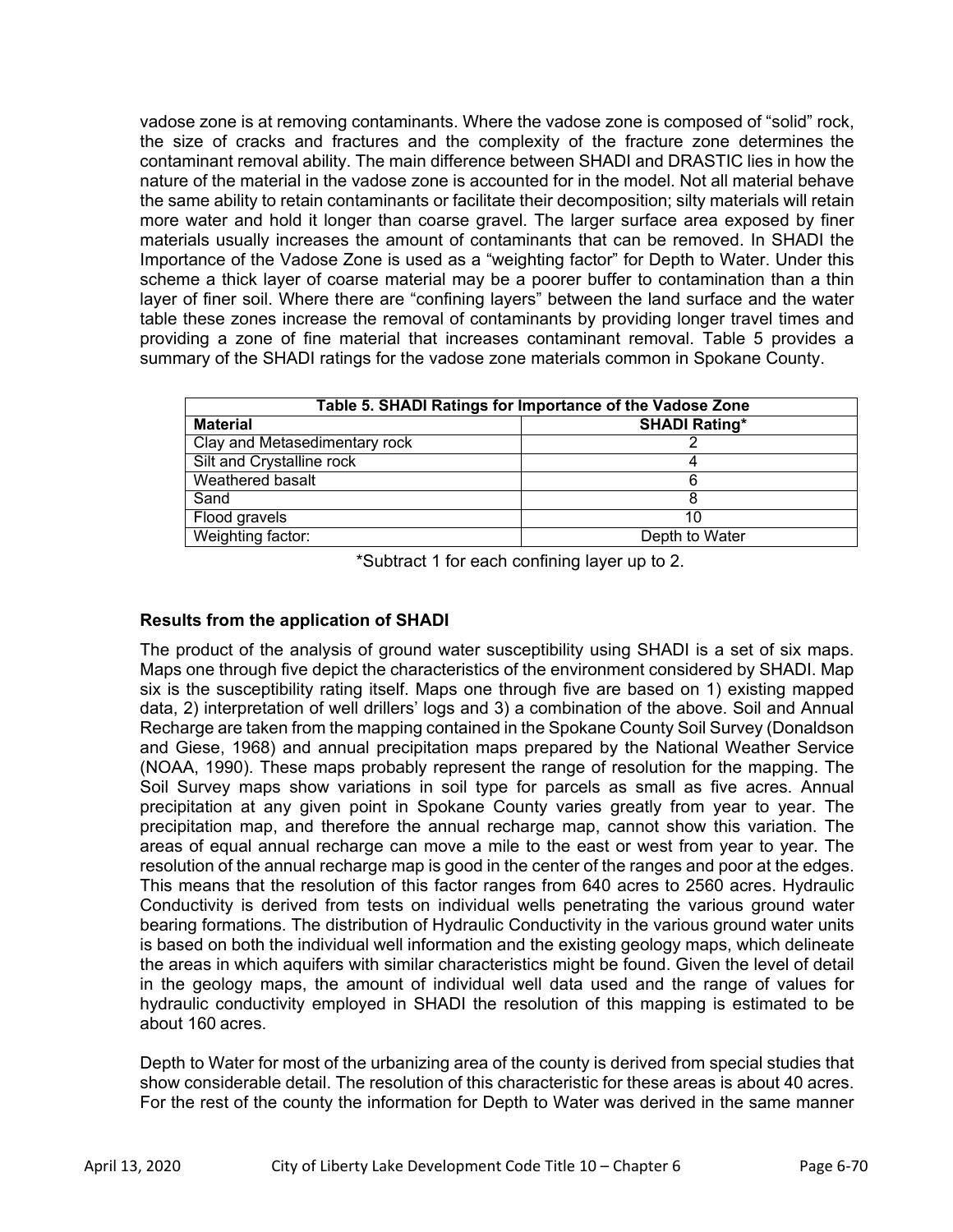vadose zone is at removing contaminants. Where the vadose zone is composed of "solid" rock, the size of cracks and fractures and the complexity of the fracture zone determines the contaminant removal ability. The main difference between SHADI and DRASTIC lies in how the nature of the material in the vadose zone is accounted for in the model. Not all material behave the same ability to retain contaminants or facilitate their decomposition; silty materials will retain more water and hold it longer than coarse gravel. The larger surface area exposed by finer materials usually increases the amount of contaminants that can be removed. In SHADI the Importance of the Vadose Zone is used as a "weighting factor" for Depth to Water. Under this scheme a thick layer of coarse material may be a poorer buffer to contamination than a thin layer of finer soil. Where there are "confining layers" between the land surface and the water table these zones increase the removal of contaminants by providing longer travel times and providing a zone of fine material that increases contaminant removal. Table 5 provides a summary of the SHADI ratings for the vadose zone materials common in Spokane County.

| Table 5. SHADI Ratings for Importance of the Vadose Zone | |
|---|---|
| **Material** | **SHADI Rating*** |
| Clay and Metasedimentary rock | 2 |
| Silt and Crystalline rock | 4 |
| Weathered basalt | 6 |
| Sand | 8 |
| Flood gravels | 10 |
| Weighting factor: | Depth to Water |

*Subtract 1 for each confining layer up to 2.

### Results from the application of SHADI

The product of the analysis of ground water susceptibility using SHADI is a set of six maps. Maps one through five depict the characteristics of the environment considered by SHADI. Map six is the susceptibility rating itself. Maps one through five are based on 1) existing mapped data, 2) interpretation of well drillers' logs and 3) a combination of the above. Soil and Annual Recharge are taken from the mapping contained in the Spokane County Soil Survey (Donaldson and Giese, 1968) and annual precipitation maps prepared by the National Weather Service (NOAA, 1990). These maps probably represent the range of resolution for the mapping. The Soil Survey maps show variations in soil type for parcels as small as five acres. Annual precipitation at any given point in Spokane County varies greatly from year to year. The precipitation map, and therefore the annual recharge map, cannot show this variation. The areas of equal annual recharge can move a mile to the east or west from year to year. The resolution of the annual recharge map is good in the center of the ranges and poor at the edges. This means that the resolution of this factor ranges from 640 acres to 2560 acres. Hydraulic Conductivity is derived from tests on individual wells penetrating the various ground water bearing formations. The distribution of Hydraulic Conductivity in the various ground water units is based on both the individual well information and the existing geology maps, which delineate the areas in which aquifers with similar characteristics might be found. Given the level of detail in the geology maps, the amount of individual well data used and the range of values for hydraulic conductivity employed in SHADI the resolution of this mapping is estimated to be about 160 acres.

Depth to Water for most of the urbanizing area of the county is derived from special studies that show considerable detail. The resolution of this characteristic for these areas is about 40 acres. For the rest of the county the information for Depth to Water was derived in the same manner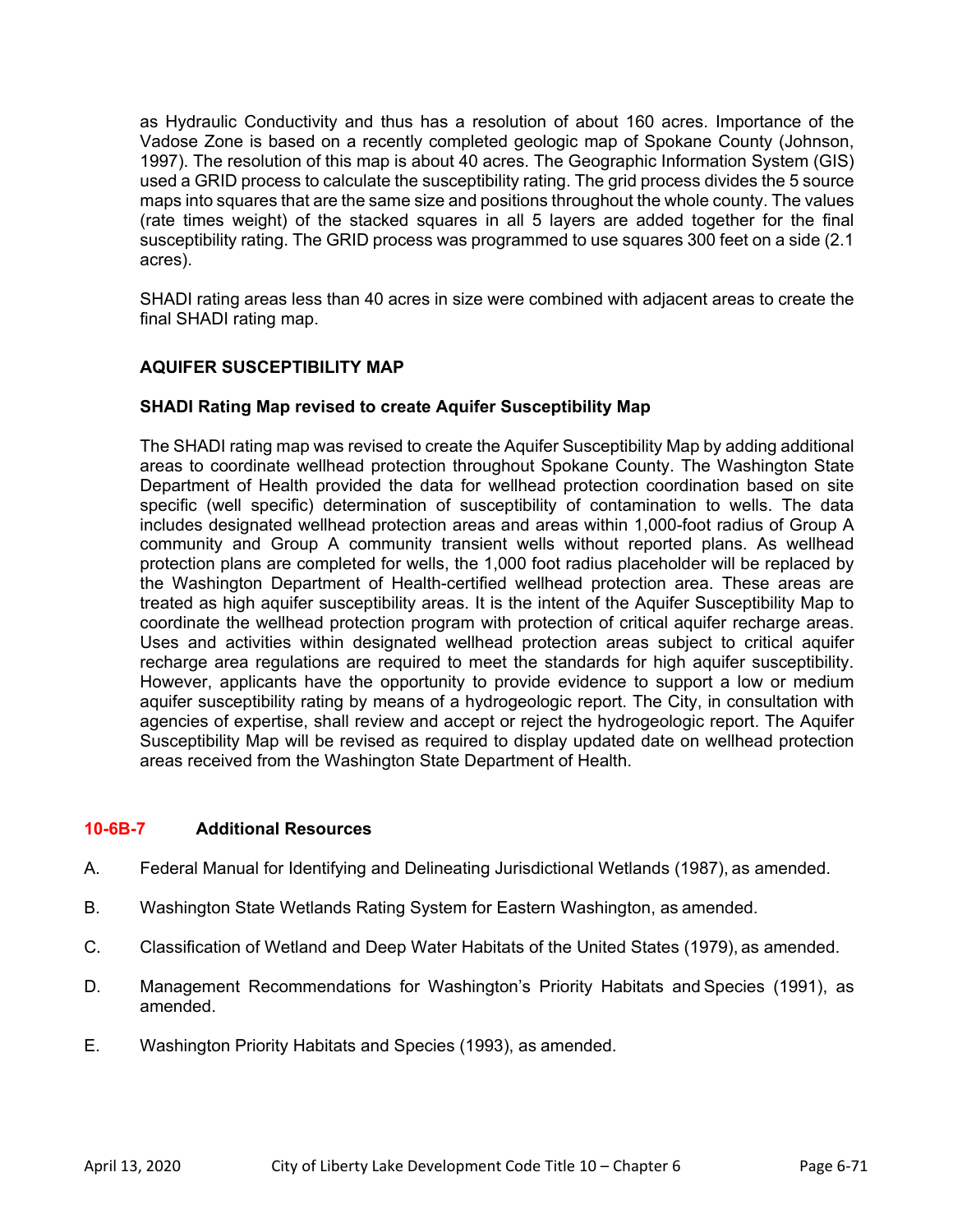as Hydraulic Conductivity and thus has a resolution of about 160 acres. Importance of the Vadose Zone is based on a recently completed geologic map of Spokane County (Johnson, 1997). The resolution of this map is about 40 acres. The Geographic Information System (GIS) used a GRID process to calculate the susceptibility rating. The grid process divides the 5 source maps into squares that are the same size and positions throughout the whole county. The values (rate times weight) of the stacked squares in all 5 layers are added together for the final susceptibility rating. The GRID process was programmed to use squares 300 feet on a side (2.1 acres).

SHADI rating areas less than 40 acres in size were combined with adjacent areas to create the final SHADI rating map.

**AQUIFER SUSCEPTIBILITY MAP**

**SHADI Rating Map revised to create Aquifer Susceptibility Map**

The SHADI rating map was revised to create the Aquifer Susceptibility Map by adding additional areas to coordinate wellhead protection throughout Spokane County. The Washington State Department of Health provided the data for wellhead protection coordination based on site specific (well specific) determination of susceptibility of contamination to wells. The data includes designated wellhead protection areas and areas within 1,000-foot radius of Group A community and Group A community transient wells without reported plans. As wellhead protection plans are completed for wells, the 1,000 foot radius placeholder will be replaced by the Washington Department of Health-certified wellhead protection area. These areas are treated as high aquifer susceptibility areas. It is the intent of the Aquifer Susceptibility Map to coordinate the wellhead protection program with protection of critical aquifer recharge areas. Uses and activities within designated wellhead protection areas subject to critical aquifer recharge area regulations are required to meet the standards for high aquifer susceptibility. However, applicants have the opportunity to provide evidence to support a low or medium aquifer susceptibility rating by means of a hydrogeologic report. The City, in consultation with agencies of expertise, shall review and accept or reject the hydrogeologic report. The Aquifer Susceptibility Map will be revised as required to display updated date on wellhead protection areas received from the Washington State Department of Health.

### 10-6B-7 Additional Resources

A. Federal Manual for Identifying and Delineating Jurisdictional Wetlands (1987), as amended.

B. Washington State Wetlands Rating System for Eastern Washington, as amended.

C. Classification of Wetland and Deep Water Habitats of the United States (1979), as amended.

D. Management Recommendations for Washington's Priority Habitats and Species (1991), as amended.

E. Washington Priority Habitats and Species (1993), as amended.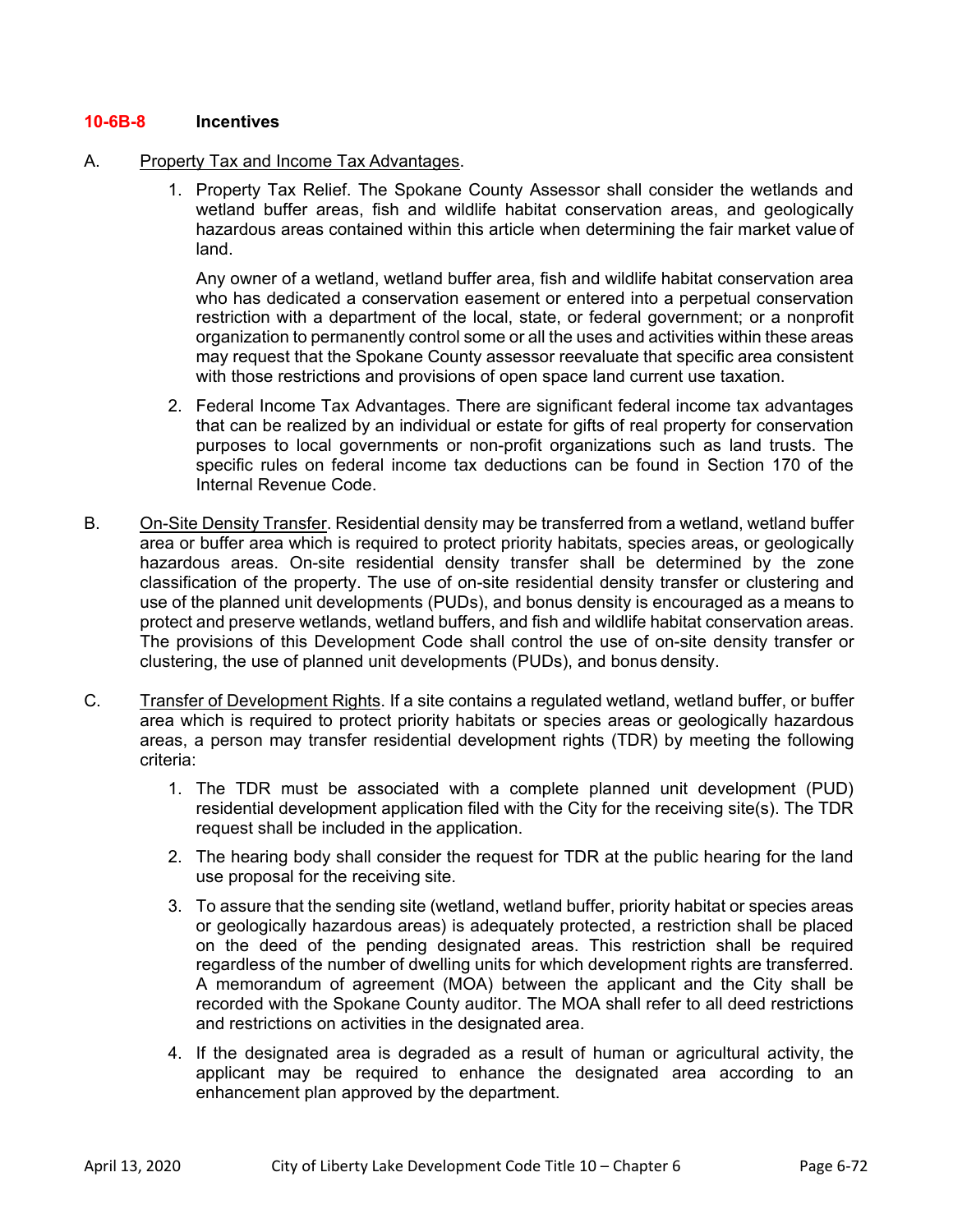### 10-6B-8 Incentives

A. Property Tax and Income Tax Advantages.

1. Property Tax Relief. The Spokane County Assessor shall consider the wetlands and wetland buffer areas, fish and wildlife habitat conservation areas, and geologically hazardous areas contained within this article when determining the fair market value of land.

   Any owner of a wetland, wetland buffer area, fish and wildlife habitat conservation area who has dedicated a conservation easement or entered into a perpetual conservation restriction with a department of the local, state, or federal government; or a nonprofit organization to permanently control some or all the uses and activities within these areas may request that the Spokane County assessor reevaluate that specific area consistent with those restrictions and provisions of open space land current use taxation.

2. Federal Income Tax Advantages. There are significant federal income tax advantages that can be realized by an individual or estate for gifts of real property for conservation purposes to local governments or non-profit organizations such as land trusts. The specific rules on federal income tax deductions can be found in Section 170 of the Internal Revenue Code.

B. On-Site Density Transfer. Residential density may be transferred from a wetland, wetland buffer area or buffer area which is required to protect priority habitats, species areas, or geologically hazardous areas. On-site residential density transfer shall be determined by the zone classification of the property. The use of on-site residential density transfer or clustering and use of the planned unit developments (PUDs), and bonus density is encouraged as a means to protect and preserve wetlands, wetland buffers, and fish and wildlife habitat conservation areas. The provisions of this Development Code shall control the use of on-site density transfer or clustering, the use of planned unit developments (PUDs), and bonus density.

C. Transfer of Development Rights. If a site contains a regulated wetland, wetland buffer, or buffer area which is required to protect priority habitats or species areas or geologically hazardous areas, a person may transfer residential development rights (TDR) by meeting the following criteria:

1. The TDR must be associated with a complete planned unit development (PUD) residential development application filed with the City for the receiving site(s). The TDR request shall be included in the application.

2. The hearing body shall consider the request for TDR at the public hearing for the land use proposal for the receiving site.

3. To assure that the sending site (wetland, wetland buffer, priority habitat or species areas or geologically hazardous areas) is adequately protected, a restriction shall be placed on the deed of the pending designated areas. This restriction shall be required regardless of the number of dwelling units for which development rights are transferred. A memorandum of agreement (MOA) between the applicant and the City shall be recorded with the Spokane County auditor. The MOA shall refer to all deed restrictions and restrictions on activities in the designated area.

4. If the designated area is degraded as a result of human or agricultural activity, the applicant may be required to enhance the designated area according to an enhancement plan approved by the department.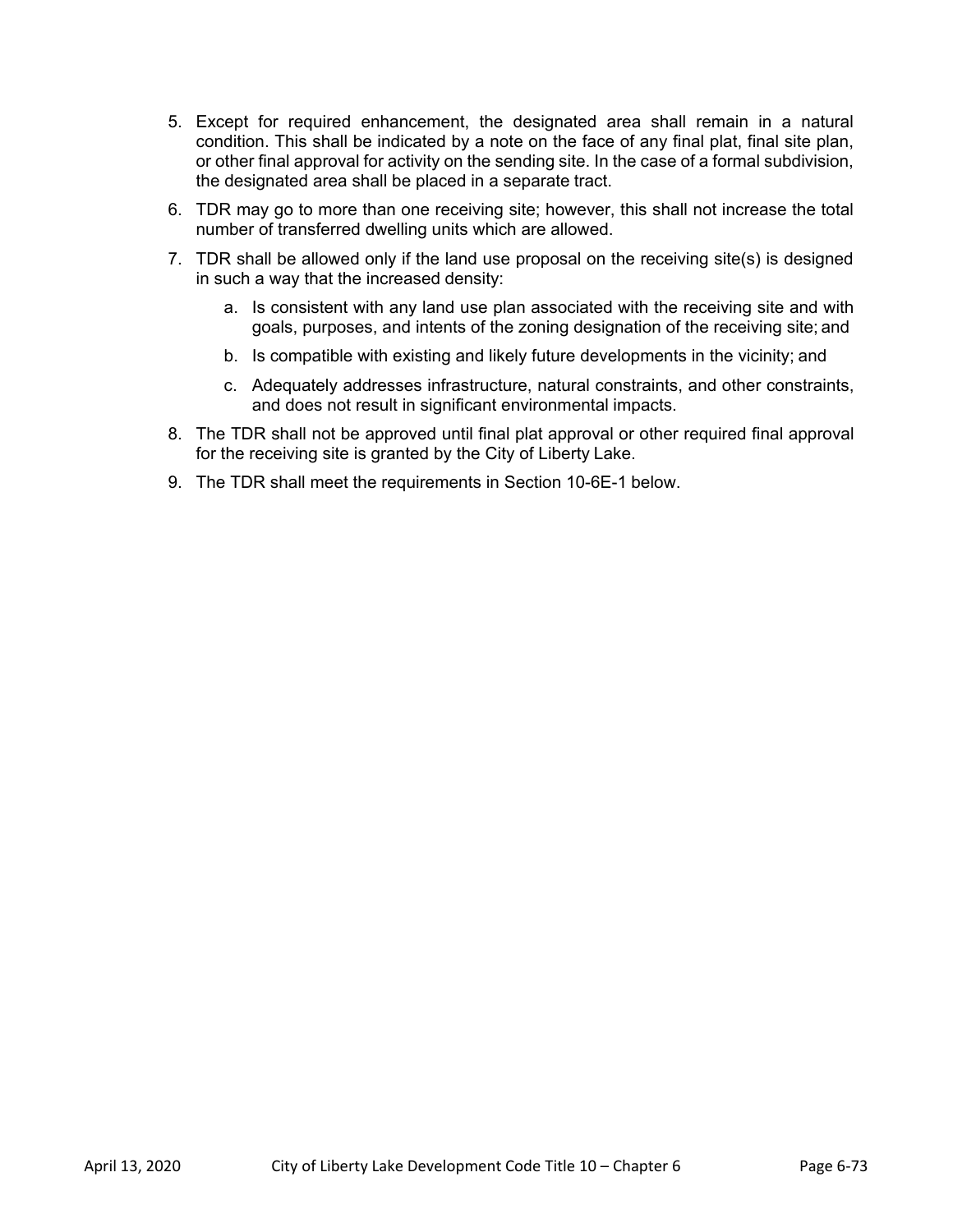5. Except for required enhancement, the designated area shall remain in a natural condition. This shall be indicated by a note on the face of any final plat, final site plan, or other final approval for activity on the sending site. In the case of a formal subdivision, the designated area shall be placed in a separate tract.
6. TDR may go to more than one receiving site; however, this shall not increase the total number of transferred dwelling units which are allowed.
7. TDR shall be allowed only if the land use proposal on the receiving site(s) is designed in such a way that the increased density:
   a. Is consistent with any land use plan associated with the receiving site and with goals, purposes, and intents of the zoning designation of the receiving site; and
   b. Is compatible with existing and likely future developments in the vicinity; and
   c. Adequately addresses infrastructure, natural constraints, and other constraints, and does not result in significant environmental impacts.
8. The TDR shall not be approved until final plat approval or other required final approval for the receiving site is granted by the City of Liberty Lake.
9. The TDR shall meet the requirements in Section 10-6E-1 below.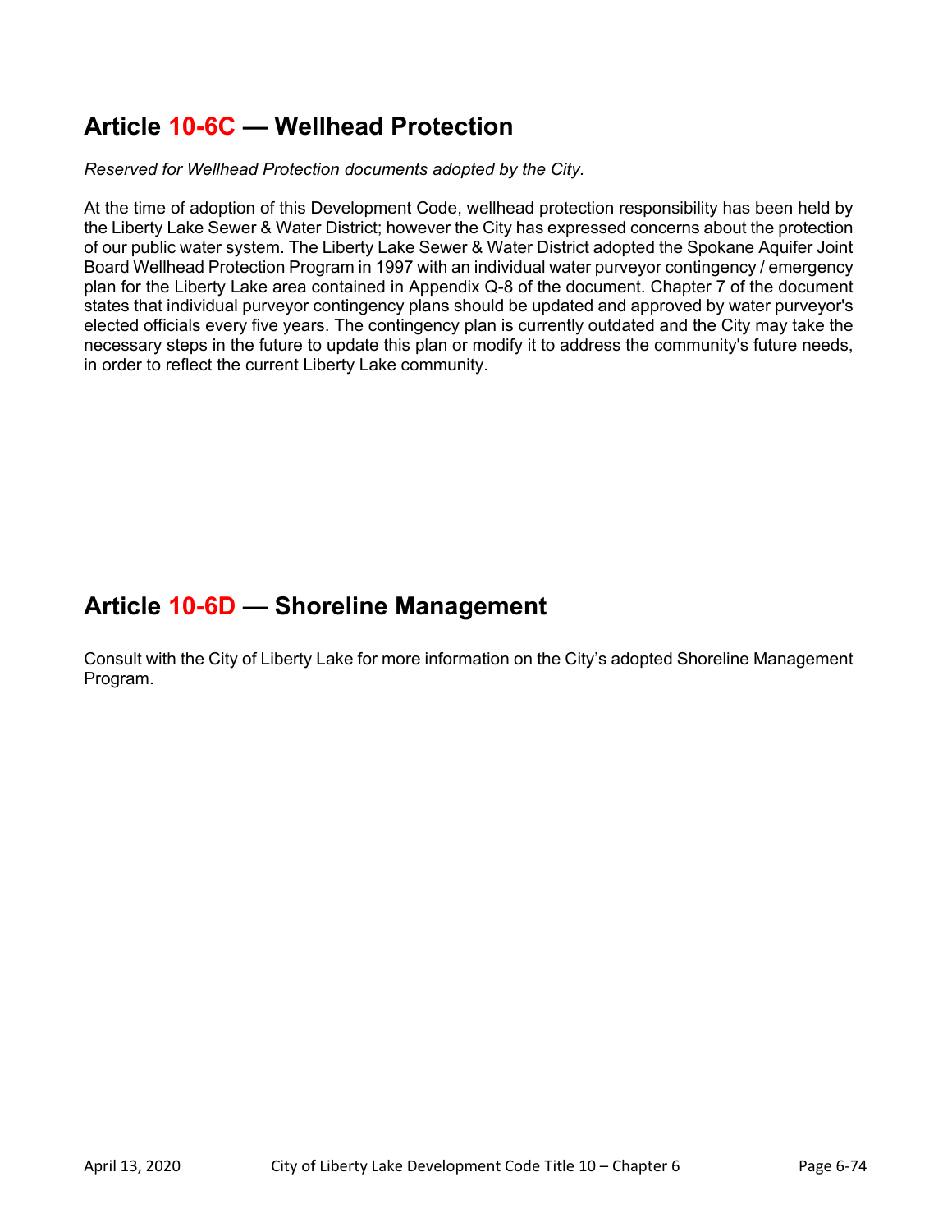## Article 10-6C — Wellhead Protection

*Reserved for Wellhead Protection documents adopted by the City.*

At the time of adoption of this Development Code, wellhead protection responsibility has been held by the Liberty Lake Sewer & Water District; however the City has expressed concerns about the protection of our public water system. The Liberty Lake Sewer & Water District adopted the Spokane Aquifer Joint Board Wellhead Protection Program in 1997 with an individual water purveyor contingency / emergency plan for the Liberty Lake area contained in Appendix Q-8 of the document. Chapter 7 of the document states that individual purveyor contingency plans should be updated and approved by water purveyor's elected officials every five years. The contingency plan is currently outdated and the City may take the necessary steps in the future to update this plan or modify it to address the community's future needs, in order to reflect the current Liberty Lake community.

## Article 10-6D — Shoreline Management

Consult with the City of Liberty Lake for more information on the City's adopted Shoreline Management Program.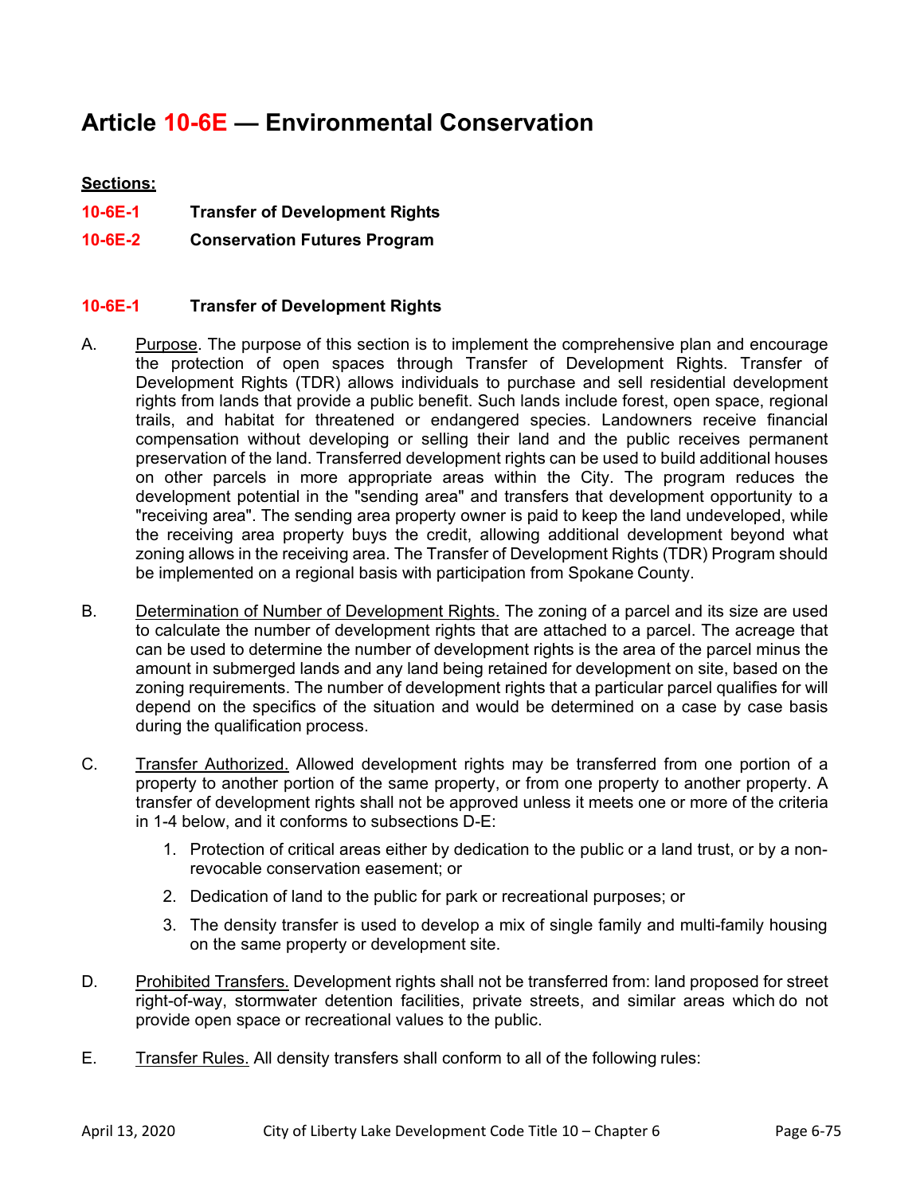# Article 10-6E — Environmental Conservation

**Sections:**

**10-6E-1 Transfer of Development Rights**

**10-6E-2 Conservation Futures Program**

## 10-6E-1 Transfer of Development Rights

A. Purpose. The purpose of this section is to implement the comprehensive plan and encourage the protection of open spaces through Transfer of Development Rights. Transfer of Development Rights (TDR) allows individuals to purchase and sell residential development rights from lands that provide a public benefit. Such lands include forest, open space, regional trails, and habitat for threatened or endangered species. Landowners receive financial compensation without developing or selling their land and the public receives permanent preservation of the land. Transferred development rights can be used to build additional houses on other parcels in more appropriate areas within the City. The program reduces the development potential in the "sending area" and transfers that development opportunity to a "receiving area". The sending area property owner is paid to keep the land undeveloped, while the receiving area property buys the credit, allowing additional development beyond what zoning allows in the receiving area. The Transfer of Development Rights (TDR) Program should be implemented on a regional basis with participation from Spokane County.

B. Determination of Number of Development Rights. The zoning of a parcel and its size are used to calculate the number of development rights that are attached to a parcel. The acreage that can be used to determine the number of development rights is the area of the parcel minus the amount in submerged lands and any land being retained for development on site, based on the zoning requirements. The number of development rights that a particular parcel qualifies for will depend on the specifics of the situation and would be determined on a case by case basis during the qualification process.

C. Transfer Authorized. Allowed development rights may be transferred from one portion of a property to another portion of the same property, or from one property to another property. A transfer of development rights shall not be approved unless it meets one or more of the criteria in 1-4 below, and it conforms to subsections D-E:

1. Protection of critical areas either by dedication to the public or a land trust, or by a non-revocable conservation easement; or
2. Dedication of land to the public for park or recreational purposes; or
3. The density transfer is used to develop a mix of single family and multi-family housing on the same property or development site.

D. Prohibited Transfers. Development rights shall not be transferred from: land proposed for street right-of-way, stormwater detention facilities, private streets, and similar areas which do not provide open space or recreational values to the public.

E. Transfer Rules. All density transfers shall conform to all of the following rules: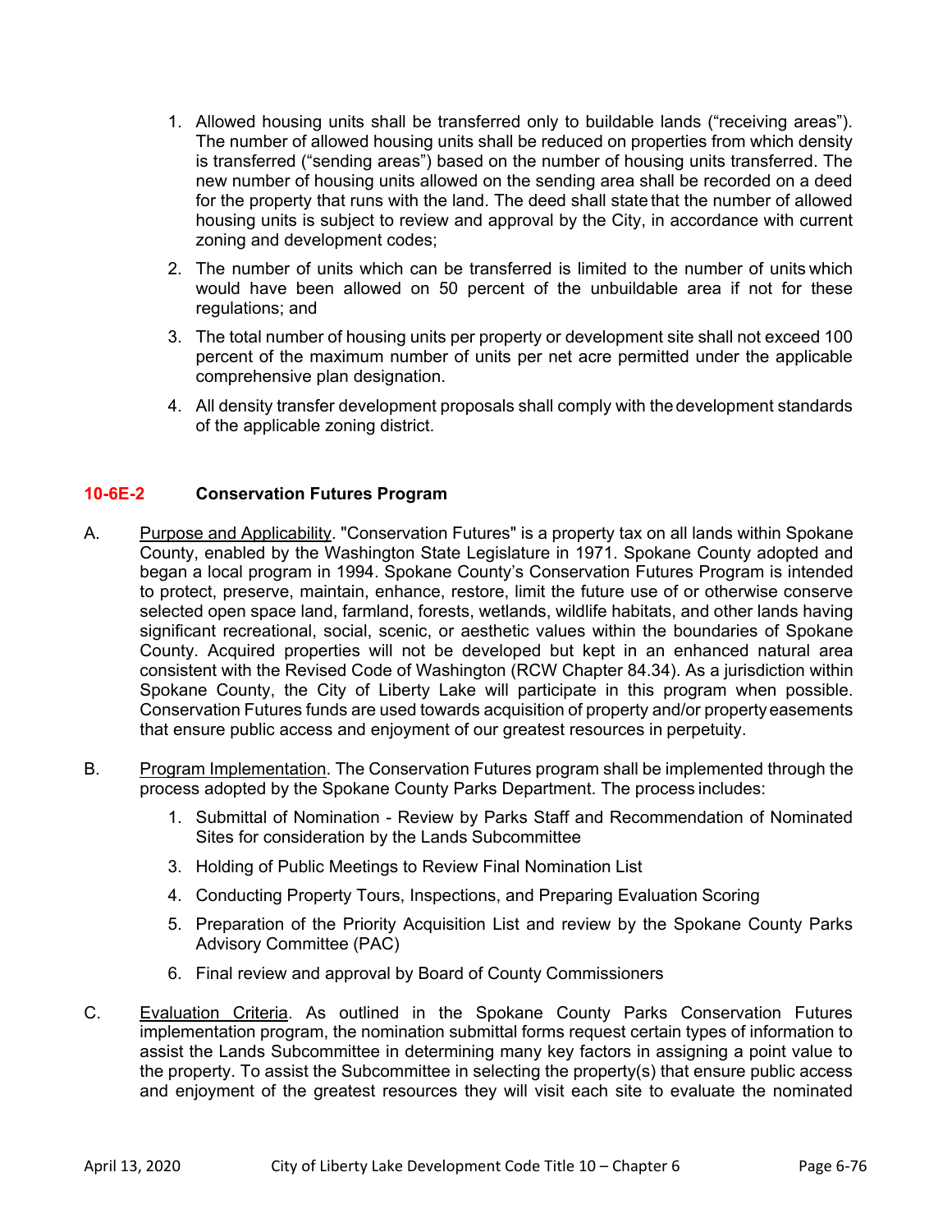1. Allowed housing units shall be transferred only to buildable lands ("receiving areas"). The number of allowed housing units shall be reduced on properties from which density is transferred ("sending areas") based on the number of housing units transferred. The new number of housing units allowed on the sending area shall be recorded on a deed for the property that runs with the land. The deed shall state that the number of allowed housing units is subject to review and approval by the City, in accordance with current zoning and development codes;

2. The number of units which can be transferred is limited to the number of units which would have been allowed on 50 percent of the unbuildable area if not for these regulations; and

3. The total number of housing units per property or development site shall not exceed 100 percent of the maximum number of units per net acre permitted under the applicable comprehensive plan designation.

4. All density transfer development proposals shall comply with the development standards of the applicable zoning district.

### 10-6E-2 Conservation Futures Program

A. Purpose and Applicability. "Conservation Futures" is a property tax on all lands within Spokane County, enabled by the Washington State Legislature in 1971. Spokane County adopted and began a local program in 1994. Spokane County's Conservation Futures Program is intended to protect, preserve, maintain, enhance, restore, limit the future use of or otherwise conserve selected open space land, farmland, forests, wetlands, wildlife habitats, and other lands having significant recreational, social, scenic, or aesthetic values within the boundaries of Spokane County. Acquired properties will not be developed but kept in an enhanced natural area consistent with the Revised Code of Washington (RCW Chapter 84.34). As a jurisdiction within Spokane County, the City of Liberty Lake will participate in this program when possible. Conservation Futures funds are used towards acquisition of property and/or property easements that ensure public access and enjoyment of our greatest resources in perpetuity.

B. Program Implementation. The Conservation Futures program shall be implemented through the process adopted by the Spokane County Parks Department. The process includes:

   1. Submittal of Nomination - Review by Parks Staff and Recommendation of Nominated Sites for consideration by the Lands Subcommittee
   3. Holding of Public Meetings to Review Final Nomination List
   4. Conducting Property Tours, Inspections, and Preparing Evaluation Scoring
   5. Preparation of the Priority Acquisition List and review by the Spokane County Parks Advisory Committee (PAC)
   6. Final review and approval by Board of County Commissioners

C. Evaluation Criteria. As outlined in the Spokane County Parks Conservation Futures implementation program, the nomination submittal forms request certain types of information to assist the Lands Subcommittee in determining many key factors in assigning a point value to the property. To assist the Subcommittee in selecting the property(s) that ensure public access and enjoyment of the greatest resources they will visit each site to evaluate the nominated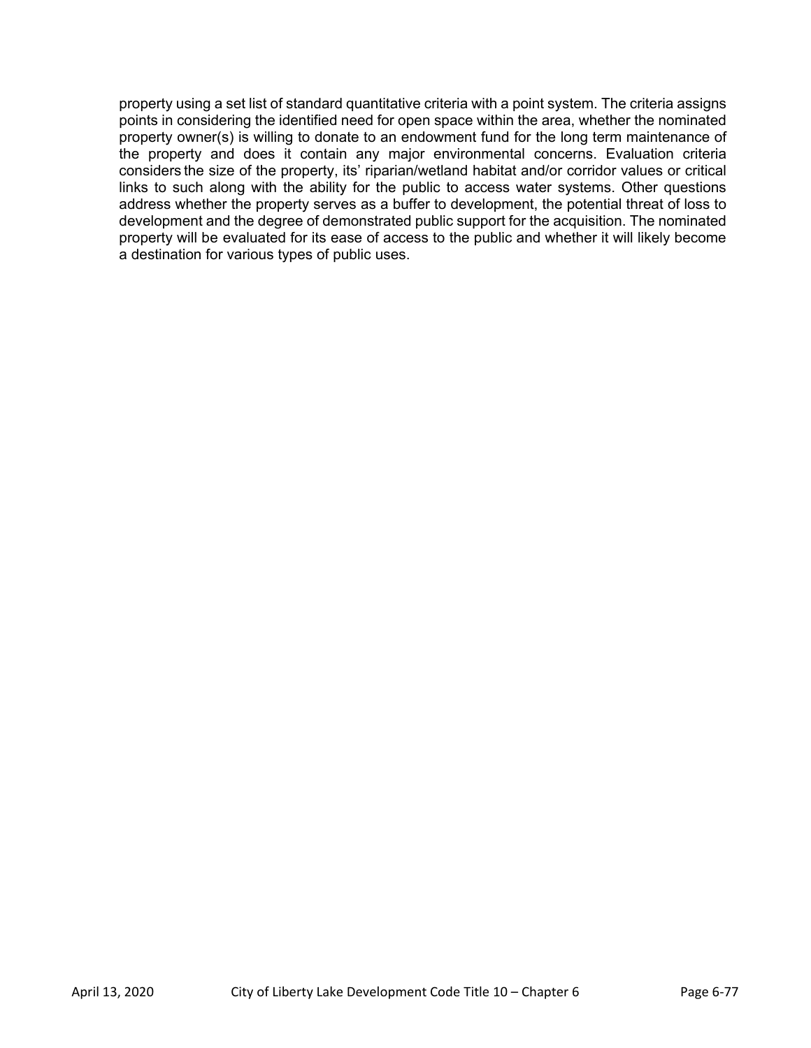property using a set list of standard quantitative criteria with a point system. The criteria assigns points in considering the identified need for open space within the area, whether the nominated property owner(s) is willing to donate to an endowment fund for the long term maintenance of the property and does it contain any major environmental concerns. Evaluation criteria considers the size of the property, its' riparian/wetland habitat and/or corridor values or critical links to such along with the ability for the public to access water systems. Other questions address whether the property serves as a buffer to development, the potential threat of loss to development and the degree of demonstrated public support for the acquisition. The nominated property will be evaluated for its ease of access to the public and whether it will likely become a destination for various types of public uses.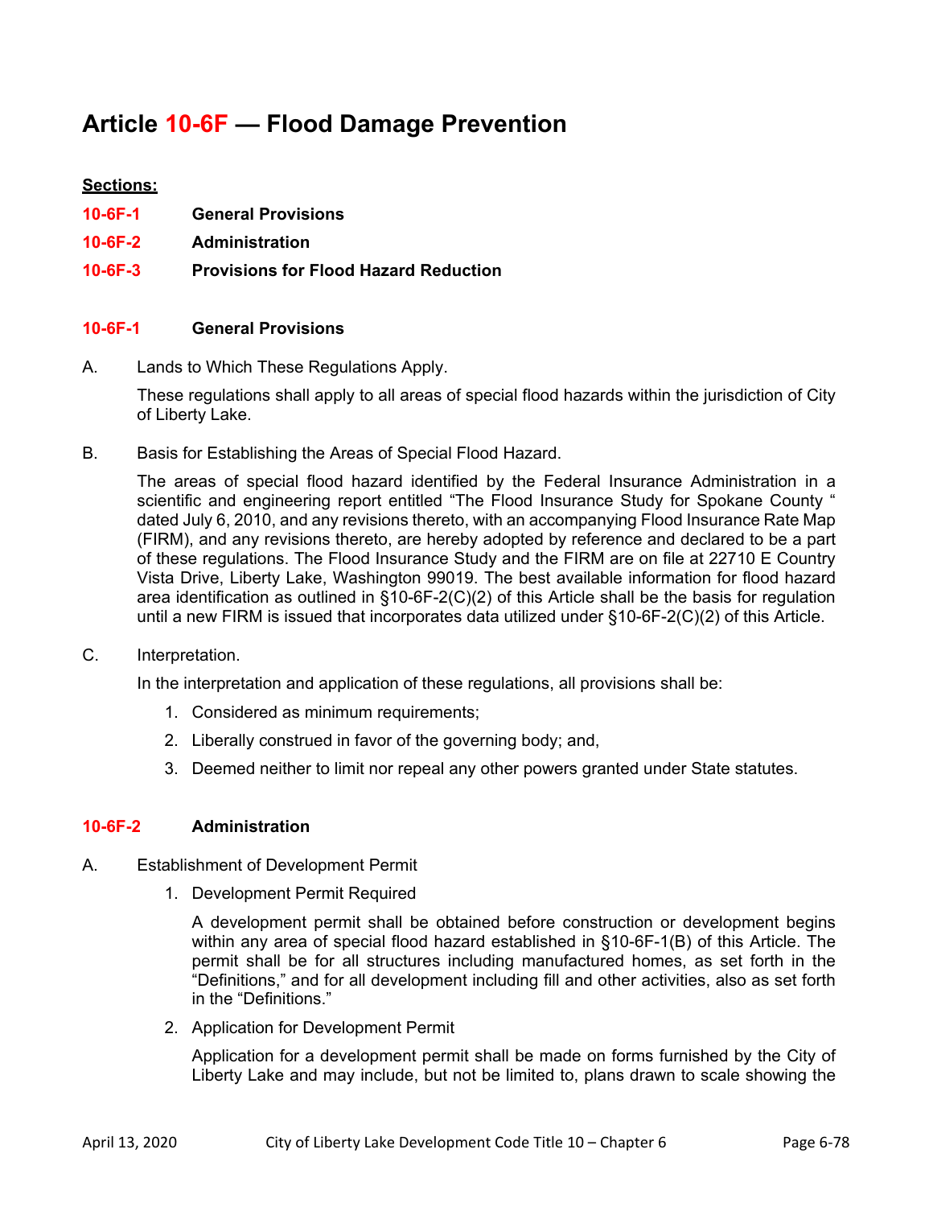# Article 10-6F — Flood Damage Prevention

**Sections:**

**10-6F-1 General Provisions**

**10-6F-2 Administration**

**10-6F-3 Provisions for Flood Hazard Reduction**

## 10-6F-1 General Provisions

A. Lands to Which These Regulations Apply.

These regulations shall apply to all areas of special flood hazards within the jurisdiction of City of Liberty Lake.

B. Basis for Establishing the Areas of Special Flood Hazard.

The areas of special flood hazard identified by the Federal Insurance Administration in a scientific and engineering report entitled "The Flood Insurance Study for Spokane County " dated July 6, 2010, and any revisions thereto, with an accompanying Flood Insurance Rate Map (FIRM), and any revisions thereto, are hereby adopted by reference and declared to be a part of these regulations. The Flood Insurance Study and the FIRM are on file at 22710 E Country Vista Drive, Liberty Lake, Washington 99019. The best available information for flood hazard area identification as outlined in §10-6F-2(C)(2) of this Article shall be the basis for regulation until a new FIRM is issued that incorporates data utilized under §10-6F-2(C)(2) of this Article.

C. Interpretation.

In the interpretation and application of these regulations, all provisions shall be:

1. Considered as minimum requirements;
2. Liberally construed in favor of the governing body; and,
3. Deemed neither to limit nor repeal any other powers granted under State statutes.

## 10-6F-2 Administration

A. Establishment of Development Permit

1. Development Permit Required

   A development permit shall be obtained before construction or development begins within any area of special flood hazard established in §10-6F-1(B) of this Article. The permit shall be for all structures including manufactured homes, as set forth in the "Definitions," and for all development including fill and other activities, also as set forth in the "Definitions."

2. Application for Development Permit

   Application for a development permit shall be made on forms furnished by the City of Liberty Lake and may include, but not be limited to, plans drawn to scale showing the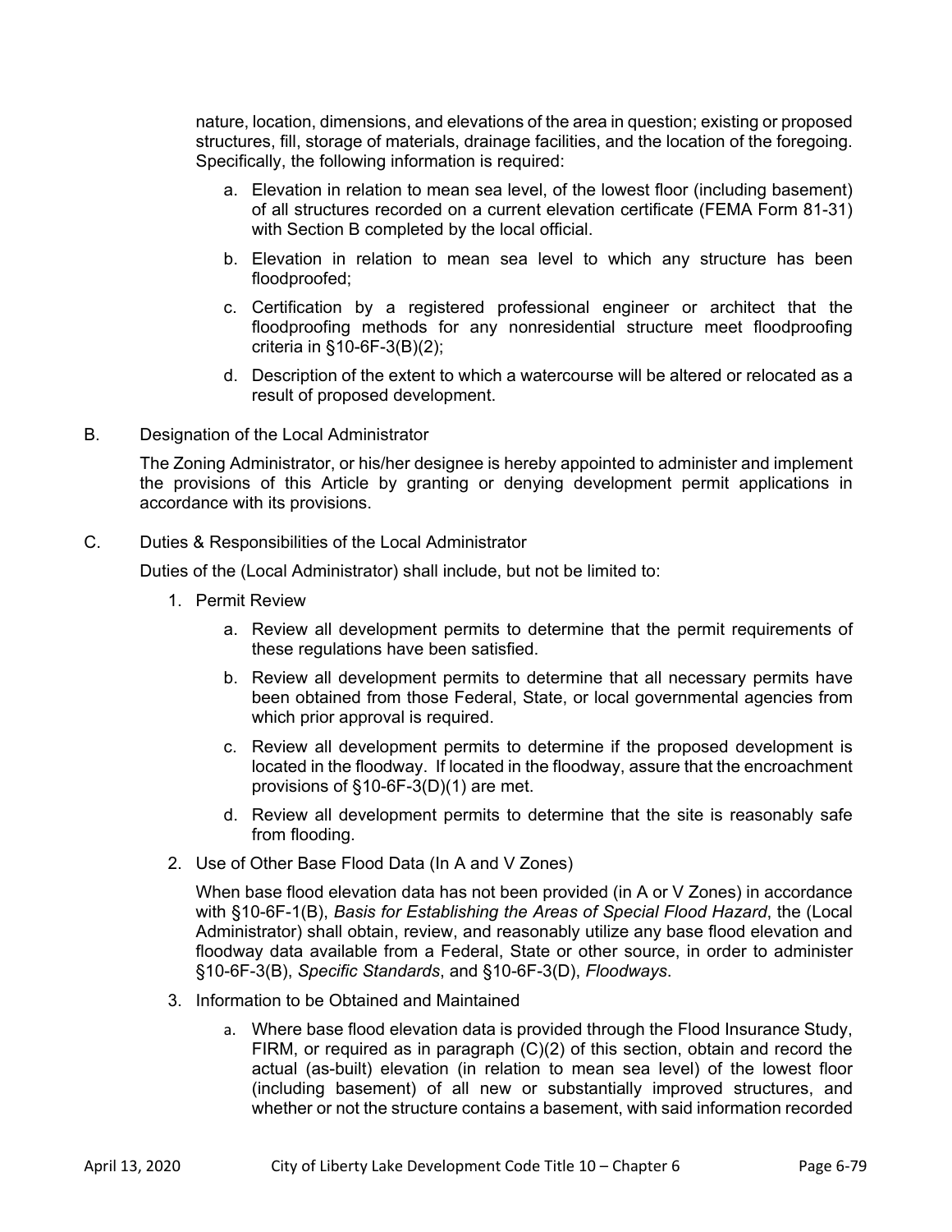nature, location, dimensions, and elevations of the area in question; existing or proposed structures, fill, storage of materials, drainage facilities, and the location of the foregoing. Specifically, the following information is required:

a. Elevation in relation to mean sea level, of the lowest floor (including basement) of all structures recorded on a current elevation certificate (FEMA Form 81-31) with Section B completed by the local official.

b. Elevation in relation to mean sea level to which any structure has been floodproofed;

c. Certification by a registered professional engineer or architect that the floodproofing methods for any nonresidential structure meet floodproofing criteria in §10-6F-3(B)(2);

d. Description of the extent to which a watercourse will be altered or relocated as a result of proposed development.

B. Designation of the Local Administrator

The Zoning Administrator, or his/her designee is hereby appointed to administer and implement the provisions of this Article by granting or denying development permit applications in accordance with its provisions.

C. Duties & Responsibilities of the Local Administrator

Duties of the (Local Administrator) shall include, but not be limited to:

1. Permit Review

   a. Review all development permits to determine that the permit requirements of these regulations have been satisfied.

   b. Review all development permits to determine that all necessary permits have been obtained from those Federal, State, or local governmental agencies from which prior approval is required.

   c. Review all development permits to determine if the proposed development is located in the floodway. If located in the floodway, assure that the encroachment provisions of §10-6F-3(D)(1) are met.

   d. Review all development permits to determine that the site is reasonably safe from flooding.

2. Use of Other Base Flood Data (In A and V Zones)

   When base flood elevation data has not been provided (in A or V Zones) in accordance with §10-6F-1(B), *Basis for Establishing the Areas of Special Flood Hazard*, the (Local Administrator) shall obtain, review, and reasonably utilize any base flood elevation and floodway data available from a Federal, State or other source, in order to administer §10-6F-3(B), *Specific Standards*, and §10-6F-3(D), *Floodways*.

3. Information to be Obtained and Maintained

   a. Where base flood elevation data is provided through the Flood Insurance Study, FIRM, or required as in paragraph (C)(2) of this section, obtain and record the actual (as-built) elevation (in relation to mean sea level) of the lowest floor (including basement) of all new or substantially improved structures, and whether or not the structure contains a basement, with said information recorded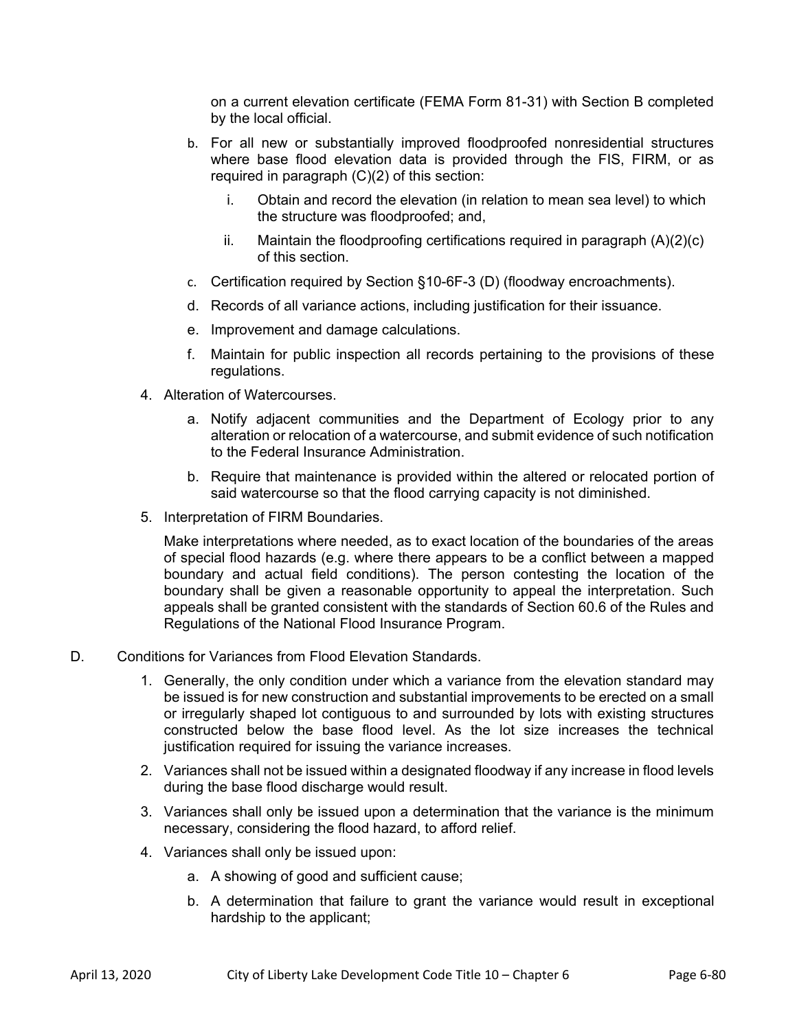on a current elevation certificate (FEMA Form 81-31) with Section B completed by the local official.

b. For all new or substantially improved floodproofed nonresidential structures where base flood elevation data is provided through the FIS, FIRM, or as required in paragraph (C)(2) of this section:

   i. Obtain and record the elevation (in relation to mean sea level) to which the structure was floodproofed; and,

   ii. Maintain the floodproofing certifications required in paragraph (A)(2)(c) of this section.

c. Certification required by Section §10-6F-3 (D) (floodway encroachments).

d. Records of all variance actions, including justification for their issuance.

e. Improvement and damage calculations.

f. Maintain for public inspection all records pertaining to the provisions of these regulations.

4. Alteration of Watercourses.

   a. Notify adjacent communities and the Department of Ecology prior to any alteration or relocation of a watercourse, and submit evidence of such notification to the Federal Insurance Administration.

   b. Require that maintenance is provided within the altered or relocated portion of said watercourse so that the flood carrying capacity is not diminished.

5. Interpretation of FIRM Boundaries.

   Make interpretations where needed, as to exact location of the boundaries of the areas of special flood hazards (e.g. where there appears to be a conflict between a mapped boundary and actual field conditions). The person contesting the location of the boundary shall be given a reasonable opportunity to appeal the interpretation. Such appeals shall be granted consistent with the standards of Section 60.6 of the Rules and Regulations of the National Flood Insurance Program.

D. Conditions for Variances from Flood Elevation Standards.

1. Generally, the only condition under which a variance from the elevation standard may be issued is for new construction and substantial improvements to be erected on a small or irregularly shaped lot contiguous to and surrounded by lots with existing structures constructed below the base flood level. As the lot size increases the technical justification required for issuing the variance increases.

2. Variances shall not be issued within a designated floodway if any increase in flood levels during the base flood discharge would result.

3. Variances shall only be issued upon a determination that the variance is the minimum necessary, considering the flood hazard, to afford relief.

4. Variances shall only be issued upon:

   a. A showing of good and sufficient cause;

   b. A determination that failure to grant the variance would result in exceptional hardship to the applicant;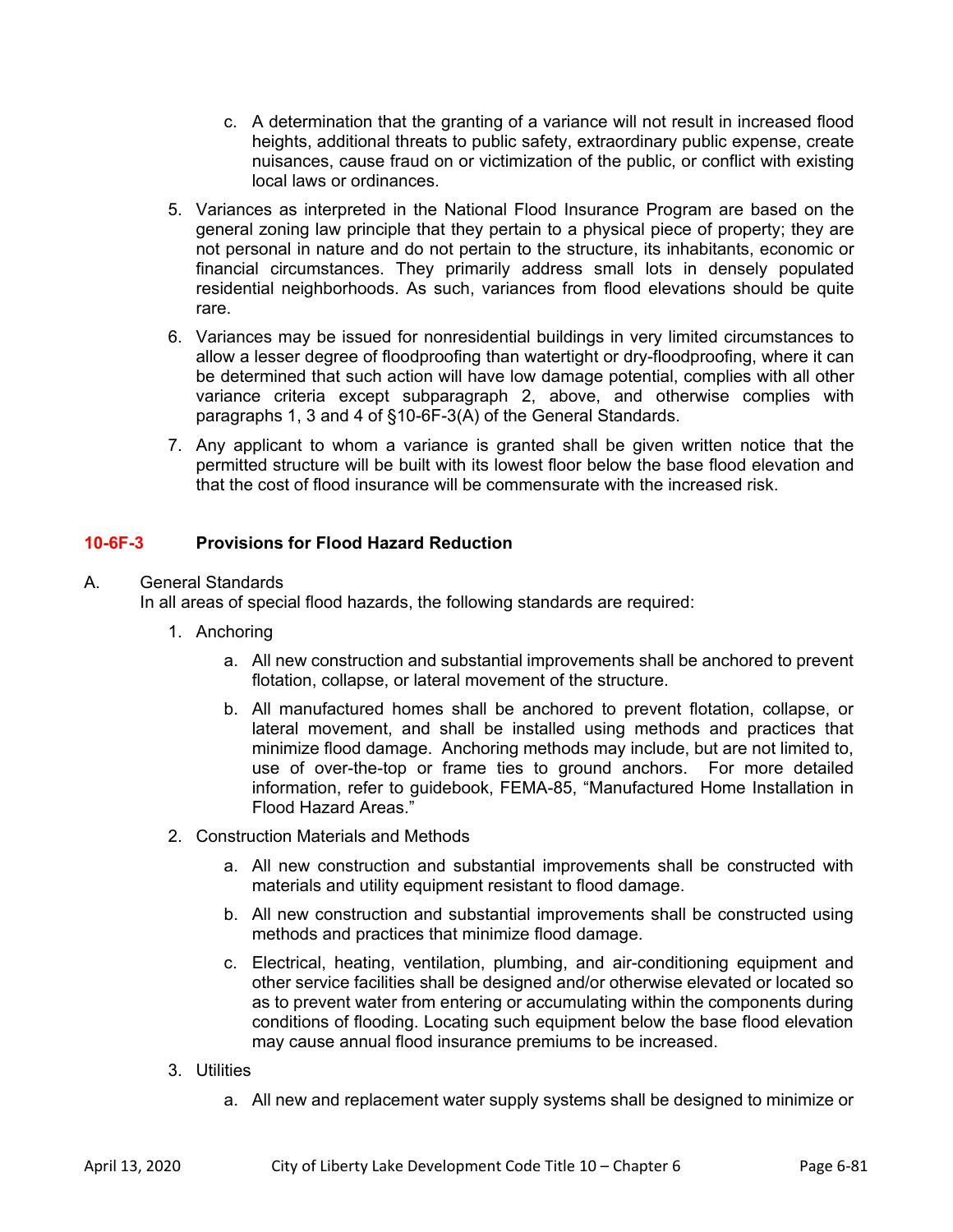c. A determination that the granting of a variance will not result in increased flood heights, additional threats to public safety, extraordinary public expense, create nuisances, cause fraud on or victimization of the public, or conflict with existing local laws or ordinances.

5. Variances as interpreted in the National Flood Insurance Program are based on the general zoning law principle that they pertain to a physical piece of property; they are not personal in nature and do not pertain to the structure, its inhabitants, economic or financial circumstances. They primarily address small lots in densely populated residential neighborhoods. As such, variances from flood elevations should be quite rare.

6. Variances may be issued for nonresidential buildings in very limited circumstances to allow a lesser degree of floodproofing than watertight or dry-floodproofing, where it can be determined that such action will have low damage potential, complies with all other variance criteria except subparagraph 2, above, and otherwise complies with paragraphs 1, 3 and 4 of §10-6F-3(A) of the General Standards.

7. Any applicant to whom a variance is granted shall be given written notice that the permitted structure will be built with its lowest floor below the base flood elevation and that the cost of flood insurance will be commensurate with the increased risk.

## 10-6F-3 Provisions for Flood Hazard Reduction

A. General Standards

In all areas of special flood hazards, the following standards are required:

1. Anchoring

   a. All new construction and substantial improvements shall be anchored to prevent flotation, collapse, or lateral movement of the structure.

   b. All manufactured homes shall be anchored to prevent flotation, collapse, or lateral movement, and shall be installed using methods and practices that minimize flood damage. Anchoring methods may include, but are not limited to, use of over-the-top or frame ties to ground anchors. For more detailed information, refer to guidebook, FEMA-85, "Manufactured Home Installation in Flood Hazard Areas."

2. Construction Materials and Methods

   a. All new construction and substantial improvements shall be constructed with materials and utility equipment resistant to flood damage.

   b. All new construction and substantial improvements shall be constructed using methods and practices that minimize flood damage.

   c. Electrical, heating, ventilation, plumbing, and air-conditioning equipment and other service facilities shall be designed and/or otherwise elevated or located so as to prevent water from entering or accumulating within the components during conditions of flooding. Locating such equipment below the base flood elevation may cause annual flood insurance premiums to be increased.

3. Utilities

   a. All new and replacement water supply systems shall be designed to minimize or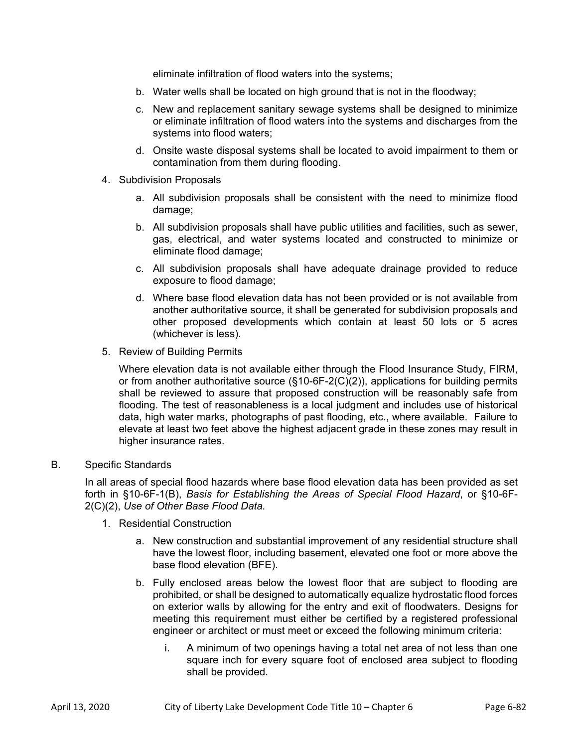eliminate infiltration of flood waters into the systems;

b. Water wells shall be located on high ground that is not in the floodway;

c. New and replacement sanitary sewage systems shall be designed to minimize or eliminate infiltration of flood waters into the systems and discharges from the systems into flood waters;

d. Onsite waste disposal systems shall be located to avoid impairment to them or contamination from them during flooding.

4. Subdivision Proposals

   a. All subdivision proposals shall be consistent with the need to minimize flood damage;

   b. All subdivision proposals shall have public utilities and facilities, such as sewer, gas, electrical, and water systems located and constructed to minimize or eliminate flood damage;

   c. All subdivision proposals shall have adequate drainage provided to reduce exposure to flood damage;

   d. Where base flood elevation data has not been provided or is not available from another authoritative source, it shall be generated for subdivision proposals and other proposed developments which contain at least 50 lots or 5 acres (whichever is less).

5. Review of Building Permits

   Where elevation data is not available either through the Flood Insurance Study, FIRM, or from another authoritative source (§10-6F-2(C)(2)), applications for building permits shall be reviewed to assure that proposed construction will be reasonably safe from flooding. The test of reasonableness is a local judgment and includes use of historical data, high water marks, photographs of past flooding, etc., where available. Failure to elevate at least two feet above the highest adjacent grade in these zones may result in higher insurance rates.

B. Specific Standards

In all areas of special flood hazards where base flood elevation data has been provided as set forth in §10-6F-1(B), *Basis for Establishing the Areas of Special Flood Hazard*, or §10-6F-2(C)(2), *Use of Other Base Flood Data.*

1. Residential Construction

   a. New construction and substantial improvement of any residential structure shall have the lowest floor, including basement, elevated one foot or more above the base flood elevation (BFE).

   b. Fully enclosed areas below the lowest floor that are subject to flooding are prohibited, or shall be designed to automatically equalize hydrostatic flood forces on exterior walls by allowing for the entry and exit of floodwaters. Designs for meeting this requirement must either be certified by a registered professional engineer or architect or must meet or exceed the following minimum criteria:

      i. A minimum of two openings having a total net area of not less than one square inch for every square foot of enclosed area subject to flooding shall be provided.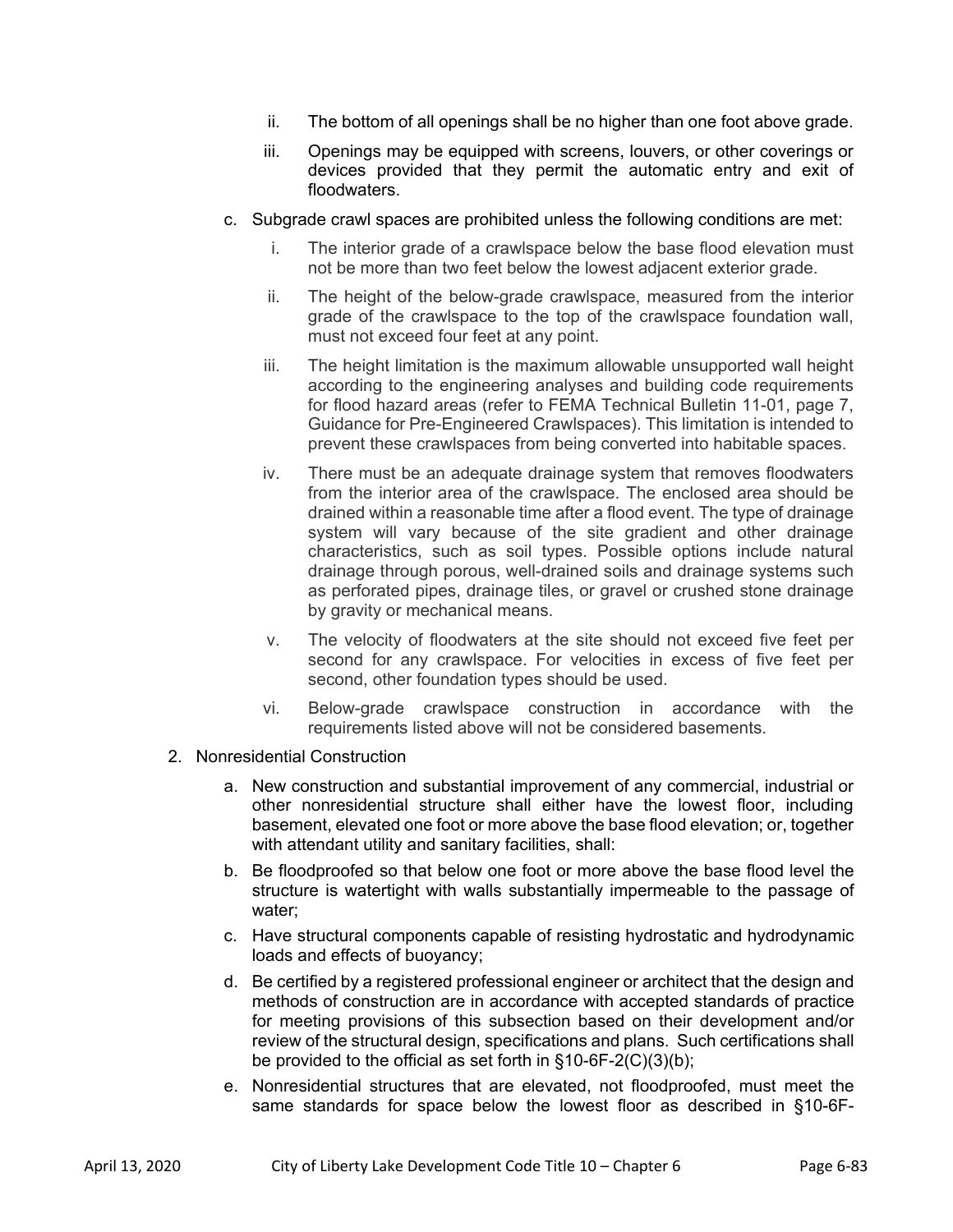ii. The bottom of all openings shall be no higher than one foot above grade.

   iii. Openings may be equipped with screens, louvers, or other coverings or devices provided that they permit the automatic entry and exit of floodwaters.

c. Subgrade crawl spaces are prohibited unless the following conditions are met:

   i. The interior grade of a crawlspace below the base flood elevation must not be more than two feet below the lowest adjacent exterior grade.

   ii. The height of the below-grade crawlspace, measured from the interior grade of the crawlspace to the top of the crawlspace foundation wall, must not exceed four feet at any point.

   iii. The height limitation is the maximum allowable unsupported wall height according to the engineering analyses and building code requirements for flood hazard areas (refer to FEMA Technical Bulletin 11-01, page 7, Guidance for Pre-Engineered Crawlspaces). This limitation is intended to prevent these crawlspaces from being converted into habitable spaces.

   iv. There must be an adequate drainage system that removes floodwaters from the interior area of the crawlspace. The enclosed area should be drained within a reasonable time after a flood event. The type of drainage system will vary because of the site gradient and other drainage characteristics, such as soil types. Possible options include natural drainage through porous, well-drained soils and drainage systems such as perforated pipes, drainage tiles, or gravel or crushed stone drainage by gravity or mechanical means.

   v. The velocity of floodwaters at the site should not exceed five feet per second for any crawlspace. For velocities in excess of five feet per second, other foundation types should be used.

   vi. Below-grade crawlspace construction in accordance with the requirements listed above will not be considered basements.

2. Nonresidential Construction

   a. New construction and substantial improvement of any commercial, industrial or other nonresidential structure shall either have the lowest floor, including basement, elevated one foot or more above the base flood elevation; or, together with attendant utility and sanitary facilities, shall:

   b. Be floodproofed so that below one foot or more above the base flood level the structure is watertight with walls substantially impermeable to the passage of water;

   c. Have structural components capable of resisting hydrostatic and hydrodynamic loads and effects of buoyancy;

   d. Be certified by a registered professional engineer or architect that the design and methods of construction are in accordance with accepted standards of practice for meeting provisions of this subsection based on their development and/or review of the structural design, specifications and plans. Such certifications shall be provided to the official as set forth in §10-6F-2(C)(3)(b);

   e. Nonresidential structures that are elevated, not floodproofed, must meet the same standards for space below the lowest floor as described in §10-6F-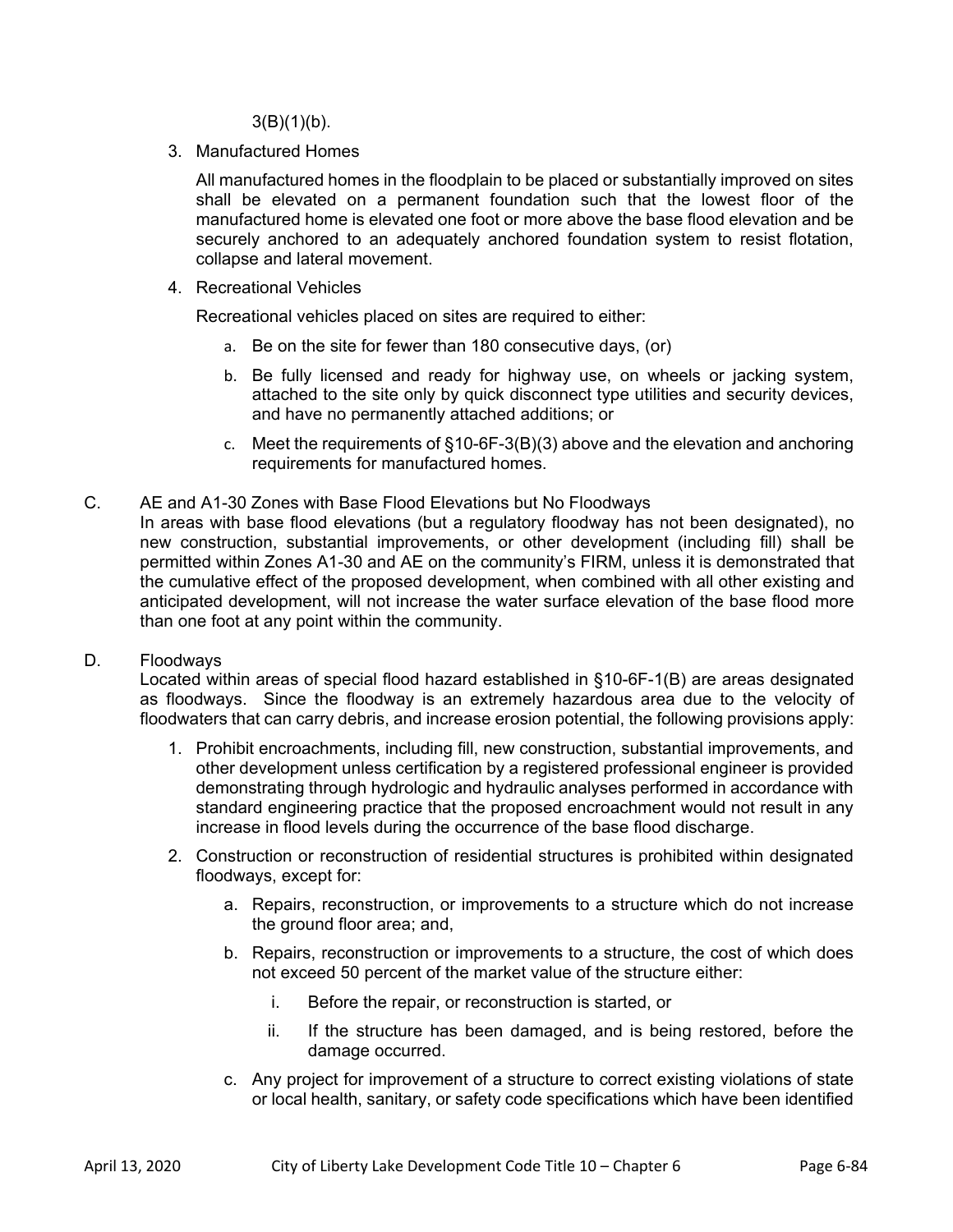3(B)(1)(b).

3. Manufactured Homes

   All manufactured homes in the floodplain to be placed or substantially improved on sites shall be elevated on a permanent foundation such that the lowest floor of the manufactured home is elevated one foot or more above the base flood elevation and be securely anchored to an adequately anchored foundation system to resist flotation, collapse and lateral movement.

4. Recreational Vehicles

   Recreational vehicles placed on sites are required to either:

   a. Be on the site for fewer than 180 consecutive days, (or)

   b. Be fully licensed and ready for highway use, on wheels or jacking system, attached to the site only by quick disconnect type utilities and security devices, and have no permanently attached additions; or

   c. Meet the requirements of §10-6F-3(B)(3) above and the elevation and anchoring requirements for manufactured homes.

C. AE and A1-30 Zones with Base Flood Elevations but No Floodways

In areas with base flood elevations (but a regulatory floodway has not been designated), no new construction, substantial improvements, or other development (including fill) shall be permitted within Zones A1-30 and AE on the community's FIRM, unless it is demonstrated that the cumulative effect of the proposed development, when combined with all other existing and anticipated development, will not increase the water surface elevation of the base flood more than one foot at any point within the community.

D. Floodways

Located within areas of special flood hazard established in §10-6F-1(B) are areas designated as floodways. Since the floodway is an extremely hazardous area due to the velocity of floodwaters that can carry debris, and increase erosion potential, the following provisions apply:

1. Prohibit encroachments, including fill, new construction, substantial improvements, and other development unless certification by a registered professional engineer is provided demonstrating through hydrologic and hydraulic analyses performed in accordance with standard engineering practice that the proposed encroachment would not result in any increase in flood levels during the occurrence of the base flood discharge.

2. Construction or reconstruction of residential structures is prohibited within designated floodways, except for:

   a. Repairs, reconstruction, or improvements to a structure which do not increase the ground floor area; and,

   b. Repairs, reconstruction or improvements to a structure, the cost of which does not exceed 50 percent of the market value of the structure either:

      i. Before the repair, or reconstruction is started, or

      ii. If the structure has been damaged, and is being restored, before the damage occurred.

   c. Any project for improvement of a structure to correct existing violations of state or local health, sanitary, or safety code specifications which have been identified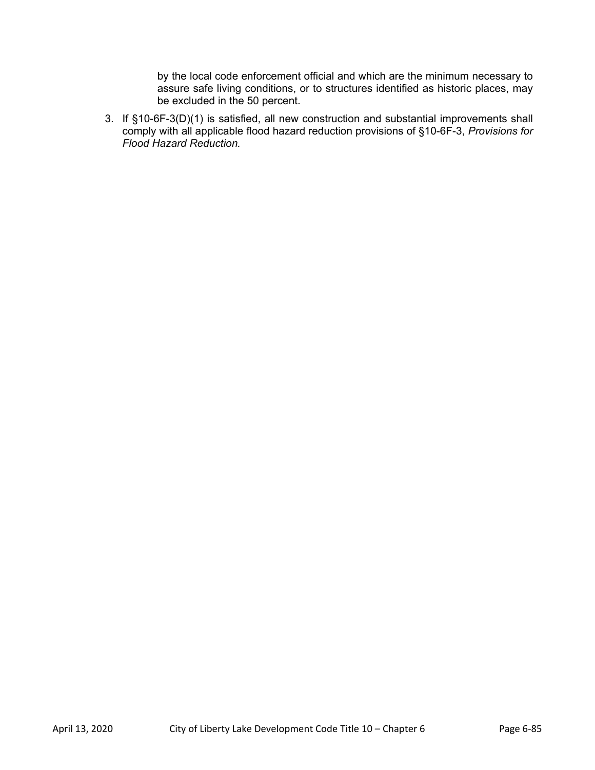by the local code enforcement official and which are the minimum necessary to assure safe living conditions, or to structures identified as historic places, may be excluded in the 50 percent.

3. If §10-6F-3(D)(1) is satisfied, all new construction and substantial improvements shall comply with all applicable flood hazard reduction provisions of §10-6F-3, *Provisions for Flood Hazard Reduction.*